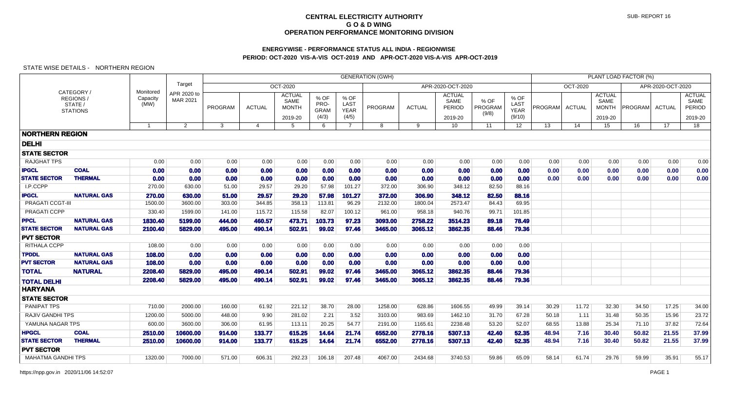# CENTRAL ELECTRICITY AUTHORITY
## G O & D WING
## OPERATION PERFORMANCE MONITORING DIVISION

SUB- REPORT 16

### ENERGYWISE - PERFORMANCE STATUS ALL INDIA - REGIONWISE
### PERIOD: OCT-2020 VIS-A-VIS OCT-2019 AND APR-OCT-2020 VIS-A-VIS APR-OCT-2019

STATE WISE DETAILS - NORTHERN REGION

| CATEGORY / REGIONS / STATE / STATIONS | | Monitored Capacity (MW) | Target APR 2020 to MAR 2021 | GENERATION (GWH) | | | | | | | | | | PLANT LOAD FACTOR (%) | | | | | |
|---|---|---|---|---|---|---|---|---|---|---|---|---|---|---|---|---|---|---|---|
| | | | | OCT-2020 | | | | | APR-2020-OCT-2020 | | | | | OCT-2020 | | | APR-2020-OCT-2020 | | |
| | | | | PROGRAM | ACTUAL | ACTUAL SAME MONTH 2019-20 | % OF PRO-GRAM (4/3) | % OF LAST YEAR (4/5) | PROGRAM | ACTUAL | ACTUAL SAME PERIOD 2019-20 | % OF PROGRAM (9/8) | % OF LAST YEAR (9/10) | PROGRAM | ACTUAL | ACTUAL SAME MONTH 2019-20 | PROGRAM | ACTUAL | ACTUAL SAME PERIOD 2019-20 |
| | | 1 | 2 | 3 | 4 | 5 | 6 | 7 | 8 | 9 | 10 | 11 | 12 | 13 | 14 | 15 | 16 | 17 | 18 |
| **NORTHERN REGION** | | | | | | | | | | | | | | | | | | | |
| **DELHI** | | | | | | | | | | | | | | | | | | | |
| **STATE SECTOR** | | | | | | | | | | | | | | | | | | | |
| RAJGHAT TPS | | 0.00 | 0.00 | 0.00 | 0.00 | 0.00 | 0.00 | 0.00 | 0.00 | 0.00 | 0.00 | 0.00 | 0.00 | 0.00 | 0.00 | 0.00 | 0.00 | 0.00 | 0.00 |
| **IPGCL** | **COAL** | **0.00** | **0.00** | **0.00** | **0.00** | **0.00** | **0.00** | **0.00** | **0.00** | **0.00** | **0.00** | **0.00** | **0.00** | **0.00** | **0.00** | **0.00** | **0.00** | **0.00** | **0.00** |
| **STATE SECTOR** | **THERMAL** | **0.00** | **0.00** | **0.00** | **0.00** | **0.00** | **0.00** | **0.00** | **0.00** | **0.00** | **0.00** | **0.00** | **0.00** | **0.00** | **0.00** | **0.00** | **0.00** | **0.00** | **0.00** |
| I.P.CCPP | | 270.00 | 630.00 | 51.00 | 29.57 | 29.20 | 57.98 | 101.27 | 372.00 | 306.90 | 348.12 | 82.50 | 88.16 | | | | | | |
| **IPGCL** | **NATURAL GAS** | **270.00** | **630.00** | **51.00** | **29.57** | **29.20** | **57.98** | **101.27** | **372.00** | **306.90** | **348.12** | **82.50** | **88.16** | | | | | | |
| PRAGATI CCGT-III | | 1500.00 | 3600.00 | 303.00 | 344.85 | 358.13 | 113.81 | 96.29 | 2132.00 | 1800.04 | 2573.47 | 84.43 | 69.95 | | | | | | |
| PRAGATI CCPP | | 330.40 | 1599.00 | 141.00 | 115.72 | 115.58 | 82.07 | 100.12 | 961.00 | 958.18 | 940.76 | 99.71 | 101.85 | | | | | | |
| **PPCL** | **NATURAL GAS** | **1830.40** | **5199.00** | **444.00** | **460.57** | **473.71** | **103.73** | **97.23** | **3093.00** | **2758.22** | **3514.23** | **89.18** | **78.49** | | | | | | |
| **STATE SECTOR** | **NATURAL GAS** | **2100.40** | **5829.00** | **495.00** | **490.14** | **502.91** | **99.02** | **97.46** | **3465.00** | **3065.12** | **3862.35** | **88.46** | **79.36** | | | | | | |
| **PVT SECTOR** | | | | | | | | | | | | | | | | | | | |
| RITHALA CCPP | | 108.00 | 0.00 | 0.00 | 0.00 | 0.00 | 0.00 | 0.00 | 0.00 | 0.00 | 0.00 | 0.00 | 0.00 | | | | | | |
| **TPDDL** | **NATURAL GAS** | **108.00** | **0.00** | **0.00** | **0.00** | **0.00** | **0.00** | **0.00** | **0.00** | **0.00** | **0.00** | **0.00** | **0.00** | | | | | | |
| **PVT SECTOR** | **NATURAL GAS** | **108.00** | **0.00** | **0.00** | **0.00** | **0.00** | **0.00** | **0.00** | **0.00** | **0.00** | **0.00** | **0.00** | **0.00** | | | | | | |
| **TOTAL** | **NATURAL** | **2208.40** | **5829.00** | **495.00** | **490.14** | **502.91** | **99.02** | **97.46** | **3465.00** | **3065.12** | **3862.35** | **88.46** | **79.36** | | | | | | |
| **TOTAL DELHI** | | **2208.40** | **5829.00** | **495.00** | **490.14** | **502.91** | **99.02** | **97.46** | **3465.00** | **3065.12** | **3862.35** | **88.46** | **79.36** | | | | | | |
| **HARYANA** | | | | | | | | | | | | | | | | | | | |
| **STATE SECTOR** | | | | | | | | | | | | | | | | | | | |
| PANIPAT TPS | | 710.00 | 2000.00 | 160.00 | 61.92 | 221.12 | 38.70 | 28.00 | 1258.00 | 628.86 | 1606.55 | 49.99 | 39.14 | 30.29 | 11.72 | 32.30 | 34.50 | 17.25 | 34.00 |
| RAJIV GANDHI TPS | | 1200.00 | 5000.00 | 448.00 | 9.90 | 281.02 | 2.21 | 3.52 | 3103.00 | 983.69 | 1462.10 | 31.70 | 67.28 | 50.18 | 1.11 | 31.48 | 50.35 | 15.96 | 23.72 |
| YAMUNA NAGAR TPS | | 600.00 | 3600.00 | 306.00 | 61.95 | 113.11 | 20.25 | 54.77 | 2191.00 | 1165.61 | 2238.48 | 53.20 | 52.07 | 68.55 | 13.88 | 25.34 | 71.10 | 37.82 | 72.64 |
| **HPGCL** | **COAL** | **2510.00** | **10600.00** | **914.00** | **133.77** | **615.25** | **14.64** | **21.74** | **6552.00** | **2778.16** | **5307.13** | **42.40** | **52.35** | **48.94** | **7.16** | **30.40** | **50.82** | **21.55** | **37.99** |
| **STATE SECTOR** | **THERMAL** | **2510.00** | **10600.00** | **914.00** | **133.77** | **615.25** | **14.64** | **21.74** | **6552.00** | **2778.16** | **5307.13** | **42.40** | **52.35** | **48.94** | **7.16** | **30.40** | **50.82** | **21.55** | **37.99** |
| **PVT SECTOR** | | | | | | | | | | | | | | | | | | | |
| MAHATMA GANDHI TPS | | 1320.00 | 7000.00 | 571.00 | 606.31 | 292.23 | 106.18 | 207.48 | 4067.00 | 2434.68 | 3740.53 | 59.86 | 65.09 | 58.14 | 61.74 | 29.76 | 59.99 | 35.91 | 55.17 |

https://npp.gov.in 2020/11/06 14:52:07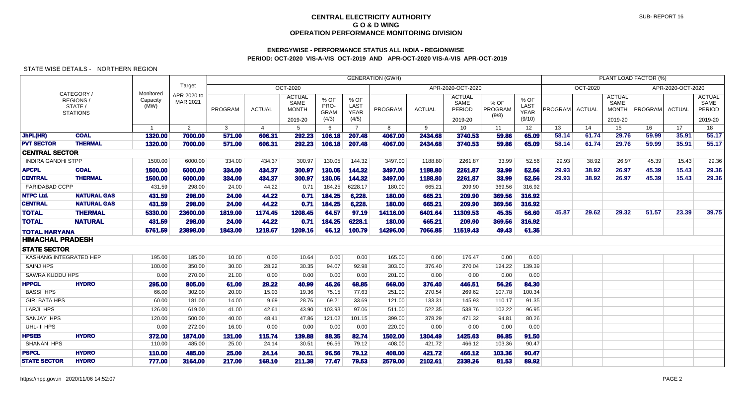# CENTRAL ELECTRICITY AUTHORITY
## G O & D WING
## OPERATION PERFORMANCE MONITORING DIVISION

SUB- REPORT 16

### ENERGYWISE - PERFORMANCE STATUS ALL INDIA - REGIONWISE
### PERIOD: OCT-2020 VIS-A-VIS OCT-2019 AND APR-OCT-2020 VIS-A-VIS APR-OCT-2019

STATE WISE DETAILS - NORTHERN REGION

| CATEGORY / REGIONS / STATE / STATIONS | | Monitored Capacity (MW) | Target APR 2020 to MAR 2021 | GENERATION (GWH) | | | | | | | | | | PLANT LOAD FACTOR (%) | | | | | |
|---|---|---|---|---|---|---|---|---|---|---|---|---|---|---|---|---|---|---|---|
| | | | | OCT-2020 | | | | | APR-2020-OCT-2020 | | | | | OCT-2020 | | | APR-2020-OCT-2020 | | |
| | | | | PROGRAM | ACTUAL | ACTUAL SAME MONTH 2019-20 | % OF PRO-GRAM (4/3) | % OF LAST YEAR (4/5) | PROGRAM | ACTUAL | ACTUAL SAME PERIOD 2019-20 | % OF PROGRAM (9/8) | % OF LAST YEAR (9/10) | PROGRAM | ACTUAL | ACTUAL SAME MONTH 2019-20 | PROGRAM | ACTUAL | ACTUAL SAME PERIOD 2019-20 |
| | | 1 | 2 | 3 | 4 | 5 | 6 | 7 | 8 | 9 | 10 | 11 | 12 | 13 | 14 | 15 | 16 | 17 | 18 |
| **JhPL(HR)** | **COAL** | **1320.00** | **7000.00** | **571.00** | **606.31** | **292.23** | **106.18** | **207.48** | **4067.00** | **2434.68** | **3740.53** | **59.86** | **65.09** | **58.14** | **61.74** | **29.76** | **59.99** | **35.91** | **55.17** |
| **PVT SECTOR** | **THERMAL** | **1320.00** | **7000.00** | **571.00** | **606.31** | **292.23** | **106.18** | **207.48** | **4067.00** | **2434.68** | **3740.53** | **59.86** | **65.09** | **58.14** | **61.74** | **29.76** | **59.99** | **35.91** | **55.17** |
| **CENTRAL SECTOR** | | | | | | | | | | | | | | | | | | | |
| INDIRA GANDHI STPP | | 1500.00 | 6000.00 | 334.00 | 434.37 | 300.97 | 130.05 | 144.32 | 3497.00 | 1188.80 | 2261.87 | 33.99 | 52.56 | 29.93 | 38.92 | 26.97 | 45.39 | 15.43 | 29.36 |
| **APCPL** | **COAL** | **1500.00** | **6000.00** | **334.00** | **434.37** | **300.97** | **130.05** | **144.32** | **3497.00** | **1188.80** | **2261.87** | **33.99** | **52.56** | **29.93** | **38.92** | **26.97** | **45.39** | **15.43** | **29.36** |
| **CENTRAL** | **THERMAL** | **1500.00** | **6000.00** | **334.00** | **434.37** | **300.97** | **130.05** | **144.32** | **3497.00** | **1188.80** | **2261.87** | **33.99** | **52.56** | **29.93** | **38.92** | **26.97** | **45.39** | **15.43** | **29.36** |
| FARIDABAD CCPP | | 431.59 | 298.00 | 24.00 | 44.22 | 0.71 | 184.25 | 6228.17 | 180.00 | 665.21 | 209.90 | 369.56 | 316.92 | | | | | | |
| **NTPC Ltd.** | **NATURAL GAS** | **431.59** | **298.00** | **24.00** | **44.22** | **0.71** | **184.25** | **6,228.** | **180.00** | **665.21** | **209.90** | **369.56** | **316.92** | | | | | | |
| **CENTRAL** | **NATURAL GAS** | **431.59** | **298.00** | **24.00** | **44.22** | **0.71** | **184.25** | **6,228.** | **180.00** | **665.21** | **209.90** | **369.56** | **316.92** | | | | | | |
| **TOTAL** | **THERMAL** | **5330.00** | **23600.00** | **1819.00** | **1174.45** | **1208.45** | **64.57** | **97.19** | **14116.00** | **6401.64** | **11309.53** | **45.35** | **56.60** | **45.87** | **29.62** | **29.32** | **51.57** | **23.39** | **39.75** |
| **TOTAL** | **NATURAL** | **431.59** | **298.00** | **24.00** | **44.22** | **0.71** | **184.25** | **6228.1** | **180.00** | **665.21** | **209.90** | **369.56** | **316.92** | | | | | | |
| **TOTAL HARYANA** | | **5761.59** | **23898.00** | **1843.00** | **1218.67** | **1209.16** | **66.12** | **100.79** | **14296.00** | **7066.85** | **11519.43** | **49.43** | **61.35** | | | | | | |
| **HIMACHAL PRADESH** | | | | | | | | | | | | | | | | | | | |
| **STATE SECTOR** | | | | | | | | | | | | | | | | | | | |
| KASHANG INTEGRATED HEP | | 195.00 | 185.00 | 10.00 | 0.00 | 10.64 | 0.00 | 0.00 | 165.00 | 0.00 | 176.47 | 0.00 | 0.00 | | | | | | |
| SAINJ HPS | | 100.00 | 350.00 | 30.00 | 28.22 | 30.35 | 94.07 | 92.98 | 303.00 | 376.40 | 270.04 | 124.22 | 139.39 | | | | | | |
| SAWRA KUDDU HPS | | 0.00 | 270.00 | 21.00 | 0.00 | 0.00 | 0.00 | 0.00 | 201.00 | 0.00 | 0.00 | 0.00 | 0.00 | | | | | | |
| **HPPCL** | **HYDRO** | **295.00** | **805.00** | **61.00** | **28.22** | **40.99** | **46.26** | **68.85** | **669.00** | **376.40** | **446.51** | **56.26** | **84.30** | | | | | | |
| BASSI HPS | | 66.00 | 302.00 | 20.00 | 15.03 | 19.36 | 75.15 | 77.63 | 251.00 | 270.54 | 269.62 | 107.78 | 100.34 | | | | | | |
| GIRI BATA HPS | | 60.00 | 181.00 | 14.00 | 9.69 | 28.76 | 69.21 | 33.69 | 121.00 | 133.31 | 145.93 | 110.17 | 91.35 | | | | | | |
| LARJI HPS | | 126.00 | 619.00 | 41.00 | 42.61 | 43.90 | 103.93 | 97.06 | 511.00 | 522.35 | 538.76 | 102.22 | 96.95 | | | | | | |
| SANJAY HPS | | 120.00 | 500.00 | 40.00 | 48.41 | 47.86 | 121.02 | 101.15 | 399.00 | 378.29 | 471.32 | 94.81 | 80.26 | | | | | | |
| UHL-III HPS | | 0.00 | 272.00 | 16.00 | 0.00 | 0.00 | 0.00 | 0.00 | 220.00 | 0.00 | 0.00 | 0.00 | 0.00 | | | | | | |
| **HPSEB** | **HYDRO** | **372.00** | **1874.00** | **131.00** | **115.74** | **139.88** | **88.35** | **82.74** | **1502.00** | **1304.49** | **1425.63** | **86.85** | **91.50** | | | | | | |
| SHANAN HPS | | 110.00 | 485.00 | 25.00 | 24.14 | 30.51 | 96.56 | 79.12 | 408.00 | 421.72 | 466.12 | 103.36 | 90.47 | | | | | | |
| **PSPCL** | **HYDRO** | **110.00** | **485.00** | **25.00** | **24.14** | **30.51** | **96.56** | **79.12** | **408.00** | **421.72** | **466.12** | **103.36** | **90.47** | | | | | | |
| **STATE SECTOR** | **HYDRO** | **777.00** | **3164.00** | **217.00** | **168.10** | **211.38** | **77.47** | **79.53** | **2579.00** | **2102.61** | **2338.26** | **81.53** | **89.92** | | | | | | |

https://npp.gov.in 2020/11/06 14:52:07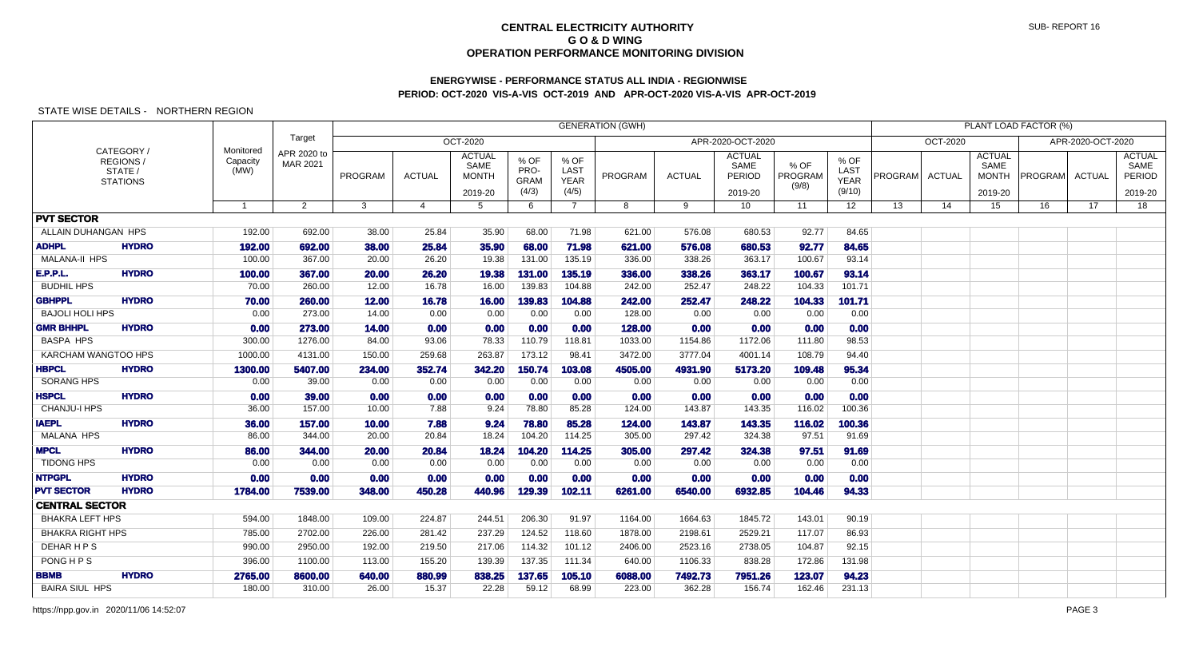# CENTRAL ELECTRICITY AUTHORITY
## G O & D WING
## OPERATION PERFORMANCE MONITORING DIVISION

SUB- REPORT 16

### ENERGYWISE - PERFORMANCE STATUS ALL INDIA - REGIONWISE
### PERIOD: OCT-2020 VIS-A-VIS OCT-2019 AND APR-OCT-2020 VIS-A-VIS APR-OCT-2019

STATE WISE DETAILS - NORTHERN REGION

| CATEGORY / REGIONS / STATE / STATIONS | | Monitored Capacity (MW) | Target APR 2020 to MAR 2021 | GENERATION (GWH) | | | | | | | | | | PLANT LOAD FACTOR (%) | | | | | |
|---|---|---|---|---|---|---|---|---|---|---|---|---|---|---|---|---|---|---|---|
| | | | | OCT-2020 | | | | | APR-2020-OCT-2020 | | | | | OCT-2020 | | | APR-2020-OCT-2020 | | |
| | | | | PROGRAM | ACTUAL | ACTUAL SAME MONTH 2019-20 | % OF PROGRAM (4/3) | % OF LAST YEAR (4/5) | PROGRAM | ACTUAL | ACTUAL SAME PERIOD 2019-20 | % OF PROGRAM (9/8) | % OF LAST YEAR (9/10) | PROGRAM | ACTUAL | ACTUAL SAME MONTH 2019-20 | PROGRAM | ACTUAL | ACTUAL SAME PERIOD 2019-20 |
| | | 1 | 2 | 3 | 4 | 5 | 6 | 7 | 8 | 9 | 10 | 11 | 12 | 13 | 14 | 15 | 16 | 17 | 18 |
| **PVT SECTOR** | | | | | | | | | | | | | | | | | | | |
| ALLAIN DUHANGAN HPS | | 192.00 | 692.00 | 38.00 | 25.84 | 35.90 | 68.00 | 71.98 | 621.00 | 576.08 | 680.53 | 92.77 | 84.65 | | | | | | |
| **ADHPL** | **HYDRO** | **192.00** | **692.00** | **38.00** | **25.84** | **35.90** | **68.00** | **71.98** | **621.00** | **576.08** | **680.53** | **92.77** | **84.65** | | | | | | |
| MALANA-II HPS | | 100.00 | 367.00 | 20.00 | 26.20 | 19.38 | 131.00 | 135.19 | 336.00 | 338.26 | 363.17 | 100.67 | 93.14 | | | | | | |
| **E.P.P.L.** | **HYDRO** | **100.00** | **367.00** | **20.00** | **26.20** | **19.38** | **131.00** | **135.19** | **336.00** | **338.26** | **363.17** | **100.67** | **93.14** | | | | | | |
| BUDHIL HPS | | 70.00 | 260.00 | 12.00 | 16.78 | 16.00 | 139.83 | 104.88 | 242.00 | 252.47 | 248.22 | 104.33 | 101.71 | | | | | | |
| **GBHPPL** | **HYDRO** | **70.00** | **260.00** | **12.00** | **16.78** | **16.00** | **139.83** | **104.88** | **242.00** | **252.47** | **248.22** | **104.33** | **101.71** | | | | | | |
| BAJOLI HOLI HPS | | 0.00 | 273.00 | 14.00 | 0.00 | 0.00 | 0.00 | 0.00 | 128.00 | 0.00 | 0.00 | 0.00 | 0.00 | | | | | | |
| **GMR BHHPL** | **HYDRO** | **0.00** | **273.00** | **14.00** | **0.00** | **0.00** | **0.00** | **0.00** | **128.00** | **0.00** | **0.00** | **0.00** | **0.00** | | | | | | |
| BASPA HPS | | 300.00 | 1276.00 | 84.00 | 93.06 | 78.33 | 110.79 | 118.81 | 1033.00 | 1154.86 | 1172.06 | 111.80 | 98.53 | | | | | | |
| KARCHAM WANGTOO HPS | | 1000.00 | 4131.00 | 150.00 | 259.68 | 263.87 | 173.12 | 98.41 | 3472.00 | 3777.04 | 4001.14 | 108.79 | 94.40 | | | | | | |
| **HBPCL** | **HYDRO** | **1300.00** | **5407.00** | **234.00** | **352.74** | **342.20** | **150.74** | **103.08** | **4505.00** | **4931.90** | **5173.20** | **109.48** | **95.34** | | | | | | |
| SORANG HPS | | 0.00 | 39.00 | 0.00 | 0.00 | 0.00 | 0.00 | 0.00 | 0.00 | 0.00 | 0.00 | 0.00 | 0.00 | | | | | | |
| **HSPCL** | **HYDRO** | **0.00** | **39.00** | **0.00** | **0.00** | **0.00** | **0.00** | **0.00** | **0.00** | **0.00** | **0.00** | **0.00** | **0.00** | | | | | | |
| CHANJU-I HPS | | 36.00 | 157.00 | 10.00 | 7.88 | 9.24 | 78.80 | 85.28 | 124.00 | 143.87 | 143.35 | 116.02 | 100.36 | | | | | | |
| **IAEPL** | **HYDRO** | **36.00** | **157.00** | **10.00** | **7.88** | **9.24** | **78.80** | **85.28** | **124.00** | **143.87** | **143.35** | **116.02** | **100.36** | | | | | | |
| MALANA HPS | | 86.00 | 344.00 | 20.00 | 20.84 | 18.24 | 104.20 | 114.25 | 305.00 | 297.42 | 324.38 | 97.51 | 91.69 | | | | | | |
| **MPCL** | **HYDRO** | **86.00** | **344.00** | **20.00** | **20.84** | **18.24** | **104.20** | **114.25** | **305.00** | **297.42** | **324.38** | **97.51** | **91.69** | | | | | | |
| TIDONG HPS | | 0.00 | 0.00 | 0.00 | 0.00 | 0.00 | 0.00 | 0.00 | 0.00 | 0.00 | 0.00 | 0.00 | 0.00 | | | | | | |
| **NTPGPL** | **HYDRO** | **0.00** | **0.00** | **0.00** | **0.00** | **0.00** | **0.00** | **0.00** | **0.00** | **0.00** | **0.00** | **0.00** | **0.00** | | | | | | |
| **PVT SECTOR** | **HYDRO** | **1784.00** | **7539.00** | **348.00** | **450.28** | **440.96** | **129.39** | **102.11** | **6261.00** | **6540.00** | **6932.85** | **104.46** | **94.33** | | | | | | |
| **CENTRAL SECTOR** | | | | | | | | | | | | | | | | | | | |
| BHAKRA LEFT HPS | | 594.00 | 1848.00 | 109.00 | 224.87 | 244.51 | 206.30 | 91.97 | 1164.00 | 1664.63 | 1845.72 | 143.01 | 90.19 | | | | | | |
| BHAKRA RIGHT HPS | | 785.00 | 2702.00 | 226.00 | 281.42 | 237.29 | 124.52 | 118.60 | 1878.00 | 2198.61 | 2529.21 | 117.07 | 86.93 | | | | | | |
| DEHAR H P S | | 990.00 | 2950.00 | 192.00 | 219.50 | 217.06 | 114.32 | 101.12 | 2406.00 | 2523.16 | 2738.05 | 104.87 | 92.15 | | | | | | |
| PONG H P S | | 396.00 | 1100.00 | 113.00 | 155.20 | 139.39 | 137.35 | 111.34 | 640.00 | 1106.33 | 838.28 | 172.86 | 131.98 | | | | | | |
| **BBMB** | **HYDRO** | **2765.00** | **8600.00** | **640.00** | **880.99** | **838.25** | **137.65** | **105.10** | **6088.00** | **7492.73** | **7951.26** | **123.07** | **94.23** | | | | | | |
| BAIRA SIUL HPS | | 180.00 | 310.00 | 26.00 | 15.37 | 22.28 | 59.12 | 68.99 | 223.00 | 362.28 | 156.74 | 162.46 | 231.13 | | | | | | |

https://npp.gov.in 2020/11/06 14:52:07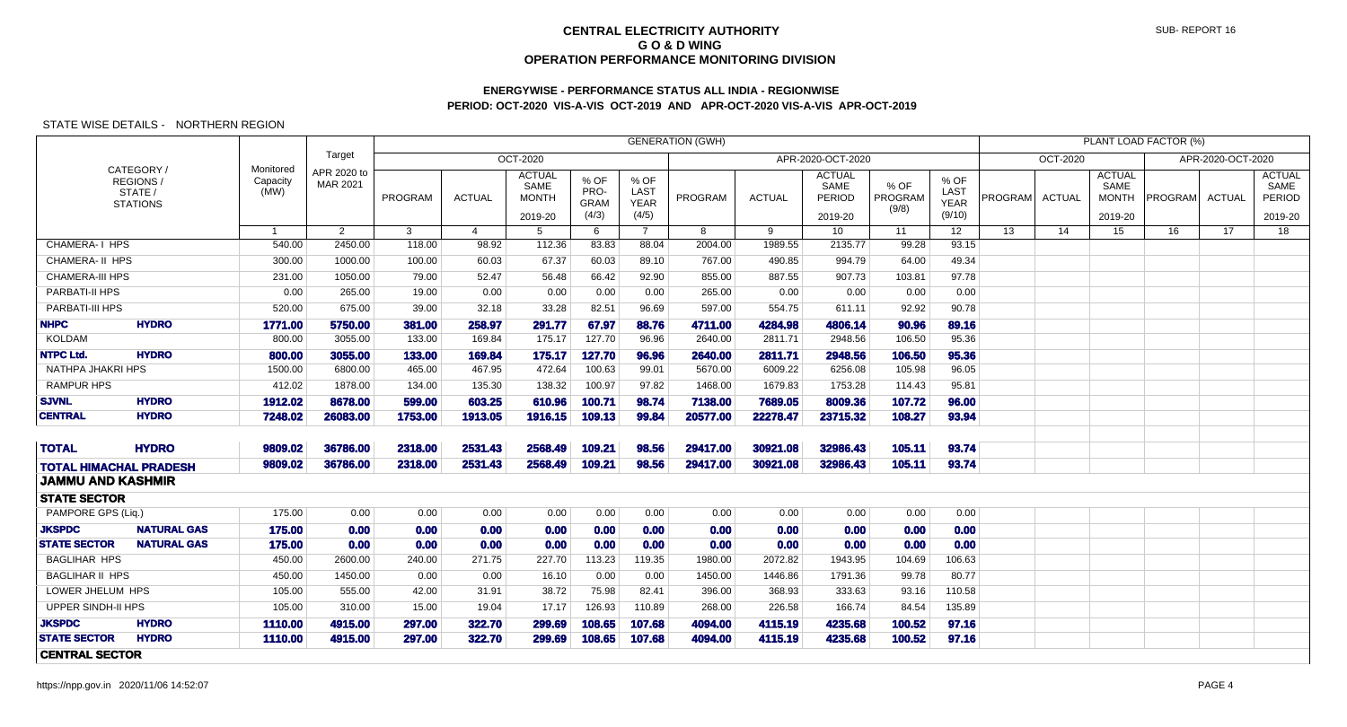# CENTRAL ELECTRICITY AUTHORITY
## G O & D WING
## OPERATION PERFORMANCE MONITORING DIVISION

SUB- REPORT 16

### ENERGYWISE - PERFORMANCE STATUS ALL INDIA - REGIONWISE
### PERIOD: OCT-2020 VIS-A-VIS OCT-2019 AND APR-OCT-2020 VIS-A-VIS APR-OCT-2019

STATE WISE DETAILS - NORTHERN REGION

| CATEGORY / REGIONS / STATE / STATIONS | | Monitored Capacity (MW) | Target APR 2020 to MAR 2021 | GENERATION (GWH) OCT-2020 PROGRAM | ACTUAL | ACTUAL SAME MONTH 2019-20 | % OF PRO-GRAM (4/3) | % OF LAST YEAR (4/5) | APR-2020-OCT-2020 PROGRAM | ACTUAL | ACTUAL SAME PERIOD 2019-20 | % OF PROGRAM (9/8) | % OF LAST YEAR (9/10) | PLANT LOAD FACTOR (%) OCT-2020 PROGRAM | ACTUAL | ACTUAL SAME MONTH 2019-20 | APR-2020-OCT-2020 PROGRAM | ACTUAL | ACTUAL SAME PERIOD 2019-20 |
|---|---|---|---|---|---|---|---|---|---|---|---|---|---|---|---|---|---|---|---|
| | | 1 | 2 | 3 | 4 | 5 | 6 | 7 | 8 | 9 | 10 | 11 | 12 | 13 | 14 | 15 | 16 | 17 | 18 |
| CHAMERA- I HPS | | 540.00 | 2450.00 | 118.00 | 98.92 | 112.36 | 83.83 | 88.04 | 2004.00 | 1989.55 | 2135.77 | 99.28 | 93.15 | | | | | | |
| CHAMERA- II HPS | | 300.00 | 1000.00 | 100.00 | 60.03 | 67.37 | 60.03 | 89.10 | 767.00 | 490.85 | 994.79 | 64.00 | 49.34 | | | | | | |
| CHAMERA-III HPS | | 231.00 | 1050.00 | 79.00 | 52.47 | 56.48 | 66.42 | 92.90 | 855.00 | 887.55 | 907.73 | 103.81 | 97.78 | | | | | | |
| PARBATI-II HPS | | 0.00 | 265.00 | 19.00 | 0.00 | 0.00 | 0.00 | 0.00 | 265.00 | 0.00 | 0.00 | 0.00 | 0.00 | | | | | | |
| PARBATI-III HPS | | 520.00 | 675.00 | 39.00 | 32.18 | 33.28 | 82.51 | 96.69 | 597.00 | 554.75 | 611.11 | 92.92 | 90.78 | | | | | | |
| **NHPC** | **HYDRO** | **1771.00** | **5750.00** | **381.00** | **258.97** | **291.77** | **67.97** | **88.76** | **4711.00** | **4284.98** | **4806.14** | **90.96** | **89.16** | | | | | | |
| KOLDAM | | 800.00 | 3055.00 | 133.00 | 169.84 | 175.17 | 127.70 | 96.96 | 2640.00 | 2811.71 | 2948.56 | 106.50 | 95.36 | | | | | | |
| **NTPC Ltd.** | **HYDRO** | **800.00** | **3055.00** | **133.00** | **169.84** | **175.17** | **127.70** | **96.96** | **2640.00** | **2811.71** | **2948.56** | **106.50** | **95.36** | | | | | | |
| NATHPA JHAKRI HPS | | 1500.00 | 6800.00 | 465.00 | 467.95 | 472.64 | 100.63 | 99.01 | 5670.00 | 6009.22 | 6256.08 | 105.98 | 96.05 | | | | | | |
| RAMPUR HPS | | 412.02 | 1878.00 | 134.00 | 135.30 | 138.32 | 100.97 | 97.82 | 1468.00 | 1679.83 | 1753.28 | 114.43 | 95.81 | | | | | | |
| **SJVNL** | **HYDRO** | **1912.02** | **8678.00** | **599.00** | **603.25** | **610.96** | **100.71** | **98.74** | **7138.00** | **7689.05** | **8009.36** | **107.72** | **96.00** | | | | | | |
| **CENTRAL** | **HYDRO** | **7248.02** | **26083.00** | **1753.00** | **1913.05** | **1916.15** | **109.13** | **99.84** | **20577.00** | **22278.47** | **23715.32** | **108.27** | **93.94** | | | | | | |
| **TOTAL** | **HYDRO** | **9809.02** | **36786.00** | **2318.00** | **2531.43** | **2568.49** | **109.21** | **98.56** | **29417.00** | **30921.08** | **32986.43** | **105.11** | **93.74** | | | | | | |
| **TOTAL HIMACHAL PRADESH** | | **9809.02** | **36786.00** | **2318.00** | **2531.43** | **2568.49** | **109.21** | **98.56** | **29417.00** | **30921.08** | **32986.43** | **105.11** | **93.74** | | | | | | |
| **JAMMU AND KASHMIR** | | | | | | | | | | | | | | | | | | | |
| **STATE SECTOR** | | | | | | | | | | | | | | | | | | | |
| PAMPORE GPS (Liq.) | | 175.00 | 0.00 | 0.00 | 0.00 | 0.00 | 0.00 | 0.00 | 0.00 | 0.00 | 0.00 | 0.00 | 0.00 | | | | | | |
| **JKSPDC** | **NATURAL GAS** | **175.00** | **0.00** | **0.00** | **0.00** | **0.00** | **0.00** | **0.00** | **0.00** | **0.00** | **0.00** | **0.00** | **0.00** | | | | | | |
| **STATE SECTOR** | **NATURAL GAS** | **175.00** | **0.00** | **0.00** | **0.00** | **0.00** | **0.00** | **0.00** | **0.00** | **0.00** | **0.00** | **0.00** | **0.00** | | | | | | |
| BAGLIHAR HPS | | 450.00 | 2600.00 | 240.00 | 271.75 | 227.70 | 113.23 | 119.35 | 1980.00 | 2072.82 | 1943.95 | 104.69 | 106.63 | | | | | | |
| BAGLIHAR II HPS | | 450.00 | 1450.00 | 0.00 | 0.00 | 16.10 | 0.00 | 0.00 | 1450.00 | 1446.86 | 1791.36 | 99.78 | 80.77 | | | | | | |
| LOWER JHELUM HPS | | 105.00 | 555.00 | 42.00 | 31.91 | 38.72 | 75.98 | 82.41 | 396.00 | 368.93 | 333.63 | 93.16 | 110.58 | | | | | | |
| UPPER SINDH-II HPS | | 105.00 | 310.00 | 15.00 | 19.04 | 17.17 | 126.93 | 110.89 | 268.00 | 226.58 | 166.74 | 84.54 | 135.89 | | | | | | |
| **JKSPDC** | **HYDRO** | **1110.00** | **4915.00** | **297.00** | **322.70** | **299.69** | **108.65** | **107.68** | **4094.00** | **4115.19** | **4235.68** | **100.52** | **97.16** | | | | | | |
| **STATE SECTOR** | **HYDRO** | **1110.00** | **4915.00** | **297.00** | **322.70** | **299.69** | **108.65** | **107.68** | **4094.00** | **4115.19** | **4235.68** | **100.52** | **97.16** | | | | | | |
| **CENTRAL SECTOR** | | | | | | | | | | | | | | | | | | | |

https://npp.gov.in 2020/11/06 14:52:07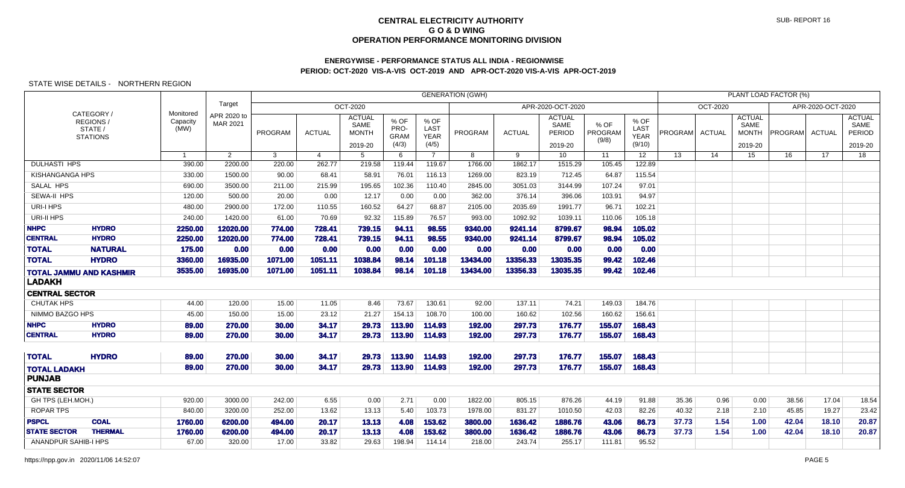# CENTRAL ELECTRICITY AUTHORITY
## G O & D WING
## OPERATION PERFORMANCE MONITORING DIVISION

SUB- REPORT 16

### ENERGYWISE - PERFORMANCE STATUS ALL INDIA - REGIONWISE
### PERIOD: OCT-2020 VIS-A-VIS OCT-2019 AND APR-OCT-2020 VIS-A-VIS APR-OCT-2019

STATE WISE DETAILS - NORTHERN REGION

| CATEGORY / REGIONS / STATE / STATIONS | | Monitored Capacity (MW) | Target APR 2020 to MAR 2021 | GENERATION (GWH) | | | | | | | | | | PLANT LOAD FACTOR (%) | | | | | |
|---|---|---|---|---|---|---|---|---|---|---|---|---|---|---|---|---|---|---|---|
| | | | | OCT-2020 | | | | | APR-2020-OCT-2020 | | | | | OCT-2020 | | | APR-2020-OCT-2020 | | |
| | | | | PROGRAM | ACTUAL | ACTUAL SAME MONTH 2019-20 | % OF PRO-GRAM (4/3) | % OF LAST YEAR (4/5) | PROGRAM | ACTUAL | ACTUAL SAME PERIOD 2019-20 | % OF PROGRAM (9/8) | % OF LAST YEAR (9/10) | PROGRAM | ACTUAL | ACTUAL SAME MONTH 2019-20 | PROGRAM | ACTUAL | ACTUAL SAME PERIOD 2019-20 |
| | | 1 | 2 | 3 | 4 | 5 | 6 | 7 | 8 | 9 | 10 | 11 | 12 | 13 | 14 | 15 | 16 | 17 | 18 |
| DULHASTI HPS | | 390.00 | 2200.00 | 220.00 | 262.77 | 219.58 | 119.44 | 119.67 | 1766.00 | 1862.17 | 1515.29 | 105.45 | 122.89 | | | | | | |
| KISHANGANGA HPS | | 330.00 | 1500.00 | 90.00 | 68.41 | 58.91 | 76.01 | 116.13 | 1269.00 | 823.19 | 712.45 | 64.87 | 115.54 | | | | | | |
| SALAL HPS | | 690.00 | 3500.00 | 211.00 | 215.99 | 195.65 | 102.36 | 110.40 | 2845.00 | 3051.03 | 3144.99 | 107.24 | 97.01 | | | | | | |
| SEWA-II HPS | | 120.00 | 500.00 | 20.00 | 0.00 | 12.17 | 0.00 | 0.00 | 362.00 | 376.14 | 396.06 | 103.91 | 94.97 | | | | | | |
| URI-I HPS | | 480.00 | 2900.00 | 172.00 | 110.55 | 160.52 | 64.27 | 68.87 | 2105.00 | 2035.69 | 1991.77 | 96.71 | 102.21 | | | | | | |
| URI-II HPS | | 240.00 | 1420.00 | 61.00 | 70.69 | 92.32 | 115.89 | 76.57 | 993.00 | 1092.92 | 1039.11 | 110.06 | 105.18 | | | | | | |
| **NHPC** | **HYDRO** | **2250.00** | **12020.00** | **774.00** | **728.41** | **739.15** | **94.11** | **98.55** | **9340.00** | **9241.14** | **8799.67** | **98.94** | **105.02** | | | | | | |
| **CENTRAL** | **HYDRO** | **2250.00** | **12020.00** | **774.00** | **728.41** | **739.15** | **94.11** | **98.55** | **9340.00** | **9241.14** | **8799.67** | **98.94** | **105.02** | | | | | | |
| **TOTAL** | **NATURAL** | **175.00** | **0.00** | **0.00** | **0.00** | **0.00** | **0.00** | **0.00** | **0.00** | **0.00** | **0.00** | **0.00** | **0.00** | | | | | | |
| **TOTAL** | **HYDRO** | **3360.00** | **16935.00** | **1071.00** | **1051.11** | **1038.84** | **98.14** | **101.18** | **13434.00** | **13356.33** | **13035.35** | **99.42** | **102.46** | | | | | | |
| **TOTAL JAMMU AND KASHMIR** | | **3535.00** | **16935.00** | **1071.00** | **1051.11** | **1038.84** | **98.14** | **101.18** | **13434.00** | **13356.33** | **13035.35** | **99.42** | **102.46** | | | | | | |
| **LADAKH** | | | | | | | | | | | | | | | | | | | |
| **CENTRAL SECTOR** | | | | | | | | | | | | | | | | | | | |
| CHUTAK HPS | | 44.00 | 120.00 | 15.00 | 11.05 | 8.46 | 73.67 | 130.61 | 92.00 | 137.11 | 74.21 | 149.03 | 184.76 | | | | | | |
| NIMMO BAZGO HPS | | 45.00 | 150.00 | 15.00 | 23.12 | 21.27 | 154.13 | 108.70 | 100.00 | 160.62 | 102.56 | 160.62 | 156.61 | | | | | | |
| **NHPC** | **HYDRO** | **89.00** | **270.00** | **30.00** | **34.17** | **29.73** | **113.90** | **114.93** | **192.00** | **297.73** | **176.77** | **155.07** | **168.43** | | | | | | |
| **CENTRAL** | **HYDRO** | **89.00** | **270.00** | **30.00** | **34.17** | **29.73** | **113.90** | **114.93** | **192.00** | **297.73** | **176.77** | **155.07** | **168.43** | | | | | | |
| **TOTAL** | **HYDRO** | **89.00** | **270.00** | **30.00** | **34.17** | **29.73** | **113.90** | **114.93** | **192.00** | **297.73** | **176.77** | **155.07** | **168.43** | | | | | | |
| **TOTAL LADAKH** | | **89.00** | **270.00** | **30.00** | **34.17** | **29.73** | **113.90** | **114.93** | **192.00** | **297.73** | **176.77** | **155.07** | **168.43** | | | | | | |
| **PUNJAB** | | | | | | | | | | | | | | | | | | | |
| **STATE SECTOR** | | | | | | | | | | | | | | | | | | | |
| GH TPS (LEH.MOH.) | | 920.00 | 3000.00 | 242.00 | 6.55 | 0.00 | 2.71 | 0.00 | 1822.00 | 805.15 | 876.26 | 44.19 | 91.88 | 35.36 | 0.96 | 0.00 | 38.56 | 17.04 | 18.54 |
| ROPAR TPS | | 840.00 | 3200.00 | 252.00 | 13.62 | 13.13 | 5.40 | 103.73 | 1978.00 | 831.27 | 1010.50 | 42.03 | 82.26 | 40.32 | 2.18 | 2.10 | 45.85 | 19.27 | 23.42 |
| **PSPCL** | **COAL** | **1760.00** | **6200.00** | **494.00** | **20.17** | **13.13** | **4.08** | **153.62** | **3800.00** | **1636.42** | **1886.76** | **43.06** | **86.73** | **37.73** | **1.54** | **1.00** | **42.04** | **18.10** | **20.87** |
| **STATE SECTOR** | **THERMAL** | **1760.00** | **6200.00** | **494.00** | **20.17** | **13.13** | **4.08** | **153.62** | **3800.00** | **1636.42** | **1886.76** | **43.06** | **86.73** | **37.73** | **1.54** | **1.00** | **42.04** | **18.10** | **20.87** |
| ANANDPUR SAHIB-I HPS | | 67.00 | 320.00 | 17.00 | 33.82 | 29.63 | 198.94 | 114.14 | 218.00 | 243.74 | 255.17 | 111.81 | 95.52 | | | | | | |

https://npp.gov.in 2020/11/06 14:52:07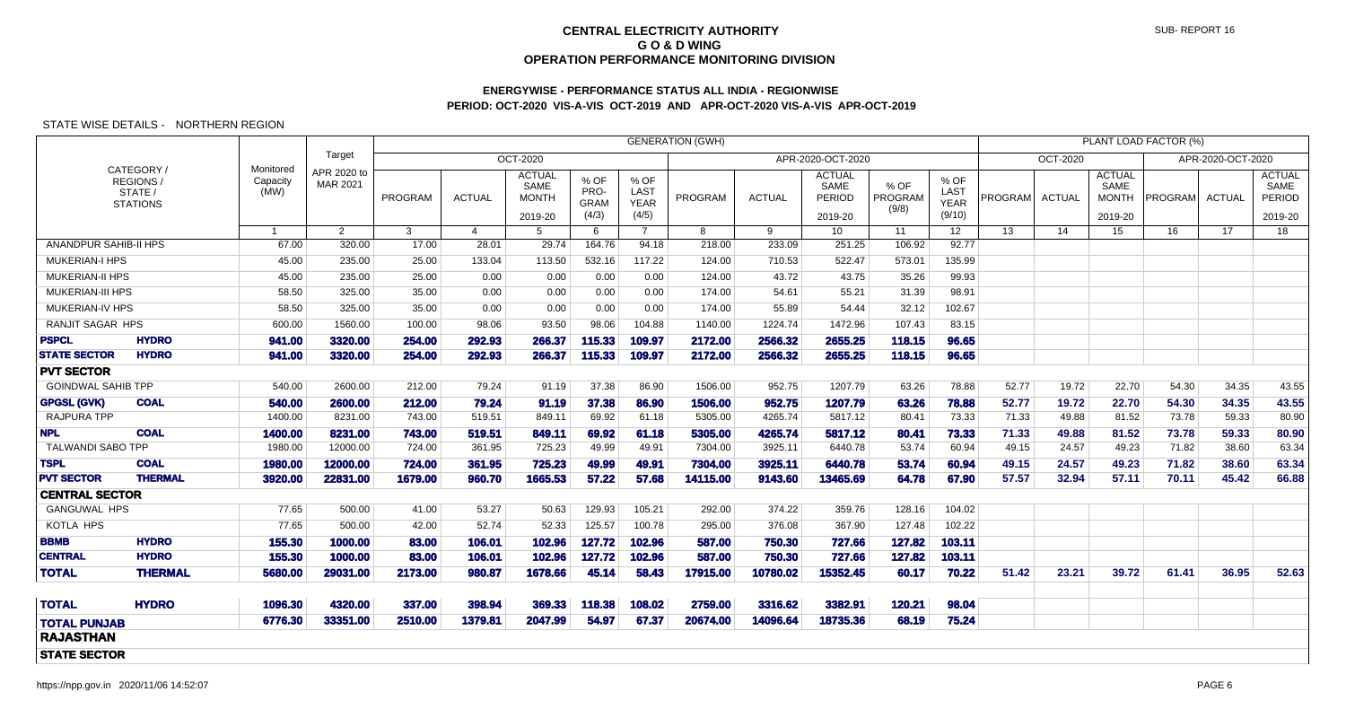# CENTRAL ELECTRICITY AUTHORITY
## G O & D WING
## OPERATION PERFORMANCE MONITORING DIVISION

SUB- REPORT 16

### ENERGYWISE - PERFORMANCE STATUS ALL INDIA - REGIONWISE
### PERIOD: OCT-2020 VIS-A-VIS OCT-2019 AND APR-OCT-2020 VIS-A-VIS APR-OCT-2019

STATE WISE DETAILS - NORTHERN REGION

| CATEGORY / REGIONS / STATE / STATIONS | | Monitored Capacity (MW) | Target APR 2020 to MAR 2021 | GENERATION (GWH) | | | | | | | | | | PLANT LOAD FACTOR (%) | | | | | |
|---|---|---|---|---|---|---|---|---|---|---|---|---|---|---|---|---|---|---|---|
| | | | | OCT-2020 | | | | | APR-2020-OCT-2020 | | | | | OCT-2020 | | | APR-2020-OCT-2020 | | |
| | | | | PROGRAM | ACTUAL | ACTUAL SAME MONTH 2019-20 | % OF PRO-GRAM (4/3) | % OF LAST YEAR (4/5) | PROGRAM | ACTUAL | ACTUAL SAME PERIOD 2019-20 | % OF PROGRAM (9/8) | % OF LAST YEAR (9/10) | PROGRAM | ACTUAL | ACTUAL SAME MONTH 2019-20 | PROGRAM | ACTUAL | ACTUAL SAME PERIOD 2019-20 |
| | | 1 | 2 | 3 | 4 | 5 | 6 | 7 | 8 | 9 | 10 | 11 | 12 | 13 | 14 | 15 | 16 | 17 | 18 |
| ANANDPUR SAHIB-II HPS | | 67.00 | 320.00 | 17.00 | 28.01 | 29.74 | 164.76 | 94.18 | 218.00 | 233.09 | 251.25 | 106.92 | 92.77 | | | | | | |
| MUKERIAN-I HPS | | 45.00 | 235.00 | 25.00 | 133.04 | 113.50 | 532.16 | 117.22 | 124.00 | 710.53 | 522.47 | 573.01 | 135.99 | | | | | | |
| MUKERIAN-II HPS | | 45.00 | 235.00 | 25.00 | 0.00 | 0.00 | 0.00 | 0.00 | 124.00 | 43.72 | 43.75 | 35.26 | 99.93 | | | | | | |
| MUKERIAN-III HPS | | 58.50 | 325.00 | 35.00 | 0.00 | 0.00 | 0.00 | 0.00 | 174.00 | 54.61 | 55.21 | 31.39 | 98.91 | | | | | | |
| MUKERIAN-IV HPS | | 58.50 | 325.00 | 35.00 | 0.00 | 0.00 | 0.00 | 0.00 | 174.00 | 55.89 | 54.44 | 32.12 | 102.67 | | | | | | |
| RANJIT SAGAR HPS | | 600.00 | 1560.00 | 100.00 | 98.06 | 93.50 | 98.06 | 104.88 | 1140.00 | 1224.74 | 1472.96 | 107.43 | 83.15 | | | | | | |
| **PSPCL** | **HYDRO** | **941.00** | **3320.00** | **254.00** | **292.93** | **266.37** | **115.33** | **109.97** | **2172.00** | **2566.32** | **2655.25** | **118.15** | **96.65** | | | | | | |
| **STATE SECTOR** | **HYDRO** | **941.00** | **3320.00** | **254.00** | **292.93** | **266.37** | **115.33** | **109.97** | **2172.00** | **2566.32** | **2655.25** | **118.15** | **96.65** | | | | | | |
| **PVT SECTOR** | | | | | | | | | | | | | | | | | | | |
| GOINDWAL SAHIB TPP | | 540.00 | 2600.00 | 212.00 | 79.24 | 91.19 | 37.38 | 86.90 | 1506.00 | 952.75 | 1207.79 | 63.26 | 78.88 | 52.77 | 19.72 | 22.70 | 54.30 | 34.35 | 43.55 |
| **GPGSL (GVK)** | **COAL** | **540.00** | **2600.00** | **212.00** | **79.24** | **91.19** | **37.38** | **86.90** | **1506.00** | **952.75** | **1207.79** | **63.26** | **78.88** | **52.77** | **19.72** | **22.70** | **54.30** | **34.35** | **43.55** |
| RAJPURA TPP | | 1400.00 | 8231.00 | 743.00 | 519.51 | 849.11 | 69.92 | 61.18 | 5305.00 | 4265.74 | 5817.12 | 80.41 | 73.33 | 71.33 | 49.88 | 81.52 | 73.78 | 59.33 | 80.90 |
| **NPL** | **COAL** | **1400.00** | **8231.00** | **743.00** | **519.51** | **849.11** | **69.92** | **61.18** | **5305.00** | **4265.74** | **5817.12** | **80.41** | **73.33** | **71.33** | **49.88** | **81.52** | **73.78** | **59.33** | **80.90** |
| TALWANDI SABO TPP | | 1980.00 | 12000.00 | 724.00 | 361.95 | 725.23 | 49.99 | 49.91 | 7304.00 | 3925.11 | 6440.78 | 53.74 | 60.94 | 49.15 | 24.57 | 49.23 | 71.82 | 38.60 | 63.34 |
| **TSPL** | **COAL** | **1980.00** | **12000.00** | **724.00** | **361.95** | **725.23** | **49.99** | **49.91** | **7304.00** | **3925.11** | **6440.78** | **53.74** | **60.94** | **49.15** | **24.57** | **49.23** | **71.82** | **38.60** | **63.34** |
| **PVT SECTOR** | **THERMAL** | **3920.00** | **22831.00** | **1679.00** | **960.70** | **1665.53** | **57.22** | **57.68** | **14115.00** | **9143.60** | **13465.69** | **64.78** | **67.90** | **57.57** | **32.94** | **57.11** | **70.11** | **45.42** | **66.88** |
| **CENTRAL SECTOR** | | | | | | | | | | | | | | | | | | | |
| GANGUWAL HPS | | 77.65 | 500.00 | 41.00 | 53.27 | 50.63 | 129.93 | 105.21 | 292.00 | 374.22 | 359.76 | 128.16 | 104.02 | | | | | | |
| KOTLA HPS | | 77.65 | 500.00 | 42.00 | 52.74 | 52.33 | 125.57 | 100.78 | 295.00 | 376.08 | 367.90 | 127.48 | 102.22 | | | | | | |
| **BBMB** | **HYDRO** | **155.30** | **1000.00** | **83.00** | **106.01** | **102.96** | **127.72** | **102.96** | **587.00** | **750.30** | **727.66** | **127.82** | **103.11** | | | | | | |
| **CENTRAL** | **HYDRO** | **155.30** | **1000.00** | **83.00** | **106.01** | **102.96** | **127.72** | **102.96** | **587.00** | **750.30** | **727.66** | **127.82** | **103.11** | | | | | | |
| **TOTAL** | **THERMAL** | **5680.00** | **29031.00** | **2173.00** | **980.87** | **1678.66** | **45.14** | **58.43** | **17915.00** | **10780.02** | **15352.45** | **60.17** | **70.22** | **51.42** | **23.21** | **39.72** | **61.41** | **36.95** | **52.63** |
| **TOTAL** | **HYDRO** | **1096.30** | **4320.00** | **337.00** | **398.94** | **369.33** | **118.38** | **108.02** | **2759.00** | **3316.62** | **3382.91** | **120.21** | **98.04** | | | | | | |
| **TOTAL PUNJAB** | | **6776.30** | **33351.00** | **2510.00** | **1379.81** | **2047.99** | **54.97** | **67.37** | **20674.00** | **14096.64** | **18735.36** | **68.19** | **75.24** | | | | | | |
| **RAJASTHAN** | | | | | | | | | | | | | | | | | | | |
| **STATE SECTOR** | | | | | | | | | | | | | | | | | | | |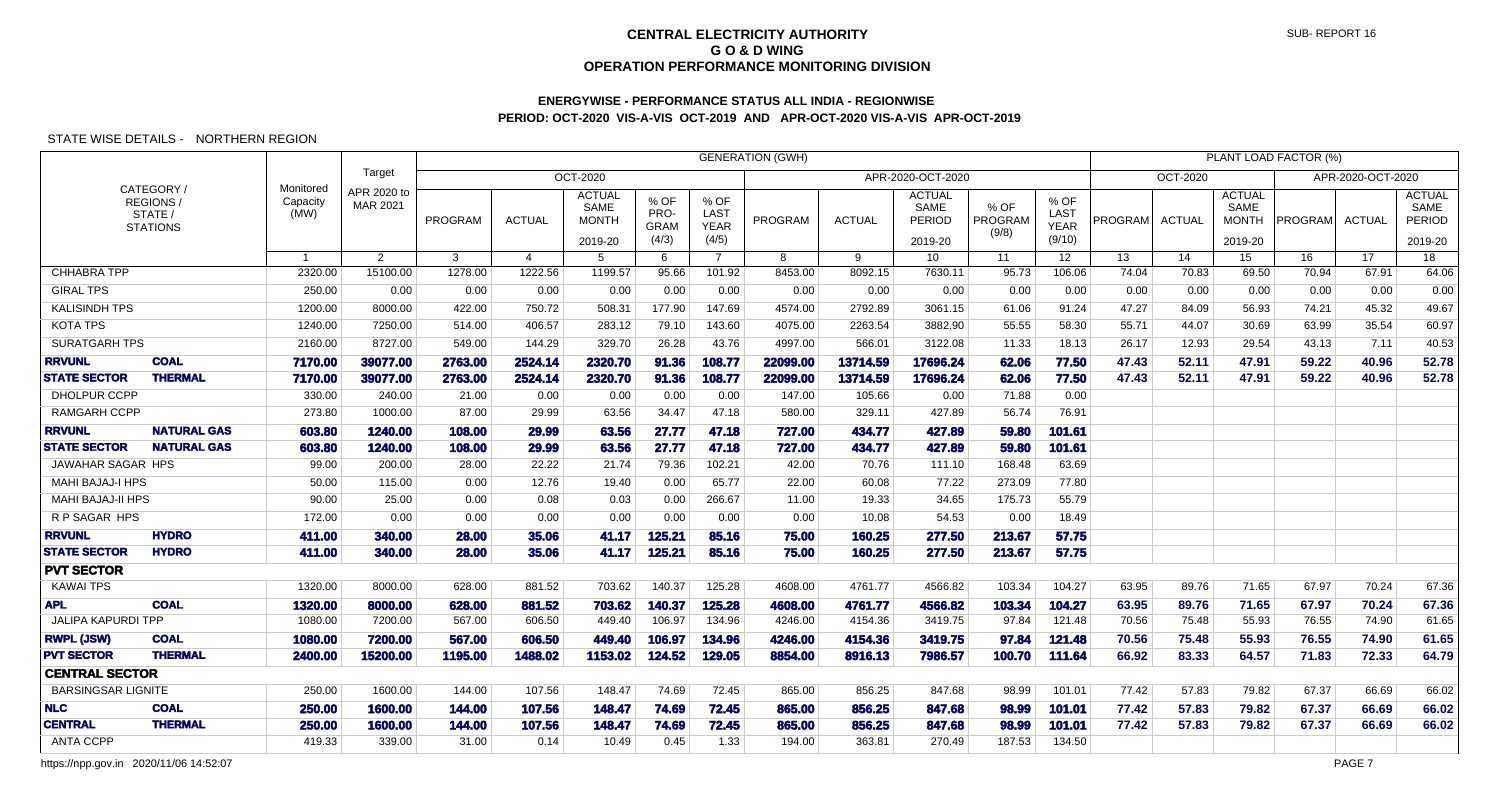# CENTRAL ELECTRICITY AUTHORITY
## G O & D WING
## OPERATION PERFORMANCE MONITORING DIVISION

SUB- REPORT 16

### ENERGYWISE - PERFORMANCE STATUS ALL INDIA - REGIONWISE
### PERIOD: OCT-2020 VIS-A-VIS OCT-2019 AND APR-OCT-2020 VIS-A-VIS APR-OCT-2019

STATE WISE DETAILS - NORTHERN REGION

| CATEGORY / REGIONS / STATE / STATIONS | | Monitored Capacity (MW) | Target APR 2020 to MAR 2021 | GENERATION (GWH) OCT-2020 PROGRAM | ACTUAL | ACTUAL SAME MONTH 2019-20 | % OF PRO-GRAM (4/3) | % OF LAST YEAR (4/5) | APR-2020-OCT-2020 PROGRAM | ACTUAL | ACTUAL SAME PERIOD 2019-20 | % OF PROGRAM (9/8) | % OF LAST YEAR (9/10) | PLANT LOAD FACTOR (%) OCT-2020 PROGRAM | ACTUAL | ACTUAL SAME MONTH 2019-20 | APR-2020-OCT-2020 PROGRAM | ACTUAL | ACTUAL SAME PERIOD 2019-20 |
|---|---|---|---|---|---|---|---|---|---|---|---|---|---|---|---|---|---|---|---|
| | | 1 | 2 | 3 | 4 | 5 | 6 | 7 | 8 | 9 | 10 | 11 | 12 | 13 | 14 | 15 | 16 | 17 | 18 |
| CHHABRA TPP | | 2320.00 | 15100.00 | 1278.00 | 1222.56 | 1199.57 | 95.66 | 101.92 | 8453.00 | 8092.15 | 7630.11 | 95.73 | 106.06 | 74.04 | 70.83 | 69.50 | 70.94 | 67.91 | 64.06 |
| GIRAL TPS | | 250.00 | 0.00 | 0.00 | 0.00 | 0.00 | 0.00 | 0.00 | 0.00 | 0.00 | 0.00 | 0.00 | 0.00 | 0.00 | 0.00 | 0.00 | 0.00 | 0.00 | 0.00 |
| KALISINDH TPS | | 1200.00 | 8000.00 | 422.00 | 750.72 | 508.31 | 177.90 | 147.69 | 4574.00 | 2792.89 | 3061.15 | 61.06 | 91.24 | 47.27 | 84.09 | 56.93 | 74.21 | 45.32 | 49.67 |
| KOTA TPS | | 1240.00 | 7250.00 | 514.00 | 406.57 | 283.12 | 79.10 | 143.60 | 4075.00 | 2263.54 | 3882.90 | 55.55 | 58.30 | 55.71 | 44.07 | 30.69 | 63.99 | 35.54 | 60.97 |
| SURATGARH TPS | | 2160.00 | 8727.00 | 549.00 | 144.29 | 329.70 | 26.28 | 43.76 | 4997.00 | 566.01 | 3122.08 | 11.33 | 18.13 | 26.17 | 12.93 | 29.54 | 43.13 | 7.11 | 40.53 |
| **RRVUNL** | **COAL** | **7170.00** | **39077.00** | **2763.00** | **2524.14** | **2320.70** | **91.36** | **108.77** | **22099.00** | **13714.59** | **17696.24** | **62.06** | **77.50** | **47.43** | **52.11** | **47.91** | **59.22** | **40.96** | **52.78** |
| **STATE SECTOR** | **THERMAL** | **7170.00** | **39077.00** | **2763.00** | **2524.14** | **2320.70** | **91.36** | **108.77** | **22099.00** | **13714.59** | **17696.24** | **62.06** | **77.50** | **47.43** | **52.11** | **47.91** | **59.22** | **40.96** | **52.78** |
| DHOLPUR CCPP | | 330.00 | 240.00 | 21.00 | 0.00 | 0.00 | 0.00 | 0.00 | 147.00 | 105.66 | 0.00 | 71.88 | 0.00 | | | | | | |
| RAMGARH CCPP | | 273.80 | 1000.00 | 87.00 | 29.99 | 63.56 | 34.47 | 47.18 | 580.00 | 329.11 | 427.89 | 56.74 | 76.91 | | | | | | |
| **RRVUNL** | **NATURAL GAS** | **603.80** | **1240.00** | **108.00** | **29.99** | **63.56** | **27.77** | **47.18** | **727.00** | **434.77** | **427.89** | **59.80** | **101.61** | | | | | | |
| **STATE SECTOR** | **NATURAL GAS** | **603.80** | **1240.00** | **108.00** | **29.99** | **63.56** | **27.77** | **47.18** | **727.00** | **434.77** | **427.89** | **59.80** | **101.61** | | | | | | |
| JAWAHAR SAGAR HPS | | 99.00 | 200.00 | 28.00 | 22.22 | 21.74 | 79.36 | 102.21 | 42.00 | 70.76 | 111.10 | 168.48 | 63.69 | | | | | | |
| MAHI BAJAJ-I HPS | | 50.00 | 115.00 | 0.00 | 12.76 | 19.40 | 0.00 | 65.77 | 22.00 | 60.08 | 77.22 | 273.09 | 77.80 | | | | | | |
| MAHI BAJAJ-II HPS | | 90.00 | 25.00 | 0.00 | 0.08 | 0.03 | 0.00 | 266.67 | 11.00 | 19.33 | 34.65 | 175.73 | 55.79 | | | | | | |
| R P SAGAR HPS | | 172.00 | 0.00 | 0.00 | 0.00 | 0.00 | 0.00 | 0.00 | 0.00 | 10.08 | 54.53 | 0.00 | 18.49 | | | | | | |
| **RRVUNL** | **HYDRO** | **411.00** | **340.00** | **28.00** | **35.06** | **41.17** | **125.21** | **85.16** | **75.00** | **160.25** | **277.50** | **213.67** | **57.75** | | | | | | |
| **STATE SECTOR** | **HYDRO** | **411.00** | **340.00** | **28.00** | **35.06** | **41.17** | **125.21** | **85.16** | **75.00** | **160.25** | **277.50** | **213.67** | **57.75** | | | | | | |
| **PVT SECTOR** | | | | | | | | | | | | | | | | | | | |
| KAWAI TPS | | 1320.00 | 8000.00 | 628.00 | 881.52 | 703.62 | 140.37 | 125.28 | 4608.00 | 4761.77 | 4566.82 | 103.34 | 104.27 | 63.95 | 89.76 | 71.65 | 67.97 | 70.24 | 67.36 |
| **APL** | **COAL** | **1320.00** | **8000.00** | **628.00** | **881.52** | **703.62** | **140.37** | **125.28** | **4608.00** | **4761.77** | **4566.82** | **103.34** | **104.27** | **63.95** | **89.76** | **71.65** | **67.97** | **70.24** | **67.36** |
| JALIPA KAPURDI TPP | | 1080.00 | 7200.00 | 567.00 | 606.50 | 449.40 | 106.97 | 134.96 | 4246.00 | 4154.36 | 3419.75 | 97.84 | 121.48 | 70.56 | 75.48 | 55.93 | 76.55 | 74.90 | 61.65 |
| **RWPL (JSW)** | **COAL** | **1080.00** | **7200.00** | **567.00** | **606.50** | **449.40** | **106.97** | **134.96** | **4246.00** | **4154.36** | **3419.75** | **97.84** | **121.48** | **70.56** | **75.48** | **55.93** | **76.55** | **74.90** | **61.65** |
| **PVT SECTOR** | **THERMAL** | **2400.00** | **15200.00** | **1195.00** | **1488.02** | **1153.02** | **124.52** | **129.05** | **8854.00** | **8916.13** | **7986.57** | **100.70** | **111.64** | **66.92** | **83.33** | **64.57** | **71.83** | **72.33** | **64.79** |
| **CENTRAL SECTOR** | | | | | | | | | | | | | | | | | | | |
| BARSINGSAR LIGNITE | | 250.00 | 1600.00 | 144.00 | 107.56 | 148.47 | 74.69 | 72.45 | 865.00 | 856.25 | 847.68 | 98.99 | 101.01 | 77.42 | 57.83 | 79.82 | 67.37 | 66.69 | 66.02 |
| **NLC** | **COAL** | **250.00** | **1600.00** | **144.00** | **107.56** | **148.47** | **74.69** | **72.45** | **865.00** | **856.25** | **847.68** | **98.99** | **101.01** | **77.42** | **57.83** | **79.82** | **67.37** | **66.69** | **66.02** |
| **CENTRAL** | **THERMAL** | **250.00** | **1600.00** | **144.00** | **107.56** | **148.47** | **74.69** | **72.45** | **865.00** | **856.25** | **847.68** | **98.99** | **101.01** | **77.42** | **57.83** | **79.82** | **67.37** | **66.69** | **66.02** |
| ANTA CCPP | | 419.33 | 339.00 | 31.00 | 0.14 | 10.49 | 0.45 | 1.33 | 194.00 | 363.81 | 270.49 | 187.53 | 134.50 | | | | | | |

https://npp.gov.in 2020/11/06 14:52:07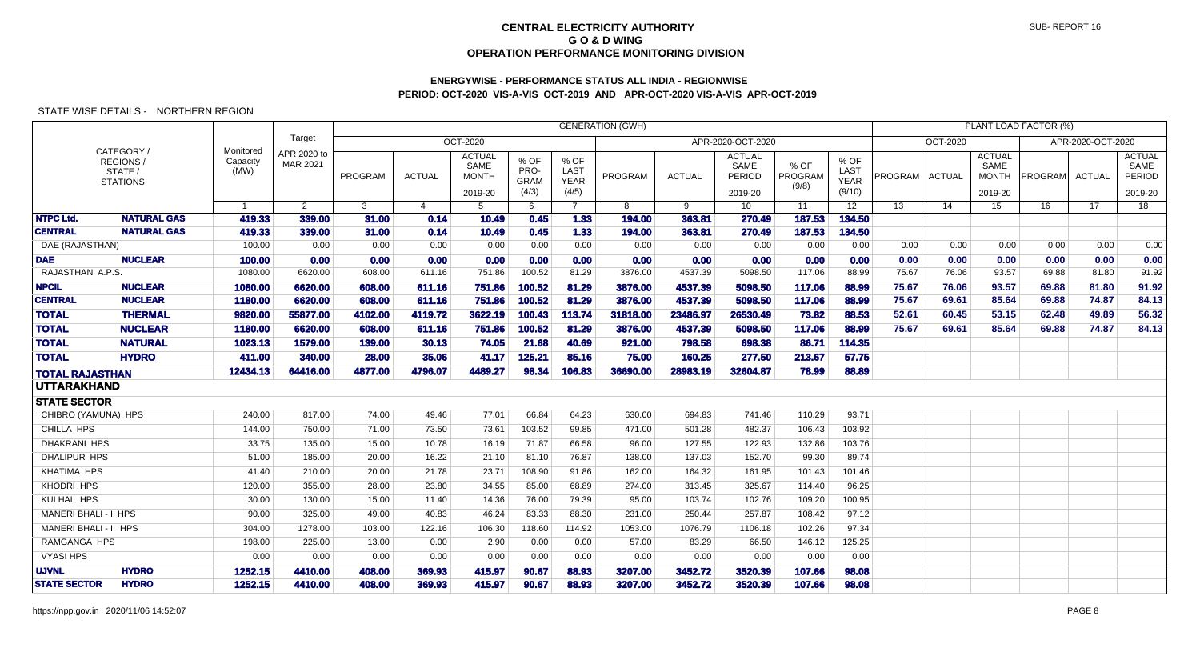# CENTRAL ELECTRICITY AUTHORITY
## G O & D WING
## OPERATION PERFORMANCE MONITORING DIVISION

SUB- REPORT 16

### ENERGYWISE - PERFORMANCE STATUS ALL INDIA - REGIONWISE
### PERIOD: OCT-2020 VIS-A-VIS OCT-2019 AND APR-OCT-2020 VIS-A-VIS APR-OCT-2019

STATE WISE DETAILS - NORTHERN REGION

| CATEGORY / REGIONS / STATE / STATIONS | | Monitored Capacity (MW) | Target APR 2020 to MAR 2021 | GENERATION (GWH) OCT-2020 PROGRAM | ACTUAL | ACTUAL SAME MONTH 2019-20 | % OF PRO-GRAM (4/3) | % OF LAST YEAR (4/5) | APR-2020-OCT-2020 PROGRAM | ACTUAL | ACTUAL SAME PERIOD 2019-20 | % OF PROGRAM (9/8) | % OF LAST YEAR (9/10) | PLANT LOAD FACTOR (%) OCT-2020 PROGRAM | ACTUAL | ACTUAL SAME MONTH 2019-20 | APR-2020-OCT-2020 PROGRAM | ACTUAL | ACTUAL SAME PERIOD 2019-20 |
|---|---|---|---|---|---|---|---|---|---|---|---|---|---|---|---|---|---|---|---|
| | | 1 | 2 | 3 | 4 | 5 | 6 | 7 | 8 | 9 | 10 | 11 | 12 | 13 | 14 | 15 | 16 | 17 | 18 |
| **NTPC Ltd.** | **NATURAL GAS** | **419.33** | **339.00** | **31.00** | **0.14** | **10.49** | **0.45** | **1.33** | **194.00** | **363.81** | **270.49** | **187.53** | **134.50** | | | | | | |
| **CENTRAL** | **NATURAL GAS** | **419.33** | **339.00** | **31.00** | **0.14** | **10.49** | **0.45** | **1.33** | **194.00** | **363.81** | **270.49** | **187.53** | **134.50** | | | | | | |
| DAE (RAJASTHAN) | | 100.00 | 0.00 | 0.00 | 0.00 | 0.00 | 0.00 | 0.00 | 0.00 | 0.00 | 0.00 | 0.00 | 0.00 | 0.00 | 0.00 | 0.00 | 0.00 | 0.00 | 0.00 |
| **DAE** | **NUCLEAR** | **100.00** | **0.00** | **0.00** | **0.00** | **0.00** | **0.00** | **0.00** | **0.00** | **0.00** | **0.00** | **0.00** | **0.00** | **0.00** | **0.00** | **0.00** | **0.00** | **0.00** | **0.00** |
| RAJASTHAN A.P.S. | | 1080.00 | 6620.00 | 608.00 | 611.16 | 751.86 | 100.52 | 81.29 | 3876.00 | 4537.39 | 5098.50 | 117.06 | 88.99 | 75.67 | 76.06 | 93.57 | 69.88 | 81.80 | 91.92 |
| **NPCIL** | **NUCLEAR** | **1080.00** | **6620.00** | **608.00** | **611.16** | **751.86** | **100.52** | **81.29** | **3876.00** | **4537.39** | **5098.50** | **117.06** | **88.99** | **75.67** | **76.06** | **93.57** | **69.88** | **81.80** | **91.92** |
| **CENTRAL** | **NUCLEAR** | **1180.00** | **6620.00** | **608.00** | **611.16** | **751.86** | **100.52** | **81.29** | **3876.00** | **4537.39** | **5098.50** | **117.06** | **88.99** | **75.67** | **69.61** | **85.64** | **69.88** | **74.87** | **84.13** |
| **TOTAL** | **THERMAL** | **9820.00** | **55877.00** | **4102.00** | **4119.72** | **3622.19** | **100.43** | **113.74** | **31818.00** | **23486.97** | **26530.49** | **73.82** | **88.53** | **52.61** | **60.45** | **53.15** | **62.48** | **49.89** | **56.32** |
| **TOTAL** | **NUCLEAR** | **1180.00** | **6620.00** | **608.00** | **611.16** | **751.86** | **100.52** | **81.29** | **3876.00** | **4537.39** | **5098.50** | **117.06** | **88.99** | **75.67** | **69.61** | **85.64** | **69.88** | **74.87** | **84.13** |
| **TOTAL** | **NATURAL** | **1023.13** | **1579.00** | **139.00** | **30.13** | **74.05** | **21.68** | **40.69** | **921.00** | **798.58** | **698.38** | **86.71** | **114.35** | | | | | | |
| **TOTAL** | **HYDRO** | **411.00** | **340.00** | **28.00** | **35.06** | **41.17** | **125.21** | **85.16** | **75.00** | **160.25** | **277.50** | **213.67** | **57.75** | | | | | | |
| **TOTAL RAJASTHAN** | | **12434.13** | **64416.00** | **4877.00** | **4796.07** | **4489.27** | **98.34** | **106.83** | **36690.00** | **28983.19** | **32604.87** | **78.99** | **88.89** | | | | | | |
| **UTTARAKHAND** | | | | | | | | | | | | | | | | | | | |
| **STATE SECTOR** | | | | | | | | | | | | | | | | | | | |
| CHIBRO (YAMUNA) HPS | | 240.00 | 817.00 | 74.00 | 49.46 | 77.01 | 66.84 | 64.23 | 630.00 | 694.83 | 741.46 | 110.29 | 93.71 | | | | | | |
| CHILLA HPS | | 144.00 | 750.00 | 71.00 | 73.50 | 73.61 | 103.52 | 99.85 | 471.00 | 501.28 | 482.37 | 106.43 | 103.92 | | | | | | |
| DHAKRANI HPS | | 33.75 | 135.00 | 15.00 | 10.78 | 16.19 | 71.87 | 66.58 | 96.00 | 127.55 | 122.93 | 132.86 | 103.76 | | | | | | |
| DHALIPUR HPS | | 51.00 | 185.00 | 20.00 | 16.22 | 21.10 | 81.10 | 76.87 | 138.00 | 137.03 | 152.70 | 99.30 | 89.74 | | | | | | |
| KHATIMA HPS | | 41.40 | 210.00 | 20.00 | 21.78 | 23.71 | 108.90 | 91.86 | 162.00 | 164.32 | 161.95 | 101.43 | 101.46 | | | | | | |
| KHODRI HPS | | 120.00 | 355.00 | 28.00 | 23.80 | 34.55 | 85.00 | 68.89 | 274.00 | 313.45 | 325.67 | 114.40 | 96.25 | | | | | | |
| KULHAL HPS | | 30.00 | 130.00 | 15.00 | 11.40 | 14.36 | 76.00 | 79.39 | 95.00 | 103.74 | 102.76 | 109.20 | 100.95 | | | | | | |
| MANERI BHALI - I HPS | | 90.00 | 325.00 | 49.00 | 40.83 | 46.24 | 83.33 | 88.30 | 231.00 | 250.44 | 257.87 | 108.42 | 97.12 | | | | | | |
| MANERI BHALI - II HPS | | 304.00 | 1278.00 | 103.00 | 122.16 | 106.30 | 118.60 | 114.92 | 1053.00 | 1076.79 | 1106.18 | 102.26 | 97.34 | | | | | | |
| RAMGANGA HPS | | 198.00 | 225.00 | 13.00 | 0.00 | 2.90 | 0.00 | 0.00 | 57.00 | 83.29 | 66.50 | 146.12 | 125.25 | | | | | | |
| VYASI HPS | | 0.00 | 0.00 | 0.00 | 0.00 | 0.00 | 0.00 | 0.00 | 0.00 | 0.00 | 0.00 | 0.00 | 0.00 | | | | | | |
| **UJVNL** | **HYDRO** | **1252.15** | **4410.00** | **408.00** | **369.93** | **415.97** | **90.67** | **88.93** | **3207.00** | **3452.72** | **3520.39** | **107.66** | **98.08** | | | | | | |
| **STATE SECTOR** | **HYDRO** | **1252.15** | **4410.00** | **408.00** | **369.93** | **415.97** | **90.67** | **88.93** | **3207.00** | **3452.72** | **3520.39** | **107.66** | **98.08** | | | | | | |

https://npp.gov.in 2020/11/06 14:52:07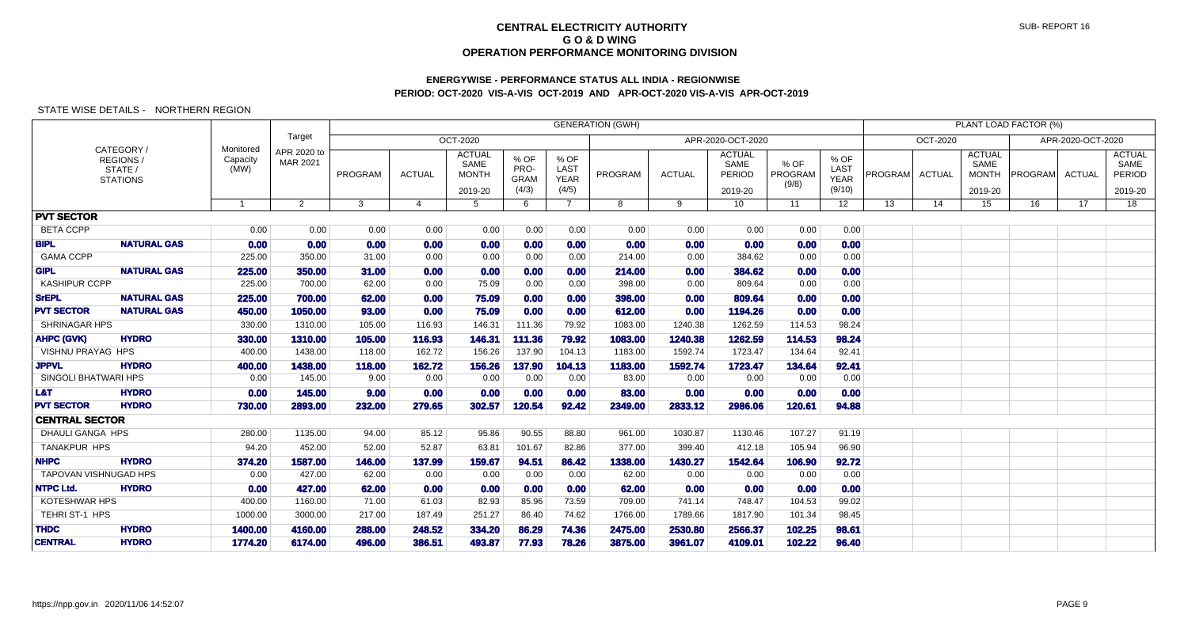# CENTRAL ELECTRICITY AUTHORITY
## G O & D WING
## OPERATION PERFORMANCE MONITORING DIVISION

SUB- REPORT 16

### ENERGYWISE - PERFORMANCE STATUS ALL INDIA - REGIONWISE
### PERIOD: OCT-2020 VIS-A-VIS OCT-2019 AND APR-OCT-2020 VIS-A-VIS APR-OCT-2019

STATE WISE DETAILS - NORTHERN REGION

| CATEGORY / REGIONS / STATE / STATIONS | | Monitored Capacity (MW) | Target APR 2020 to MAR 2021 | GENERATION (GWH) OCT-2020 PROGRAM | ACTUAL | ACTUAL SAME MONTH 2019-20 | % OF PRO-GRAM (4/3) | % OF LAST YEAR (4/5) | APR-2020-OCT-2020 PROGRAM | ACTUAL | ACTUAL SAME PERIOD 2019-20 | % OF PROGRAM (9/8) | % OF LAST YEAR (9/10) | PLANT LOAD FACTOR (%) OCT-2020 PROGRAM | ACTUAL | ACTUAL SAME MONTH 2019-20 | APR-2020-OCT-2020 PROGRAM | ACTUAL | ACTUAL SAME PERIOD 2019-20 |
|---|---|---|---|---|---|---|---|---|---|---|---|---|---|---|---|---|---|---|---|
| | | 1 | 2 | 3 | 4 | 5 | 6 | 7 | 8 | 9 | 10 | 11 | 12 | 13 | 14 | 15 | 16 | 17 | 18 |
| **PVT SECTOR** | | | | | | | | | | | | | | | | | | | |
| BETA CCPP | | 0.00 | 0.00 | 0.00 | 0.00 | 0.00 | 0.00 | 0.00 | 0.00 | 0.00 | 0.00 | 0.00 | 0.00 | | | | | | |
| **BIPL** | **NATURAL GAS** | **0.00** | **0.00** | **0.00** | **0.00** | **0.00** | **0.00** | **0.00** | **0.00** | **0.00** | **0.00** | **0.00** | **0.00** | | | | | | |
| GAMA CCPP | | 225.00 | 350.00 | 31.00 | 0.00 | 0.00 | 0.00 | 0.00 | 214.00 | 0.00 | 384.62 | 0.00 | 0.00 | | | | | | |
| **GIPL** | **NATURAL GAS** | **225.00** | **350.00** | **31.00** | **0.00** | **0.00** | **0.00** | **0.00** | **214.00** | **0.00** | **384.62** | **0.00** | **0.00** | | | | | | |
| KASHIPUR CCPP | | 225.00 | 700.00 | 62.00 | 0.00 | 75.09 | 0.00 | 0.00 | 398.00 | 0.00 | 809.64 | 0.00 | 0.00 | | | | | | |
| **SrEPL** | **NATURAL GAS** | **225.00** | **700.00** | **62.00** | **0.00** | **75.09** | **0.00** | **0.00** | **398.00** | **0.00** | **809.64** | **0.00** | **0.00** | | | | | | |
| **PVT SECTOR** | **NATURAL GAS** | **450.00** | **1050.00** | **93.00** | **0.00** | **75.09** | **0.00** | **0.00** | **612.00** | **0.00** | **1194.26** | **0.00** | **0.00** | | | | | | |
| SHRINAGAR HPS | | 330.00 | 1310.00 | 105.00 | 116.93 | 146.31 | 111.36 | 79.92 | 1083.00 | 1240.38 | 1262.59 | 114.53 | 98.24 | | | | | | |
| **AHPC (GVK)** | **HYDRO** | **330.00** | **1310.00** | **105.00** | **116.93** | **146.31** | **111.36** | **79.92** | **1083.00** | **1240.38** | **1262.59** | **114.53** | **98.24** | | | | | | |
| VISHNU PRAYAG HPS | | 400.00 | 1438.00 | 118.00 | 162.72 | 156.26 | 137.90 | 104.13 | 1183.00 | 1592.74 | 1723.47 | 134.64 | 92.41 | | | | | | |
| **JPPVL** | **HYDRO** | **400.00** | **1438.00** | **118.00** | **162.72** | **156.26** | **137.90** | **104.13** | **1183.00** | **1592.74** | **1723.47** | **134.64** | **92.41** | | | | | | |
| SINGOLI BHATWARI HPS | | 0.00 | 145.00 | 9.00 | 0.00 | 0.00 | 0.00 | 0.00 | 83.00 | 0.00 | 0.00 | 0.00 | 0.00 | | | | | | |
| **L&T** | **HYDRO** | **0.00** | **145.00** | **9.00** | **0.00** | **0.00** | **0.00** | **0.00** | **83.00** | **0.00** | **0.00** | **0.00** | **0.00** | | | | | | |
| **PVT SECTOR** | **HYDRO** | **730.00** | **2893.00** | **232.00** | **279.65** | **302.57** | **120.54** | **92.42** | **2349.00** | **2833.12** | **2986.06** | **120.61** | **94.88** | | | | | | |
| **CENTRAL SECTOR** | | | | | | | | | | | | | | | | | | | |
| DHAULI GANGA HPS | | 280.00 | 1135.00 | 94.00 | 85.12 | 95.86 | 90.55 | 88.80 | 961.00 | 1030.87 | 1130.46 | 107.27 | 91.19 | | | | | | |
| TANAKPUR HPS | | 94.20 | 452.00 | 52.00 | 52.87 | 63.81 | 101.67 | 82.86 | 377.00 | 399.40 | 412.18 | 105.94 | 96.90 | | | | | | |
| **NHPC** | **HYDRO** | **374.20** | **1587.00** | **146.00** | **137.99** | **159.67** | **94.51** | **86.42** | **1338.00** | **1430.27** | **1542.64** | **106.90** | **92.72** | | | | | | |
| TAPOVAN VISHNUGAD HPS | | 0.00 | 427.00 | 62.00 | 0.00 | 0.00 | 0.00 | 0.00 | 62.00 | 0.00 | 0.00 | 0.00 | 0.00 | | | | | | |
| **NTPC Ltd.** | **HYDRO** | **0.00** | **427.00** | **62.00** | **0.00** | **0.00** | **0.00** | **0.00** | **62.00** | **0.00** | **0.00** | **0.00** | **0.00** | | | | | | |
| KOTESHWAR HPS | | 400.00 | 1160.00 | 71.00 | 61.03 | 82.93 | 85.96 | 73.59 | 709.00 | 741.14 | 748.47 | 104.53 | 99.02 | | | | | | |
| TEHRI ST-1 HPS | | 1000.00 | 3000.00 | 217.00 | 187.49 | 251.27 | 86.40 | 74.62 | 1766.00 | 1789.66 | 1817.90 | 101.34 | 98.45 | | | | | | |
| **THDC** | **HYDRO** | **1400.00** | **4160.00** | **288.00** | **248.52** | **334.20** | **86.29** | **74.36** | **2475.00** | **2530.80** | **2566.37** | **102.25** | **98.61** | | | | | | |
| **CENTRAL** | **HYDRO** | **1774.20** | **6174.00** | **496.00** | **386.51** | **493.87** | **77.93** | **78.26** | **3875.00** | **3961.07** | **4109.01** | **102.22** | **96.40** | | | | | | |

https://npp.gov.in 2020/11/06 14:52:07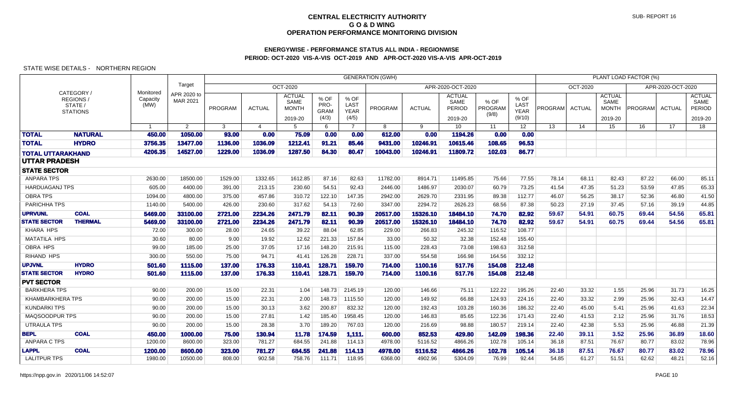# CENTRAL ELECTRICITY AUTHORITY
## G O & D WING
## OPERATION PERFORMANCE MONITORING DIVISION

SUB- REPORT 16

### ENERGYWISE - PERFORMANCE STATUS ALL INDIA - REGIONWISE
### PERIOD: OCT-2020 VIS-A-VIS OCT-2019 AND APR-OCT-2020 VIS-A-VIS APR-OCT-2019

STATE WISE DETAILS - NORTHERN REGION

| CATEGORY / REGIONS / STATE / STATIONS | | Monitored Capacity (MW) | Target APR 2020 to MAR 2021 | GENERATION (GWH) OCT-2020 PROGRAM | ACTUAL | ACTUAL SAME MONTH 2019-20 | % OF PROGRAM (4/3) | % OF LAST YEAR (4/5) | APR-2020-OCT-2020 PROGRAM | ACTUAL | ACTUAL SAME PERIOD 2019-20 | % OF PROGRAM (9/8) | % OF LAST YEAR (9/10) | PLANT LOAD FACTOR (%) OCT-2020 PROGRAM | ACTUAL | ACTUAL SAME MONTH 2019-20 | APR-2020-OCT-2020 PROGRAM | ACTUAL | ACTUAL SAME PERIOD 2019-20 |
|---|---|---|---|---|---|---|---|---|---|---|---|---|---|---|---|---|---|---|---|
| | | 1 | 2 | 3 | 4 | 5 | 6 | 7 | 8 | 9 | 10 | 11 | 12 | 13 | 14 | 15 | 16 | 17 | 18 |
| **TOTAL** | **NATURAL** | **450.00** | **1050.00** | **93.00** | **0.00** | **75.09** | **0.00** | **0.00** | **612.00** | **0.00** | **1194.26** | **0.00** | **0.00** | | | | | | |
| **TOTAL** | **HYDRO** | **3756.35** | **13477.00** | **1136.00** | **1036.09** | **1212.41** | **91.21** | **85.46** | **9431.00** | **10246.91** | **10615.46** | **108.65** | **96.53** | | | | | | |
| **TOTAL UTTARAKHAND** | | **4206.35** | **14527.00** | **1229.00** | **1036.09** | **1287.50** | **84.30** | **80.47** | **10043.00** | **10246.91** | **11809.72** | **102.03** | **86.77** | | | | | | |
| **UTTAR PRADESH** | | | | | | | | | | | | | | | | | | | |
| **STATE SECTOR** | | | | | | | | | | | | | | | | | | | |
| ANPARA TPS | | 2630.00 | 18500.00 | 1529.00 | 1332.65 | 1612.85 | 87.16 | 82.63 | 11782.00 | 8914.71 | 11495.85 | 75.66 | 77.55 | 78.14 | 68.11 | 82.43 | 87.22 | 66.00 | 85.11 |
| HARDUAGANJ TPS | | 605.00 | 4400.00 | 391.00 | 213.15 | 230.60 | 54.51 | 92.43 | 2446.00 | 1486.97 | 2030.07 | 60.79 | 73.25 | 41.54 | 47.35 | 51.23 | 53.59 | 47.85 | 65.33 |
| OBRA TPS | | 1094.00 | 4800.00 | 375.00 | 457.86 | 310.72 | 122.10 | 147.35 | 2942.00 | 2629.70 | 2331.95 | 89.38 | 112.77 | 46.07 | 56.25 | 38.17 | 52.36 | 46.80 | 41.50 |
| PARICHHA TPS | | 1140.00 | 5400.00 | 426.00 | 230.60 | 317.62 | 54.13 | 72.60 | 3347.00 | 2294.72 | 2626.23 | 68.56 | 87.38 | 50.23 | 27.19 | 37.45 | 57.16 | 39.19 | 44.85 |
| **UPRVUNL** | **COAL** | **5469.00** | **33100.00** | **2721.00** | **2234.26** | **2471.79** | **82.11** | **90.39** | **20517.00** | **15326.10** | **18484.10** | **74.70** | **82.92** | **59.67** | **54.91** | **60.75** | **69.44** | **54.56** | **65.81** |
| **STATE SECTOR** | **THERMAL** | **5469.00** | **33100.00** | **2721.00** | **2234.26** | **2471.79** | **82.11** | **90.39** | **20517.00** | **15326.10** | **18484.10** | **74.70** | **82.92** | **59.67** | **54.91** | **60.75** | **69.44** | **54.56** | **65.81** |
| KHARA HPS | | 72.00 | 300.00 | 28.00 | 24.65 | 39.22 | 88.04 | 62.85 | 229.00 | 266.83 | 245.32 | 116.52 | 108.77 | | | | | | |
| MATATILA HPS | | 30.60 | 80.00 | 9.00 | 19.92 | 12.62 | 221.33 | 157.84 | 33.00 | 50.32 | 32.38 | 152.48 | 155.40 | | | | | | |
| OBRA HPS | | 99.00 | 185.00 | 25.00 | 37.05 | 17.16 | 148.20 | 215.91 | 115.00 | 228.43 | 73.08 | 198.63 | 312.58 | | | | | | |
| RIHAND HPS | | 300.00 | 550.00 | 75.00 | 94.71 | 41.41 | 126.28 | 228.71 | 337.00 | 554.58 | 166.98 | 164.56 | 332.12 | | | | | | |
| **UPJVNL** | **HYDRO** | **501.60** | **1115.00** | **137.00** | **176.33** | **110.41** | **128.71** | **159.70** | **714.00** | **1100.16** | **517.76** | **154.08** | **212.48** | | | | | | |
| **STATE SECTOR** | **HYDRO** | **501.60** | **1115.00** | **137.00** | **176.33** | **110.41** | **128.71** | **159.70** | **714.00** | **1100.16** | **517.76** | **154.08** | **212.48** | | | | | | |
| **PVT SECTOR** | | | | | | | | | | | | | | | | | | | |
| BARKHERA TPS | | 90.00 | 200.00 | 15.00 | 22.31 | 1.04 | 148.73 | 2145.19 | 120.00 | 146.66 | 75.11 | 122.22 | 195.26 | 22.40 | 33.32 | 1.55 | 25.96 | 31.73 | 16.25 |
| KHAMBARKHERA TPS | | 90.00 | 200.00 | 15.00 | 22.31 | 2.00 | 148.73 | 1115.50 | 120.00 | 149.92 | 66.88 | 124.93 | 224.16 | 22.40 | 33.32 | 2.99 | 25.96 | 32.43 | 14.47 |
| KUNDARKI TPS | | 90.00 | 200.00 | 15.00 | 30.13 | 3.62 | 200.87 | 832.32 | 120.00 | 192.43 | 103.28 | 160.36 | 186.32 | 22.40 | 45.00 | 5.41 | 25.96 | 41.63 | 22.34 |
| MAQSOODPUR TPS | | 90.00 | 200.00 | 15.00 | 27.81 | 1.42 | 185.40 | 1958.45 | 120.00 | 146.83 | 85.65 | 122.36 | 171.43 | 22.40 | 41.53 | 2.12 | 25.96 | 31.76 | 18.53 |
| UTRAULA TPS | | 90.00 | 200.00 | 15.00 | 28.38 | 3.70 | 189.20 | 767.03 | 120.00 | 216.69 | 98.88 | 180.57 | 219.14 | 22.40 | 42.38 | 5.53 | 25.96 | 46.88 | 21.39 |
| **BEPL** | **COAL** | **450.00** | **1000.00** | **75.00** | **130.94** | **11.78** | **174.59** | **1,111.** | **600.00** | **852.53** | **429.80** | **142.09** | **198.36** | **22.40** | **39.11** | **3.52** | **25.96** | **36.89** | **18.60** |
| ANPARA C TPS | | 1200.00 | 8600.00 | 323.00 | 781.27 | 684.55 | 241.88 | 114.13 | 4978.00 | 5116.52 | 4866.26 | 102.78 | 105.14 | 36.18 | 87.51 | 76.67 | 80.77 | 83.02 | 78.96 |
| **LAPPL** | **COAL** | **1200.00** | **8600.00** | **323.00** | **781.27** | **684.55** | **241.88** | **114.13** | **4978.00** | **5116.52** | **4866.26** | **102.78** | **105.14** | **36.18** | **87.51** | **76.67** | **80.77** | **83.02** | **78.96** |
| LALITPUR TPS | | 1980.00 | 10500.00 | 808.00 | 902.58 | 758.76 | 111.71 | 118.95 | 6368.00 | 4902.96 | 5304.09 | 76.99 | 92.44 | 54.85 | 61.27 | 51.51 | 62.62 | 48.21 | 52.16 |

https://npp.gov.in 2020/11/06 14:52:07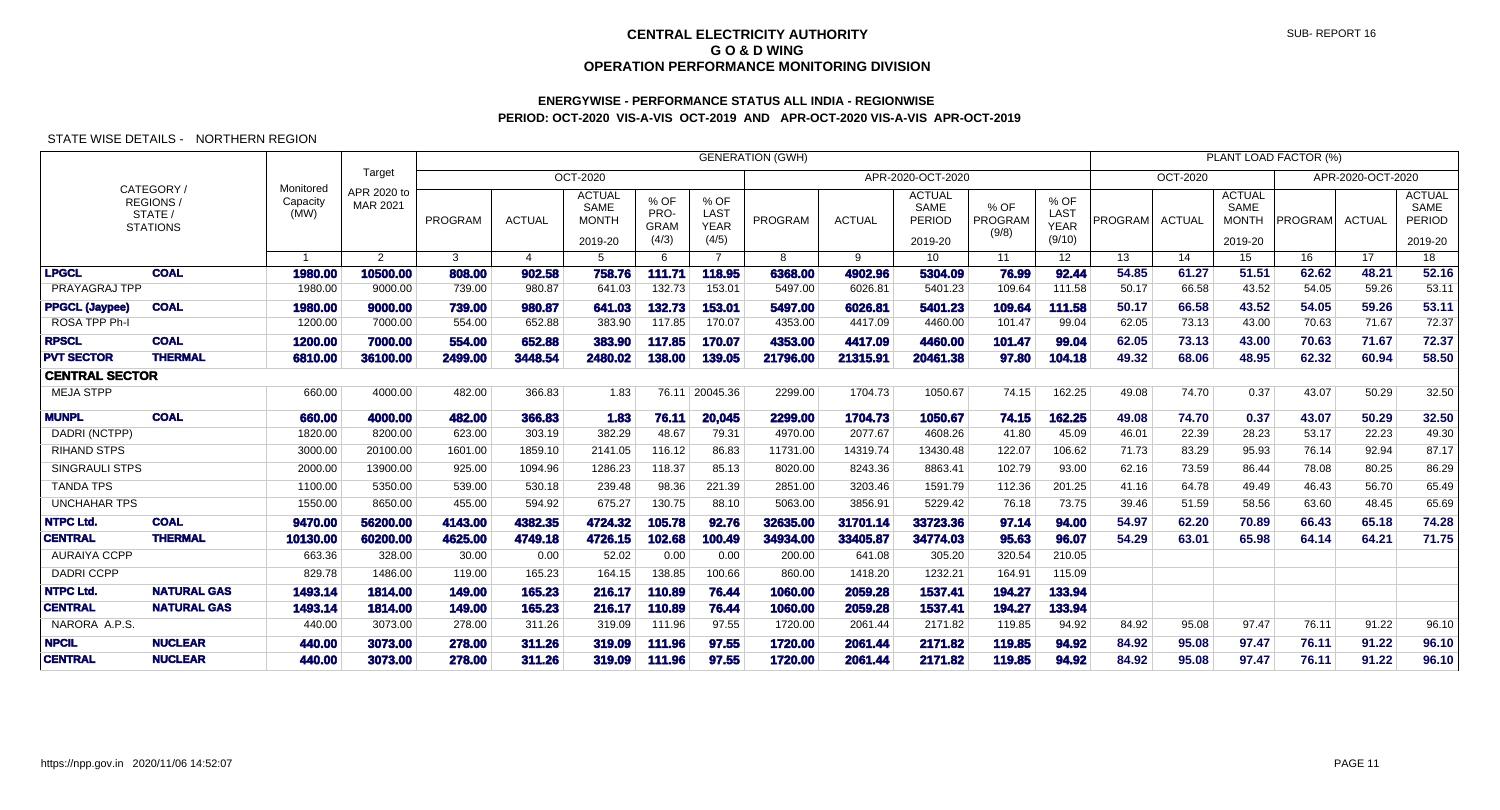# CENTRAL ELECTRICITY AUTHORITY
## G O & D WING
## OPERATION PERFORMANCE MONITORING DIVISION

SUB- REPORT 16

### ENERGYWISE - PERFORMANCE STATUS ALL INDIA - REGIONWISE
### PERIOD: OCT-2020 VIS-A-VIS OCT-2019 AND APR-OCT-2020 VIS-A-VIS APR-OCT-2019

STATE WISE DETAILS - NORTHERN REGION

| CATEGORY / REGIONS / STATE / STATIONS | | Monitored Capacity (MW) | Target APR 2020 to MAR 2021 | GENERATION (GWH) | | | | | | | | | | PLANT LOAD FACTOR (%) | | | | | |
|---|---|---|---|---|---|---|---|---|---|---|---|---|---|---|---|---|---|---|---|
| | | | | OCT-2020 | | | | | APR-2020-OCT-2020 | | | | | OCT-2020 | | | APR-2020-OCT-2020 | | |
| | | | | PROGRAM | ACTUAL | ACTUAL SAME MONTH 2019-20 | % OF PRO-GRAM (4/3) | % OF LAST YEAR (4/5) | PROGRAM | ACTUAL | ACTUAL SAME PERIOD 2019-20 | % OF PROGRAM (9/8) | % OF LAST YEAR (9/10) | PROGRAM | ACTUAL | ACTUAL SAME MONTH 2019-20 | PROGRAM | ACTUAL | ACTUAL SAME PERIOD 2019-20 |
| | | 1 | 2 | 3 | 4 | 5 | 6 | 7 | 8 | 9 | 10 | 11 | 12 | 13 | 14 | 15 | 16 | 17 | 18 |
| **LPGCL** | **COAL** | **1980.00** | **10500.00** | **808.00** | **902.58** | **758.76** | **111.71** | **118.95** | **6368.00** | **4902.96** | **5304.09** | **76.99** | **92.44** | **54.85** | **61.27** | **51.51** | **62.62** | **48.21** | **52.16** |
| PRAYAGRAJ TPP | | 1980.00 | 9000.00 | 739.00 | 980.87 | 641.03 | 132.73 | 153.01 | 5497.00 | 6026.81 | 5401.23 | 109.64 | 111.58 | 50.17 | 66.58 | 43.52 | 54.05 | 59.26 | 53.11 |
| **PPGCL (Jaypee)** | **COAL** | **1980.00** | **9000.00** | **739.00** | **980.87** | **641.03** | **132.73** | **153.01** | **5497.00** | **6026.81** | **5401.23** | **109.64** | **111.58** | **50.17** | **66.58** | **43.52** | **54.05** | **59.26** | **53.11** |
| ROSA TPP Ph-I | | 1200.00 | 7000.00 | 554.00 | 652.88 | 383.90 | 117.85 | 170.07 | 4353.00 | 4417.09 | 4460.00 | 101.47 | 99.04 | 62.05 | 73.13 | 43.00 | 70.63 | 71.67 | 72.37 |
| **RPSCL** | **COAL** | **1200.00** | **7000.00** | **554.00** | **652.88** | **383.90** | **117.85** | **170.07** | **4353.00** | **4417.09** | **4460.00** | **101.47** | **99.04** | **62.05** | **73.13** | **43.00** | **70.63** | **71.67** | **72.37** |
| **PVT SECTOR** | **THERMAL** | **6810.00** | **36100.00** | **2499.00** | **3448.54** | **2480.02** | **138.00** | **139.05** | **21796.00** | **21315.91** | **20461.38** | **97.80** | **104.18** | **49.32** | **68.06** | **48.95** | **62.32** | **60.94** | **58.50** |
| **CENTRAL SECTOR** | | | | | | | | | | | | | | | | | | | |
| MEJA STPP | | 660.00 | 4000.00 | 482.00 | 366.83 | 1.83 | 76.11 | 20045.36 | 2299.00 | 1704.73 | 1050.67 | 74.15 | 162.25 | 49.08 | 74.70 | 0.37 | 43.07 | 50.29 | 32.50 |
| **MUNPL** | **COAL** | **660.00** | **4000.00** | **482.00** | **366.83** | **1.83** | **76.11** | **20,045** | **2299.00** | **1704.73** | **1050.67** | **74.15** | **162.25** | **49.08** | **74.70** | **0.37** | **43.07** | **50.29** | **32.50** |
| DADRI (NCTPP) | | 1820.00 | 8200.00 | 623.00 | 303.19 | 382.29 | 48.67 | 79.31 | 4970.00 | 2077.67 | 4608.26 | 41.80 | 45.09 | 46.01 | 22.39 | 28.23 | 53.17 | 22.23 | 49.30 |
| RIHAND STPS | | 3000.00 | 20100.00 | 1601.00 | 1859.10 | 2141.05 | 116.12 | 86.83 | 11731.00 | 14319.74 | 13430.48 | 122.07 | 106.62 | 71.73 | 83.29 | 95.93 | 76.14 | 92.94 | 87.17 |
| SINGRAULI STPS | | 2000.00 | 13900.00 | 925.00 | 1094.96 | 1286.23 | 118.37 | 85.13 | 8020.00 | 8243.36 | 8863.41 | 102.79 | 93.00 | 62.16 | 73.59 | 86.44 | 78.08 | 80.25 | 86.29 |
| TANDA TPS | | 1100.00 | 5350.00 | 539.00 | 530.18 | 239.48 | 98.36 | 221.39 | 2851.00 | 3203.46 | 1591.79 | 112.36 | 201.25 | 41.16 | 64.78 | 49.49 | 46.43 | 56.70 | 65.49 |
| UNCHAHAR TPS | | 1550.00 | 8650.00 | 455.00 | 594.92 | 675.27 | 130.75 | 88.10 | 5063.00 | 3856.91 | 5229.42 | 76.18 | 73.75 | 39.46 | 51.59 | 58.56 | 63.60 | 48.45 | 65.69 |
| **NTPC Ltd.** | **COAL** | **9470.00** | **56200.00** | **4143.00** | **4382.35** | **4724.32** | **105.78** | **92.76** | **32635.00** | **31701.14** | **33723.36** | **97.14** | **94.00** | **54.97** | **62.20** | **70.89** | **66.43** | **65.18** | **74.28** |
| **CENTRAL** | **THERMAL** | **10130.00** | **60200.00** | **4625.00** | **4749.18** | **4726.15** | **102.68** | **100.49** | **34934.00** | **33405.87** | **34774.03** | **95.63** | **96.07** | **54.29** | **63.01** | **65.98** | **64.14** | **64.21** | **71.75** |
| AURAIYA CCPP | | 663.36 | 328.00 | 30.00 | 0.00 | 52.02 | 0.00 | 0.00 | 200.00 | 641.08 | 305.20 | 320.54 | 210.05 | | | | | | |
| DADRI CCPP | | 829.78 | 1486.00 | 119.00 | 165.23 | 164.15 | 138.85 | 100.66 | 860.00 | 1418.20 | 1232.21 | 164.91 | 115.09 | | | | | | |
| **NTPC Ltd.** | **NATURAL GAS** | **1493.14** | **1814.00** | **149.00** | **165.23** | **216.17** | **110.89** | **76.44** | **1060.00** | **2059.28** | **1537.41** | **194.27** | **133.94** | | | | | | |
| **CENTRAL** | **NATURAL GAS** | **1493.14** | **1814.00** | **149.00** | **165.23** | **216.17** | **110.89** | **76.44** | **1060.00** | **2059.28** | **1537.41** | **194.27** | **133.94** | | | | | | |
| NARORA A.P.S. | | 440.00 | 3073.00 | 278.00 | 311.26 | 319.09 | 111.96 | 97.55 | 1720.00 | 2061.44 | 2171.82 | 119.85 | 94.92 | 84.92 | 95.08 | 97.47 | 76.11 | 91.22 | 96.10 |
| **NPCIL** | **NUCLEAR** | **440.00** | **3073.00** | **278.00** | **311.26** | **319.09** | **111.96** | **97.55** | **1720.00** | **2061.44** | **2171.82** | **119.85** | **94.92** | **84.92** | **95.08** | **97.47** | **76.11** | **91.22** | **96.10** |
| **CENTRAL** | **NUCLEAR** | **440.00** | **3073.00** | **278.00** | **311.26** | **319.09** | **111.96** | **97.55** | **1720.00** | **2061.44** | **2171.82** | **119.85** | **94.92** | **84.92** | **95.08** | **97.47** | **76.11** | **91.22** | **96.10** |

https://npp.gov.in 2020/11/06 14:52:07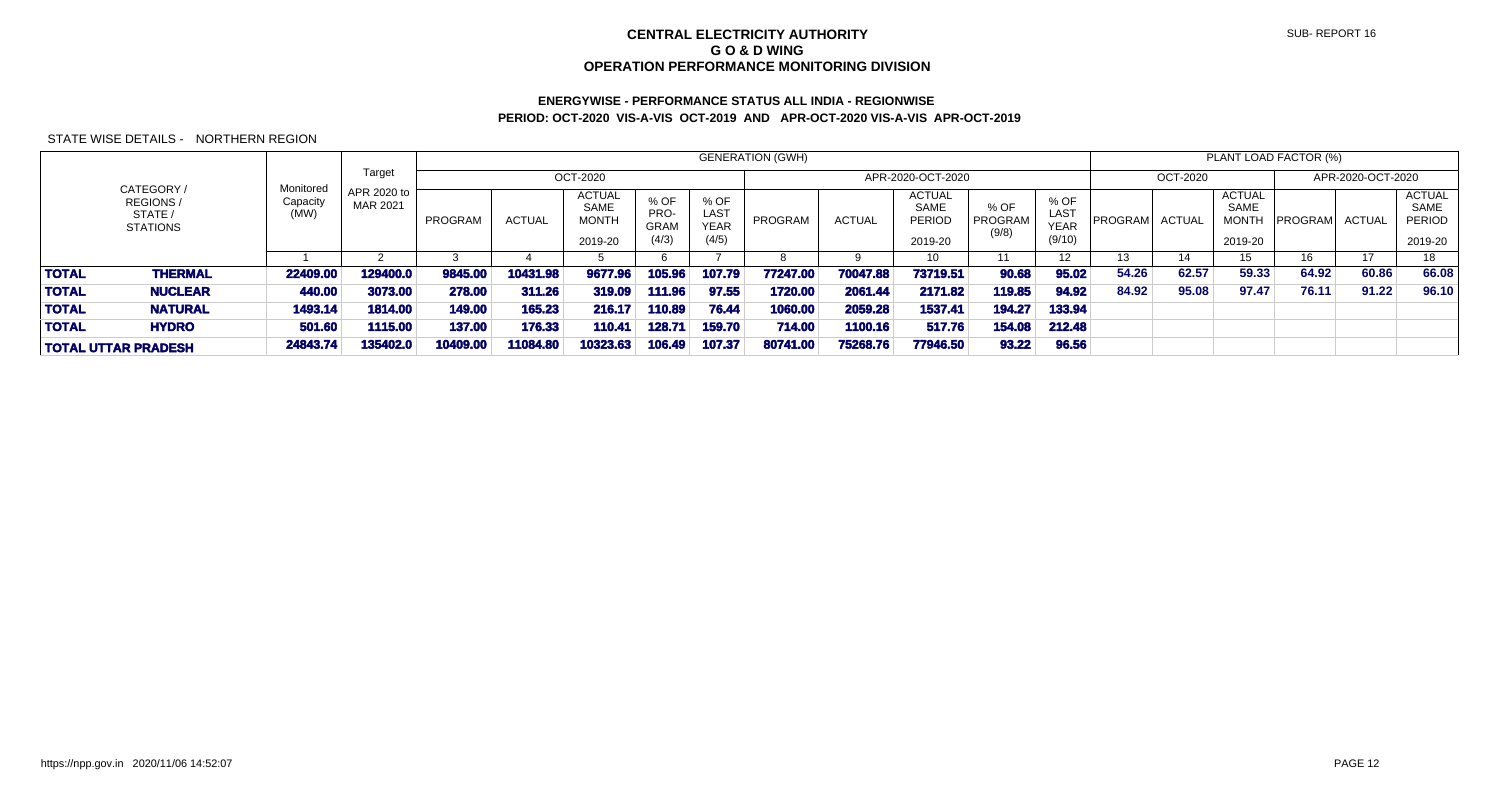# CENTRAL ELECTRICITY AUTHORITY
## G O & D WING
## OPERATION PERFORMANCE MONITORING DIVISION

SUB- REPORT 16

### ENERGYWISE - PERFORMANCE STATUS ALL INDIA - REGIONWISE
### PERIOD: OCT-2020 VIS-A-VIS OCT-2019 AND APR-OCT-2020 VIS-A-VIS APR-OCT-2019

STATE WISE DETAILS - NORTHERN REGION

| CATEGORY / REGIONS / STATE / STATIONS | | Monitored Capacity (MW) | Target APR 2020 to MAR 2021 | GENERATION (GWH) | | | | | | | | | | PLANT LOAD FACTOR (%) | | | | | |
|---|---|---|---|---|---|---|---|---|---|---|---|---|---|---|---|---|---|---|---|
| | | | | OCT-2020 | | | | | APR-2020-OCT-2020 | | | | | OCT-2020 | | | APR-2020-OCT-2020 | | |
| | | | | PROGRAM | ACTUAL | ACTUAL SAME MONTH 2019-20 | % OF PRO-GRAM (4/3) | % OF LAST YEAR (4/5) | PROGRAM | ACTUAL | ACTUAL SAME PERIOD 2019-20 | % OF PROGRAM (9/8) | % OF LAST YEAR (9/10) | PROGRAM | ACTUAL | ACTUAL SAME MONTH 2019-20 | PROGRAM | ACTUAL | ACTUAL SAME PERIOD 2019-20 |
| | | 1 | 2 | 3 | 4 | 5 | 6 | 7 | 8 | 9 | 10 | 11 | 12 | 13 | 14 | 15 | 16 | 17 | 18 |
| **TOTAL** | **THERMAL** | **22409.00** | **129400.0** | **9845.00** | **10431.98** | **9677.96** | **105.96** | **107.79** | **77247.00** | **70047.88** | **73719.51** | **90.68** | **95.02** | **54.26** | **62.57** | **59.33** | **64.92** | **60.86** | **66.08** |
| **TOTAL** | **NUCLEAR** | **440.00** | **3073.00** | **278.00** | **311.26** | **319.09** | **111.96** | **97.55** | **1720.00** | **2061.44** | **2171.82** | **119.85** | **94.92** | **84.92** | **95.08** | **97.47** | **76.11** | **91.22** | **96.10** |
| **TOTAL** | **NATURAL** | **1493.14** | **1814.00** | **149.00** | **165.23** | **216.17** | **110.89** | **76.44** | **1060.00** | **2059.28** | **1537.41** | **194.27** | **133.94** | | | | | | |
| **TOTAL** | **HYDRO** | **501.60** | **1115.00** | **137.00** | **176.33** | **110.41** | **128.71** | **159.70** | **714.00** | **1100.16** | **517.76** | **154.08** | **212.48** | | | | | | |
| **TOTAL UTTAR PRADESH** | | **24843.74** | **135402.0** | **10409.00** | **11084.80** | **10323.63** | **106.49** | **107.37** | **80741.00** | **75268.76** | **77946.50** | **93.22** | **96.56** | | | | | | |

https://npp.gov.in 2020/11/06 14:52:07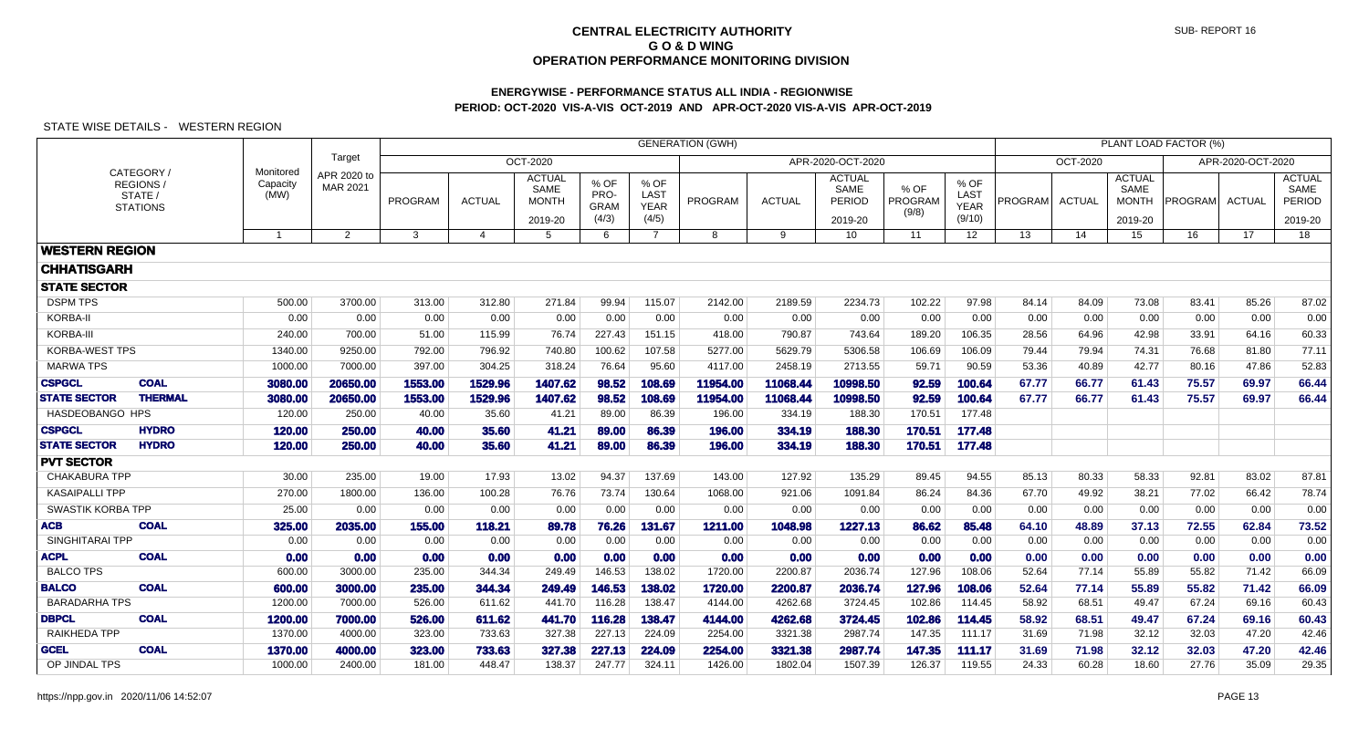# CENTRAL ELECTRICITY AUTHORITY
## G O & D WING
## OPERATION PERFORMANCE MONITORING DIVISION

SUB- REPORT 16

### ENERGYWISE - PERFORMANCE STATUS ALL INDIA - REGIONWISE
### PERIOD: OCT-2020 VIS-A-VIS OCT-2019 AND APR-OCT-2020 VIS-A-VIS APR-OCT-2019

STATE WISE DETAILS - WESTERN REGION

| CATEGORY / REGIONS / STATE / STATIONS | | Monitored Capacity (MW) | Target APR 2020 to MAR 2021 | GENERATION (GWH) OCT-2020 PROGRAM | ACTUAL | ACTUAL SAME MONTH 2019-20 | % OF PRO-GRAM (4/3) | % OF LAST YEAR (4/5) | APR-2020-OCT-2020 PROGRAM | ACTUAL | ACTUAL SAME PERIOD 2019-20 | % OF PROGRAM (9/8) | % OF LAST YEAR (9/10) | PLANT LOAD FACTOR (%) OCT-2020 PROGRAM | ACTUAL | ACTUAL SAME MONTH 2019-20 | APR-2020-OCT-2020 PROGRAM | ACTUAL | ACTUAL SAME PERIOD 2019-20 |
|---|---|---|---|---|---|---|---|---|---|---|---|---|---|---|---|---|---|---|---|
| | | 1 | 2 | 3 | 4 | 5 | 6 | 7 | 8 | 9 | 10 | 11 | 12 | 13 | 14 | 15 | 16 | 17 | 18 |
| **WESTERN REGION** | | | | | | | | | | | | | | | | | | | |
| **CHHATISGARH** | | | | | | | | | | | | | | | | | | | |
| **STATE SECTOR** | | | | | | | | | | | | | | | | | | | |
| DSPM TPS | | 500.00 | 3700.00 | 313.00 | 312.80 | 271.84 | 99.94 | 115.07 | 2142.00 | 2189.59 | 2234.73 | 102.22 | 97.98 | 84.14 | 84.09 | 73.08 | 83.41 | 85.26 | 87.02 |
| KORBA-II | | 0.00 | 0.00 | 0.00 | 0.00 | 0.00 | 0.00 | 0.00 | 0.00 | 0.00 | 0.00 | 0.00 | 0.00 | 0.00 | 0.00 | 0.00 | 0.00 | 0.00 | 0.00 |
| KORBA-III | | 240.00 | 700.00 | 51.00 | 115.99 | 76.74 | 227.43 | 151.15 | 418.00 | 790.87 | 743.64 | 189.20 | 106.35 | 28.56 | 64.96 | 42.98 | 33.91 | 64.16 | 60.33 |
| KORBA-WEST TPS | | 1340.00 | 9250.00 | 792.00 | 796.92 | 740.80 | 100.62 | 107.58 | 5277.00 | 5629.79 | 5306.58 | 106.69 | 106.09 | 79.44 | 79.94 | 74.31 | 76.68 | 81.80 | 77.11 |
| MARWA TPS | | 1000.00 | 7000.00 | 397.00 | 304.25 | 318.24 | 76.64 | 95.60 | 4117.00 | 2458.19 | 2713.55 | 59.71 | 90.59 | 53.36 | 40.89 | 42.77 | 80.16 | 47.86 | 52.83 |
| **CSPGCL** | **COAL** | **3080.00** | **20650.00** | **1553.00** | **1529.96** | **1407.62** | **98.52** | **108.69** | **11954.00** | **11068.44** | **10998.50** | **92.59** | **100.64** | **67.77** | **66.77** | **61.43** | **75.57** | **69.97** | **66.44** |
| **STATE SECTOR** | **THERMAL** | **3080.00** | **20650.00** | **1553.00** | **1529.96** | **1407.62** | **98.52** | **108.69** | **11954.00** | **11068.44** | **10998.50** | **92.59** | **100.64** | **67.77** | **66.77** | **61.43** | **75.57** | **69.97** | **66.44** |
| HASDEOBANGO HPS | | 120.00 | 250.00 | 40.00 | 35.60 | 41.21 | 89.00 | 86.39 | 196.00 | 334.19 | 188.30 | 170.51 | 177.48 | | | | | | |
| **CSPGCL** | **HYDRO** | **120.00** | **250.00** | **40.00** | **35.60** | **41.21** | **89.00** | **86.39** | **196.00** | **334.19** | **188.30** | **170.51** | **177.48** | | | | | | |
| **STATE SECTOR** | **HYDRO** | **120.00** | **250.00** | **40.00** | **35.60** | **41.21** | **89.00** | **86.39** | **196.00** | **334.19** | **188.30** | **170.51** | **177.48** | | | | | | |
| **PVT SECTOR** | | | | | | | | | | | | | | | | | | | |
| CHAKABURA TPP | | 30.00 | 235.00 | 19.00 | 17.93 | 13.02 | 94.37 | 137.69 | 143.00 | 127.92 | 135.29 | 89.45 | 94.55 | 85.13 | 80.33 | 58.33 | 92.81 | 83.02 | 87.81 |
| KASAIPALLI TPP | | 270.00 | 1800.00 | 136.00 | 100.28 | 76.76 | 73.74 | 130.64 | 1068.00 | 921.06 | 1091.84 | 86.24 | 84.36 | 67.70 | 49.92 | 38.21 | 77.02 | 66.42 | 78.74 |
| SWASTIK KORBA TPP | | 25.00 | 0.00 | 0.00 | 0.00 | 0.00 | 0.00 | 0.00 | 0.00 | 0.00 | 0.00 | 0.00 | 0.00 | 0.00 | 0.00 | 0.00 | 0.00 | 0.00 | 0.00 |
| **ACB** | **COAL** | **325.00** | **2035.00** | **155.00** | **118.21** | **89.78** | **76.26** | **131.67** | **1211.00** | **1048.98** | **1227.13** | **86.62** | **85.48** | **64.10** | **48.89** | **37.13** | **72.55** | **62.84** | **73.52** |
| SINGHITARAI TPP | | 0.00 | 0.00 | 0.00 | 0.00 | 0.00 | 0.00 | 0.00 | 0.00 | 0.00 | 0.00 | 0.00 | 0.00 | 0.00 | 0.00 | 0.00 | 0.00 | 0.00 | 0.00 |
| **ACPL** | **COAL** | **0.00** | **0.00** | **0.00** | **0.00** | **0.00** | **0.00** | **0.00** | **0.00** | **0.00** | **0.00** | **0.00** | **0.00** | **0.00** | **0.00** | **0.00** | **0.00** | **0.00** | **0.00** |
| BALCO TPS | | 600.00 | 3000.00 | 235.00 | 344.34 | 249.49 | 146.53 | 138.02 | 1720.00 | 2200.87 | 2036.74 | 127.96 | 108.06 | 52.64 | 77.14 | 55.89 | 55.82 | 71.42 | 66.09 |
| **BALCO** | **COAL** | **600.00** | **3000.00** | **235.00** | **344.34** | **249.49** | **146.53** | **138.02** | **1720.00** | **2200.87** | **2036.74** | **127.96** | **108.06** | **52.64** | **77.14** | **55.89** | **55.82** | **71.42** | **66.09** |
| BARADARHA TPS | | 1200.00 | 7000.00 | 526.00 | 611.62 | 441.70 | 116.28 | 138.47 | 4144.00 | 4262.68 | 3724.45 | 102.86 | 114.45 | 58.92 | 68.51 | 49.47 | 67.24 | 69.16 | 60.43 |
| **DBPCL** | **COAL** | **1200.00** | **7000.00** | **526.00** | **611.62** | **441.70** | **116.28** | **138.47** | **4144.00** | **4262.68** | **3724.45** | **102.86** | **114.45** | **58.92** | **68.51** | **49.47** | **67.24** | **69.16** | **60.43** |
| RAIKHEDA TPP | | 1370.00 | 4000.00 | 323.00 | 733.63 | 327.38 | 227.13 | 224.09 | 2254.00 | 3321.38 | 2987.74 | 147.35 | 111.17 | 31.69 | 71.98 | 32.12 | 32.03 | 47.20 | 42.46 |
| **GCEL** | **COAL** | **1370.00** | **4000.00** | **323.00** | **733.63** | **327.38** | **227.13** | **224.09** | **2254.00** | **3321.38** | **2987.74** | **147.35** | **111.17** | **31.69** | **71.98** | **32.12** | **32.03** | **47.20** | **42.46** |
| OP JINDAL TPS | | 1000.00 | 2400.00 | 181.00 | 448.47 | 138.37 | 247.77 | 324.11 | 1426.00 | 1802.04 | 1507.39 | 126.37 | 119.55 | 24.33 | 60.28 | 18.60 | 27.76 | 35.09 | 29.35 |

https://npp.gov.in 2020/11/06 14:52:07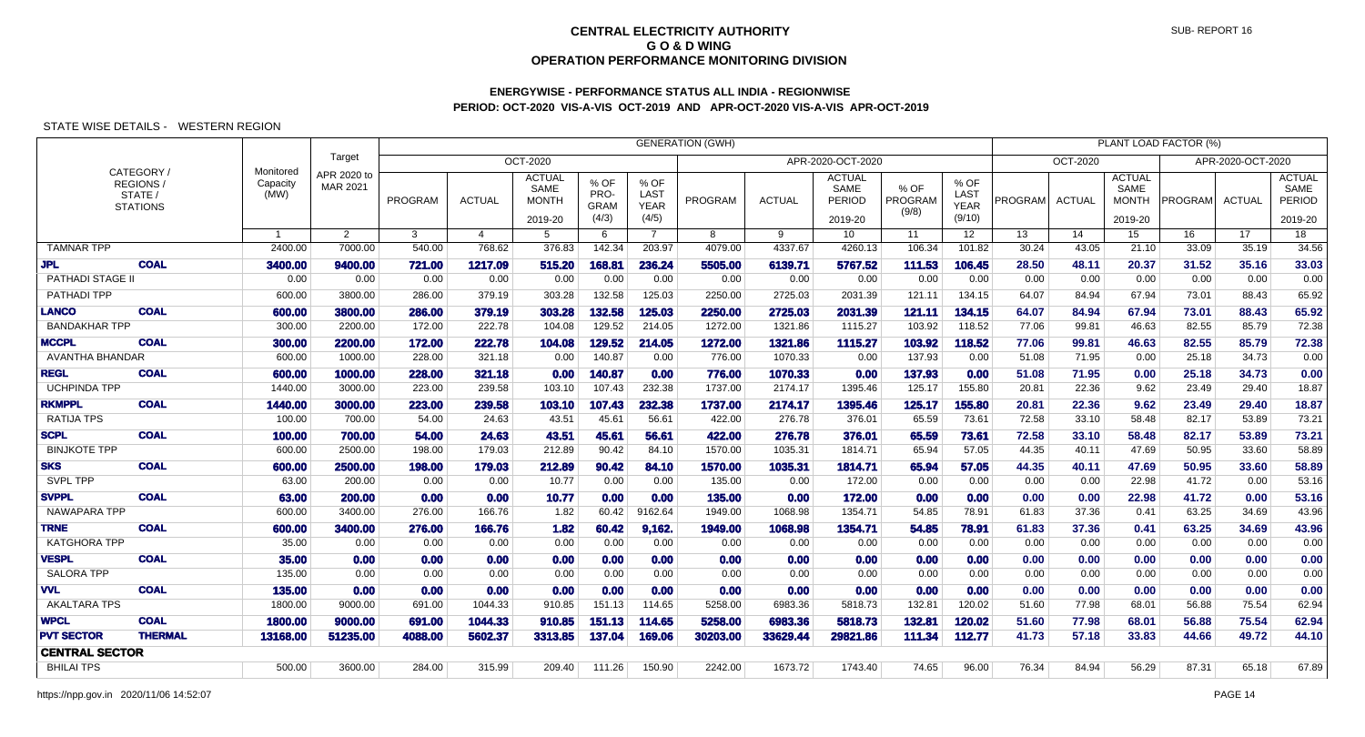# CENTRAL ELECTRICITY AUTHORITY
## G O & D WING
## OPERATION PERFORMANCE MONITORING DIVISION

SUB- REPORT 16

### ENERGYWISE - PERFORMANCE STATUS ALL INDIA - REGIONWISE
### PERIOD: OCT-2020 VIS-A-VIS OCT-2019 AND APR-OCT-2020 VIS-A-VIS APR-OCT-2019

STATE WISE DETAILS - WESTERN REGION

| CATEGORY / REGIONS / STATE / STATIONS | | Monitored Capacity (MW) | Target APR 2020 to MAR 2021 | GENERATION (GWH) | | | | | | | | | | PLANT LOAD FACTOR (%) | | | | | |
|---|---|---|---|---|---|---|---|---|---|---|---|---|---|---|---|---|---|---|---|
| | | | | OCT-2020 | | | | | APR-2020-OCT-2020 | | | | | OCT-2020 | | | APR-2020-OCT-2020 | | |
| | | | | PROGRAM | ACTUAL | ACTUAL SAME MONTH 2019-20 | % OF PRO-GRAM (4/3) | % OF LAST YEAR (4/5) | PROGRAM | ACTUAL | ACTUAL SAME PERIOD 2019-20 | % OF PROGRAM (9/8) | % OF LAST YEAR (9/10) | PROGRAM | ACTUAL | ACTUAL SAME MONTH 2019-20 | PROGRAM | ACTUAL | ACTUAL SAME PERIOD 2019-20 |
| | | 1 | 2 | 3 | 4 | 5 | 6 | 7 | 8 | 9 | 10 | 11 | 12 | 13 | 14 | 15 | 16 | 17 | 18 |
| TAMNAR TPP | | 2400.00 | 7000.00 | 540.00 | 768.62 | 376.83 | 142.34 | 203.97 | 4079.00 | 4337.67 | 4260.13 | 106.34 | 101.82 | 30.24 | 43.05 | 21.10 | 33.09 | 35.19 | 34.56 |
| **JPL** | **COAL** | **3400.00** | **9400.00** | **721.00** | **1217.09** | **515.20** | **168.81** | **236.24** | **5505.00** | **6139.71** | **5767.52** | **111.53** | **106.45** | **28.50** | **48.11** | **20.37** | **31.52** | **35.16** | **33.03** |
| PATHADI STAGE II | | 0.00 | 0.00 | 0.00 | 0.00 | 0.00 | 0.00 | 0.00 | 0.00 | 0.00 | 0.00 | 0.00 | 0.00 | 0.00 | 0.00 | 0.00 | 0.00 | 0.00 | 0.00 |
| PATHADI TPP | | 600.00 | 3800.00 | 286.00 | 379.19 | 303.28 | 132.58 | 125.03 | 2250.00 | 2725.03 | 2031.39 | 121.11 | 134.15 | 64.07 | 84.94 | 67.94 | 73.01 | 88.43 | 65.92 |
| **LANCO** | **COAL** | **600.00** | **3800.00** | **286.00** | **379.19** | **303.28** | **132.58** | **125.03** | **2250.00** | **2725.03** | **2031.39** | **121.11** | **134.15** | **64.07** | **84.94** | **67.94** | **73.01** | **88.43** | **65.92** |
| BANDAKHAR TPP | | 300.00 | 2200.00 | 172.00 | 222.78 | 104.08 | 129.52 | 214.05 | 1272.00 | 1321.86 | 1115.27 | 103.92 | 118.52 | 77.06 | 99.81 | 46.63 | 82.55 | 85.79 | 72.38 |
| **MCCPL** | **COAL** | **300.00** | **2200.00** | **172.00** | **222.78** | **104.08** | **129.52** | **214.05** | **1272.00** | **1321.86** | **1115.27** | **103.92** | **118.52** | **77.06** | **99.81** | **46.63** | **82.55** | **85.79** | **72.38** |
| AVANTHA BHANDAR | | 600.00 | 1000.00 | 228.00 | 321.18 | 0.00 | 140.87 | 0.00 | 776.00 | 1070.33 | 0.00 | 137.93 | 0.00 | 51.08 | 71.95 | 0.00 | 25.18 | 34.73 | 0.00 |
| **REGL** | **COAL** | **600.00** | **1000.00** | **228.00** | **321.18** | **0.00** | **140.87** | **0.00** | **776.00** | **1070.33** | **0.00** | **137.93** | **0.00** | **51.08** | **71.95** | **0.00** | **25.18** | **34.73** | **0.00** |
| UCHPINDA TPP | | 1440.00 | 3000.00 | 223.00 | 239.58 | 103.10 | 107.43 | 232.38 | 1737.00 | 2174.17 | 1395.46 | 125.17 | 155.80 | 20.81 | 22.36 | 9.62 | 23.49 | 29.40 | 18.87 |
| **RKMPPL** | **COAL** | **1440.00** | **3000.00** | **223.00** | **239.58** | **103.10** | **107.43** | **232.38** | **1737.00** | **2174.17** | **1395.46** | **125.17** | **155.80** | **20.81** | **22.36** | **9.62** | **23.49** | **29.40** | **18.87** |
| RATIJA TPS | | 100.00 | 700.00 | 54.00 | 24.63 | 43.51 | 45.61 | 56.61 | 422.00 | 276.78 | 376.01 | 65.59 | 73.61 | 72.58 | 33.10 | 58.48 | 82.17 | 53.89 | 73.21 |
| **SCPL** | **COAL** | **100.00** | **700.00** | **54.00** | **24.63** | **43.51** | **45.61** | **56.61** | **422.00** | **276.78** | **376.01** | **65.59** | **73.61** | **72.58** | **33.10** | **58.48** | **82.17** | **53.89** | **73.21** |
| BINJKOTE TPP | | 600.00 | 2500.00 | 198.00 | 179.03 | 212.89 | 90.42 | 84.10 | 1570.00 | 1035.31 | 1814.71 | 65.94 | 57.05 | 44.35 | 40.11 | 47.69 | 50.95 | 33.60 | 58.89 |
| **SKS** | **COAL** | **600.00** | **2500.00** | **198.00** | **179.03** | **212.89** | **90.42** | **84.10** | **1570.00** | **1035.31** | **1814.71** | **65.94** | **57.05** | **44.35** | **40.11** | **47.69** | **50.95** | **33.60** | **58.89** |
| SVPL TPP | | 63.00 | 200.00 | 0.00 | 0.00 | 10.77 | 0.00 | 0.00 | 135.00 | 0.00 | 172.00 | 0.00 | 0.00 | 0.00 | 0.00 | 22.98 | 41.72 | 0.00 | 53.16 |
| **SVPPL** | **COAL** | **63.00** | **200.00** | **0.00** | **0.00** | **10.77** | **0.00** | **0.00** | **135.00** | **0.00** | **172.00** | **0.00** | **0.00** | **0.00** | **0.00** | **22.98** | **41.72** | **0.00** | **53.16** |
| NAWAPARA TPP | | 600.00 | 3400.00 | 276.00 | 166.76 | 1.82 | 60.42 | 9162.64 | 1949.00 | 1068.98 | 1354.71 | 54.85 | 78.91 | 61.83 | 37.36 | 0.41 | 63.25 | 34.69 | 43.96 |
| **TRNE** | **COAL** | **600.00** | **3400.00** | **276.00** | **166.76** | **1.82** | **60.42** | **9,162.** | **1949.00** | **1068.98** | **1354.71** | **54.85** | **78.91** | **61.83** | **37.36** | **0.41** | **63.25** | **34.69** | **43.96** |
| KATGHORA TPP | | 35.00 | 0.00 | 0.00 | 0.00 | 0.00 | 0.00 | 0.00 | 0.00 | 0.00 | 0.00 | 0.00 | 0.00 | 0.00 | 0.00 | 0.00 | 0.00 | 0.00 | 0.00 |
| **VESPL** | **COAL** | **35.00** | **0.00** | **0.00** | **0.00** | **0.00** | **0.00** | **0.00** | **0.00** | **0.00** | **0.00** | **0.00** | **0.00** | **0.00** | **0.00** | **0.00** | **0.00** | **0.00** | **0.00** |
| SALORA TPP | | 135.00 | 0.00 | 0.00 | 0.00 | 0.00 | 0.00 | 0.00 | 0.00 | 0.00 | 0.00 | 0.00 | 0.00 | 0.00 | 0.00 | 0.00 | 0.00 | 0.00 | 0.00 |
| **VVL** | **COAL** | **135.00** | **0.00** | **0.00** | **0.00** | **0.00** | **0.00** | **0.00** | **0.00** | **0.00** | **0.00** | **0.00** | **0.00** | **0.00** | **0.00** | **0.00** | **0.00** | **0.00** | **0.00** |
| AKALTARA TPS | | 1800.00 | 9000.00 | 691.00 | 1044.33 | 910.85 | 151.13 | 114.65 | 5258.00 | 6983.36 | 5818.73 | 132.81 | 120.02 | 51.60 | 77.98 | 68.01 | 56.88 | 75.54 | 62.94 |
| **WPCL** | **COAL** | **1800.00** | **9000.00** | **691.00** | **1044.33** | **910.85** | **151.13** | **114.65** | **5258.00** | **6983.36** | **5818.73** | **132.81** | **120.02** | **51.60** | **77.98** | **68.01** | **56.88** | **75.54** | **62.94** |
| **PVT SECTOR** | **THERMAL** | **13168.00** | **51235.00** | **4088.00** | **5602.37** | **3313.85** | **137.04** | **169.06** | **30203.00** | **33629.44** | **29821.86** | **111.34** | **112.77** | **41.73** | **57.18** | **33.83** | **44.66** | **49.72** | **44.10** |
| **CENTRAL SECTOR** | | | | | | | | | | | | | | | | | | | |
| BHILAI TPS | | 500.00 | 3600.00 | 284.00 | 315.99 | 209.40 | 111.26 | 150.90 | 2242.00 | 1673.72 | 1743.40 | 74.65 | 96.00 | 76.34 | 84.94 | 56.29 | 87.31 | 65.18 | 67.89 |

https://npp.gov.in 2020/11/06 14:52:07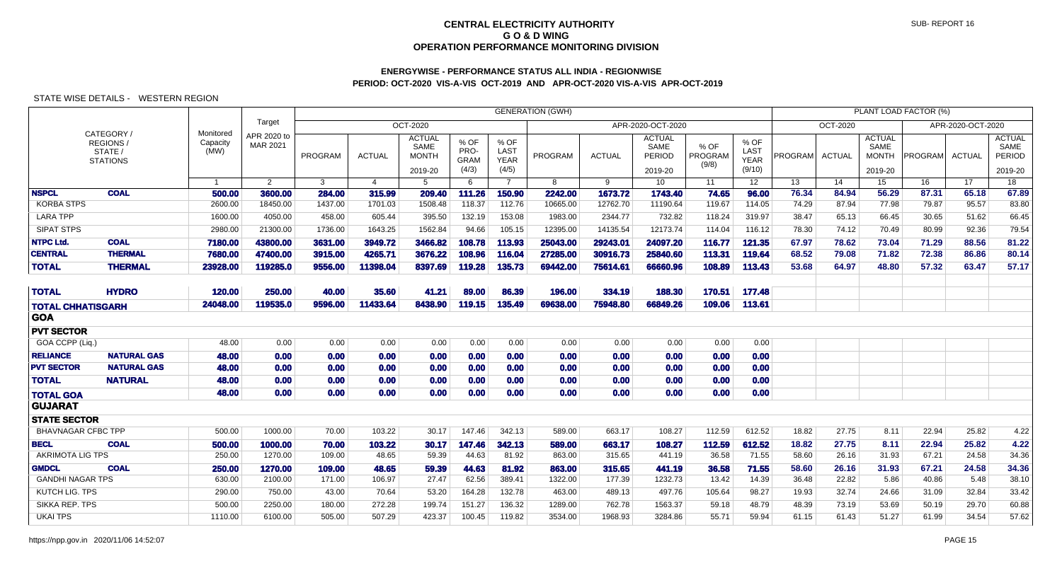# CENTRAL ELECTRICITY AUTHORITY
## G O & D WING
## OPERATION PERFORMANCE MONITORING DIVISION

### ENERGYWISE - PERFORMANCE STATUS ALL INDIA - REGIONWISE
### PERIOD: OCT-2020 VIS-A-VIS OCT-2019 AND APR-OCT-2020 VIS-A-VIS APR-OCT-2019

SUB- REPORT 16

STATE WISE DETAILS - WESTERN REGION

| CATEGORY / REGIONS / STATE / STATIONS | | Monitored Capacity (MW) | Target APR 2020 to MAR 2021 | GENERATION (GWH) | | | | | | | | | | PLANT LOAD FACTOR (%) | | | | | |
|---|---|---|---|---|---|---|---|---|---|---|---|---|---|---|---|---|---|---|---|
| | | | | OCT-2020 | | | | | APR-2020-OCT-2020 | | | | | OCT-2020 | | | APR-2020-OCT-2020 | | |
| | | | | PROGRAM | ACTUAL | ACTUAL SAME MONTH 2019-20 | % OF PRO-GRAM (4/3) | % OF LAST YEAR (4/5) | PROGRAM | ACTUAL | ACTUAL SAME PERIOD 2019-20 | % OF PROGRAM (9/8) | % OF LAST YEAR (9/10) | PROGRAM | ACTUAL | ACTUAL SAME MONTH 2019-20 | PROGRAM | ACTUAL | ACTUAL SAME PERIOD 2019-20 |
| | | 1 | 2 | 3 | 4 | 5 | 6 | 7 | 8 | 9 | 10 | 11 | 12 | 13 | 14 | 15 | 16 | 17 | 18 |
| **NSPCL** | **COAL** | **500.00** | **3600.00** | **284.00** | **315.99** | **209.40** | **111.26** | **150.90** | **2242.00** | **1673.72** | **1743.40** | **74.65** | **96.00** | **76.34** | **84.94** | **56.29** | **87.31** | **65.18** | **67.89** |
| KORBA STPS | | 2600.00 | 18450.00 | 1437.00 | 1701.03 | 1508.48 | 118.37 | 112.76 | 10665.00 | 12762.70 | 11190.64 | 119.67 | 114.05 | 74.29 | 87.94 | 77.98 | 79.87 | 95.57 | 83.80 |
| LARA TPP | | 1600.00 | 4050.00 | 458.00 | 605.44 | 395.50 | 132.19 | 153.08 | 1983.00 | 2344.77 | 732.82 | 118.24 | 319.97 | 38.47 | 65.13 | 66.45 | 30.65 | 51.62 | 66.45 |
| SIPAT STPS | | 2980.00 | 21300.00 | 1736.00 | 1643.25 | 1562.84 | 94.66 | 105.15 | 12395.00 | 14135.54 | 12173.74 | 114.04 | 116.12 | 78.30 | 74.12 | 70.49 | 80.99 | 92.36 | 79.54 |
| **NTPC Ltd.** | **COAL** | **7180.00** | **43800.00** | **3631.00** | **3949.72** | **3466.82** | **108.78** | **113.93** | **25043.00** | **29243.01** | **24097.20** | **116.77** | **121.35** | **67.97** | **78.62** | **73.04** | **71.29** | **88.56** | **81.22** |
| **CENTRAL** | **THERMAL** | **7680.00** | **47400.00** | **3915.00** | **4265.71** | **3676.22** | **108.96** | **116.04** | **27285.00** | **30916.73** | **25840.60** | **113.31** | **119.64** | **68.52** | **79.08** | **71.82** | **72.38** | **86.86** | **80.14** |
| **TOTAL** | **THERMAL** | **23928.00** | **119285.0** | **9556.00** | **11398.04** | **8397.69** | **119.28** | **135.73** | **69442.00** | **75614.61** | **66660.96** | **108.89** | **113.43** | **53.68** | **64.97** | **48.80** | **57.32** | **63.47** | **57.17** |
| **TOTAL** | **HYDRO** | **120.00** | **250.00** | **40.00** | **35.60** | **41.21** | **89.00** | **86.39** | **196.00** | **334.19** | **188.30** | **170.51** | **177.48** | | | | | | |
| **TOTAL CHHATISGARH** | | **24048.00** | **119535.0** | **9596.00** | **11433.64** | **8438.90** | **119.15** | **135.49** | **69638.00** | **75948.80** | **66849.26** | **109.06** | **113.61** | | | | | | |
| **GOA** | | | | | | | | | | | | | | | | | | | |
| **PVT SECTOR** | | | | | | | | | | | | | | | | | | | |
| GOA CCPP (Liq.) | | 48.00 | 0.00 | 0.00 | 0.00 | 0.00 | 0.00 | 0.00 | 0.00 | 0.00 | 0.00 | 0.00 | 0.00 | | | | | | |
| **RELIANCE** | **NATURAL GAS** | **48.00** | **0.00** | **0.00** | **0.00** | **0.00** | **0.00** | **0.00** | **0.00** | **0.00** | **0.00** | **0.00** | **0.00** | | | | | | |
| **PVT SECTOR** | **NATURAL GAS** | **48.00** | **0.00** | **0.00** | **0.00** | **0.00** | **0.00** | **0.00** | **0.00** | **0.00** | **0.00** | **0.00** | **0.00** | | | | | | |
| **TOTAL** | **NATURAL** | **48.00** | **0.00** | **0.00** | **0.00** | **0.00** | **0.00** | **0.00** | **0.00** | **0.00** | **0.00** | **0.00** | **0.00** | | | | | | |
| **TOTAL GOA** | | **48.00** | **0.00** | **0.00** | **0.00** | **0.00** | **0.00** | **0.00** | **0.00** | **0.00** | **0.00** | **0.00** | **0.00** | | | | | | |
| **GUJARAT** | | | | | | | | | | | | | | | | | | | |
| **STATE SECTOR** | | | | | | | | | | | | | | | | | | | |
| BHAVNAGAR CFBC TPP | | 500.00 | 1000.00 | 70.00 | 103.22 | 30.17 | 147.46 | 342.13 | 589.00 | 663.17 | 108.27 | 112.59 | 612.52 | 18.82 | 27.75 | 8.11 | 22.94 | 25.82 | 4.22 |
| **BECL** | **COAL** | **500.00** | **1000.00** | **70.00** | **103.22** | **30.17** | **147.46** | **342.13** | **589.00** | **663.17** | **108.27** | **112.59** | **612.52** | **18.82** | **27.75** | **8.11** | **22.94** | **25.82** | **4.22** |
| AKRIMOTA LIG TPS | | 250.00 | 1270.00 | 109.00 | 48.65 | 59.39 | 44.63 | 81.92 | 863.00 | 315.65 | 441.19 | 36.58 | 71.55 | 58.60 | 26.16 | 31.93 | 67.21 | 24.58 | 34.36 |
| **GMDCL** | **COAL** | **250.00** | **1270.00** | **109.00** | **48.65** | **59.39** | **44.63** | **81.92** | **863.00** | **315.65** | **441.19** | **36.58** | **71.55** | **58.60** | **26.16** | **31.93** | **67.21** | **24.58** | **34.36** |
| GANDHI NAGAR TPS | | 630.00 | 2100.00 | 171.00 | 106.97 | 27.47 | 62.56 | 389.41 | 1322.00 | 177.39 | 1232.73 | 13.42 | 14.39 | 36.48 | 22.82 | 5.86 | 40.86 | 5.48 | 38.10 |
| KUTCH LIG. TPS | | 290.00 | 750.00 | 43.00 | 70.64 | 53.20 | 164.28 | 132.78 | 463.00 | 489.13 | 497.76 | 105.64 | 98.27 | 19.93 | 32.74 | 24.66 | 31.09 | 32.84 | 33.42 |
| SIKKA REP. TPS | | 500.00 | 2250.00 | 180.00 | 272.28 | 199.74 | 151.27 | 136.32 | 1289.00 | 762.78 | 1563.37 | 59.18 | 48.79 | 48.39 | 73.19 | 53.69 | 50.19 | 29.70 | 60.88 |
| UKAI TPS | | 1110.00 | 6100.00 | 505.00 | 507.29 | 423.37 | 100.45 | 119.82 | 3534.00 | 1968.93 | 3284.86 | 55.71 | 59.94 | 61.15 | 61.43 | 51.27 | 61.99 | 34.54 | 57.62 |

https://npp.gov.in 2020/11/06 14:52:07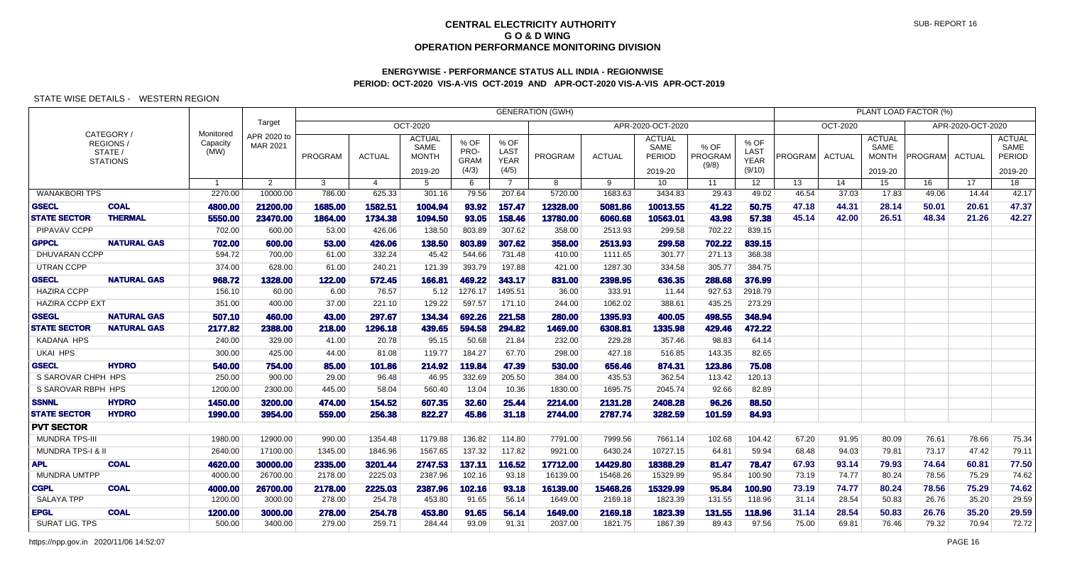# CENTRAL ELECTRICITY AUTHORITY
## G O & D WING
## OPERATION PERFORMANCE MONITORING DIVISION

### ENERGYWISE - PERFORMANCE STATUS ALL INDIA - REGIONWISE
### PERIOD: OCT-2020 VIS-A-VIS OCT-2019 AND APR-OCT-2020 VIS-A-VIS APR-OCT-2019

STATE WISE DETAILS - WESTERN REGION

| CATEGORY / REGIONS / STATE / STATIONS | | Monitored Capacity (MW) | Target APR 2020 to MAR 2021 | GENERATION (GWH) OCT-2020 PROGRAM | ACTUAL | ACTUAL SAME MONTH 2019-20 | % OF PRO-GRAM (4/3) | % OF LAST YEAR (4/5) | APR-2020-OCT-2020 PROGRAM | ACTUAL | ACTUAL SAME PERIOD 2019-20 | % OF PROGRAM (9/8) | % OF LAST YEAR (9/10) | PLANT LOAD FACTOR (%) OCT-2020 PROGRAM | ACTUAL | ACTUAL SAME MONTH 2019-20 | APR-2020-OCT-2020 PROGRAM | ACTUAL | ACTUAL SAME PERIOD 2019-20 |
|---|---|---|---|---|---|---|---|---|---|---|---|---|---|---|---|---|---|---|---|
| | | 1 | 2 | 3 | 4 | 5 | 6 | 7 | 8 | 9 | 10 | 11 | 12 | 13 | 14 | 15 | 16 | 17 | 18 |
| WANAKBORI TPS | | 2270.00 | 10000.00 | 786.00 | 625.33 | 301.16 | 79.56 | 207.64 | 5720.00 | 1683.63 | 3434.83 | 29.43 | 49.02 | 46.54 | 37.03 | 17.83 | 49.06 | 14.44 | 42.17 |
| **GSECL** | **COAL** | **4800.00** | **21200.00** | **1685.00** | **1582.51** | **1004.94** | **93.92** | **157.47** | **12328.00** | **5081.86** | **10013.55** | **41.22** | **50.75** | **47.18** | **44.31** | **28.14** | **50.01** | **20.61** | **47.37** |
| **STATE SECTOR** | **THERMAL** | **5550.00** | **23470.00** | **1864.00** | **1734.38** | **1094.50** | **93.05** | **158.46** | **13780.00** | **6060.68** | **10563.01** | **43.98** | **57.38** | **45.14** | **42.00** | **26.51** | **48.34** | **21.26** | **42.27** |
| PIPAVAV CCPP | | 702.00 | 600.00 | 53.00 | 426.06 | 138.50 | 803.89 | 307.62 | 358.00 | 2513.93 | 299.58 | 702.22 | 839.15 | | | | | | |
| **GPPCL** | **NATURAL GAS** | **702.00** | **600.00** | **53.00** | **426.06** | **138.50** | **803.89** | **307.62** | **358.00** | **2513.93** | **299.58** | **702.22** | **839.15** | | | | | | |
| DHUVARAN CCPP | | 594.72 | 700.00 | 61.00 | 332.24 | 45.42 | 544.66 | 731.48 | 410.00 | 1111.65 | 301.77 | 271.13 | 368.38 | | | | | | |
| UTRAN CCPP | | 374.00 | 628.00 | 61.00 | 240.21 | 121.39 | 393.79 | 197.88 | 421.00 | 1287.30 | 334.58 | 305.77 | 384.75 | | | | | | |
| **GSECL** | **NATURAL GAS** | **968.72** | **1328.00** | **122.00** | **572.45** | **166.81** | **469.22** | **343.17** | **831.00** | **2398.95** | **636.35** | **288.68** | **376.99** | | | | | | |
| HAZIRA CCPP | | 156.10 | 60.00 | 6.00 | 76.57 | 5.12 | 1276.17 | 1495.51 | 36.00 | 333.91 | 11.44 | 927.53 | 2918.79 | | | | | | |
| HAZIRA CCPP EXT | | 351.00 | 400.00 | 37.00 | 221.10 | 129.22 | 597.57 | 171.10 | 244.00 | 1062.02 | 388.61 | 435.25 | 273.29 | | | | | | |
| **GSEGL** | **NATURAL GAS** | **507.10** | **460.00** | **43.00** | **297.67** | **134.34** | **692.26** | **221.58** | **280.00** | **1395.93** | **400.05** | **498.55** | **348.94** | | | | | | |
| **STATE SECTOR** | **NATURAL GAS** | **2177.82** | **2388.00** | **218.00** | **1296.18** | **439.65** | **594.58** | **294.82** | **1469.00** | **6308.81** | **1335.98** | **429.46** | **472.22** | | | | | | |
| KADANA HPS | | 240.00 | 329.00 | 41.00 | 20.78 | 95.15 | 50.68 | 21.84 | 232.00 | 229.28 | 357.46 | 98.83 | 64.14 | | | | | | |
| UKAI HPS | | 300.00 | 425.00 | 44.00 | 81.08 | 119.77 | 184.27 | 67.70 | 298.00 | 427.18 | 516.85 | 143.35 | 82.65 | | | | | | |
| **GSECL** | **HYDRO** | **540.00** | **754.00** | **85.00** | **101.86** | **214.92** | **119.84** | **47.39** | **530.00** | **656.46** | **874.31** | **123.86** | **75.08** | | | | | | |
| S SAROVAR CHPH HPS | | 250.00 | 900.00 | 29.00 | 96.48 | 46.95 | 332.69 | 205.50 | 384.00 | 435.53 | 362.54 | 113.42 | 120.13 | | | | | | |
| S SAROVAR RBPH HPS | | 1200.00 | 2300.00 | 445.00 | 58.04 | 560.40 | 13.04 | 10.36 | 1830.00 | 1695.75 | 2045.74 | 92.66 | 82.89 | | | | | | |
| **SSNNL** | **HYDRO** | **1450.00** | **3200.00** | **474.00** | **154.52** | **607.35** | **32.60** | **25.44** | **2214.00** | **2131.28** | **2408.28** | **96.26** | **88.50** | | | | | | |
| **STATE SECTOR** | **HYDRO** | **1990.00** | **3954.00** | **559.00** | **256.38** | **822.27** | **45.86** | **31.18** | **2744.00** | **2787.74** | **3282.59** | **101.59** | **84.93** | | | | | | |
| **PVT SECTOR** | | | | | | | | | | | | | | | | | | | |
| MUNDRA TPS-III | | 1980.00 | 12900.00 | 990.00 | 1354.48 | 1179.88 | 136.82 | 114.80 | 7791.00 | 7999.56 | 7661.14 | 102.68 | 104.42 | 67.20 | 91.95 | 80.09 | 76.61 | 78.66 | 75.34 |
| MUNDRA TPS-I & II | | 2640.00 | 17100.00 | 1345.00 | 1846.96 | 1567.65 | 137.32 | 117.82 | 9921.00 | 6430.24 | 10727.15 | 64.81 | 59.94 | 68.48 | 94.03 | 79.81 | 73.17 | 47.42 | 79.11 |
| **APL** | **COAL** | **4620.00** | **30000.00** | **2335.00** | **3201.44** | **2747.53** | **137.11** | **116.52** | **17712.00** | **14429.80** | **18388.29** | **81.47** | **78.47** | **67.93** | **93.14** | **79.93** | **74.64** | **60.81** | **77.50** |
| MUNDRA UMTPP | | 4000.00 | 26700.00 | 2178.00 | 2225.03 | 2387.96 | 102.16 | 93.18 | 16139.00 | 15468.26 | 15329.99 | 95.84 | 100.90 | 73.19 | 74.77 | 80.24 | 78.56 | 75.29 | 74.62 |
| **CGPL** | **COAL** | **4000.00** | **26700.00** | **2178.00** | **2225.03** | **2387.96** | **102.16** | **93.18** | **16139.00** | **15468.26** | **15329.99** | **95.84** | **100.90** | **73.19** | **74.77** | **80.24** | **78.56** | **75.29** | **74.62** |
| SALAYA TPP | | 1200.00 | 3000.00 | 278.00 | 254.78 | 453.80 | 91.65 | 56.14 | 1649.00 | 2169.18 | 1823.39 | 131.55 | 118.96 | 31.14 | 28.54 | 50.83 | 26.76 | 35.20 | 29.59 |
| **EPGL** | **COAL** | **1200.00** | **3000.00** | **278.00** | **254.78** | **453.80** | **91.65** | **56.14** | **1649.00** | **2169.18** | **1823.39** | **131.55** | **118.96** | **31.14** | **28.54** | **50.83** | **26.76** | **35.20** | **29.59** |
| SURAT LIG. TPS | | 500.00 | 3400.00 | 279.00 | 259.71 | 284.44 | 93.09 | 91.31 | 2037.00 | 1821.75 | 1867.39 | 89.43 | 97.56 | 75.00 | 69.81 | 76.46 | 79.32 | 70.94 | 72.72 |

https://npp.gov.in 2020/11/06 14:52:07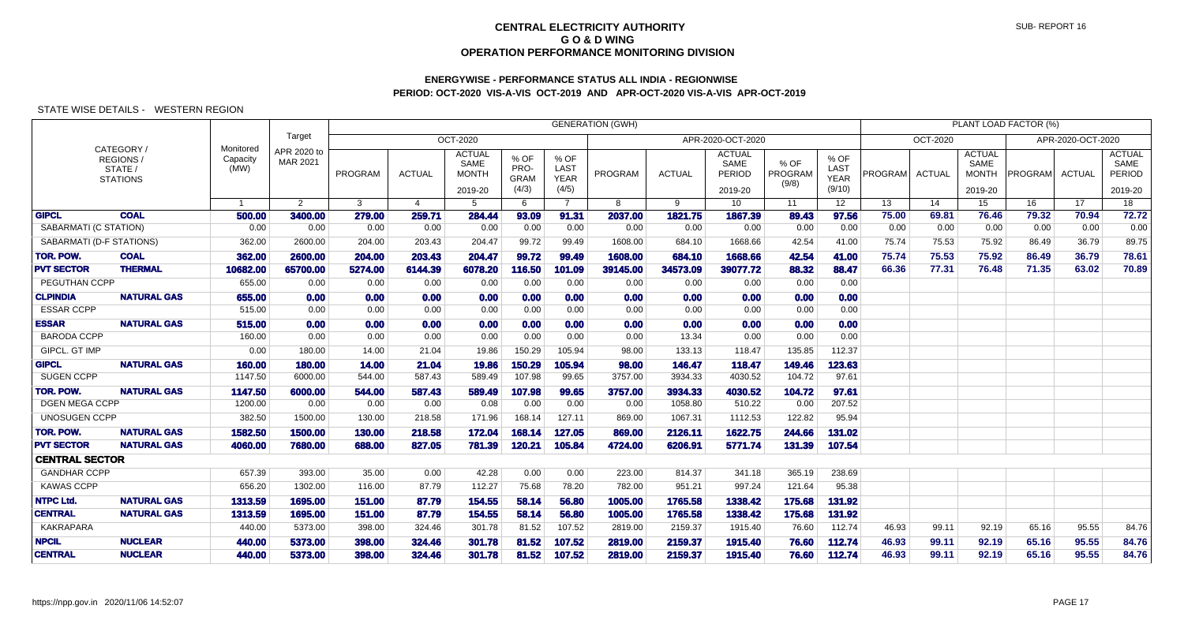# CENTRAL ELECTRICITY AUTHORITY
## G O & D WING
## OPERATION PERFORMANCE MONITORING DIVISION

SUB- REPORT 16

### ENERGYWISE - PERFORMANCE STATUS ALL INDIA - REGIONWISE
### PERIOD: OCT-2020 VIS-A-VIS OCT-2019 AND APR-OCT-2020 VIS-A-VIS APR-OCT-2019

STATE WISE DETAILS - WESTERN REGION

| CATEGORY / REGIONS / STATE / STATIONS | | Monitored Capacity (MW) | Target APR 2020 to MAR 2021 | GENERATION (GWH) | | | | | | | | | | PLANT LOAD FACTOR (%) | | | | | |
|---|---|---|---|---|---|---|---|---|---|---|---|---|---|---|---|---|---|---|---|
| | | | | OCT-2020 | | | | | APR-2020-OCT-2020 | | | | | OCT-2020 | | | APR-2020-OCT-2020 | | |
| | | | | PROGRAM | ACTUAL | ACTUAL SAME MONTH 2019-20 | % OF PRO-GRAM (4/3) | % OF LAST YEAR (4/5) | PROGRAM | ACTUAL | ACTUAL SAME PERIOD 2019-20 | % OF PROGRAM (9/8) | % OF LAST YEAR (9/10) | PROGRAM | ACTUAL | ACTUAL SAME MONTH 2019-20 | PROGRAM | ACTUAL | ACTUAL SAME PERIOD 2019-20 |
| | | 1 | 2 | 3 | 4 | 5 | 6 | 7 | 8 | 9 | 10 | 11 | 12 | 13 | 14 | 15 | 16 | 17 | 18 |
| **GIPCL** | **COAL** | **500.00** | **3400.00** | **279.00** | **259.71** | **284.44** | **93.09** | **91.31** | **2037.00** | **1821.75** | **1867.39** | **89.43** | **97.56** | **75.00** | **69.81** | **76.46** | **79.32** | **70.94** | **72.72** |
| SABARMATI (C STATION) | | 0.00 | 0.00 | 0.00 | 0.00 | 0.00 | 0.00 | 0.00 | 0.00 | 0.00 | 0.00 | 0.00 | 0.00 | 0.00 | 0.00 | 0.00 | 0.00 | 0.00 | 0.00 |
| SABARMATI (D-F STATIONS) | | 362.00 | 2600.00 | 204.00 | 203.43 | 204.47 | 99.72 | 99.49 | 1608.00 | 684.10 | 1668.66 | 42.54 | 41.00 | 75.74 | 75.53 | 75.92 | 86.49 | 36.79 | 89.75 |
| **TOR. POW.** | **COAL** | **362.00** | **2600.00** | **204.00** | **203.43** | **204.47** | **99.72** | **99.49** | **1608.00** | **684.10** | **1668.66** | **42.54** | **41.00** | **75.74** | **75.53** | **75.92** | **86.49** | **36.79** | **78.61** |
| **PVT SECTOR** | **THERMAL** | **10682.00** | **65700.00** | **5274.00** | **6144.39** | **6078.20** | **116.50** | **101.09** | **39145.00** | **34573.09** | **39077.72** | **88.32** | **88.47** | **66.36** | **77.31** | **76.48** | **71.35** | **63.02** | **70.89** |
| PEGUTHAN CCPP | | 655.00 | 0.00 | 0.00 | 0.00 | 0.00 | 0.00 | 0.00 | 0.00 | 0.00 | 0.00 | 0.00 | 0.00 | | | | | | |
| **CLPINDIA** | **NATURAL GAS** | **655.00** | **0.00** | **0.00** | **0.00** | **0.00** | **0.00** | **0.00** | **0.00** | **0.00** | **0.00** | **0.00** | **0.00** | | | | | | |
| ESSAR CCPP | | 515.00 | 0.00 | 0.00 | 0.00 | 0.00 | 0.00 | 0.00 | 0.00 | 0.00 | 0.00 | 0.00 | 0.00 | | | | | | |
| **ESSAR** | **NATURAL GAS** | **515.00** | **0.00** | **0.00** | **0.00** | **0.00** | **0.00** | **0.00** | **0.00** | **0.00** | **0.00** | **0.00** | **0.00** | | | | | | |
| BARODA CCPP | | 160.00 | 0.00 | 0.00 | 0.00 | 0.00 | 0.00 | 0.00 | 0.00 | 13.34 | 0.00 | 0.00 | 0.00 | | | | | | |
| GIPCL. GT IMP | | 0.00 | 180.00 | 14.00 | 21.04 | 19.86 | 150.29 | 105.94 | 98.00 | 133.13 | 118.47 | 135.85 | 112.37 | | | | | | |
| **GIPCL** | **NATURAL GAS** | **160.00** | **180.00** | **14.00** | **21.04** | **19.86** | **150.29** | **105.94** | **98.00** | **146.47** | **118.47** | **149.46** | **123.63** | | | | | | |
| SUGEN CCPP | | 1147.50 | 6000.00 | 544.00 | 587.43 | 589.49 | 107.98 | 99.65 | 3757.00 | 3934.33 | 4030.52 | 104.72 | 97.61 | | | | | | |
| **TOR. POW.** | **NATURAL GAS** | **1147.50** | **6000.00** | **544.00** | **587.43** | **589.49** | **107.98** | **99.65** | **3757.00** | **3934.33** | **4030.52** | **104.72** | **97.61** | | | | | | |
| DGEN MEGA CCPP | | 1200.00 | 0.00 | 0.00 | 0.00 | 0.08 | 0.00 | 0.00 | 0.00 | 1058.80 | 510.22 | 0.00 | 207.52 | | | | | | |
| UNOSUGEN CCPP | | 382.50 | 1500.00 | 130.00 | 218.58 | 171.96 | 168.14 | 127.11 | 869.00 | 1067.31 | 1112.53 | 122.82 | 95.94 | | | | | | |
| **TOR. POW.** | **NATURAL GAS** | **1582.50** | **1500.00** | **130.00** | **218.58** | **172.04** | **168.14** | **127.05** | **869.00** | **2126.11** | **1622.75** | **244.66** | **131.02** | | | | | | |
| **PVT SECTOR** | **NATURAL GAS** | **4060.00** | **7680.00** | **688.00** | **827.05** | **781.39** | **120.21** | **105.84** | **4724.00** | **6206.91** | **5771.74** | **131.39** | **107.54** | | | | | | |
| **CENTRAL SECTOR** | | | | | | | | | | | | | | | | | | | |
| GANDHAR CCPP | | 657.39 | 393.00 | 35.00 | 0.00 | 42.28 | 0.00 | 0.00 | 223.00 | 814.37 | 341.18 | 365.19 | 238.69 | | | | | | |
| KAWAS CCPP | | 656.20 | 1302.00 | 116.00 | 87.79 | 112.27 | 75.68 | 78.20 | 782.00 | 951.21 | 997.24 | 121.64 | 95.38 | | | | | | |
| **NTPC Ltd.** | **NATURAL GAS** | **1313.59** | **1695.00** | **151.00** | **87.79** | **154.55** | **58.14** | **56.80** | **1005.00** | **1765.58** | **1338.42** | **175.68** | **131.92** | | | | | | |
| **CENTRAL** | **NATURAL GAS** | **1313.59** | **1695.00** | **151.00** | **87.79** | **154.55** | **58.14** | **56.80** | **1005.00** | **1765.58** | **1338.42** | **175.68** | **131.92** | | | | | | |
| KAKRAPARA | | 440.00 | 5373.00 | 398.00 | 324.46 | 301.78 | 81.52 | 107.52 | 2819.00 | 2159.37 | 1915.40 | 76.60 | 112.74 | 46.93 | 99.11 | 92.19 | 65.16 | 95.55 | 84.76 |
| **NPCIL** | **NUCLEAR** | **440.00** | **5373.00** | **398.00** | **324.46** | **301.78** | **81.52** | **107.52** | **2819.00** | **2159.37** | **1915.40** | **76.60** | **112.74** | **46.93** | **99.11** | **92.19** | **65.16** | **95.55** | **84.76** |
| **CENTRAL** | **NUCLEAR** | **440.00** | **5373.00** | **398.00** | **324.46** | **301.78** | **81.52** | **107.52** | **2819.00** | **2159.37** | **1915.40** | **76.60** | **112.74** | **46.93** | **99.11** | **92.19** | **65.16** | **95.55** | **84.76** |

https://npp.gov.in 2020/11/06 14:52:07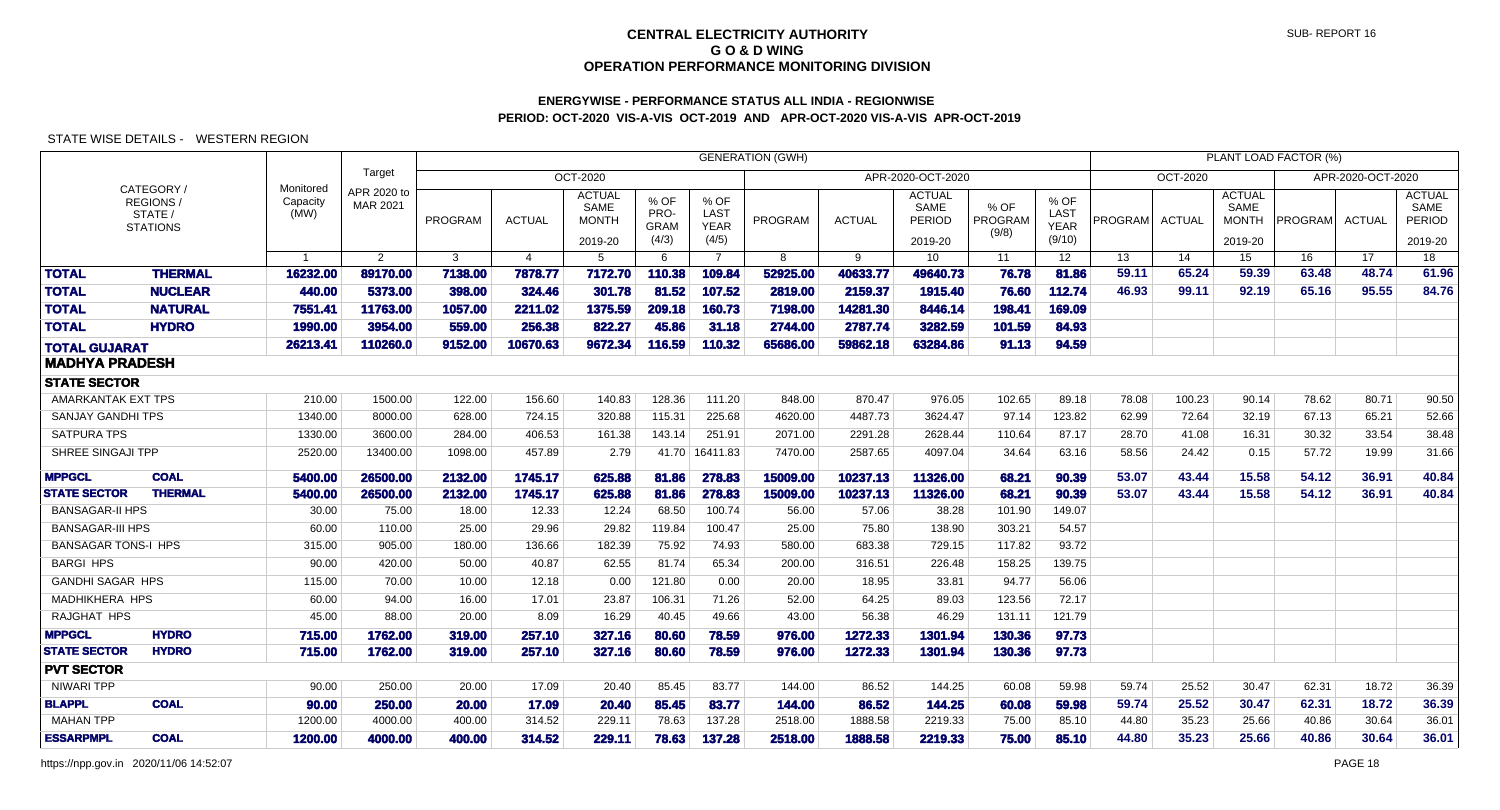**CENTRAL ELECTRICITY AUTHORITY**
**G O & D WING**
**OPERATION PERFORMANCE MONITORING DIVISION**

SUB- REPORT 16

**ENERGYWISE - PERFORMANCE STATUS ALL INDIA - REGIONWISE**
**PERIOD: OCT-2020 VIS-A-VIS OCT-2019 AND APR-OCT-2020 VIS-A-VIS APR-OCT-2019**

STATE WISE DETAILS - WESTERN REGION

| CATEGORY / REGIONS / STATE / STATIONS | | Monitored Capacity (MW) | Target APR 2020 to MAR 2021 | GENERATION (GWH) OCT-2020 PROGRAM | ACTUAL | ACTUAL SAME MONTH 2019-20 | % OF PRO-GRAM (4/3) | % OF LAST YEAR (4/5) | APR-2020-OCT-2020 PROGRAM | ACTUAL | ACTUAL SAME PERIOD 2019-20 | % OF PROGRAM (9/8) | % OF LAST YEAR (9/10) | PLANT LOAD FACTOR (%) OCT-2020 PROGRAM | ACTUAL | ACTUAL SAME MONTH 2019-20 | APR-2020-OCT-2020 PROGRAM | ACTUAL | ACTUAL SAME PERIOD 2019-20 |
|---|---|---|---|---|---|---|---|---|---|---|---|---|---|---|---|---|---|---|---|
| | | 1 | 2 | 3 | 4 | 5 | 6 | 7 | 8 | 9 | 10 | 11 | 12 | 13 | 14 | 15 | 16 | 17 | 18 |
| **TOTAL** | **THERMAL** | **16232.00** | **89170.00** | **7138.00** | **7878.77** | **7172.70** | **110.38** | **109.84** | **52925.00** | **40633.77** | **49640.73** | **76.78** | **81.86** | **59.11** | **65.24** | **59.39** | **63.48** | **48.74** | **61.96** |
| **TOTAL** | **NUCLEAR** | **440.00** | **5373.00** | **398.00** | **324.46** | **301.78** | **81.52** | **107.52** | **2819.00** | **2159.37** | **1915.40** | **76.60** | **112.74** | **46.93** | **99.11** | **92.19** | **65.16** | **95.55** | **84.76** |
| **TOTAL** | **NATURAL** | **7551.41** | **11763.00** | **1057.00** | **2211.02** | **1375.59** | **209.18** | **160.73** | **7198.00** | **14281.30** | **8446.14** | **198.41** | **169.09** | | | | | | |
| **TOTAL** | **HYDRO** | **1990.00** | **3954.00** | **559.00** | **256.38** | **822.27** | **45.86** | **31.18** | **2744.00** | **2787.74** | **3282.59** | **101.59** | **84.93** | | | | | | |
| **TOTAL GUJARAT** | | **26213.41** | **110260.0** | **9152.00** | **10670.63** | **9672.34** | **116.59** | **110.32** | **65686.00** | **59862.18** | **63284.86** | **91.13** | **94.59** | | | | | | |
| **MADHYA PRADESH** | | | | | | | | | | | | | | | | | | | |
| **STATE SECTOR** | | | | | | | | | | | | | | | | | | | |
| AMARKANTAK EXT TPS | | 210.00 | 1500.00 | 122.00 | 156.60 | 140.83 | 128.36 | 111.20 | 848.00 | 870.47 | 976.05 | 102.65 | 89.18 | 78.08 | 100.23 | 90.14 | 78.62 | 80.71 | 90.50 |
| SANJAY GANDHI TPS | | 1340.00 | 8000.00 | 628.00 | 724.15 | 320.88 | 115.31 | 225.68 | 4620.00 | 4487.73 | 3624.47 | 97.14 | 123.82 | 62.99 | 72.64 | 32.19 | 67.13 | 65.21 | 52.66 |
| SATPURA TPS | | 1330.00 | 3600.00 | 284.00 | 406.53 | 161.38 | 143.14 | 251.91 | 2071.00 | 2291.28 | 2628.44 | 110.64 | 87.17 | 28.70 | 41.08 | 16.31 | 30.32 | 33.54 | 38.48 |
| SHREE SINGAJI TPP | | 2520.00 | 13400.00 | 1098.00 | 457.89 | 2.79 | 41.70 | 16411.83 | 7470.00 | 2587.65 | 4097.04 | 34.64 | 63.16 | 58.56 | 24.42 | 0.15 | 57.72 | 19.99 | 31.66 |
| **MPPGCL** | **COAL** | **5400.00** | **26500.00** | **2132.00** | **1745.17** | **625.88** | **81.86** | **278.83** | **15009.00** | **10237.13** | **11326.00** | **68.21** | **90.39** | **53.07** | **43.44** | **15.58** | **54.12** | **36.91** | **40.84** |
| **STATE SECTOR** | **THERMAL** | **5400.00** | **26500.00** | **2132.00** | **1745.17** | **625.88** | **81.86** | **278.83** | **15009.00** | **10237.13** | **11326.00** | **68.21** | **90.39** | **53.07** | **43.44** | **15.58** | **54.12** | **36.91** | **40.84** |
| BANSAGAR-II HPS | | 30.00 | 75.00 | 18.00 | 12.33 | 12.24 | 68.50 | 100.74 | 56.00 | 57.06 | 38.28 | 101.90 | 149.07 | | | | | | |
| BANSAGAR-III HPS | | 60.00 | 110.00 | 25.00 | 29.96 | 29.82 | 119.84 | 100.47 | 25.00 | 75.80 | 138.90 | 303.21 | 54.57 | | | | | | |
| BANSAGAR TONS-I HPS | | 315.00 | 905.00 | 180.00 | 136.66 | 182.39 | 75.92 | 74.93 | 580.00 | 683.38 | 729.15 | 117.82 | 93.72 | | | | | | |
| BARGI HPS | | 90.00 | 420.00 | 50.00 | 40.87 | 62.55 | 81.74 | 65.34 | 200.00 | 316.51 | 226.48 | 158.25 | 139.75 | | | | | | |
| GANDHI SAGAR HPS | | 115.00 | 70.00 | 10.00 | 12.18 | 0.00 | 121.80 | 0.00 | 20.00 | 18.95 | 33.81 | 94.77 | 56.06 | | | | | | |
| MADHIKHERA HPS | | 60.00 | 94.00 | 16.00 | 17.01 | 23.87 | 106.31 | 71.26 | 52.00 | 64.25 | 89.03 | 123.56 | 72.17 | | | | | | |
| RAJGHAT HPS | | 45.00 | 88.00 | 20.00 | 8.09 | 16.29 | 40.45 | 49.66 | 43.00 | 56.38 | 46.29 | 131.11 | 121.79 | | | | | | |
| **MPPGCL** | **HYDRO** | **715.00** | **1762.00** | **319.00** | **257.10** | **327.16** | **80.60** | **78.59** | **976.00** | **1272.33** | **1301.94** | **130.36** | **97.73** | | | | | | |
| **STATE SECTOR** | **HYDRO** | **715.00** | **1762.00** | **319.00** | **257.10** | **327.16** | **80.60** | **78.59** | **976.00** | **1272.33** | **1301.94** | **130.36** | **97.73** | | | | | | |
| **PVT SECTOR** | | | | | | | | | | | | | | | | | | | |
| NIWARI TPP | | 90.00 | 250.00 | 20.00 | 17.09 | 20.40 | 85.45 | 83.77 | 144.00 | 86.52 | 144.25 | 60.08 | 59.98 | 59.74 | 25.52 | 30.47 | 62.31 | 18.72 | 36.39 |
| **BLAPPL** | **COAL** | **90.00** | **250.00** | **20.00** | **17.09** | **20.40** | **85.45** | **83.77** | **144.00** | **86.52** | **144.25** | **60.08** | **59.98** | **59.74** | **25.52** | **30.47** | **62.31** | **18.72** | **36.39** |
| MAHAN TPP | | 1200.00 | 4000.00 | 400.00 | 314.52 | 229.11 | 78.63 | 137.28 | 2518.00 | 1888.58 | 2219.33 | 75.00 | 85.10 | 44.80 | 35.23 | 25.66 | 40.86 | 30.64 | 36.01 |
| **ESSARPMPL** | **COAL** | **1200.00** | **4000.00** | **400.00** | **314.52** | **229.11** | **78.63** | **137.28** | **2518.00** | **1888.58** | **2219.33** | **75.00** | **85.10** | **44.80** | **35.23** | **25.66** | **40.86** | **30.64** | **36.01** |

https://npp.gov.in 2020/11/06 14:52:07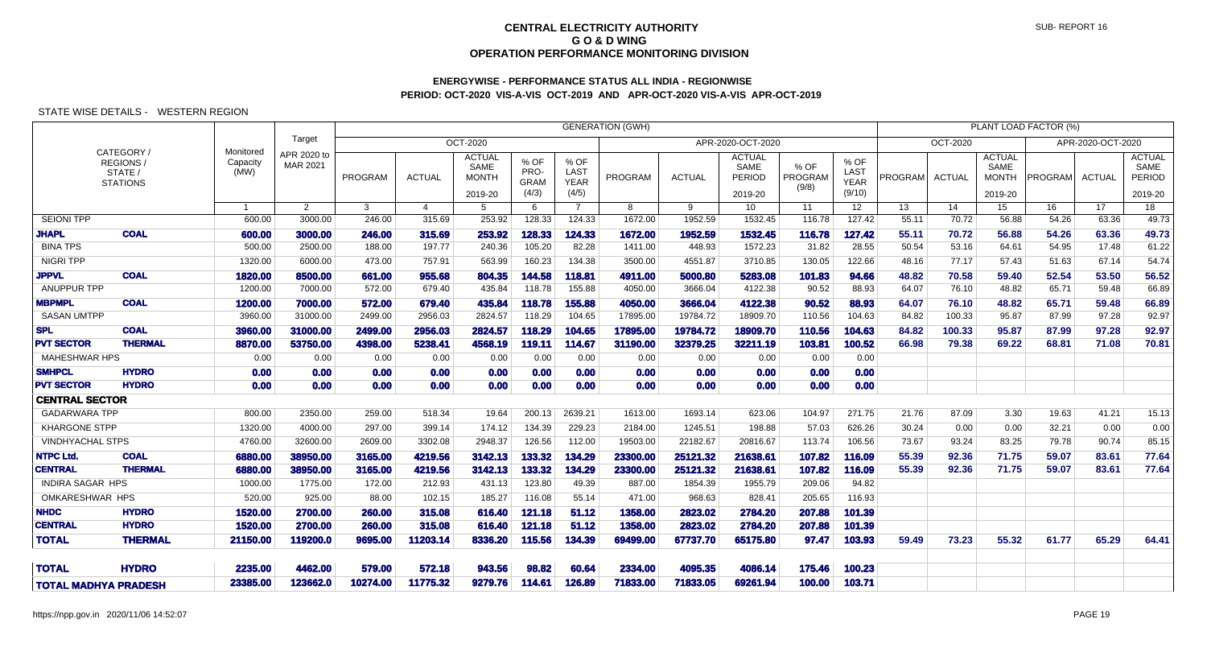# CENTRAL ELECTRICITY AUTHORITY
## G O & D WING
## OPERATION PERFORMANCE MONITORING DIVISION

SUB- REPORT 16

### ENERGYWISE - PERFORMANCE STATUS ALL INDIA - REGIONWISE
### PERIOD: OCT-2020 VIS-A-VIS OCT-2019 AND APR-OCT-2020 VIS-A-VIS APR-OCT-2019

STATE WISE DETAILS - WESTERN REGION

| CATEGORY / REGIONS / STATE / STATIONS | | Monitored Capacity (MW) | Target APR 2020 to MAR 2021 | GENERATION (GWH) OCT-2020 PROGRAM | ACTUAL | ACTUAL SAME MONTH 2019-20 | % OF PRO-GRAM (4/3) | % OF LAST YEAR (4/5) | APR-2020-OCT-2020 PROGRAM | ACTUAL | ACTUAL SAME PERIOD 2019-20 | % OF PROGRAM (9/8) | % OF LAST YEAR (9/10) | PLANT LOAD FACTOR (%) OCT-2020 PROGRAM | ACTUAL | ACTUAL SAME MONTH 2019-20 | APR-2020-OCT-2020 PROGRAM | ACTUAL | ACTUAL SAME PERIOD 2019-20 |
|---|---|---|---|---|---|---|---|---|---|---|---|---|---|---|---|---|---|---|---|
| | | 1 | 2 | 3 | 4 | 5 | 6 | 7 | 8 | 9 | 10 | 11 | 12 | 13 | 14 | 15 | 16 | 17 | 18 |
| SEIONI TPP | | 600.00 | 3000.00 | 246.00 | 315.69 | 253.92 | 128.33 | 124.33 | 1672.00 | 1952.59 | 1532.45 | 116.78 | 127.42 | 55.11 | 70.72 | 56.88 | 54.26 | 63.36 | 49.73 |
| **JHAPL** | **COAL** | **600.00** | **3000.00** | **246.00** | **315.69** | **253.92** | **128.33** | **124.33** | **1672.00** | **1952.59** | **1532.45** | **116.78** | **127.42** | **55.11** | **70.72** | **56.88** | **54.26** | **63.36** | **49.73** |
| BINA TPS | | 500.00 | 2500.00 | 188.00 | 197.77 | 240.36 | 105.20 | 82.28 | 1411.00 | 448.93 | 1572.23 | 31.82 | 28.55 | 50.54 | 53.16 | 64.61 | 54.95 | 17.48 | 61.22 |
| NIGRI TPP | | 1320.00 | 6000.00 | 473.00 | 757.91 | 563.99 | 160.23 | 134.38 | 3500.00 | 4551.87 | 3710.85 | 130.05 | 122.66 | 48.16 | 77.17 | 57.43 | 51.63 | 67.14 | 54.74 |
| **JPPVL** | **COAL** | **1820.00** | **8500.00** | **661.00** | **955.68** | **804.35** | **144.58** | **118.81** | **4911.00** | **5000.80** | **5283.08** | **101.83** | **94.66** | **48.82** | **70.58** | **59.40** | **52.54** | **53.50** | **56.52** |
| ANUPPUR TPP | | 1200.00 | 7000.00 | 572.00 | 679.40 | 435.84 | 118.78 | 155.88 | 4050.00 | 3666.04 | 4122.38 | 90.52 | 88.93 | 64.07 | 76.10 | 48.82 | 65.71 | 59.48 | 66.89 |
| **MBPMPL** | **COAL** | **1200.00** | **7000.00** | **572.00** | **679.40** | **435.84** | **118.78** | **155.88** | **4050.00** | **3666.04** | **4122.38** | **90.52** | **88.93** | **64.07** | **76.10** | **48.82** | **65.71** | **59.48** | **66.89** |
| SASAN UMTPP | | 3960.00 | 31000.00 | 2499.00 | 2956.03 | 2824.57 | 118.29 | 104.65 | 17895.00 | 19784.72 | 18909.70 | 110.56 | 104.63 | 84.82 | 100.33 | 95.87 | 87.99 | 97.28 | 92.97 |
| **SPL** | **COAL** | **3960.00** | **31000.00** | **2499.00** | **2956.03** | **2824.57** | **118.29** | **104.65** | **17895.00** | **19784.72** | **18909.70** | **110.56** | **104.63** | **84.82** | **100.33** | **95.87** | **87.99** | **97.28** | **92.97** |
| **PVT SECTOR** | **THERMAL** | **8870.00** | **53750.00** | **4398.00** | **5238.41** | **4568.19** | **119.11** | **114.67** | **31190.00** | **32379.25** | **32211.19** | **103.81** | **100.52** | **66.98** | **79.38** | **69.22** | **68.81** | **71.08** | **70.81** |
| MAHESHWAR HPS | | 0.00 | 0.00 | 0.00 | 0.00 | 0.00 | 0.00 | 0.00 | 0.00 | 0.00 | 0.00 | 0.00 | 0.00 | | | | | | |
| **SMHPCL** | **HYDRO** | **0.00** | **0.00** | **0.00** | **0.00** | **0.00** | **0.00** | **0.00** | **0.00** | **0.00** | **0.00** | **0.00** | **0.00** | | | | | | |
| **PVT SECTOR** | **HYDRO** | **0.00** | **0.00** | **0.00** | **0.00** | **0.00** | **0.00** | **0.00** | **0.00** | **0.00** | **0.00** | **0.00** | **0.00** | | | | | | |
| **CENTRAL SECTOR** | | | | | | | | | | | | | | | | | | | |
| GADARWARA TPP | | 800.00 | 2350.00 | 259.00 | 518.34 | 19.64 | 200.13 | 2639.21 | 1613.00 | 1693.14 | 623.06 | 104.97 | 271.75 | 21.76 | 87.09 | 3.30 | 19.63 | 41.21 | 15.13 |
| KHARGONE STPP | | 1320.00 | 4000.00 | 297.00 | 399.14 | 174.12 | 134.39 | 229.23 | 2184.00 | 1245.51 | 198.88 | 57.03 | 626.26 | 30.24 | 0.00 | 0.00 | 32.21 | 0.00 | 0.00 |
| VINDHYACHAL STPS | | 4760.00 | 32600.00 | 2609.00 | 3302.08 | 2948.37 | 126.56 | 112.00 | 19503.00 | 22182.67 | 20816.67 | 113.74 | 106.56 | 73.67 | 93.24 | 83.25 | 79.78 | 90.74 | 85.15 |
| **NTPC Ltd.** | **COAL** | **6880.00** | **38950.00** | **3165.00** | **4219.56** | **3142.13** | **133.32** | **134.29** | **23300.00** | **25121.32** | **21638.61** | **107.82** | **116.09** | **55.39** | **92.36** | **71.75** | **59.07** | **83.61** | **77.64** |
| **CENTRAL** | **THERMAL** | **6880.00** | **38950.00** | **3165.00** | **4219.56** | **3142.13** | **133.32** | **134.29** | **23300.00** | **25121.32** | **21638.61** | **107.82** | **116.09** | **55.39** | **92.36** | **71.75** | **59.07** | **83.61** | **77.64** |
| INDIRA SAGAR HPS | | 1000.00 | 1775.00 | 172.00 | 212.93 | 431.13 | 123.80 | 49.39 | 887.00 | 1854.39 | 1955.79 | 209.06 | 94.82 | | | | | | |
| OMKARESHWAR HPS | | 520.00 | 925.00 | 88.00 | 102.15 | 185.27 | 116.08 | 55.14 | 471.00 | 968.63 | 828.41 | 205.65 | 116.93 | | | | | | |
| **NHDC** | **HYDRO** | **1520.00** | **2700.00** | **260.00** | **315.08** | **616.40** | **121.18** | **51.12** | **1358.00** | **2823.02** | **2784.20** | **207.88** | **101.39** | | | | | | |
| **CENTRAL** | **HYDRO** | **1520.00** | **2700.00** | **260.00** | **315.08** | **616.40** | **121.18** | **51.12** | **1358.00** | **2823.02** | **2784.20** | **207.88** | **101.39** | | | | | | |
| **TOTAL** | **THERMAL** | **21150.00** | **119200.0** | **9695.00** | **11203.14** | **8336.20** | **115.56** | **134.39** | **69499.00** | **67737.70** | **65175.80** | **97.47** | **103.93** | **59.49** | **73.23** | **55.32** | **61.77** | **65.29** | **64.41** |
| **TOTAL** | **HYDRO** | **2235.00** | **4462.00** | **579.00** | **572.18** | **943.56** | **98.82** | **60.64** | **2334.00** | **4095.35** | **4086.14** | **175.46** | **100.23** | | | | | | |
| **TOTAL MADHYA PRADESH** | | **23385.00** | **123662.0** | **10274.00** | **11775.32** | **9279.76** | **114.61** | **126.89** | **71833.00** | **71833.05** | **69261.94** | **100.00** | **103.71** | | | | | | |

https://npp.gov.in 2020/11/06 14:52:07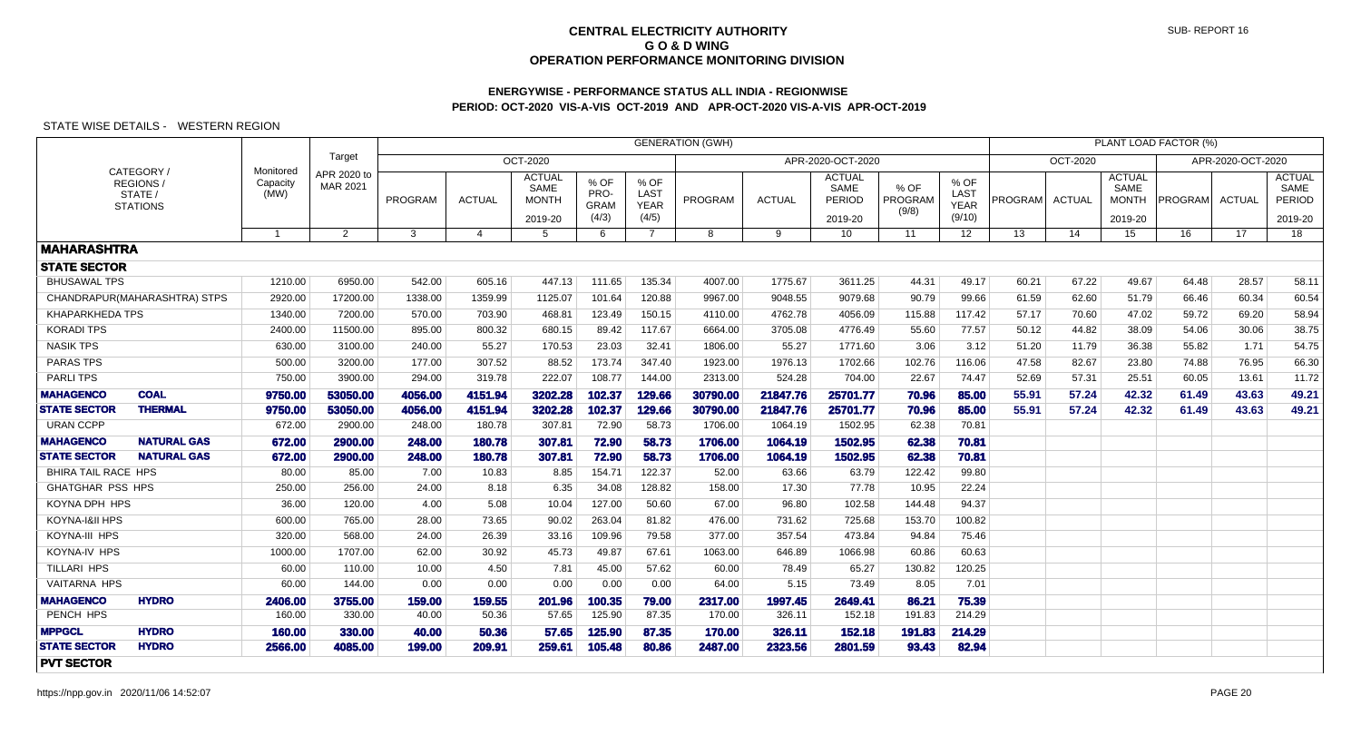# CENTRAL ELECTRICITY AUTHORITY
## G O & D WING
## OPERATION PERFORMANCE MONITORING DIVISION

SUB- REPORT 16

### ENERGYWISE - PERFORMANCE STATUS ALL INDIA - REGIONWISE
### PERIOD: OCT-2020 VIS-A-VIS OCT-2019 AND APR-OCT-2020 VIS-A-VIS APR-OCT-2019

STATE WISE DETAILS - WESTERN REGION

| CATEGORY / REGIONS / STATE / STATIONS | | Monitored Capacity (MW) | Target APR 2020 to MAR 2021 | GENERATION (GWH) | | | | | | | | | | PLANT LOAD FACTOR (%) | | | | | |
|---|---|---|---|---|---|---|---|---|---|---|---|---|---|---|---|---|---|---|---|
| | | | | OCT-2020 | | | | | APR-2020-OCT-2020 | | | | | OCT-2020 | | | APR-2020-OCT-2020 | | |
| | | | | PROGRAM | ACTUAL | ACTUAL SAME MONTH 2019-20 | % OF PRO-GRAM (4/3) | % OF LAST YEAR (4/5) | PROGRAM | ACTUAL | ACTUAL SAME PERIOD 2019-20 | % OF PROGRAM (9/8) | % OF LAST YEAR (9/10) | PROGRAM | ACTUAL | ACTUAL SAME MONTH 2019-20 | PROGRAM | ACTUAL | ACTUAL SAME PERIOD 2019-20 |
| | | 1 | 2 | 3 | 4 | 5 | 6 | 7 | 8 | 9 | 10 | 11 | 12 | 13 | 14 | 15 | 16 | 17 | 18 |
| **MAHARASHTRA** | | | | | | | | | | | | | | | | | | | |
| **STATE SECTOR** | | | | | | | | | | | | | | | | | | | |
| BHUSAWAL TPS | | 1210.00 | 6950.00 | 542.00 | 605.16 | 447.13 | 111.65 | 135.34 | 4007.00 | 1775.67 | 3611.25 | 44.31 | 49.17 | 60.21 | 67.22 | 49.67 | 64.48 | 28.57 | 58.11 |
| CHANDRAPUR(MAHARASHTRA) STPS | | 2920.00 | 17200.00 | 1338.00 | 1359.99 | 1125.07 | 101.64 | 120.88 | 9967.00 | 9048.55 | 9079.68 | 90.79 | 99.66 | 61.59 | 62.60 | 51.79 | 66.46 | 60.34 | 60.54 |
| KHAPARKHEDA TPS | | 1340.00 | 7200.00 | 570.00 | 703.90 | 468.81 | 123.49 | 150.15 | 4110.00 | 4762.78 | 4056.09 | 115.88 | 117.42 | 57.17 | 70.60 | 47.02 | 59.72 | 69.20 | 58.94 |
| KORADI TPS | | 2400.00 | 11500.00 | 895.00 | 800.32 | 680.15 | 89.42 | 117.67 | 6664.00 | 3705.08 | 4776.49 | 55.60 | 77.57 | 50.12 | 44.82 | 38.09 | 54.06 | 30.06 | 38.75 |
| NASIK TPS | | 630.00 | 3100.00 | 240.00 | 55.27 | 170.53 | 23.03 | 32.41 | 1806.00 | 55.27 | 1771.60 | 3.06 | 3.12 | 51.20 | 11.79 | 36.38 | 55.82 | 1.71 | 54.75 |
| PARAS TPS | | 500.00 | 3200.00 | 177.00 | 307.52 | 88.52 | 173.74 | 347.40 | 1923.00 | 1976.13 | 1702.66 | 102.76 | 116.06 | 47.58 | 82.67 | 23.80 | 74.88 | 76.95 | 66.30 |
| PARLI TPS | | 750.00 | 3900.00 | 294.00 | 319.78 | 222.07 | 108.77 | 144.00 | 2313.00 | 524.28 | 704.00 | 22.67 | 74.47 | 52.69 | 57.31 | 25.51 | 60.05 | 13.61 | 11.72 |
| **MAHAGENCO** | **COAL** | **9750.00** | **53050.00** | **4056.00** | **4151.94** | **3202.28** | **102.37** | **129.66** | **30790.00** | **21847.76** | **25701.77** | **70.96** | **85.00** | **55.91** | **57.24** | **42.32** | **61.49** | **43.63** | **49.21** |
| **STATE SECTOR** | **THERMAL** | **9750.00** | **53050.00** | **4056.00** | **4151.94** | **3202.28** | **102.37** | **129.66** | **30790.00** | **21847.76** | **25701.77** | **70.96** | **85.00** | **55.91** | **57.24** | **42.32** | **61.49** | **43.63** | **49.21** |
| URAN CCPP | | 672.00 | 2900.00 | 248.00 | 180.78 | 307.81 | 72.90 | 58.73 | 1706.00 | 1064.19 | 1502.95 | 62.38 | 70.81 | | | | | | |
| **MAHAGENCO** | **NATURAL GAS** | **672.00** | **2900.00** | **248.00** | **180.78** | **307.81** | **72.90** | **58.73** | **1706.00** | **1064.19** | **1502.95** | **62.38** | **70.81** | | | | | | |
| **STATE SECTOR** | **NATURAL GAS** | **672.00** | **2900.00** | **248.00** | **180.78** | **307.81** | **72.90** | **58.73** | **1706.00** | **1064.19** | **1502.95** | **62.38** | **70.81** | | | | | | |
| BHIRA TAIL RACE HPS | | 80.00 | 85.00 | 7.00 | 10.83 | 8.85 | 154.71 | 122.37 | 52.00 | 63.66 | 63.79 | 122.42 | 99.80 | | | | | | |
| GHATGHAR PSS HPS | | 250.00 | 256.00 | 24.00 | 8.18 | 6.35 | 34.08 | 128.82 | 158.00 | 17.30 | 77.78 | 10.95 | 22.24 | | | | | | |
| KOYNA DPH HPS | | 36.00 | 120.00 | 4.00 | 5.08 | 10.04 | 127.00 | 50.60 | 67.00 | 96.80 | 102.58 | 144.48 | 94.37 | | | | | | |
| KOYNA-I&II HPS | | 600.00 | 765.00 | 28.00 | 73.65 | 90.02 | 263.04 | 81.82 | 476.00 | 731.62 | 725.68 | 153.70 | 100.82 | | | | | | |
| KOYNA-III HPS | | 320.00 | 568.00 | 24.00 | 26.39 | 33.16 | 109.96 | 79.58 | 377.00 | 357.54 | 473.84 | 94.84 | 75.46 | | | | | | |
| KOYNA-IV HPS | | 1000.00 | 1707.00 | 62.00 | 30.92 | 45.73 | 49.87 | 67.61 | 1063.00 | 646.89 | 1066.98 | 60.86 | 60.63 | | | | | | |
| TILLARI HPS | | 60.00 | 110.00 | 10.00 | 4.50 | 7.81 | 45.00 | 57.62 | 60.00 | 78.49 | 65.27 | 130.82 | 120.25 | | | | | | |
| VAITARNA HPS | | 60.00 | 144.00 | 0.00 | 0.00 | 0.00 | 0.00 | 0.00 | 64.00 | 5.15 | 73.49 | 8.05 | 7.01 | | | | | | |
| **MAHAGENCO** | **HYDRO** | **2406.00** | **3755.00** | **159.00** | **159.55** | **201.96** | **100.35** | **79.00** | **2317.00** | **1997.45** | **2649.41** | **86.21** | **75.39** | | | | | | |
| PENCH HPS | | 160.00 | 330.00 | 40.00 | 50.36 | 57.65 | 125.90 | 87.35 | 170.00 | 326.11 | 152.18 | 191.83 | 214.29 | | | | | | |
| **MPPGCL** | **HYDRO** | **160.00** | **330.00** | **40.00** | **50.36** | **57.65** | **125.90** | **87.35** | **170.00** | **326.11** | **152.18** | **191.83** | **214.29** | | | | | | |
| **STATE SECTOR** | **HYDRO** | **2566.00** | **4085.00** | **199.00** | **209.91** | **259.61** | **105.48** | **80.86** | **2487.00** | **2323.56** | **2801.59** | **93.43** | **82.94** | | | | | | |
| **PVT SECTOR** | | | | | | | | | | | | | | | | | | | |

https://npp.gov.in 2020/11/06 14:52:07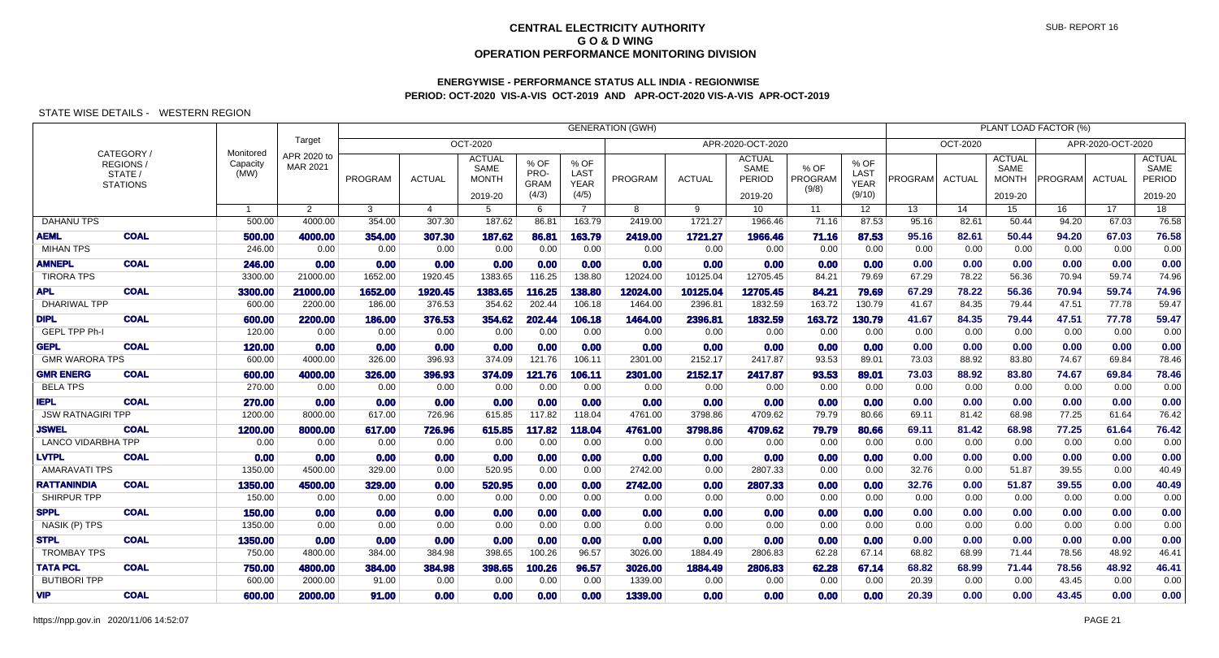# CENTRAL ELECTRICITY AUTHORITY
## G O & D WING
## OPERATION PERFORMANCE MONITORING DIVISION

SUB- REPORT 16

### ENERGYWISE - PERFORMANCE STATUS ALL INDIA - REGIONWISE
### PERIOD: OCT-2020 VIS-A-VIS OCT-2019 AND APR-OCT-2020 VIS-A-VIS APR-OCT-2019

STATE WISE DETAILS - WESTERN REGION

| CATEGORY / REGIONS / STATE / STATIONS | | Monitored Capacity (MW) | Target APR 2020 to MAR 2021 | GENERATION (GWH) OCT-2020 PROGRAM | ACTUAL | ACTUAL SAME MONTH 2019-20 | % OF PRO-GRAM (4/3) | % OF LAST YEAR (4/5) | APR-2020-OCT-2020 PROGRAM | ACTUAL | ACTUAL SAME PERIOD 2019-20 | % OF PROGRAM (9/8) | % OF LAST YEAR (9/10) | PLANT LOAD FACTOR (%) OCT-2020 PROGRAM | ACTUAL | ACTUAL SAME MONTH 2019-20 | APR-2020-OCT-2020 PROGRAM | ACTUAL | ACTUAL SAME PERIOD 2019-20 |
|---|---|---|---|---|---|---|---|---|---|---|---|---|---|---|---|---|---|---|---|
| | | 1 | 2 | 3 | 4 | 5 | 6 | 7 | 8 | 9 | 10 | 11 | 12 | 13 | 14 | 15 | 16 | 17 | 18 |
| DAHANU TPS | | 500.00 | 4000.00 | 354.00 | 307.30 | 187.62 | 86.81 | 163.79 | 2419.00 | 1721.27 | 1966.46 | 71.16 | 87.53 | 95.16 | 82.61 | 50.44 | 94.20 | 67.03 | 76.58 |
| **AEML** | **COAL** | **500.00** | **4000.00** | **354.00** | **307.30** | **187.62** | **86.81** | **163.79** | **2419.00** | **1721.27** | **1966.46** | **71.16** | **87.53** | **95.16** | **82.61** | **50.44** | **94.20** | **67.03** | **76.58** |
| MIHAN TPS | | 246.00 | 0.00 | 0.00 | 0.00 | 0.00 | 0.00 | 0.00 | 0.00 | 0.00 | 0.00 | 0.00 | 0.00 | 0.00 | 0.00 | 0.00 | 0.00 | 0.00 | 0.00 |
| **AMNEPL** | **COAL** | **246.00** | **0.00** | **0.00** | **0.00** | **0.00** | **0.00** | **0.00** | **0.00** | **0.00** | **0.00** | **0.00** | **0.00** | **0.00** | **0.00** | **0.00** | **0.00** | **0.00** | **0.00** |
| TIRORA TPS | | 3300.00 | 21000.00 | 1652.00 | 1920.45 | 1383.65 | 116.25 | 138.80 | 12024.00 | 10125.04 | 12705.45 | 84.21 | 79.69 | 67.29 | 78.22 | 56.36 | 70.94 | 59.74 | 74.96 |
| **APL** | **COAL** | **3300.00** | **21000.00** | **1652.00** | **1920.45** | **1383.65** | **116.25** | **138.80** | **12024.00** | **10125.04** | **12705.45** | **84.21** | **79.69** | **67.29** | **78.22** | **56.36** | **70.94** | **59.74** | **74.96** |
| DHARIWAL TPP | | 600.00 | 2200.00 | 186.00 | 376.53 | 354.62 | 202.44 | 106.18 | 1464.00 | 2396.81 | 1832.59 | 163.72 | 130.79 | 41.67 | 84.35 | 79.44 | 47.51 | 77.78 | 59.47 |
| **DIPL** | **COAL** | **600.00** | **2200.00** | **186.00** | **376.53** | **354.62** | **202.44** | **106.18** | **1464.00** | **2396.81** | **1832.59** | **163.72** | **130.79** | **41.67** | **84.35** | **79.44** | **47.51** | **77.78** | **59.47** |
| GEPL TPP Ph-I | | 120.00 | 0.00 | 0.00 | 0.00 | 0.00 | 0.00 | 0.00 | 0.00 | 0.00 | 0.00 | 0.00 | 0.00 | 0.00 | 0.00 | 0.00 | 0.00 | 0.00 | 0.00 |
| **GEPL** | **COAL** | **120.00** | **0.00** | **0.00** | **0.00** | **0.00** | **0.00** | **0.00** | **0.00** | **0.00** | **0.00** | **0.00** | **0.00** | **0.00** | **0.00** | **0.00** | **0.00** | **0.00** | **0.00** |
| GMR WARORA TPS | | 600.00 | 4000.00 | 326.00 | 396.93 | 374.09 | 121.76 | 106.11 | 2301.00 | 2152.17 | 2417.87 | 93.53 | 89.01 | 73.03 | 88.92 | 83.80 | 74.67 | 69.84 | 78.46 |
| **GMR ENERG** | **COAL** | **600.00** | **4000.00** | **326.00** | **396.93** | **374.09** | **121.76** | **106.11** | **2301.00** | **2152.17** | **2417.87** | **93.53** | **89.01** | **73.03** | **88.92** | **83.80** | **74.67** | **69.84** | **78.46** |
| BELA TPS | | 270.00 | 0.00 | 0.00 | 0.00 | 0.00 | 0.00 | 0.00 | 0.00 | 0.00 | 0.00 | 0.00 | 0.00 | 0.00 | 0.00 | 0.00 | 0.00 | 0.00 | 0.00 |
| **IEPL** | **COAL** | **270.00** | **0.00** | **0.00** | **0.00** | **0.00** | **0.00** | **0.00** | **0.00** | **0.00** | **0.00** | **0.00** | **0.00** | **0.00** | **0.00** | **0.00** | **0.00** | **0.00** | **0.00** |
| JSW RATNAGIRI TPP | | 1200.00 | 8000.00 | 617.00 | 726.96 | 615.85 | 117.82 | 118.04 | 4761.00 | 3798.86 | 4709.62 | 79.79 | 80.66 | 69.11 | 81.42 | 68.98 | 77.25 | 61.64 | 76.42 |
| **JSWEL** | **COAL** | **1200.00** | **8000.00** | **617.00** | **726.96** | **615.85** | **117.82** | **118.04** | **4761.00** | **3798.86** | **4709.62** | **79.79** | **80.66** | **69.11** | **81.42** | **68.98** | **77.25** | **61.64** | **76.42** |
| LANCO VIDARBHA TPP | | 0.00 | 0.00 | 0.00 | 0.00 | 0.00 | 0.00 | 0.00 | 0.00 | 0.00 | 0.00 | 0.00 | 0.00 | 0.00 | 0.00 | 0.00 | 0.00 | 0.00 | 0.00 |
| **LVTPL** | **COAL** | **0.00** | **0.00** | **0.00** | **0.00** | **0.00** | **0.00** | **0.00** | **0.00** | **0.00** | **0.00** | **0.00** | **0.00** | **0.00** | **0.00** | **0.00** | **0.00** | **0.00** | **0.00** |
| AMARAVATI TPS | | 1350.00 | 4500.00 | 329.00 | 0.00 | 520.95 | 0.00 | 0.00 | 2742.00 | 0.00 | 2807.33 | 0.00 | 0.00 | 32.76 | 0.00 | 51.87 | 39.55 | 0.00 | 40.49 |
| **RATTANINDIA** | **COAL** | **1350.00** | **4500.00** | **329.00** | **0.00** | **520.95** | **0.00** | **0.00** | **2742.00** | **0.00** | **2807.33** | **0.00** | **0.00** | **32.76** | **0.00** | **51.87** | **39.55** | **0.00** | **40.49** |
| SHIRPUR TPP | | 150.00 | 0.00 | 0.00 | 0.00 | 0.00 | 0.00 | 0.00 | 0.00 | 0.00 | 0.00 | 0.00 | 0.00 | 0.00 | 0.00 | 0.00 | 0.00 | 0.00 | 0.00 |
| **SPPL** | **COAL** | **150.00** | **0.00** | **0.00** | **0.00** | **0.00** | **0.00** | **0.00** | **0.00** | **0.00** | **0.00** | **0.00** | **0.00** | **0.00** | **0.00** | **0.00** | **0.00** | **0.00** | **0.00** |
| NASIK (P) TPS | | 1350.00 | 0.00 | 0.00 | 0.00 | 0.00 | 0.00 | 0.00 | 0.00 | 0.00 | 0.00 | 0.00 | 0.00 | 0.00 | 0.00 | 0.00 | 0.00 | 0.00 | 0.00 |
| **STPL** | **COAL** | **1350.00** | **0.00** | **0.00** | **0.00** | **0.00** | **0.00** | **0.00** | **0.00** | **0.00** | **0.00** | **0.00** | **0.00** | **0.00** | **0.00** | **0.00** | **0.00** | **0.00** | **0.00** |
| TROMBAY TPS | | 750.00 | 4800.00 | 384.00 | 384.98 | 398.65 | 100.26 | 96.57 | 3026.00 | 1884.49 | 2806.83 | 62.28 | 67.14 | 68.82 | 68.99 | 71.44 | 78.56 | 48.92 | 46.41 |
| **TATA PCL** | **COAL** | **750.00** | **4800.00** | **384.00** | **384.98** | **398.65** | **100.26** | **96.57** | **3026.00** | **1884.49** | **2806.83** | **62.28** | **67.14** | **68.82** | **68.99** | **71.44** | **78.56** | **48.92** | **46.41** |
| BUTIBORI TPP | | 600.00 | 2000.00 | 91.00 | 0.00 | 0.00 | 0.00 | 0.00 | 1339.00 | 0.00 | 0.00 | 0.00 | 0.00 | 20.39 | 0.00 | 0.00 | 43.45 | 0.00 | 0.00 |
| **VIP** | **COAL** | **600.00** | **2000.00** | **91.00** | **0.00** | **0.00** | **0.00** | **0.00** | **1339.00** | **0.00** | **0.00** | **0.00** | **0.00** | **20.39** | **0.00** | **0.00** | **43.45** | **0.00** | **0.00** |

https://npp.gov.in 2020/11/06 14:52:07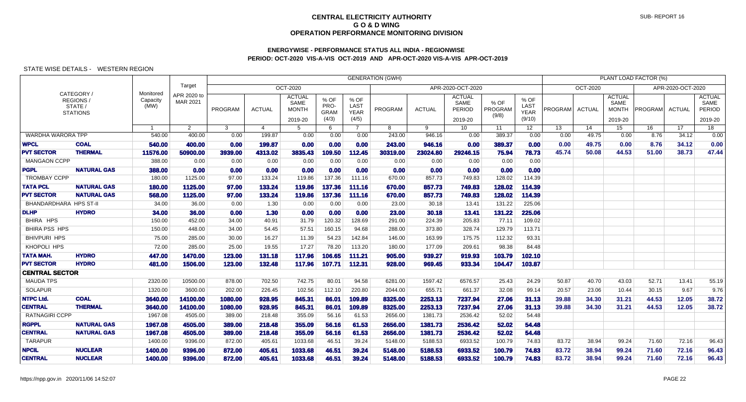# CENTRAL ELECTRICITY AUTHORITY
## G O & D WING
## OPERATION PERFORMANCE MONITORING DIVISION

SUB- REPORT 16

### ENERGYWISE - PERFORMANCE STATUS ALL INDIA - REGIONWISE
### PERIOD: OCT-2020 VIS-A-VIS OCT-2019 AND APR-OCT-2020 VIS-A-VIS APR-OCT-2019

STATE WISE DETAILS - WESTERN REGION

| CATEGORY / REGIONS / STATE / STATIONS | | Monitored Capacity (MW) | Target APR 2020 to MAR 2021 | GENERATION (GWH) | | | | | | | | | | PLANT LOAD FACTOR (%) | | | | | |
|---|---|---|---|---|---|---|---|---|---|---|---|---|---|---|---|---|---|---|---|
| | | | | OCT-2020 | | | | | APR-2020-OCT-2020 | | | | | OCT-2020 | | | APR-2020-OCT-2020 | | |
| | | | | PROGRAM | ACTUAL | ACTUAL SAME MONTH 2019-20 | % OF PRO-GRAM (4/3) | % OF LAST YEAR (4/5) | PROGRAM | ACTUAL | ACTUAL SAME PERIOD 2019-20 | % OF PROGRAM (9/8) | % OF LAST YEAR (9/10) | PROGRAM | ACTUAL | ACTUAL SAME MONTH 2019-20 | PROGRAM | ACTUAL | ACTUAL SAME PERIOD 2019-20 |
| | | 1 | 2 | 3 | 4 | 5 | 6 | 7 | 8 | 9 | 10 | 11 | 12 | 13 | 14 | 15 | 16 | 17 | 18 |
| WARDHA WARORA TPP | | 540.00 | 400.00 | 0.00 | 199.87 | 0.00 | 0.00 | 0.00 | 243.00 | 946.16 | 0.00 | 389.37 | 0.00 | 0.00 | 49.75 | 0.00 | 8.76 | 34.12 | 0.00 |
| **WPCL** | **COAL** | **540.00** | **400.00** | **0.00** | **199.87** | **0.00** | **0.00** | **0.00** | **243.00** | **946.16** | **0.00** | **389.37** | **0.00** | **0.00** | **49.75** | **0.00** | **8.76** | **34.12** | **0.00** |
| **PVT SECTOR** | **THERMAL** | **11576.00** | **50900.00** | **3939.00** | **4313.02** | **3835.43** | **109.50** | **112.45** | **30319.00** | **23024.80** | **29246.15** | **75.94** | **78.73** | **45.74** | **50.08** | **44.53** | **51.00** | **38.73** | **47.44** |
| MANGAON CCPP | | 388.00 | 0.00 | 0.00 | 0.00 | 0.00 | 0.00 | 0.00 | 0.00 | 0.00 | 0.00 | 0.00 | 0.00 | | | | | | |
| **PGPL** | **NATURAL GAS** | **388.00** | **0.00** | **0.00** | **0.00** | **0.00** | **0.00** | **0.00** | **0.00** | **0.00** | **0.00** | **0.00** | **0.00** | | | | | | |
| TROMBAY CCPP | | 180.00 | 1125.00 | 97.00 | 133.24 | 119.86 | 137.36 | 111.16 | 670.00 | 857.73 | 749.83 | 128.02 | 114.39 | | | | | | |
| **TATA PCL** | **NATURAL GAS** | **180.00** | **1125.00** | **97.00** | **133.24** | **119.86** | **137.36** | **111.16** | **670.00** | **857.73** | **749.83** | **128.02** | **114.39** | | | | | | |
| **PVT SECTOR** | **NATURAL GAS** | **568.00** | **1125.00** | **97.00** | **133.24** | **119.86** | **137.36** | **111.16** | **670.00** | **857.73** | **749.83** | **128.02** | **114.39** | | | | | | |
| BHANDARDHARA HPS ST-II | | 34.00 | 36.00 | 0.00 | 1.30 | 0.00 | 0.00 | 0.00 | 23.00 | 30.18 | 13.41 | 131.22 | 225.06 | | | | | | |
| **DLHP** | **HYDRO** | **34.00** | **36.00** | **0.00** | **1.30** | **0.00** | **0.00** | **0.00** | **23.00** | **30.18** | **13.41** | **131.22** | **225.06** | | | | | | |
| BHIRA HPS | | 150.00 | 452.00 | 34.00 | 40.91 | 31.79 | 120.32 | 128.69 | 291.00 | 224.39 | 205.83 | 77.11 | 109.02 | | | | | | |
| BHIRA PSS HPS | | 150.00 | 448.00 | 34.00 | 54.45 | 57.51 | 160.15 | 94.68 | 288.00 | 373.80 | 328.74 | 129.79 | 113.71 | | | | | | |
| BHIVPURI HPS | | 75.00 | 285.00 | 30.00 | 16.27 | 11.39 | 54.23 | 142.84 | 146.00 | 163.99 | 175.75 | 112.32 | 93.31 | | | | | | |
| KHOPOLI HPS | | 72.00 | 285.00 | 25.00 | 19.55 | 17.27 | 78.20 | 113.20 | 180.00 | 177.09 | 209.61 | 98.38 | 84.48 | | | | | | |
| **TATA MAH.** | **HYDRO** | **447.00** | **1470.00** | **123.00** | **131.18** | **117.96** | **106.65** | **111.21** | **905.00** | **939.27** | **919.93** | **103.79** | **102.10** | | | | | | |
| **PVT SECTOR** | **HYDRO** | **481.00** | **1506.00** | **123.00** | **132.48** | **117.96** | **107.71** | **112.31** | **928.00** | **969.45** | **933.34** | **104.47** | **103.87** | | | | | | |
| **CENTRAL SECTOR** | | | | | | | | | | | | | | | | | | | |
| MAUDA TPS | | 2320.00 | 10500.00 | 878.00 | 702.50 | 742.75 | 80.01 | 94.58 | 6281.00 | 1597.42 | 6576.57 | 25.43 | 24.29 | 50.87 | 40.70 | 43.03 | 52.71 | 13.41 | 55.19 |
| SOLAPUR | | 1320.00 | 3600.00 | 202.00 | 226.45 | 102.56 | 112.10 | 220.80 | 2044.00 | 655.71 | 661.37 | 32.08 | 99.14 | 20.57 | 23.06 | 10.44 | 30.15 | 9.67 | 9.76 |
| **NTPC Ltd.** | **COAL** | **3640.00** | **14100.00** | **1080.00** | **928.95** | **845.31** | **86.01** | **109.89** | **8325.00** | **2253.13** | **7237.94** | **27.06** | **31.13** | **39.88** | **34.30** | **31.21** | **44.53** | **12.05** | **38.72** |
| **CENTRAL** | **THERMAL** | **3640.00** | **14100.00** | **1080.00** | **928.95** | **845.31** | **86.01** | **109.89** | **8325.00** | **2253.13** | **7237.94** | **27.06** | **31.13** | **39.88** | **34.30** | **31.21** | **44.53** | **12.05** | **38.72** |
| RATNAGIRI CCPP | | 1967.08 | 4505.00 | 389.00 | 218.48 | 355.09 | 56.16 | 61.53 | 2656.00 | 1381.73 | 2536.42 | 52.02 | 54.48 | | | | | | |
| **RGPPL** | **NATURAL GAS** | **1967.08** | **4505.00** | **389.00** | **218.48** | **355.09** | **56.16** | **61.53** | **2656.00** | **1381.73** | **2536.42** | **52.02** | **54.48** | | | | | | |
| **CENTRAL** | **NATURAL GAS** | **1967.08** | **4505.00** | **389.00** | **218.48** | **355.09** | **56.16** | **61.53** | **2656.00** | **1381.73** | **2536.42** | **52.02** | **54.48** | | | | | | |
| TARAPUR | | 1400.00 | 9396.00 | 872.00 | 405.61 | 1033.68 | 46.51 | 39.24 | 5148.00 | 5188.53 | 6933.52 | 100.79 | 74.83 | 83.72 | 38.94 | 99.24 | 71.60 | 72.16 | 96.43 |
| **NPCIL** | **NUCLEAR** | **1400.00** | **9396.00** | **872.00** | **405.61** | **1033.68** | **46.51** | **39.24** | **5148.00** | **5188.53** | **6933.52** | **100.79** | **74.83** | **83.72** | **38.94** | **99.24** | **71.60** | **72.16** | **96.43** |
| **CENTRAL** | **NUCLEAR** | **1400.00** | **9396.00** | **872.00** | **405.61** | **1033.68** | **46.51** | **39.24** | **5148.00** | **5188.53** | **6933.52** | **100.79** | **74.83** | **83.72** | **38.94** | **99.24** | **71.60** | **72.16** | **96.43** |

https://npp.gov.in 2020/11/06 14:52:07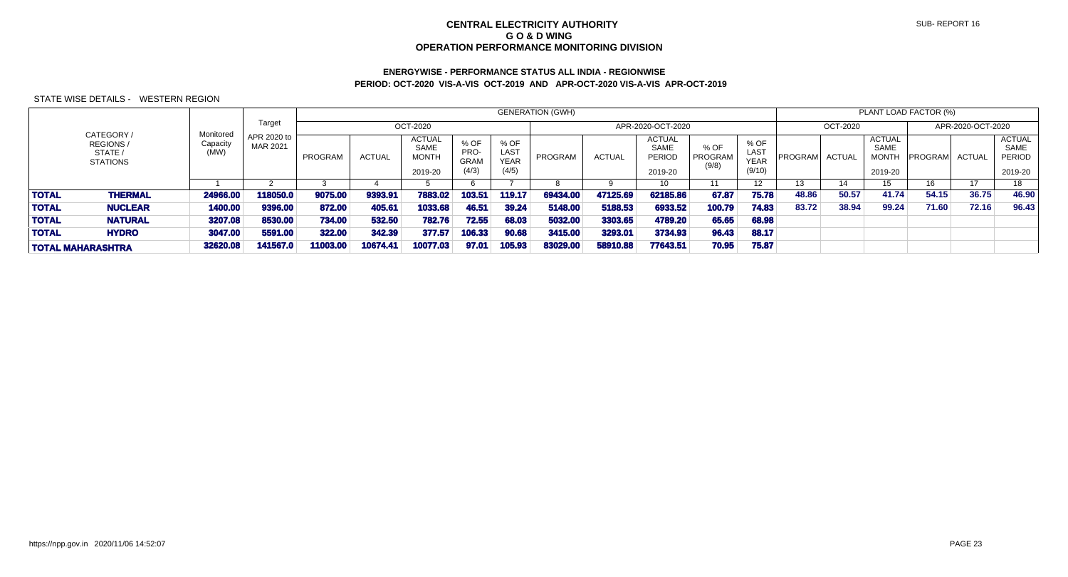**CENTRAL ELECTRICITY AUTHORITY**
**G O & D WING**
**OPERATION PERFORMANCE MONITORING DIVISION**

**ENERGYWISE - PERFORMANCE STATUS ALL INDIA - REGIONWISE**
**PERIOD: OCT-2020 VIS-A-VIS OCT-2019 AND APR-OCT-2020 VIS-A-VIS APR-OCT-2019**

STATE WISE DETAILS - WESTERN REGION

| CATEGORY / REGIONS / STATE / STATIONS | | Monitored Capacity (MW) | Target APR 2020 to MAR 2021 | GENERATION (GWH) OCT-2020 PROGRAM | ACTUAL | ACTUAL SAME MONTH 2019-20 | % OF PRO-GRAM (4/3) | % OF LAST YEAR (4/5) | APR-2020-OCT-2020 PROGRAM | ACTUAL | ACTUAL SAME PERIOD 2019-20 | % OF PROGRAM (9/8) | % OF LAST YEAR (9/10) | PLANT LOAD FACTOR (%) OCT-2020 PROGRAM | ACTUAL | ACTUAL SAME MONTH 2019-20 | APR-2020-OCT-2020 PROGRAM | ACTUAL | ACTUAL SAME PERIOD 2019-20 |
|---|---|---|---|---|---|---|---|---|---|---|---|---|---|---|---|---|---|---|---|
| | | 1 | 2 | 3 | 4 | 5 | 6 | 7 | 8 | 9 | 10 | 11 | 12 | 13 | 14 | 15 | 16 | 17 | 18 |
| **TOTAL** | **THERMAL** | **24966.00** | **118050.0** | **9075.00** | **9393.91** | **7883.02** | **103.51** | **119.17** | **69434.00** | **47125.69** | **62185.86** | **67.87** | **75.78** | 48.86 | 50.57 | 41.74 | 54.15 | 36.75 | 46.90 |
| **TOTAL** | **NUCLEAR** | **1400.00** | **9396.00** | **872.00** | **405.61** | **1033.68** | **46.51** | **39.24** | **5148.00** | **5188.53** | **6933.52** | **100.79** | **74.83** | 83.72 | 38.94 | 99.24 | 71.60 | 72.16 | 96.43 |
| **TOTAL** | **NATURAL** | **3207.08** | **8530.00** | **734.00** | **532.50** | **782.76** | **72.55** | **68.03** | **5032.00** | **3303.65** | **4789.20** | **65.65** | **68.98** | | | | | | |
| **TOTAL** | **HYDRO** | **3047.00** | **5591.00** | **322.00** | **342.39** | **377.57** | **106.33** | **90.68** | **3415.00** | **3293.01** | **3734.93** | **96.43** | **88.17** | | | | | | |
| **TOTAL MAHARASHTRA** | | **32620.08** | **141567.0** | **11003.00** | **10674.41** | **10077.03** | **97.01** | **105.93** | **83029.00** | **58910.88** | **77643.51** | **70.95** | **75.87** | | | | | | |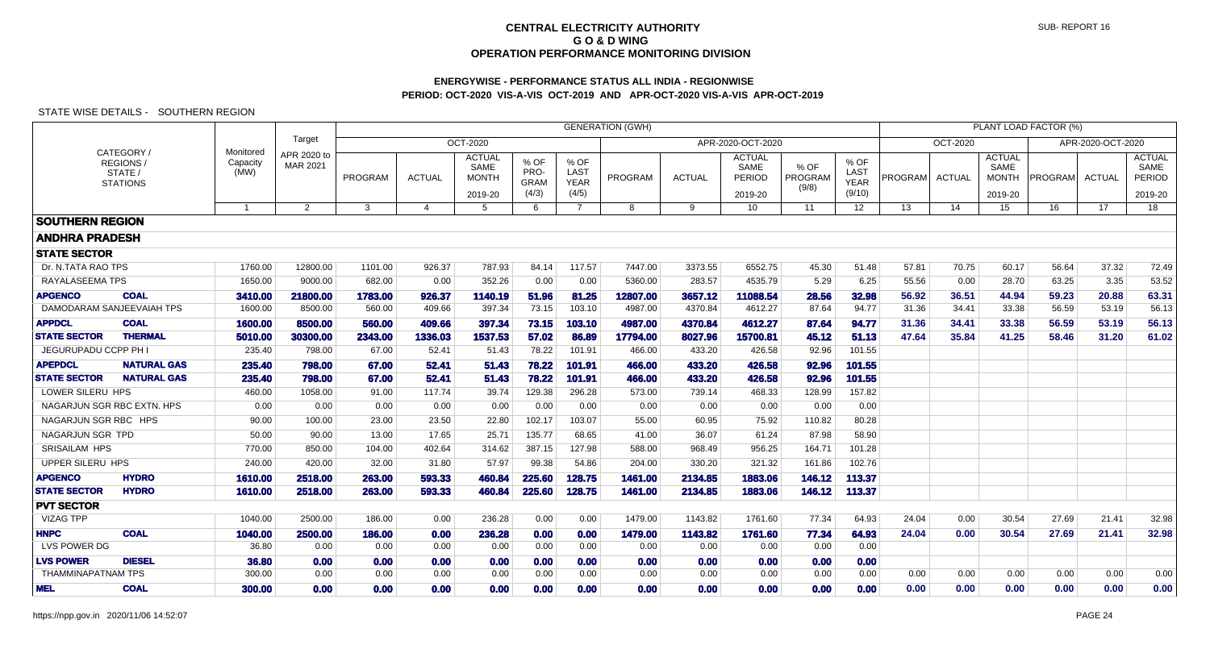# CENTRAL ELECTRICITY AUTHORITY
## G O & D WING
## OPERATION PERFORMANCE MONITORING DIVISION

SUB- REPORT 16

### ENERGYWISE - PERFORMANCE STATUS ALL INDIA - REGIONWISE
### PERIOD: OCT-2020 VIS-A-VIS OCT-2019 AND APR-OCT-2020 VIS-A-VIS APR-OCT-2019

STATE WISE DETAILS - SOUTHERN REGION

| CATEGORY / REGIONS / STATE / STATIONS | | Monitored Capacity (MW) | Target APR 2020 to MAR 2021 | GENERATION (GWH) | | | | | | | | | | PLANT LOAD FACTOR (%) | | | | | |
|---|---|---|---|---|---|---|---|---|---|---|---|---|---|---|---|---|---|---|---|
| | | | | OCT-2020 | | | | | APR-2020-OCT-2020 | | | | | OCT-2020 | | | APR-2020-OCT-2020 | | |
| | | | | PROGRAM | ACTUAL | ACTUAL SAME MONTH 2019-20 | % OF PRO-GRAM (4/3) | % OF LAST YEAR (4/5) | PROGRAM | ACTUAL | ACTUAL SAME PERIOD 2019-20 | % OF PROGRAM (9/8) | % OF LAST YEAR (9/10) | PROGRAM | ACTUAL | ACTUAL SAME MONTH 2019-20 | PROGRAM | ACTUAL | ACTUAL SAME PERIOD 2019-20 |
| | | 1 | 2 | 3 | 4 | 5 | 6 | 7 | 8 | 9 | 10 | 11 | 12 | 13 | 14 | 15 | 16 | 17 | 18 |
| **SOUTHERN REGION** | | | | | | | | | | | | | | | | | | | |
| **ANDHRA PRADESH** | | | | | | | | | | | | | | | | | | | |
| **STATE SECTOR** | | | | | | | | | | | | | | | | | | | |
| Dr. N.TATA RAO TPS | | 1760.00 | 12800.00 | 1101.00 | 926.37 | 787.93 | 84.14 | 117.57 | 7447.00 | 3373.55 | 6552.75 | 45.30 | 51.48 | 57.81 | 70.75 | 60.17 | 56.64 | 37.32 | 72.49 |
| RAYALASEEMA TPS | | 1650.00 | 9000.00 | 682.00 | 0.00 | 352.26 | 0.00 | 0.00 | 5360.00 | 283.57 | 4535.79 | 5.29 | 6.25 | 55.56 | 0.00 | 28.70 | 63.25 | 3.35 | 53.52 |
| **APGENCO** | **COAL** | **3410.00** | **21800.00** | **1783.00** | **926.37** | **1140.19** | **51.96** | **81.25** | **12807.00** | **3657.12** | **11088.54** | **28.56** | **32.98** | **56.92** | **36.51** | **44.94** | **59.23** | **20.88** | **63.31** |
| DAMODARAM SANJEEVAIAH TPS | | 1600.00 | 8500.00 | 560.00 | 409.66 | 397.34 | 73.15 | 103.10 | 4987.00 | 4370.84 | 4612.27 | 87.64 | 94.77 | 31.36 | 34.41 | 33.38 | 56.59 | 53.19 | 56.13 |
| **APPDCL** | **COAL** | **1600.00** | **8500.00** | **560.00** | **409.66** | **397.34** | **73.15** | **103.10** | **4987.00** | **4370.84** | **4612.27** | **87.64** | **94.77** | **31.36** | **34.41** | **33.38** | **56.59** | **53.19** | **56.13** |
| **STATE SECTOR** | **THERMAL** | **5010.00** | **30300.00** | **2343.00** | **1336.03** | **1537.53** | **57.02** | **86.89** | **17794.00** | **8027.96** | **15700.81** | **45.12** | **51.13** | **47.64** | **35.84** | **41.25** | **58.46** | **31.20** | **61.02** |
| JEGURUPADU CCPP PH I | | 235.40 | 798.00 | 67.00 | 52.41 | 51.43 | 78.22 | 101.91 | 466.00 | 433.20 | 426.58 | 92.96 | 101.55 | | | | | | |
| **APEPDCL** | **NATURAL GAS** | **235.40** | **798.00** | **67.00** | **52.41** | **51.43** | **78.22** | **101.91** | **466.00** | **433.20** | **426.58** | **92.96** | **101.55** | | | | | | |
| **STATE SECTOR** | **NATURAL GAS** | **235.40** | **798.00** | **67.00** | **52.41** | **51.43** | **78.22** | **101.91** | **466.00** | **433.20** | **426.58** | **92.96** | **101.55** | | | | | | |
| LOWER SILERU HPS | | 460.00 | 1058.00 | 91.00 | 117.74 | 39.74 | 129.38 | 296.28 | 573.00 | 739.14 | 468.33 | 128.99 | 157.82 | | | | | | |
| NAGARJUN SGR RBC EXTN. HPS | | 0.00 | 0.00 | 0.00 | 0.00 | 0.00 | 0.00 | 0.00 | 0.00 | 0.00 | 0.00 | 0.00 | 0.00 | | | | | | |
| NAGARJUN SGR RBC HPS | | 90.00 | 100.00 | 23.00 | 23.50 | 22.80 | 102.17 | 103.07 | 55.00 | 60.95 | 75.92 | 110.82 | 80.28 | | | | | | |
| NAGARJUN SGR TPD | | 50.00 | 90.00 | 13.00 | 17.65 | 25.71 | 135.77 | 68.65 | 41.00 | 36.07 | 61.24 | 87.98 | 58.90 | | | | | | |
| SRISAILAM HPS | | 770.00 | 850.00 | 104.00 | 402.64 | 314.62 | 387.15 | 127.98 | 588.00 | 968.49 | 956.25 | 164.71 | 101.28 | | | | | | |
| UPPER SILERU HPS | | 240.00 | 420.00 | 32.00 | 31.80 | 57.97 | 99.38 | 54.86 | 204.00 | 330.20 | 321.32 | 161.86 | 102.76 | | | | | | |
| **APGENCO** | **HYDRO** | **1610.00** | **2518.00** | **263.00** | **593.33** | **460.84** | **225.60** | **128.75** | **1461.00** | **2134.85** | **1883.06** | **146.12** | **113.37** | | | | | | |
| **STATE SECTOR** | **HYDRO** | **1610.00** | **2518.00** | **263.00** | **593.33** | **460.84** | **225.60** | **128.75** | **1461.00** | **2134.85** | **1883.06** | **146.12** | **113.37** | | | | | | |
| **PVT SECTOR** | | | | | | | | | | | | | | | | | | | |
| VIZAG TPP | | 1040.00 | 2500.00 | 186.00 | 0.00 | 236.28 | 0.00 | 0.00 | 1479.00 | 1143.82 | 1761.60 | 77.34 | 64.93 | 24.04 | 0.00 | 30.54 | 27.69 | 21.41 | 32.98 |
| **HNPC** | **COAL** | **1040.00** | **2500.00** | **186.00** | **0.00** | **236.28** | **0.00** | **0.00** | **1479.00** | **1143.82** | **1761.60** | **77.34** | **64.93** | **24.04** | **0.00** | **30.54** | **27.69** | **21.41** | **32.98** |
| LVS POWER DG | | 36.80 | 0.00 | 0.00 | 0.00 | 0.00 | 0.00 | 0.00 | 0.00 | 0.00 | 0.00 | 0.00 | 0.00 | | | | | | |
| **LVS POWER** | **DIESEL** | **36.80** | **0.00** | **0.00** | **0.00** | **0.00** | **0.00** | **0.00** | **0.00** | **0.00** | **0.00** | **0.00** | **0.00** | | | | | | |
| THAMMINAPATNAM TPS | | 300.00 | 0.00 | 0.00 | 0.00 | 0.00 | 0.00 | 0.00 | 0.00 | 0.00 | 0.00 | 0.00 | 0.00 | 0.00 | 0.00 | 0.00 | 0.00 | 0.00 | 0.00 |
| **MEL** | **COAL** | **300.00** | **0.00** | **0.00** | **0.00** | **0.00** | **0.00** | **0.00** | **0.00** | **0.00** | **0.00** | **0.00** | **0.00** | **0.00** | **0.00** | **0.00** | **0.00** | **0.00** | **0.00** |

https://npp.gov.in 2020/11/06 14:52:07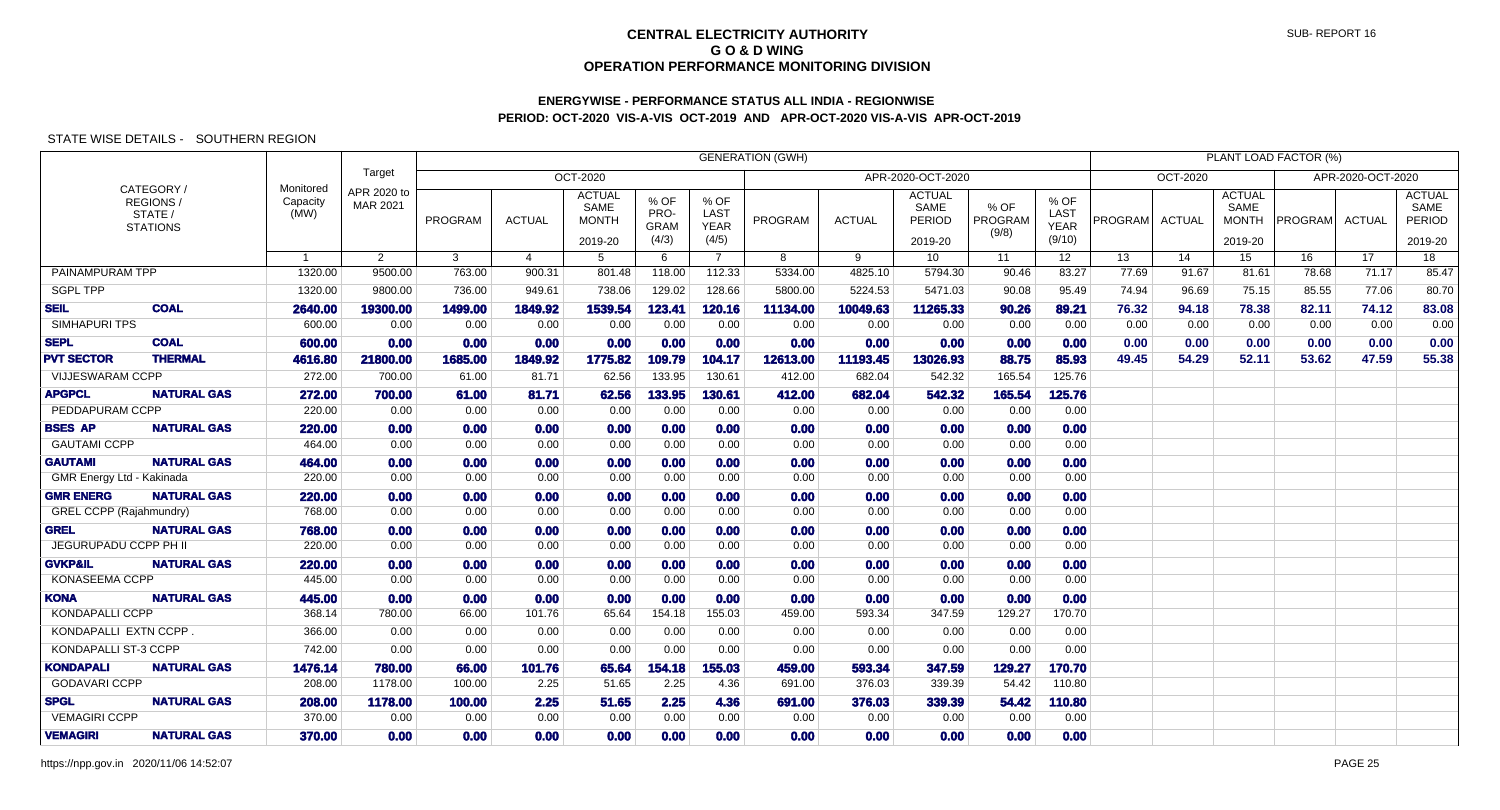# CENTRAL ELECTRICITY AUTHORITY
## G O & D WING
## OPERATION PERFORMANCE MONITORING DIVISION

SUB- REPORT 16

### ENERGYWISE - PERFORMANCE STATUS ALL INDIA - REGIONWISE
### PERIOD: OCT-2020 VIS-A-VIS OCT-2019 AND APR-OCT-2020 VIS-A-VIS APR-OCT-2019

STATE WISE DETAILS - SOUTHERN REGION

| CATEGORY / REGIONS / STATE / STATIONS | | Monitored Capacity (MW) | Target APR 2020 to MAR 2021 | GENERATION (GWH) OCT-2020 PROGRAM | ACTUAL | ACTUAL SAME MONTH 2019-20 | % OF PRO-GRAM (4/3) | % OF LAST YEAR (4/5) | APR-2020-OCT-2020 PROGRAM | ACTUAL | ACTUAL SAME PERIOD 2019-20 | % OF PROGRAM (9/8) | % OF LAST YEAR (9/10) | PLANT LOAD FACTOR (%) OCT-2020 PROGRAM | ACTUAL | ACTUAL SAME MONTH 2019-20 | APR-2020-OCT-2020 PROGRAM | ACTUAL | ACTUAL SAME PERIOD 2019-20 |
|---|---|---|---|---|---|---|---|---|---|---|---|---|---|---|---|---|---|---|---|
| | | 1 | 2 | 3 | 4 | 5 | 6 | 7 | 8 | 9 | 10 | 11 | 12 | 13 | 14 | 15 | 16 | 17 | 18 |
| PAINAMPURAM TPP | | 1320.00 | 9500.00 | 763.00 | 900.31 | 801.48 | 118.00 | 112.33 | 5334.00 | 4825.10 | 5794.30 | 90.46 | 83.27 | 77.69 | 91.67 | 81.61 | 78.68 | 71.17 | 85.47 |
| SGPL TPP | | 1320.00 | 9800.00 | 736.00 | 949.61 | 738.06 | 129.02 | 128.66 | 5800.00 | 5224.53 | 5471.03 | 90.08 | 95.49 | 74.94 | 96.69 | 75.15 | 85.55 | 77.06 | 80.70 |
| **SEIL** | **COAL** | **2640.00** | **19300.00** | **1499.00** | **1849.92** | **1539.54** | **123.41** | **120.16** | **11134.00** | **10049.63** | **11265.33** | **90.26** | **89.21** | **76.32** | **94.18** | **78.38** | **82.11** | **74.12** | **83.08** |
| SIMHAPURI TPS | | 600.00 | 0.00 | 0.00 | 0.00 | 0.00 | 0.00 | 0.00 | 0.00 | 0.00 | 0.00 | 0.00 | 0.00 | 0.00 | 0.00 | 0.00 | 0.00 | 0.00 | 0.00 |
| **SEPL** | **COAL** | **600.00** | **0.00** | **0.00** | **0.00** | **0.00** | **0.00** | **0.00** | **0.00** | **0.00** | **0.00** | **0.00** | **0.00** | **0.00** | **0.00** | **0.00** | **0.00** | **0.00** | **0.00** |
| **PVT SECTOR** | **THERMAL** | **4616.80** | **21800.00** | **1685.00** | **1849.92** | **1775.82** | **109.79** | **104.17** | **12613.00** | **11193.45** | **13026.93** | **88.75** | **85.93** | **49.45** | **54.29** | **52.11** | **53.62** | **47.59** | **55.38** |
| VIJJESWARAM CCPP | | 272.00 | 700.00 | 61.00 | 81.71 | 62.56 | 133.95 | 130.61 | 412.00 | 682.04 | 542.32 | 165.54 | 125.76 | | | | | | |
| **APGPCL** | **NATURAL GAS** | **272.00** | **700.00** | **61.00** | **81.71** | **62.56** | **133.95** | **130.61** | **412.00** | **682.04** | **542.32** | **165.54** | **125.76** | | | | | | |
| PEDDAPURAM CCPP | | 220.00 | 0.00 | 0.00 | 0.00 | 0.00 | 0.00 | 0.00 | 0.00 | 0.00 | 0.00 | 0.00 | 0.00 | | | | | | |
| **BSES AP** | **NATURAL GAS** | **220.00** | **0.00** | **0.00** | **0.00** | **0.00** | **0.00** | **0.00** | **0.00** | **0.00** | **0.00** | **0.00** | **0.00** | | | | | | |
| GAUTAMI CCPP | | 464.00 | 0.00 | 0.00 | 0.00 | 0.00 | 0.00 | 0.00 | 0.00 | 0.00 | 0.00 | 0.00 | 0.00 | | | | | | |
| **GAUTAMI** | **NATURAL GAS** | **464.00** | **0.00** | **0.00** | **0.00** | **0.00** | **0.00** | **0.00** | **0.00** | **0.00** | **0.00** | **0.00** | **0.00** | | | | | | |
| GMR Energy Ltd - Kakinada | | 220.00 | 0.00 | 0.00 | 0.00 | 0.00 | 0.00 | 0.00 | 0.00 | 0.00 | 0.00 | 0.00 | 0.00 | | | | | | |
| **GMR ENERG** | **NATURAL GAS** | **220.00** | **0.00** | **0.00** | **0.00** | **0.00** | **0.00** | **0.00** | **0.00** | **0.00** | **0.00** | **0.00** | **0.00** | | | | | | |
| GREL CCPP (Rajahmundry) | | 768.00 | 0.00 | 0.00 | 0.00 | 0.00 | 0.00 | 0.00 | 0.00 | 0.00 | 0.00 | 0.00 | 0.00 | | | | | | |
| **GREL** | **NATURAL GAS** | **768.00** | **0.00** | **0.00** | **0.00** | **0.00** | **0.00** | **0.00** | **0.00** | **0.00** | **0.00** | **0.00** | **0.00** | | | | | | |
| JEGURUPADU CCPP PH II | | 220.00 | 0.00 | 0.00 | 0.00 | 0.00 | 0.00 | 0.00 | 0.00 | 0.00 | 0.00 | 0.00 | 0.00 | | | | | | |
| **GVKP&IL** | **NATURAL GAS** | **220.00** | **0.00** | **0.00** | **0.00** | **0.00** | **0.00** | **0.00** | **0.00** | **0.00** | **0.00** | **0.00** | **0.00** | | | | | | |
| KONASEEMA CCPP | | 445.00 | 0.00 | 0.00 | 0.00 | 0.00 | 0.00 | 0.00 | 0.00 | 0.00 | 0.00 | 0.00 | 0.00 | | | | | | |
| **KONA** | **NATURAL GAS** | **445.00** | **0.00** | **0.00** | **0.00** | **0.00** | **0.00** | **0.00** | **0.00** | **0.00** | **0.00** | **0.00** | **0.00** | | | | | | |
| KONDAPALLI CCPP | | 368.14 | 780.00 | 66.00 | 101.76 | 65.64 | 154.18 | 155.03 | 459.00 | 593.34 | 347.59 | 129.27 | 170.70 | | | | | | |
| KONDAPALLI EXTN CCPP . | | 366.00 | 0.00 | 0.00 | 0.00 | 0.00 | 0.00 | 0.00 | 0.00 | 0.00 | 0.00 | 0.00 | 0.00 | | | | | | |
| KONDAPALLI ST-3 CCPP | | 742.00 | 0.00 | 0.00 | 0.00 | 0.00 | 0.00 | 0.00 | 0.00 | 0.00 | 0.00 | 0.00 | 0.00 | | | | | | |
| **KONDAPALI** | **NATURAL GAS** | **1476.14** | **780.00** | **66.00** | **101.76** | **65.64** | **154.18** | **155.03** | **459.00** | **593.34** | **347.59** | **129.27** | **170.70** | | | | | | |
| GODAVARI CCPP | | 208.00 | 1178.00 | 100.00 | 2.25 | 51.65 | 2.25 | 4.36 | 691.00 | 376.03 | 339.39 | 54.42 | 110.80 | | | | | | |
| **SPGL** | **NATURAL GAS** | **208.00** | **1178.00** | **100.00** | **2.25** | **51.65** | **2.25** | **4.36** | **691.00** | **376.03** | **339.39** | **54.42** | **110.80** | | | | | | |
| VEMAGIRI CCPP | | 370.00 | 0.00 | 0.00 | 0.00 | 0.00 | 0.00 | 0.00 | 0.00 | 0.00 | 0.00 | 0.00 | 0.00 | | | | | | |
| **VEMAGIRI** | **NATURAL GAS** | **370.00** | **0.00** | **0.00** | **0.00** | **0.00** | **0.00** | **0.00** | **0.00** | **0.00** | **0.00** | **0.00** | **0.00** | | | | | | |

https://npp.gov.in 2020/11/06 14:52:07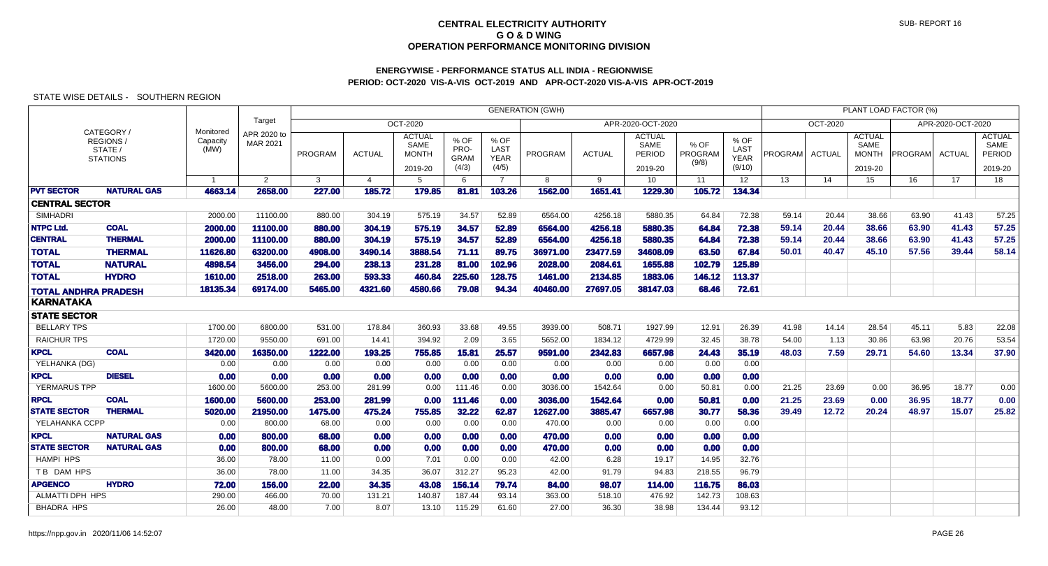# CENTRAL ELECTRICITY AUTHORITY
## G O & D WING
## OPERATION PERFORMANCE MONITORING DIVISION

SUB- REPORT 16

### ENERGYWISE - PERFORMANCE STATUS ALL INDIA - REGIONWISE
### PERIOD: OCT-2020 VIS-A-VIS OCT-2019 AND APR-OCT-2020 VIS-A-VIS APR-OCT-2019

STATE WISE DETAILS - SOUTHERN REGION

| CATEGORY / REGIONS / STATE / STATIONS | | Monitored Capacity (MW) | Target APR 2020 to MAR 2021 | GENERATION (GWH) | | | | | | | | | | PLANT LOAD FACTOR (%) | | | | | |
|---|---|---|---|---|---|---|---|---|---|---|---|---|---|---|---|---|---|---|---|
| | | | | OCT-2020 | | | | | APR-2020-OCT-2020 | | | | | OCT-2020 | | | APR-2020-OCT-2020 | | |
| | | | | PROGRAM | ACTUAL | ACTUAL SAME MONTH 2019-20 | % OF PRO-GRAM (4/3) | % OF LAST YEAR (4/5) | PROGRAM | ACTUAL | ACTUAL SAME PERIOD 2019-20 | % OF PROGRAM (9/8) | % OF LAST YEAR (9/10) | PROGRAM | ACTUAL | ACTUAL SAME MONTH 2019-20 | PROGRAM | ACTUAL | ACTUAL SAME PERIOD 2019-20 |
| | | 1 | 2 | 3 | 4 | 5 | 6 | 7 | 8 | 9 | 10 | 11 | 12 | 13 | 14 | 15 | 16 | 17 | 18 |
| **PVT SECTOR** | **NATURAL GAS** | **4663.14** | **2658.00** | **227.00** | **185.72** | **179.85** | **81.81** | **103.26** | **1562.00** | **1651.41** | **1229.30** | **105.72** | **134.34** | | | | | | |
| **CENTRAL SECTOR** | | | | | | | | | | | | | | | | | | | |
| SIMHADRI | | 2000.00 | 11100.00 | 880.00 | 304.19 | 575.19 | 34.57 | 52.89 | 6564.00 | 4256.18 | 5880.35 | 64.84 | 72.38 | 59.14 | 20.44 | 38.66 | 63.90 | 41.43 | 57.25 |
| **NTPC Ltd.** | **COAL** | **2000.00** | **11100.00** | **880.00** | **304.19** | **575.19** | **34.57** | **52.89** | **6564.00** | **4256.18** | **5880.35** | **64.84** | **72.38** | **59.14** | **20.44** | **38.66** | **63.90** | **41.43** | **57.25** |
| **CENTRAL** | **THERMAL** | **2000.00** | **11100.00** | **880.00** | **304.19** | **575.19** | **34.57** | **52.89** | **6564.00** | **4256.18** | **5880.35** | **64.84** | **72.38** | **59.14** | **20.44** | **38.66** | **63.90** | **41.43** | **57.25** |
| **TOTAL** | **THERMAL** | **11626.80** | **63200.00** | **4908.00** | **3490.14** | **3888.54** | **71.11** | **89.75** | **36971.00** | **23477.59** | **34608.09** | **63.50** | **67.84** | **50.01** | **40.47** | **45.10** | **57.56** | **39.44** | **58.14** |
| **TOTAL** | **NATURAL** | **4898.54** | **3456.00** | **294.00** | **238.13** | **231.28** | **81.00** | **102.96** | **2028.00** | **2084.61** | **1655.88** | **102.79** | **125.89** | | | | | | |
| **TOTAL** | **HYDRO** | **1610.00** | **2518.00** | **263.00** | **593.33** | **460.84** | **225.60** | **128.75** | **1461.00** | **2134.85** | **1883.06** | **146.12** | **113.37** | | | | | | |
| **TOTAL ANDHRA PRADESH** | | **18135.34** | **69174.00** | **5465.00** | **4321.60** | **4580.66** | **79.08** | **94.34** | **40460.00** | **27697.05** | **38147.03** | **68.46** | **72.61** | | | | | | |
| **KARNATAKA** | | | | | | | | | | | | | | | | | | | |
| **STATE SECTOR** | | | | | | | | | | | | | | | | | | | |
| BELLARY TPS | | 1700.00 | 6800.00 | 531.00 | 178.84 | 360.93 | 33.68 | 49.55 | 3939.00 | 508.71 | 1927.99 | 12.91 | 26.39 | 41.98 | 14.14 | 28.54 | 45.11 | 5.83 | 22.08 |
| RAICHUR TPS | | 1720.00 | 9550.00 | 691.00 | 14.41 | 394.92 | 2.09 | 3.65 | 5652.00 | 1834.12 | 4729.99 | 32.45 | 38.78 | 54.00 | 1.13 | 30.86 | 63.98 | 20.76 | 53.54 |
| **KPCL** | **COAL** | **3420.00** | **16350.00** | **1222.00** | **193.25** | **755.85** | **15.81** | **25.57** | **9591.00** | **2342.83** | **6657.98** | **24.43** | **35.19** | **48.03** | **7.59** | **29.71** | **54.60** | **13.34** | **37.90** |
| YELHANKA (DG) | | 0.00 | 0.00 | 0.00 | 0.00 | 0.00 | 0.00 | 0.00 | 0.00 | 0.00 | 0.00 | 0.00 | 0.00 | | | | | | |
| **KPCL** | **DIESEL** | **0.00** | **0.00** | **0.00** | **0.00** | **0.00** | **0.00** | **0.00** | **0.00** | **0.00** | **0.00** | **0.00** | **0.00** | | | | | | |
| YERMARUS TPP | | 1600.00 | 5600.00 | 253.00 | 281.99 | 0.00 | 111.46 | 0.00 | 3036.00 | 1542.64 | 0.00 | 50.81 | 0.00 | 21.25 | 23.69 | 0.00 | 36.95 | 18.77 | 0.00 |
| **RPCL** | **COAL** | **1600.00** | **5600.00** | **253.00** | **281.99** | **0.00** | **111.46** | **0.00** | **3036.00** | **1542.64** | **0.00** | **50.81** | **0.00** | **21.25** | **23.69** | **0.00** | **36.95** | **18.77** | **0.00** |
| **STATE SECTOR** | **THERMAL** | **5020.00** | **21950.00** | **1475.00** | **475.24** | **755.85** | **32.22** | **62.87** | **12627.00** | **3885.47** | **6657.98** | **30.77** | **58.36** | **39.49** | **12.72** | **20.24** | **48.97** | **15.07** | **25.82** |
| YELAHANKA CCPP | | 0.00 | 800.00 | 68.00 | 0.00 | 0.00 | 0.00 | 0.00 | 470.00 | 0.00 | 0.00 | 0.00 | 0.00 | | | | | | |
| **KPCL** | **NATURAL GAS** | **0.00** | **800.00** | **68.00** | **0.00** | **0.00** | **0.00** | **0.00** | **470.00** | **0.00** | **0.00** | **0.00** | **0.00** | | | | | | |
| **STATE SECTOR** | **NATURAL GAS** | **0.00** | **800.00** | **68.00** | **0.00** | **0.00** | **0.00** | **0.00** | **470.00** | **0.00** | **0.00** | **0.00** | **0.00** | | | | | | |
| HAMPI HPS | | 36.00 | 78.00 | 11.00 | 0.00 | 7.01 | 0.00 | 0.00 | 42.00 | 6.28 | 19.17 | 14.95 | 32.76 | | | | | | |
| T B DAM HPS | | 36.00 | 78.00 | 11.00 | 34.35 | 36.07 | 312.27 | 95.23 | 42.00 | 91.79 | 94.83 | 218.55 | 96.79 | | | | | | |
| **APGENCO** | **HYDRO** | **72.00** | **156.00** | **22.00** | **34.35** | **43.08** | **156.14** | **79.74** | **84.00** | **98.07** | **114.00** | **116.75** | **86.03** | | | | | | |
| ALMATTI DPH HPS | | 290.00 | 466.00 | 70.00 | 131.21 | 140.87 | 187.44 | 93.14 | 363.00 | 518.10 | 476.92 | 142.73 | 108.63 | | | | | | |
| BHADRA HPS | | 26.00 | 48.00 | 7.00 | 8.07 | 13.10 | 115.29 | 61.60 | 27.00 | 36.30 | 38.98 | 134.44 | 93.12 | | | | | | |

https://npp.gov.in 2020/11/06 14:52:07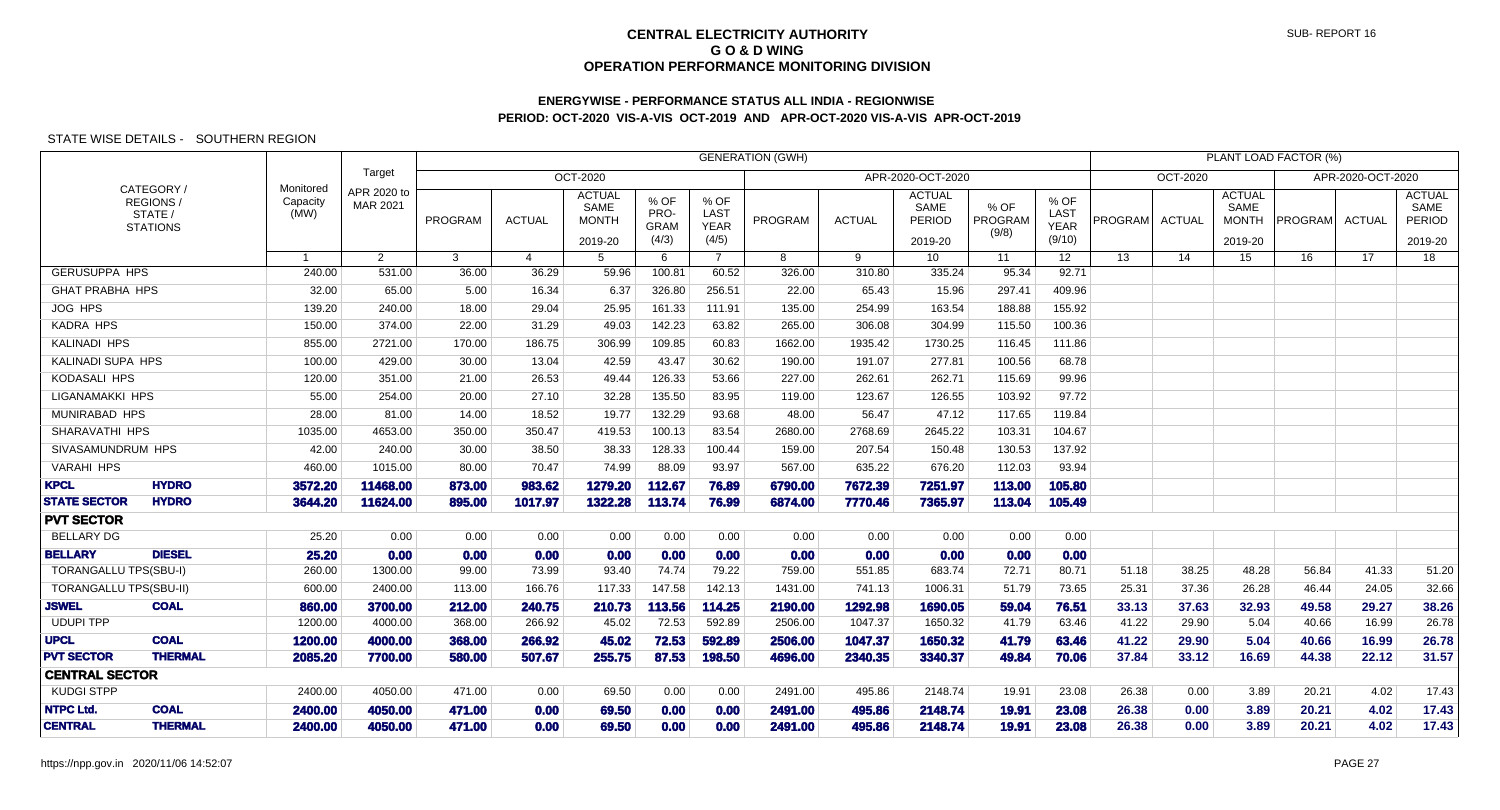# CENTRAL ELECTRICITY AUTHORITY
## G O & D WING
## OPERATION PERFORMANCE MONITORING DIVISION

SUB- REPORT 16

### ENERGYWISE - PERFORMANCE STATUS ALL INDIA - REGIONWISE
### PERIOD: OCT-2020 VIS-A-VIS OCT-2019 AND APR-OCT-2020 VIS-A-VIS APR-OCT-2019

STATE WISE DETAILS - SOUTHERN REGION

| CATEGORY / REGIONS / STATE / STATIONS | | Monitored Capacity (MW) | Target APR 2020 to MAR 2021 | GENERATION (GWH) | | | | | | | | | | PLANT LOAD FACTOR (%) | | | | | |
|---|---|---|---|---|---|---|---|---|---|---|---|---|---|---|---|---|---|---|---|
| | | | | OCT-2020 | | | | | APR-2020-OCT-2020 | | | | | OCT-2020 | | | APR-2020-OCT-2020 | | |
| | | | | PROGRAM | ACTUAL | ACTUAL SAME MONTH 2019-20 | % OF PRO-GRAM (4/3) | % OF LAST YEAR (4/5) | PROGRAM | ACTUAL | ACTUAL SAME PERIOD 2019-20 | % OF PROGRAM (9/8) | % OF LAST YEAR (9/10) | PROGRAM | ACTUAL | ACTUAL SAME MONTH 2019-20 | PROGRAM | ACTUAL | ACTUAL SAME PERIOD 2019-20 |
| | | 1 | 2 | 3 | 4 | 5 | 6 | 7 | 8 | 9 | 10 | 11 | 12 | 13 | 14 | 15 | 16 | 17 | 18 |
| GERUSUPPA HPS | | 240.00 | 531.00 | 36.00 | 36.29 | 59.96 | 100.81 | 60.52 | 326.00 | 310.80 | 335.24 | 95.34 | 92.71 | | | | | | |
| GHAT PRABHA HPS | | 32.00 | 65.00 | 5.00 | 16.34 | 6.37 | 326.80 | 256.51 | 22.00 | 65.43 | 15.96 | 297.41 | 409.96 | | | | | | |
| JOG HPS | | 139.20 | 240.00 | 18.00 | 29.04 | 25.95 | 161.33 | 111.91 | 135.00 | 254.99 | 163.54 | 188.88 | 155.92 | | | | | | |
| KADRA HPS | | 150.00 | 374.00 | 22.00 | 31.29 | 49.03 | 142.23 | 63.82 | 265.00 | 306.08 | 304.99 | 115.50 | 100.36 | | | | | | |
| KALINADI HPS | | 855.00 | 2721.00 | 170.00 | 186.75 | 306.99 | 109.85 | 60.83 | 1662.00 | 1935.42 | 1730.25 | 116.45 | 111.86 | | | | | | |
| KALINADI SUPA HPS | | 100.00 | 429.00 | 30.00 | 13.04 | 42.59 | 43.47 | 30.62 | 190.00 | 191.07 | 277.81 | 100.56 | 68.78 | | | | | | |
| KODASALI HPS | | 120.00 | 351.00 | 21.00 | 26.53 | 49.44 | 126.33 | 53.66 | 227.00 | 262.61 | 262.71 | 115.69 | 99.96 | | | | | | |
| LIGANAMAKKI HPS | | 55.00 | 254.00 | 20.00 | 27.10 | 32.28 | 135.50 | 83.95 | 119.00 | 123.67 | 126.55 | 103.92 | 97.72 | | | | | | |
| MUNIRABAD HPS | | 28.00 | 81.00 | 14.00 | 18.52 | 19.77 | 132.29 | 93.68 | 48.00 | 56.47 | 47.12 | 117.65 | 119.84 | | | | | | |
| SHARAVATHI HPS | | 1035.00 | 4653.00 | 350.00 | 350.47 | 419.53 | 100.13 | 83.54 | 2680.00 | 2768.69 | 2645.22 | 103.31 | 104.67 | | | | | | |
| SIVASAMUNDRUM HPS | | 42.00 | 240.00 | 30.00 | 38.50 | 38.33 | 128.33 | 100.44 | 159.00 | 207.54 | 150.48 | 130.53 | 137.92 | | | | | | |
| VARAHI HPS | | 460.00 | 1015.00 | 80.00 | 70.47 | 74.99 | 88.09 | 93.97 | 567.00 | 635.22 | 676.20 | 112.03 | 93.94 | | | | | | |
| **KPCL** | **HYDRO** | **3572.20** | **11468.00** | **873.00** | **983.62** | **1279.20** | **112.67** | **76.89** | **6790.00** | **7672.39** | **7251.97** | **113.00** | **105.80** | | | | | | |
| **STATE SECTOR** | **HYDRO** | **3644.20** | **11624.00** | **895.00** | **1017.97** | **1322.28** | **113.74** | **76.99** | **6874.00** | **7770.46** | **7365.97** | **113.04** | **105.49** | | | | | | |
| **PVT SECTOR** | | | | | | | | | | | | | | | | | | | |
| BELLARY DG | | 25.20 | 0.00 | 0.00 | 0.00 | 0.00 | 0.00 | 0.00 | 0.00 | 0.00 | 0.00 | 0.00 | 0.00 | | | | | | |
| **BELLARY** | **DIESEL** | **25.20** | **0.00** | **0.00** | **0.00** | **0.00** | **0.00** | **0.00** | **0.00** | **0.00** | **0.00** | **0.00** | **0.00** | | | | | | |
| TORANGALLU TPS(SBU-I) | | 260.00 | 1300.00 | 99.00 | 73.99 | 93.40 | 74.74 | 79.22 | 759.00 | 551.85 | 683.74 | 72.71 | 80.71 | 51.18 | 38.25 | 48.28 | 56.84 | 41.33 | 51.20 |
| TORANGALLU TPS(SBU-II) | | 600.00 | 2400.00 | 113.00 | 166.76 | 117.33 | 147.58 | 142.13 | 1431.00 | 741.13 | 1006.31 | 51.79 | 73.65 | 25.31 | 37.36 | 26.28 | 46.44 | 24.05 | 32.66 |
| **JSWEL** | **COAL** | **860.00** | **3700.00** | **212.00** | **240.75** | **210.73** | **113.56** | **114.25** | **2190.00** | **1292.98** | **1690.05** | **59.04** | **76.51** | **33.13** | **37.63** | **32.93** | **49.58** | **29.27** | **38.26** |
| UDUPI TPP | | 1200.00 | 4000.00 | 368.00 | 266.92 | 45.02 | 72.53 | 592.89 | 2506.00 | 1047.37 | 1650.32 | 41.79 | 63.46 | 41.22 | 29.90 | 5.04 | 40.66 | 16.99 | 26.78 |
| **UPCL** | **COAL** | **1200.00** | **4000.00** | **368.00** | **266.92** | **45.02** | **72.53** | **592.89** | **2506.00** | **1047.37** | **1650.32** | **41.79** | **63.46** | **41.22** | **29.90** | **5.04** | **40.66** | **16.99** | **26.78** |
| **PVT SECTOR** | **THERMAL** | **2085.20** | **7700.00** | **580.00** | **507.67** | **255.75** | **87.53** | **198.50** | **4696.00** | **2340.35** | **3340.37** | **49.84** | **70.06** | **37.84** | **33.12** | **16.69** | **44.38** | **22.12** | **31.57** |
| **CENTRAL SECTOR** | | | | | | | | | | | | | | | | | | | |
| KUDGI STPP | | 2400.00 | 4050.00 | 471.00 | 0.00 | 69.50 | 0.00 | 0.00 | 2491.00 | 495.86 | 2148.74 | 19.91 | 23.08 | 26.38 | 0.00 | 3.89 | 20.21 | 4.02 | 17.43 |
| **NTPC Ltd.** | **COAL** | **2400.00** | **4050.00** | **471.00** | **0.00** | **69.50** | **0.00** | **0.00** | **2491.00** | **495.86** | **2148.74** | **19.91** | **23.08** | **26.38** | **0.00** | **3.89** | **20.21** | **4.02** | **17.43** |
| **CENTRAL** | **THERMAL** | **2400.00** | **4050.00** | **471.00** | **0.00** | **69.50** | **0.00** | **0.00** | **2491.00** | **495.86** | **2148.74** | **19.91** | **23.08** | **26.38** | **0.00** | **3.89** | **20.21** | **4.02** | **17.43** |

https://npp.gov.in 2020/11/06 14:52:07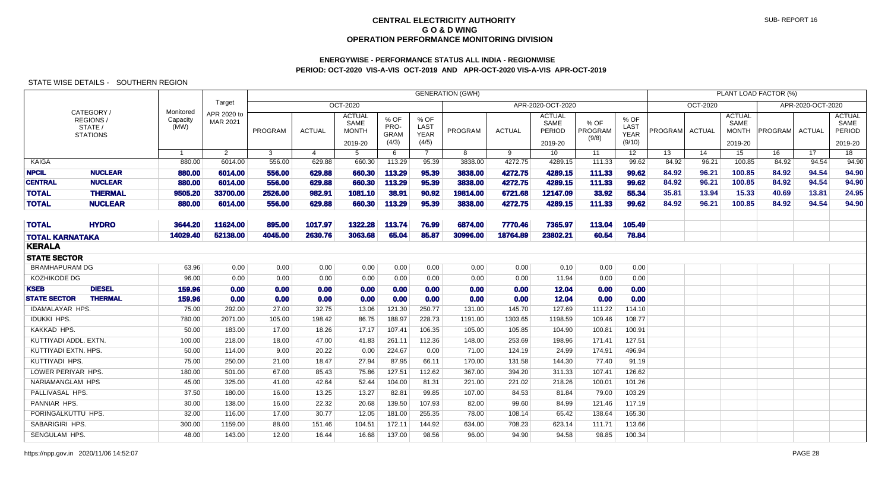# CENTRAL ELECTRICITY AUTHORITY
## G O & D WING
## OPERATION PERFORMANCE MONITORING DIVISION

SUB- REPORT 16

### ENERGYWISE - PERFORMANCE STATUS ALL INDIA - REGIONWISE
### PERIOD: OCT-2020 VIS-A-VIS OCT-2019 AND APR-OCT-2020 VIS-A-VIS APR-OCT-2019

STATE WISE DETAILS - SOUTHERN REGION

| CATEGORY / REGIONS / STATE / STATIONS | | Monitored Capacity (MW) | Target APR 2020 to MAR 2021 | GENERATION (GWH) | | | | | | | | | | PLANT LOAD FACTOR (%) | | | | | |
|---|---|---|---|---|---|---|---|---|---|---|---|---|---|---|---|---|---|---|---|
| | | | | OCT-2020 | | | | | APR-2020-OCT-2020 | | | | | OCT-2020 | | | APR-2020-OCT-2020 | | |
| | | | | PROGRAM | ACTUAL | ACTUAL SAME MONTH 2019-20 | % OF PRO-GRAM (4/3) | % OF LAST YEAR (4/5) | PROGRAM | ACTUAL | ACTUAL SAME PERIOD 2019-20 | % OF PROGRAM (9/8) | % OF LAST YEAR (9/10) | PROGRAM | ACTUAL | ACTUAL SAME MONTH 2019-20 | PROGRAM | ACTUAL | ACTUAL SAME PERIOD 2019-20 |
| | | 1 | 2 | 3 | 4 | 5 | 6 | 7 | 8 | 9 | 10 | 11 | 12 | 13 | 14 | 15 | 16 | 17 | 18 |
| KAIGA | | 880.00 | 6014.00 | 556.00 | 629.88 | 660.30 | 113.29 | 95.39 | 3838.00 | 4272.75 | 4289.15 | 111.33 | 99.62 | 84.92 | 96.21 | 100.85 | 84.92 | 94.54 | 94.90 |
| **NPCIL** | **NUCLEAR** | **880.00** | **6014.00** | **556.00** | **629.88** | **660.30** | **113.29** | **95.39** | **3838.00** | **4272.75** | **4289.15** | **111.33** | **99.62** | **84.92** | **96.21** | **100.85** | **84.92** | **94.54** | **94.90** |
| **CENTRAL** | **NUCLEAR** | **880.00** | **6014.00** | **556.00** | **629.88** | **660.30** | **113.29** | **95.39** | **3838.00** | **4272.75** | **4289.15** | **111.33** | **99.62** | **84.92** | **96.21** | **100.85** | **84.92** | **94.54** | **94.90** |
| **TOTAL** | **THERMAL** | **9505.20** | **33700.00** | **2526.00** | **982.91** | **1081.10** | **38.91** | **90.92** | **19814.00** | **6721.68** | **12147.09** | **33.92** | **55.34** | **35.81** | **13.94** | **15.33** | **40.69** | **13.81** | **24.95** |
| **TOTAL** | **NUCLEAR** | **880.00** | **6014.00** | **556.00** | **629.88** | **660.30** | **113.29** | **95.39** | **3838.00** | **4272.75** | **4289.15** | **111.33** | **99.62** | **84.92** | **96.21** | **100.85** | **84.92** | **94.54** | **94.90** |
| **TOTAL** | **HYDRO** | **3644.20** | **11624.00** | **895.00** | **1017.97** | **1322.28** | **113.74** | **76.99** | **6874.00** | **7770.46** | **7365.97** | **113.04** | **105.49** | | | | | | |
| **TOTAL KARNATAKA** | | **14029.40** | **52138.00** | **4045.00** | **2630.76** | **3063.68** | **65.04** | **85.87** | **30996.00** | **18764.89** | **23802.21** | **60.54** | **78.84** | | | | | | |
| **KERALA** | | | | | | | | | | | | | | | | | | | |
| **STATE SECTOR** | | | | | | | | | | | | | | | | | | | |
| BRAMHAPURAM DG | | 63.96 | 0.00 | 0.00 | 0.00 | 0.00 | 0.00 | 0.00 | 0.00 | 0.00 | 0.10 | 0.00 | 0.00 | | | | | | |
| KOZHIKODE DG | | 96.00 | 0.00 | 0.00 | 0.00 | 0.00 | 0.00 | 0.00 | 0.00 | 0.00 | 11.94 | 0.00 | 0.00 | | | | | | |
| **KSEB** | **DIESEL** | **159.96** | **0.00** | **0.00** | **0.00** | **0.00** | **0.00** | **0.00** | **0.00** | **0.00** | **12.04** | **0.00** | **0.00** | | | | | | |
| **STATE SECTOR** | **THERMAL** | **159.96** | **0.00** | **0.00** | **0.00** | **0.00** | **0.00** | **0.00** | **0.00** | **0.00** | **12.04** | **0.00** | **0.00** | | | | | | |
| IDAMALAYAR HPS. | | 75.00 | 292.00 | 27.00 | 32.75 | 13.06 | 121.30 | 250.77 | 131.00 | 145.70 | 127.69 | 111.22 | 114.10 | | | | | | |
| IDUKKI HPS. | | 780.00 | 2071.00 | 105.00 | 198.42 | 86.75 | 188.97 | 228.73 | 1191.00 | 1303.65 | 1198.59 | 109.46 | 108.77 | | | | | | |
| KAKKAD HPS. | | 50.00 | 183.00 | 17.00 | 18.26 | 17.17 | 107.41 | 106.35 | 105.00 | 105.85 | 104.90 | 100.81 | 100.91 | | | | | | |
| KUTTIYADI ADDL. EXTN. | | 100.00 | 218.00 | 18.00 | 47.00 | 41.83 | 261.11 | 112.36 | 148.00 | 253.69 | 198.96 | 171.41 | 127.51 | | | | | | |
| KUTTIYADI EXTN. HPS. | | 50.00 | 114.00 | 9.00 | 20.22 | 0.00 | 224.67 | 0.00 | 71.00 | 124.19 | 24.99 | 174.91 | 496.94 | | | | | | |
| KUTTIYADI HPS. | | 75.00 | 250.00 | 21.00 | 18.47 | 27.94 | 87.95 | 66.11 | 170.00 | 131.58 | 144.30 | 77.40 | 91.19 | | | | | | |
| LOWER PERIYAR HPS. | | 180.00 | 501.00 | 67.00 | 85.43 | 75.86 | 127.51 | 112.62 | 367.00 | 394.20 | 311.33 | 107.41 | 126.62 | | | | | | |
| NARIAMANGLAM HPS | | 45.00 | 325.00 | 41.00 | 42.64 | 52.44 | 104.00 | 81.31 | 221.00 | 221.02 | 218.26 | 100.01 | 101.26 | | | | | | |
| PALLIVASAL HPS. | | 37.50 | 180.00 | 16.00 | 13.25 | 13.27 | 82.81 | 99.85 | 107.00 | 84.53 | 81.84 | 79.00 | 103.29 | | | | | | |
| PANNIAR HPS. | | 30.00 | 138.00 | 16.00 | 22.32 | 20.68 | 139.50 | 107.93 | 82.00 | 99.60 | 84.99 | 121.46 | 117.19 | | | | | | |
| PORINGALKUTTU HPS. | | 32.00 | 116.00 | 17.00 | 30.77 | 12.05 | 181.00 | 255.35 | 78.00 | 108.14 | 65.42 | 138.64 | 165.30 | | | | | | |
| SABARIGIRI HPS. | | 300.00 | 1159.00 | 88.00 | 151.46 | 104.51 | 172.11 | 144.92 | 634.00 | 708.23 | 623.14 | 111.71 | 113.66 | | | | | | |
| SENGULAM HPS. | | 48.00 | 143.00 | 12.00 | 16.44 | 16.68 | 137.00 | 98.56 | 96.00 | 94.90 | 94.58 | 98.85 | 100.34 | | | | | | |

https://npp.gov.in 2020/11/06 14:52:07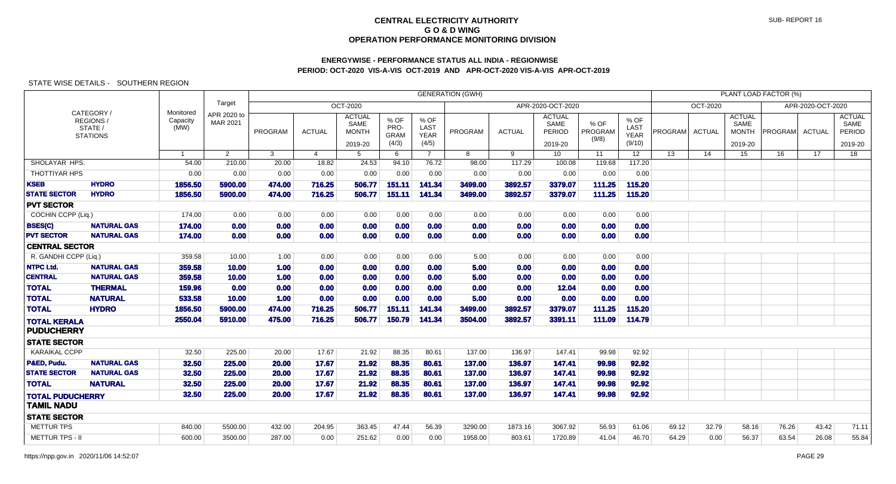# CENTRAL ELECTRICITY AUTHORITY
## G O & D WING
## OPERATION PERFORMANCE MONITORING DIVISION

SUB- REPORT 16

### ENERGYWISE - PERFORMANCE STATUS ALL INDIA - REGIONWISE
### PERIOD: OCT-2020 VIS-A-VIS OCT-2019 AND APR-OCT-2020 VIS-A-VIS APR-OCT-2019

STATE WISE DETAILS - SOUTHERN REGION

| CATEGORY / REGIONS / STATE / STATIONS | | Monitored Capacity (MW) | Target APR 2020 to MAR 2021 | GENERATION (GWH) | | | | | | | | | | PLANT LOAD FACTOR (%) | | | | | |
|---|---|---|---|---|---|---|---|---|---|---|---|---|---|---|---|---|---|---|---|
| | | | | OCT-2020 | | | | | APR-2020-OCT-2020 | | | | | OCT-2020 | | | APR-2020-OCT-2020 | | |
| | | | | PROGRAM | ACTUAL | ACTUAL SAME MONTH 2019-20 | % OF PRO-GRAM (4/3) | % OF LAST YEAR (4/5) | PROGRAM | ACTUAL | ACTUAL SAME PERIOD 2019-20 | % OF PROGRAM (9/8) | % OF LAST YEAR (9/10) | PROGRAM | ACTUAL | ACTUAL SAME MONTH 2019-20 | PROGRAM | ACTUAL | ACTUAL SAME PERIOD 2019-20 |
| | | 1 | 2 | 3 | 4 | 5 | 6 | 7 | 8 | 9 | 10 | 11 | 12 | 13 | 14 | 15 | 16 | 17 | 18 |
| SHOLAYAR HPS. | | 54.00 | 210.00 | 20.00 | 18.82 | 24.53 | 94.10 | 76.72 | 98.00 | 117.29 | 100.08 | 119.68 | 117.20 | | | | | | |
| THOTTIYAR HPS | | 0.00 | 0.00 | 0.00 | 0.00 | 0.00 | 0.00 | 0.00 | 0.00 | 0.00 | 0.00 | 0.00 | 0.00 | | | | | | |
| **KSEB** | **HYDRO** | **1856.50** | **5900.00** | **474.00** | **716.25** | **506.77** | **151.11** | **141.34** | **3499.00** | **3892.57** | **3379.07** | **111.25** | **115.20** | | | | | | |
| **STATE SECTOR** | **HYDRO** | **1856.50** | **5900.00** | **474.00** | **716.25** | **506.77** | **151.11** | **141.34** | **3499.00** | **3892.57** | **3379.07** | **111.25** | **115.20** | | | | | | |
| **PVT SECTOR** | | | | | | | | | | | | | | | | | | | |
| COCHIN CCPP (Liq.) | | 174.00 | 0.00 | 0.00 | 0.00 | 0.00 | 0.00 | 0.00 | 0.00 | 0.00 | 0.00 | 0.00 | 0.00 | | | | | | |
| **BSES(C)** | **NATURAL GAS** | **174.00** | **0.00** | **0.00** | **0.00** | **0.00** | **0.00** | **0.00** | **0.00** | **0.00** | **0.00** | **0.00** | **0.00** | | | | | | |
| **PVT SECTOR** | **NATURAL GAS** | **174.00** | **0.00** | **0.00** | **0.00** | **0.00** | **0.00** | **0.00** | **0.00** | **0.00** | **0.00** | **0.00** | **0.00** | | | | | | |
| **CENTRAL SECTOR** | | | | | | | | | | | | | | | | | | | |
| R. GANDHI CCPP (Liq.) | | 359.58 | 10.00 | 1.00 | 0.00 | 0.00 | 0.00 | 0.00 | 5.00 | 0.00 | 0.00 | 0.00 | 0.00 | | | | | | |
| **NTPC Ltd.** | **NATURAL GAS** | **359.58** | **10.00** | **1.00** | **0.00** | **0.00** | **0.00** | **0.00** | **5.00** | **0.00** | **0.00** | **0.00** | **0.00** | | | | | | |
| **CENTRAL** | **NATURAL GAS** | **359.58** | **10.00** | **1.00** | **0.00** | **0.00** | **0.00** | **0.00** | **5.00** | **0.00** | **0.00** | **0.00** | **0.00** | | | | | | |
| **TOTAL** | **THERMAL** | **159.96** | **0.00** | **0.00** | **0.00** | **0.00** | **0.00** | **0.00** | **0.00** | **0.00** | **12.04** | **0.00** | **0.00** | | | | | | |
| **TOTAL** | **NATURAL** | **533.58** | **10.00** | **1.00** | **0.00** | **0.00** | **0.00** | **0.00** | **5.00** | **0.00** | **0.00** | **0.00** | **0.00** | | | | | | |
| **TOTAL** | **HYDRO** | **1856.50** | **5900.00** | **474.00** | **716.25** | **506.77** | **151.11** | **141.34** | **3499.00** | **3892.57** | **3379.07** | **111.25** | **115.20** | | | | | | |
| **TOTAL KERALA** | | **2550.04** | **5910.00** | **475.00** | **716.25** | **506.77** | **150.79** | **141.34** | **3504.00** | **3892.57** | **3391.11** | **111.09** | **114.79** | | | | | | |
| **PUDUCHERRY** | | | | | | | | | | | | | | | | | | | |
| **STATE SECTOR** | | | | | | | | | | | | | | | | | | | |
| KARAIKAL CCPP | | 32.50 | 225.00 | 20.00 | 17.67 | 21.92 | 88.35 | 80.61 | 137.00 | 136.97 | 147.41 | 99.98 | 92.92 | | | | | | |
| **P&ED, Pudu.** | **NATURAL GAS** | **32.50** | **225.00** | **20.00** | **17.67** | **21.92** | **88.35** | **80.61** | **137.00** | **136.97** | **147.41** | **99.98** | **92.92** | | | | | | |
| **STATE SECTOR** | **NATURAL GAS** | **32.50** | **225.00** | **20.00** | **17.67** | **21.92** | **88.35** | **80.61** | **137.00** | **136.97** | **147.41** | **99.98** | **92.92** | | | | | | |
| **TOTAL** | **NATURAL** | **32.50** | **225.00** | **20.00** | **17.67** | **21.92** | **88.35** | **80.61** | **137.00** | **136.97** | **147.41** | **99.98** | **92.92** | | | | | | |
| **TOTAL PUDUCHERRY** | | **32.50** | **225.00** | **20.00** | **17.67** | **21.92** | **88.35** | **80.61** | **137.00** | **136.97** | **147.41** | **99.98** | **92.92** | | | | | | |
| **TAMIL NADU** | | | | | | | | | | | | | | | | | | | |
| **STATE SECTOR** | | | | | | | | | | | | | | | | | | | |
| METTUR TPS | | 840.00 | 5500.00 | 432.00 | 204.95 | 363.45 | 47.44 | 56.39 | 3290.00 | 1873.16 | 3067.92 | 56.93 | 61.06 | 69.12 | 32.79 | 58.16 | 76.26 | 43.42 | 71.11 |
| METTUR TPS - II | | 600.00 | 3500.00 | 287.00 | 0.00 | 251.62 | 0.00 | 0.00 | 1958.00 | 803.61 | 1720.89 | 41.04 | 46.70 | 64.29 | 0.00 | 56.37 | 63.54 | 26.08 | 55.84 |

https://npp.gov.in 2020/11/06 14:52:07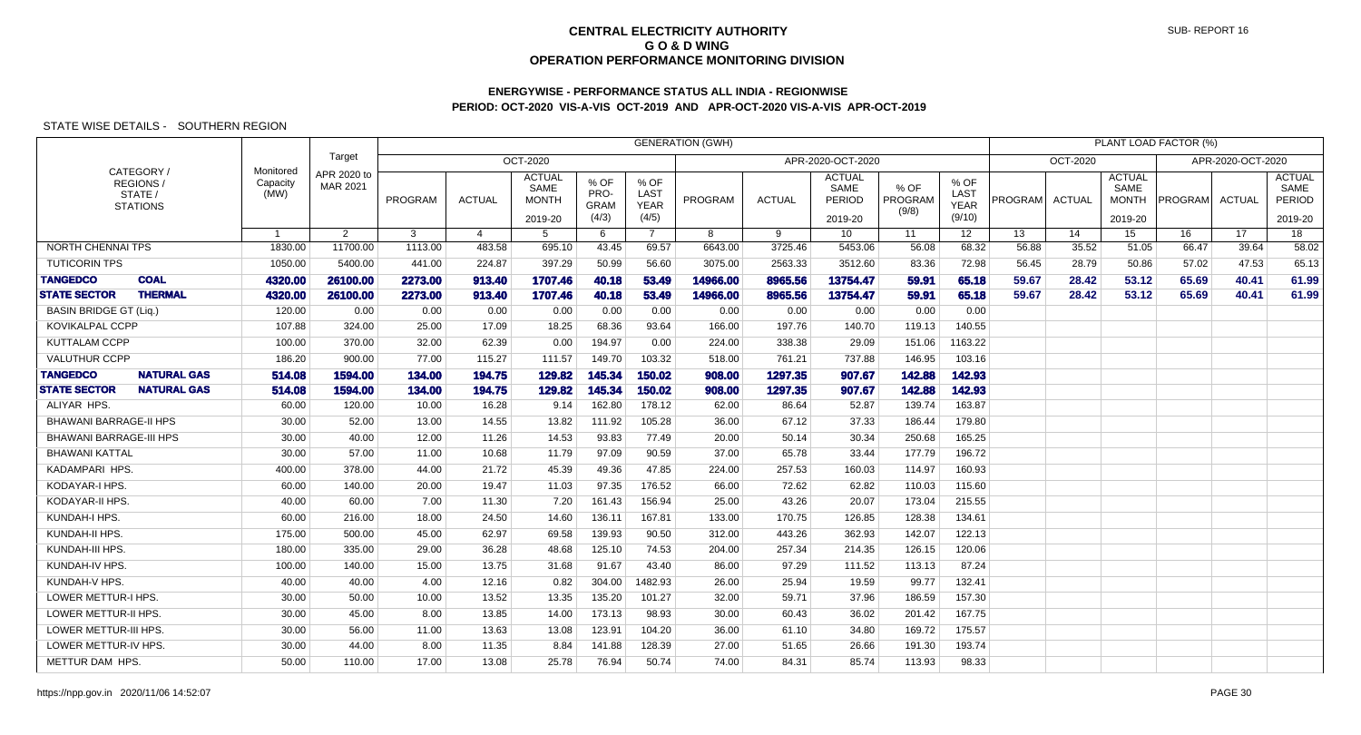# CENTRAL ELECTRICITY AUTHORITY
## G O & D WING
## OPERATION PERFORMANCE MONITORING DIVISION

SUB- REPORT 16

### ENERGYWISE - PERFORMANCE STATUS ALL INDIA - REGIONWISE
### PERIOD: OCT-2020 VIS-A-VIS OCT-2019 AND APR-OCT-2020 VIS-A-VIS APR-OCT-2019

STATE WISE DETAILS - SOUTHERN REGION

| CATEGORY / REGIONS / STATE / STATIONS | | Monitored Capacity (MW) | Target APR 2020 to MAR 2021 | GENERATION (GWH) | | | | | | | | | | PLANT LOAD FACTOR (%) | | | | | |
|---|---|---|---|---|---|---|---|---|---|---|---|---|---|---|---|---|---|---|---|
| | | | | OCT-2020 | | | | | APR-2020-OCT-2020 | | | | | OCT-2020 | | | APR-2020-OCT-2020 | | |
| | | | | PROGRAM | ACTUAL | ACTUAL SAME MONTH 2019-20 | % OF PRO-GRAM (4/3) | % OF LAST YEAR (4/5) | PROGRAM | ACTUAL | ACTUAL SAME PERIOD 2019-20 | % OF PROGRAM (9/8) | % OF LAST YEAR (9/10) | PROGRAM | ACTUAL | ACTUAL SAME MONTH 2019-20 | PROGRAM | ACTUAL | ACTUAL SAME PERIOD 2019-20 |
| | | 1 | 2 | 3 | 4 | 5 | 6 | 7 | 8 | 9 | 10 | 11 | 12 | 13 | 14 | 15 | 16 | 17 | 18 |
| NORTH CHENNAI TPS | | 1830.00 | 11700.00 | 1113.00 | 483.58 | 695.10 | 43.45 | 69.57 | 6643.00 | 3725.46 | 5453.06 | 56.08 | 68.32 | 56.88 | 35.52 | 51.05 | 66.47 | 39.64 | 58.02 |
| TUTICORIN TPS | | 1050.00 | 5400.00 | 441.00 | 224.87 | 397.29 | 50.99 | 56.60 | 3075.00 | 2563.33 | 3512.60 | 83.36 | 72.98 | 56.45 | 28.79 | 50.86 | 57.02 | 47.53 | 65.13 |
| **TANGEDCO** | **COAL** | **4320.00** | **26100.00** | **2273.00** | **913.40** | **1707.46** | **40.18** | **53.49** | **14966.00** | **8965.56** | **13754.47** | **59.91** | **65.18** | **59.67** | **28.42** | **53.12** | **65.69** | **40.41** | **61.99** |
| **STATE SECTOR** | **THERMAL** | **4320.00** | **26100.00** | **2273.00** | **913.40** | **1707.46** | **40.18** | **53.49** | **14966.00** | **8965.56** | **13754.47** | **59.91** | **65.18** | **59.67** | **28.42** | **53.12** | **65.69** | **40.41** | **61.99** |
| BASIN BRIDGE GT (Liq.) | | 120.00 | 0.00 | 0.00 | 0.00 | 0.00 | 0.00 | 0.00 | 0.00 | 0.00 | 0.00 | 0.00 | 0.00 | | | | | | |
| KOVIKALPAL CCPP | | 107.88 | 324.00 | 25.00 | 17.09 | 18.25 | 68.36 | 93.64 | 166.00 | 197.76 | 140.70 | 119.13 | 140.55 | | | | | | |
| KUTTALAM CCPP | | 100.00 | 370.00 | 32.00 | 62.39 | 0.00 | 194.97 | 0.00 | 224.00 | 338.38 | 29.09 | 151.06 | 1163.22 | | | | | | |
| VALUTHUR CCPP | | 186.20 | 900.00 | 77.00 | 115.27 | 111.57 | 149.70 | 103.32 | 518.00 | 761.21 | 737.88 | 146.95 | 103.16 | | | | | | |
| **TANGEDCO** | **NATURAL GAS** | **514.08** | **1594.00** | **134.00** | **194.75** | **129.82** | **145.34** | **150.02** | **908.00** | **1297.35** | **907.67** | **142.88** | **142.93** | | | | | | |
| **STATE SECTOR** | **NATURAL GAS** | **514.08** | **1594.00** | **134.00** | **194.75** | **129.82** | **145.34** | **150.02** | **908.00** | **1297.35** | **907.67** | **142.88** | **142.93** | | | | | | |
| ALIYAR HPS. | | 60.00 | 120.00 | 10.00 | 16.28 | 9.14 | 162.80 | 178.12 | 62.00 | 86.64 | 52.87 | 139.74 | 163.87 | | | | | | |
| BHAWANI BARRAGE-II HPS | | 30.00 | 52.00 | 13.00 | 14.55 | 13.82 | 111.92 | 105.28 | 36.00 | 67.12 | 37.33 | 186.44 | 179.80 | | | | | | |
| BHAWANI BARRAGE-III HPS | | 30.00 | 40.00 | 12.00 | 11.26 | 14.53 | 93.83 | 77.49 | 20.00 | 50.14 | 30.34 | 250.68 | 165.25 | | | | | | |
| BHAWANI KATTAL | | 30.00 | 57.00 | 11.00 | 10.68 | 11.79 | 97.09 | 90.59 | 37.00 | 65.78 | 33.44 | 177.79 | 196.72 | | | | | | |
| KADAMPARI HPS. | | 400.00 | 378.00 | 44.00 | 21.72 | 45.39 | 49.36 | 47.85 | 224.00 | 257.53 | 160.03 | 114.97 | 160.93 | | | | | | |
| KODAYAR-I HPS. | | 60.00 | 140.00 | 20.00 | 19.47 | 11.03 | 97.35 | 176.52 | 66.00 | 72.62 | 62.82 | 110.03 | 115.60 | | | | | | |
| KODAYAR-II HPS. | | 40.00 | 60.00 | 7.00 | 11.30 | 7.20 | 161.43 | 156.94 | 25.00 | 43.26 | 20.07 | 173.04 | 215.55 | | | | | | |
| KUNDAH-I HPS. | | 60.00 | 216.00 | 18.00 | 24.50 | 14.60 | 136.11 | 167.81 | 133.00 | 170.75 | 126.85 | 128.38 | 134.61 | | | | | | |
| KUNDAH-II HPS. | | 175.00 | 500.00 | 45.00 | 62.97 | 69.58 | 139.93 | 90.50 | 312.00 | 443.26 | 362.93 | 142.07 | 122.13 | | | | | | |
| KUNDAH-III HPS. | | 180.00 | 335.00 | 29.00 | 36.28 | 48.68 | 125.10 | 74.53 | 204.00 | 257.34 | 214.35 | 126.15 | 120.06 | | | | | | |
| KUNDAH-IV HPS. | | 100.00 | 140.00 | 15.00 | 13.75 | 31.68 | 91.67 | 43.40 | 86.00 | 97.29 | 111.52 | 113.13 | 87.24 | | | | | | |
| KUNDAH-V HPS. | | 40.00 | 40.00 | 4.00 | 12.16 | 0.82 | 304.00 | 1482.93 | 26.00 | 25.94 | 19.59 | 99.77 | 132.41 | | | | | | |
| LOWER METTUR-I HPS. | | 30.00 | 50.00 | 10.00 | 13.52 | 13.35 | 135.20 | 101.27 | 32.00 | 59.71 | 37.96 | 186.59 | 157.30 | | | | | | |
| LOWER METTUR-II HPS. | | 30.00 | 45.00 | 8.00 | 13.85 | 14.00 | 173.13 | 98.93 | 30.00 | 60.43 | 36.02 | 201.42 | 167.75 | | | | | | |
| LOWER METTUR-III HPS. | | 30.00 | 56.00 | 11.00 | 13.63 | 13.08 | 123.91 | 104.20 | 36.00 | 61.10 | 34.80 | 169.72 | 175.57 | | | | | | |
| LOWER METTUR-IV HPS. | | 30.00 | 44.00 | 8.00 | 11.35 | 8.84 | 141.88 | 128.39 | 27.00 | 51.65 | 26.66 | 191.30 | 193.74 | | | | | | |
| METTUR DAM HPS. | | 50.00 | 110.00 | 17.00 | 13.08 | 25.78 | 76.94 | 50.74 | 74.00 | 84.31 | 85.74 | 113.93 | 98.33 | | | | | | |

https://npp.gov.in 2020/11/06 14:52:07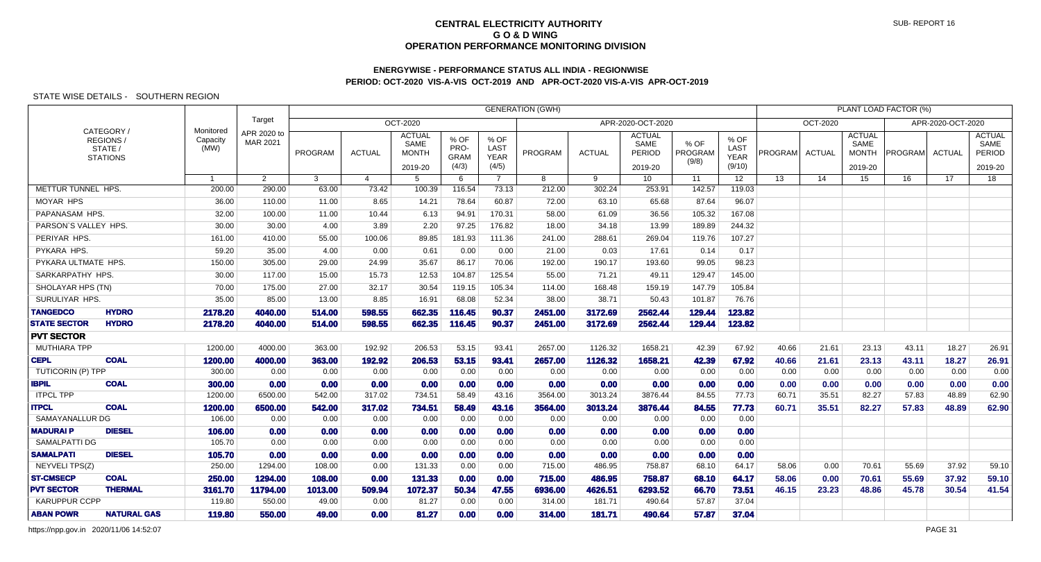# CENTRAL ELECTRICITY AUTHORITY
## G O & D WING
## OPERATION PERFORMANCE MONITORING DIVISION

SUB- REPORT 16

### ENERGYWISE - PERFORMANCE STATUS ALL INDIA - REGIONWISE
### PERIOD: OCT-2020 VIS-A-VIS OCT-2019 AND APR-OCT-2020 VIS-A-VIS APR-OCT-2019

STATE WISE DETAILS - SOUTHERN REGION

| CATEGORY / REGIONS / STATE / STATIONS | | Monitored Capacity (MW) | Target APR 2020 to MAR 2021 | GENERATION (GWH) | | | | | | | | | | PLANT LOAD FACTOR (%) | | | | | |
|---|---|---|---|---|---|---|---|---|---|---|---|---|---|---|---|---|---|---|---|
| | | | | OCT-2020 | | | | | APR-2020-OCT-2020 | | | | | OCT-2020 | | | APR-2020-OCT-2020 | | |
| | | | | PROGRAM | ACTUAL | ACTUAL SAME MONTH 2019-20 | % OF PRO-GRAM (4/3) | % OF LAST YEAR (4/5) | PROGRAM | ACTUAL | ACTUAL SAME PERIOD 2019-20 | % OF PROGRAM (9/8) | % OF LAST YEAR (9/10) | PROGRAM | ACTUAL | ACTUAL SAME MONTH 2019-20 | PROGRAM | ACTUAL | ACTUAL SAME PERIOD 2019-20 |
| | | 1 | 2 | 3 | 4 | 5 | 6 | 7 | 8 | 9 | 10 | 11 | 12 | 13 | 14 | 15 | 16 | 17 | 18 |
| METTUR TUNNEL HPS. | | 200.00 | 290.00 | 63.00 | 73.42 | 100.39 | 116.54 | 73.13 | 212.00 | 302.24 | 253.91 | 142.57 | 119.03 | | | | | | |
| MOYAR HPS | | 36.00 | 110.00 | 11.00 | 8.65 | 14.21 | 78.64 | 60.87 | 72.00 | 63.10 | 65.68 | 87.64 | 96.07 | | | | | | |
| PAPANASAM HPS. | | 32.00 | 100.00 | 11.00 | 10.44 | 6.13 | 94.91 | 170.31 | 58.00 | 61.09 | 36.56 | 105.32 | 167.08 | | | | | | |
| PARSON`S VALLEY HPS. | | 30.00 | 30.00 | 4.00 | 3.89 | 2.20 | 97.25 | 176.82 | 18.00 | 34.18 | 13.99 | 189.89 | 244.32 | | | | | | |
| PERIYAR HPS. | | 161.00 | 410.00 | 55.00 | 100.06 | 89.85 | 181.93 | 111.36 | 241.00 | 288.61 | 269.04 | 119.76 | 107.27 | | | | | | |
| PYKARA HPS. | | 59.20 | 35.00 | 4.00 | 0.00 | 0.61 | 0.00 | 0.00 | 21.00 | 0.03 | 17.61 | 0.14 | 0.17 | | | | | | |
| PYKARA ULTMATE HPS. | | 150.00 | 305.00 | 29.00 | 24.99 | 35.67 | 86.17 | 70.06 | 192.00 | 190.17 | 193.60 | 99.05 | 98.23 | | | | | | |
| SARKARPATHY HPS. | | 30.00 | 117.00 | 15.00 | 15.73 | 12.53 | 104.87 | 125.54 | 55.00 | 71.21 | 49.11 | 129.47 | 145.00 | | | | | | |
| SHOLAYAR HPS (TN) | | 70.00 | 175.00 | 27.00 | 32.17 | 30.54 | 119.15 | 105.34 | 114.00 | 168.48 | 159.19 | 147.79 | 105.84 | | | | | | |
| SURULIYAR HPS. | | 35.00 | 85.00 | 13.00 | 8.85 | 16.91 | 68.08 | 52.34 | 38.00 | 38.71 | 50.43 | 101.87 | 76.76 | | | | | | |
| **TANGEDCO** | **HYDRO** | **2178.20** | **4040.00** | **514.00** | **598.55** | **662.35** | **116.45** | **90.37** | **2451.00** | **3172.69** | **2562.44** | **129.44** | **123.82** | | | | | | |
| **STATE SECTOR** | **HYDRO** | **2178.20** | **4040.00** | **514.00** | **598.55** | **662.35** | **116.45** | **90.37** | **2451.00** | **3172.69** | **2562.44** | **129.44** | **123.82** | | | | | | |
| **PVT SECTOR** | | | | | | | | | | | | | | | | | | | |
| MUTHIARA TPP | | 1200.00 | 4000.00 | 363.00 | 192.92 | 206.53 | 53.15 | 93.41 | 2657.00 | 1126.32 | 1658.21 | 42.39 | 67.92 | 40.66 | 21.61 | 23.13 | 43.11 | 18.27 | 26.91 |
| **CEPL** | **COAL** | **1200.00** | **4000.00** | **363.00** | **192.92** | **206.53** | **53.15** | **93.41** | **2657.00** | **1126.32** | **1658.21** | **42.39** | **67.92** | **40.66** | **21.61** | **23.13** | **43.11** | **18.27** | **26.91** |
| TUTICORIN (P) TPP | | 300.00 | 0.00 | 0.00 | 0.00 | 0.00 | 0.00 | 0.00 | 0.00 | 0.00 | 0.00 | 0.00 | 0.00 | 0.00 | 0.00 | 0.00 | 0.00 | 0.00 | 0.00 |
| **IBPIL** | **COAL** | **300.00** | **0.00** | **0.00** | **0.00** | **0.00** | **0.00** | **0.00** | **0.00** | **0.00** | **0.00** | **0.00** | **0.00** | **0.00** | **0.00** | **0.00** | **0.00** | **0.00** | **0.00** |
| ITPCL TPP | | 1200.00 | 6500.00 | 542.00 | 317.02 | 734.51 | 58.49 | 43.16 | 3564.00 | 3013.24 | 3876.44 | 84.55 | 77.73 | 60.71 | 35.51 | 82.27 | 57.83 | 48.89 | 62.90 |
| **ITPCL** | **COAL** | **1200.00** | **6500.00** | **542.00** | **317.02** | **734.51** | **58.49** | **43.16** | **3564.00** | **3013.24** | **3876.44** | **84.55** | **77.73** | **60.71** | **35.51** | **82.27** | **57.83** | **48.89** | **62.90** |
| SAMAYANALLUR DG | | 106.00 | 0.00 | 0.00 | 0.00 | 0.00 | 0.00 | 0.00 | 0.00 | 0.00 | 0.00 | 0.00 | 0.00 | | | | | | |
| **MADURAI P** | **DIESEL** | **106.00** | **0.00** | **0.00** | **0.00** | **0.00** | **0.00** | **0.00** | **0.00** | **0.00** | **0.00** | **0.00** | **0.00** | | | | | | |
| SAMALPATTI DG | | 105.70 | 0.00 | 0.00 | 0.00 | 0.00 | 0.00 | 0.00 | 0.00 | 0.00 | 0.00 | 0.00 | 0.00 | | | | | | |
| **SAMALPATI** | **DIESEL** | **105.70** | **0.00** | **0.00** | **0.00** | **0.00** | **0.00** | **0.00** | **0.00** | **0.00** | **0.00** | **0.00** | **0.00** | | | | | | |
| NEYVELI TPS(Z) | | 250.00 | 1294.00 | 108.00 | 0.00 | 131.33 | 0.00 | 0.00 | 715.00 | 486.95 | 758.87 | 68.10 | 64.17 | 58.06 | 0.00 | 70.61 | 55.69 | 37.92 | 59.10 |
| **ST-CMSECP** | **COAL** | **250.00** | **1294.00** | **108.00** | **0.00** | **131.33** | **0.00** | **0.00** | **715.00** | **486.95** | **758.87** | **68.10** | **64.17** | **58.06** | **0.00** | **70.61** | **55.69** | **37.92** | **59.10** |
| **PVT SECTOR** | **THERMAL** | **3161.70** | **11794.00** | **1013.00** | **509.94** | **1072.37** | **50.34** | **47.55** | **6936.00** | **4626.51** | **6293.52** | **66.70** | **73.51** | **46.15** | **23.23** | **48.86** | **45.78** | **30.54** | **41.54** |
| KARUPPUR CCPP | | 119.80 | 550.00 | 49.00 | 0.00 | 81.27 | 0.00 | 0.00 | 314.00 | 181.71 | 490.64 | 57.87 | 37.04 | | | | | | |
| **ABAN POWR** | **NATURAL GAS** | **119.80** | **550.00** | **49.00** | **0.00** | **81.27** | **0.00** | **0.00** | **314.00** | **181.71** | **490.64** | **57.87** | **37.04** | | | | | | |

https://npp.gov.in 2020/11/06 14:52:07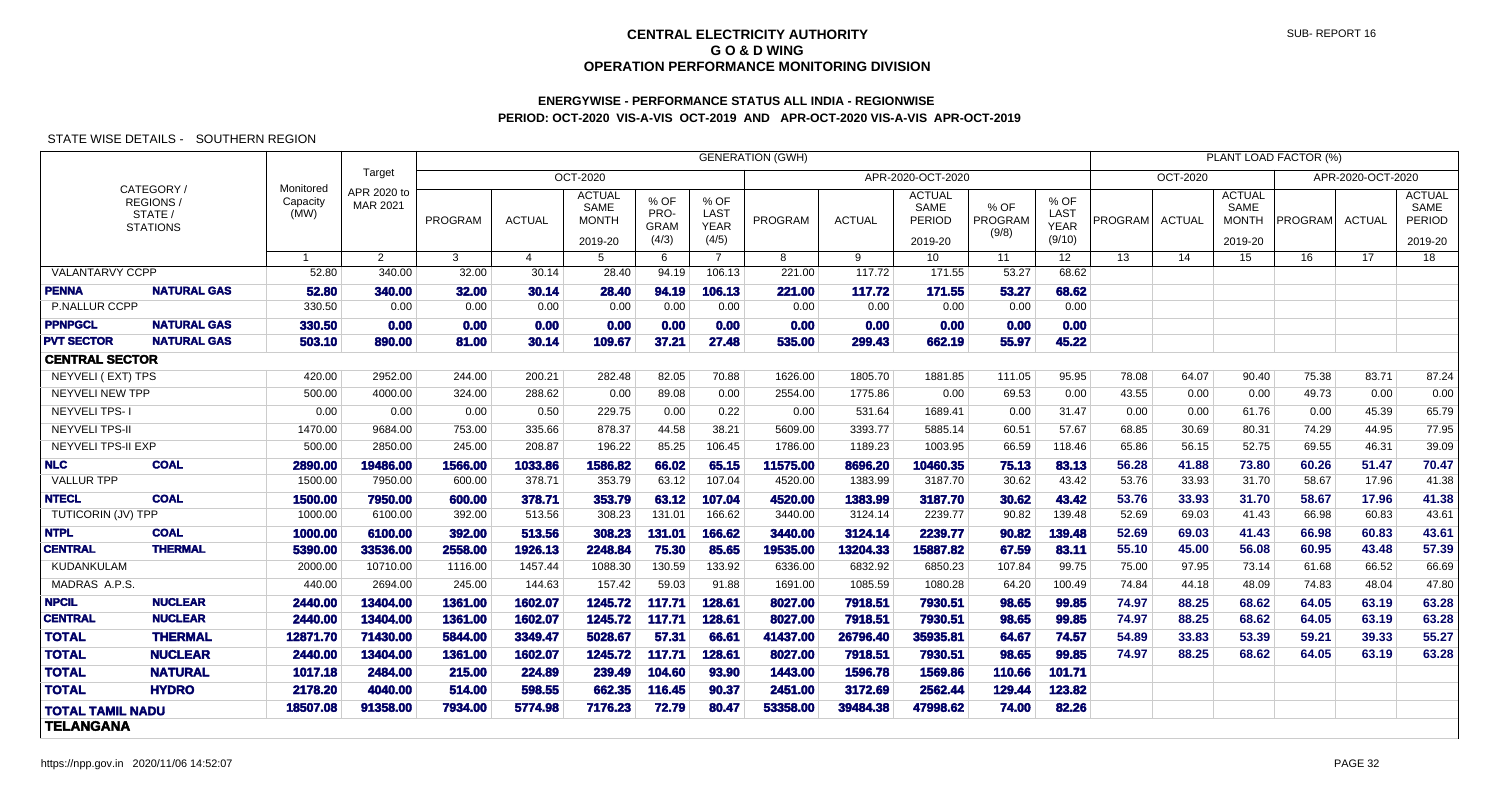# CENTRAL ELECTRICITY AUTHORITY
## G O & D WING
## OPERATION PERFORMANCE MONITORING DIVISION

### ENERGYWISE - PERFORMANCE STATUS ALL INDIA - REGIONWISE
### PERIOD: OCT-2020 VIS-A-VIS OCT-2019 AND APR-OCT-2020 VIS-A-VIS APR-OCT-2019

STATE WISE DETAILS - SOUTHERN REGION

| CATEGORY / REGIONS / STATE / STATIONS | | Monitored Capacity (MW) | Target APR 2020 to MAR 2021 | GENERATION (GWH) OCT-2020 PROGRAM | ACTUAL | ACTUAL SAME MONTH 2019-20 | % OF PRO-GRAM (4/3) | % OF LAST YEAR (4/5) | APR-2020-OCT-2020 PROGRAM | ACTUAL | ACTUAL SAME PERIOD 2019-20 | % OF PROGRAM (9/8) | % OF LAST YEAR (9/10) | PLANT LOAD FACTOR (%) OCT-2020 PROGRAM | ACTUAL | ACTUAL SAME MONTH 2019-20 | APR-2020-OCT-2020 PROGRAM | ACTUAL | ACTUAL SAME PERIOD 2019-20 |
|---|---|---|---|---|---|---|---|---|---|---|---|---|---|---|---|---|---|---|---|
| | | 1 | 2 | 3 | 4 | 5 | 6 | 7 | 8 | 9 | 10 | 11 | 12 | 13 | 14 | 15 | 16 | 17 | 18 |
| VALANTARVY CCPP | | 52.80 | 340.00 | 32.00 | 30.14 | 28.40 | 94.19 | 106.13 | 221.00 | 117.72 | 171.55 | 53.27 | 68.62 | | | | | | |
| **PENNA** | **NATURAL GAS** | **52.80** | **340.00** | **32.00** | **30.14** | **28.40** | **94.19** | **106.13** | **221.00** | **117.72** | **171.55** | **53.27** | **68.62** | | | | | | |
| P.NALLUR CCPP | | 330.50 | 0.00 | 0.00 | 0.00 | 0.00 | 0.00 | 0.00 | 0.00 | 0.00 | 0.00 | 0.00 | 0.00 | | | | | | |
| **PPNPGCL** | **NATURAL GAS** | **330.50** | **0.00** | **0.00** | **0.00** | **0.00** | **0.00** | **0.00** | **0.00** | **0.00** | **0.00** | **0.00** | **0.00** | | | | | | |
| **PVT SECTOR** | **NATURAL GAS** | **503.10** | **890.00** | **81.00** | **30.14** | **109.67** | **37.21** | **27.48** | **535.00** | **299.43** | **662.19** | **55.97** | **45.22** | | | | | | |
| **CENTRAL SECTOR** | | | | | | | | | | | | | | | | | | | |
| NEYVELI ( EXT) TPS | | 420.00 | 2952.00 | 244.00 | 200.21 | 282.48 | 82.05 | 70.88 | 1626.00 | 1805.70 | 1881.85 | 111.05 | 95.95 | 78.08 | 64.07 | 90.40 | 75.38 | 83.71 | 87.24 |
| NEYVELI NEW TPP | | 500.00 | 4000.00 | 324.00 | 288.62 | 0.00 | 89.08 | 0.00 | 2554.00 | 1775.86 | 0.00 | 69.53 | 0.00 | 43.55 | 0.00 | 0.00 | 49.73 | 0.00 | 0.00 |
| NEYVELI TPS- I | | 0.00 | 0.00 | 0.00 | 0.50 | 229.75 | 0.00 | 0.22 | 0.00 | 531.64 | 1689.41 | 0.00 | 31.47 | 0.00 | 0.00 | 61.76 | 0.00 | 45.39 | 65.79 |
| NEYVELI TPS-II | | 1470.00 | 9684.00 | 753.00 | 335.66 | 878.37 | 44.58 | 38.21 | 5609.00 | 3393.77 | 5885.14 | 60.51 | 57.67 | 68.85 | 30.69 | 80.31 | 74.29 | 44.95 | 77.95 |
| NEYVELI TPS-II EXP | | 500.00 | 2850.00 | 245.00 | 208.87 | 196.22 | 85.25 | 106.45 | 1786.00 | 1189.23 | 1003.95 | 66.59 | 118.46 | 65.86 | 56.15 | 52.75 | 69.55 | 46.31 | 39.09 |
| **NLC** | **COAL** | **2890.00** | **19486.00** | **1566.00** | **1033.86** | **1586.82** | **66.02** | **65.15** | **11575.00** | **8696.20** | **10460.35** | **75.13** | **83.13** | **56.28** | **41.88** | **73.80** | **60.26** | **51.47** | **70.47** |
| VALLUR TPP | | 1500.00 | 7950.00 | 600.00 | 378.71 | 353.79 | 63.12 | 107.04 | 4520.00 | 1383.99 | 3187.70 | 30.62 | 43.42 | 53.76 | 33.93 | 31.70 | 58.67 | 17.96 | 41.38 |
| **NTECL** | **COAL** | **1500.00** | **7950.00** | **600.00** | **378.71** | **353.79** | **63.12** | **107.04** | **4520.00** | **1383.99** | **3187.70** | **30.62** | **43.42** | **53.76** | **33.93** | **31.70** | **58.67** | **17.96** | **41.38** |
| TUTICORIN (JV) TPP | | 1000.00 | 6100.00 | 392.00 | 513.56 | 308.23 | 131.01 | 166.62 | 3440.00 | 3124.14 | 2239.77 | 90.82 | 139.48 | 52.69 | 69.03 | 41.43 | 66.98 | 60.83 | 43.61 |
| **NTPL** | **COAL** | **1000.00** | **6100.00** | **392.00** | **513.56** | **308.23** | **131.01** | **166.62** | **3440.00** | **3124.14** | **2239.77** | **90.82** | **139.48** | **52.69** | **69.03** | **41.43** | **66.98** | **60.83** | **43.61** |
| **CENTRAL** | **THERMAL** | **5390.00** | **33536.00** | **2558.00** | **1926.13** | **2248.84** | **75.30** | **85.65** | **19535.00** | **13204.33** | **15887.82** | **67.59** | **83.11** | **55.10** | **45.00** | **56.08** | **60.95** | **43.48** | **57.39** |
| KUDANKULAM | | 2000.00 | 10710.00 | 1116.00 | 1457.44 | 1088.30 | 130.59 | 133.92 | 6336.00 | 6832.92 | 6850.23 | 107.84 | 99.75 | 75.00 | 97.95 | 73.14 | 61.68 | 66.52 | 66.69 |
| MADRAS A.P.S. | | 440.00 | 2694.00 | 245.00 | 144.63 | 157.42 | 59.03 | 91.88 | 1691.00 | 1085.59 | 1080.28 | 64.20 | 100.49 | 74.84 | 44.18 | 48.09 | 74.83 | 48.04 | 47.80 |
| **NPCIL** | **NUCLEAR** | **2440.00** | **13404.00** | **1361.00** | **1602.07** | **1245.72** | **117.71** | **128.61** | **8027.00** | **7918.51** | **7930.51** | **98.65** | **99.85** | **74.97** | **88.25** | **68.62** | **64.05** | **63.19** | **63.28** |
| **CENTRAL** | **NUCLEAR** | **2440.00** | **13404.00** | **1361.00** | **1602.07** | **1245.72** | **117.71** | **128.61** | **8027.00** | **7918.51** | **7930.51** | **98.65** | **99.85** | **74.97** | **88.25** | **68.62** | **64.05** | **63.19** | **63.28** |
| **TOTAL** | **THERMAL** | **12871.70** | **71430.00** | **5844.00** | **3349.47** | **5028.67** | **57.31** | **66.61** | **41437.00** | **26796.40** | **35935.81** | **64.67** | **74.57** | **54.89** | **33.83** | **53.39** | **59.21** | **39.33** | **55.27** |
| **TOTAL** | **NUCLEAR** | **2440.00** | **13404.00** | **1361.00** | **1602.07** | **1245.72** | **117.71** | **128.61** | **8027.00** | **7918.51** | **7930.51** | **98.65** | **99.85** | **74.97** | **88.25** | **68.62** | **64.05** | **63.19** | **63.28** |
| **TOTAL** | **NATURAL** | **1017.18** | **2484.00** | **215.00** | **224.89** | **239.49** | **104.60** | **93.90** | **1443.00** | **1596.78** | **1569.86** | **110.66** | **101.71** | | | | | | |
| **TOTAL** | **HYDRO** | **2178.20** | **4040.00** | **514.00** | **598.55** | **662.35** | **116.45** | **90.37** | **2451.00** | **3172.69** | **2562.44** | **129.44** | **123.82** | | | | | | |
| **TOTAL TAMIL NADU** | | **18507.08** | **91358.00** | **7934.00** | **5774.98** | **7176.23** | **72.79** | **80.47** | **53358.00** | **39484.38** | **47998.62** | **74.00** | **82.26** | | | | | | |
| **TELANGANA** | | | | | | | | | | | | | | | | | | | |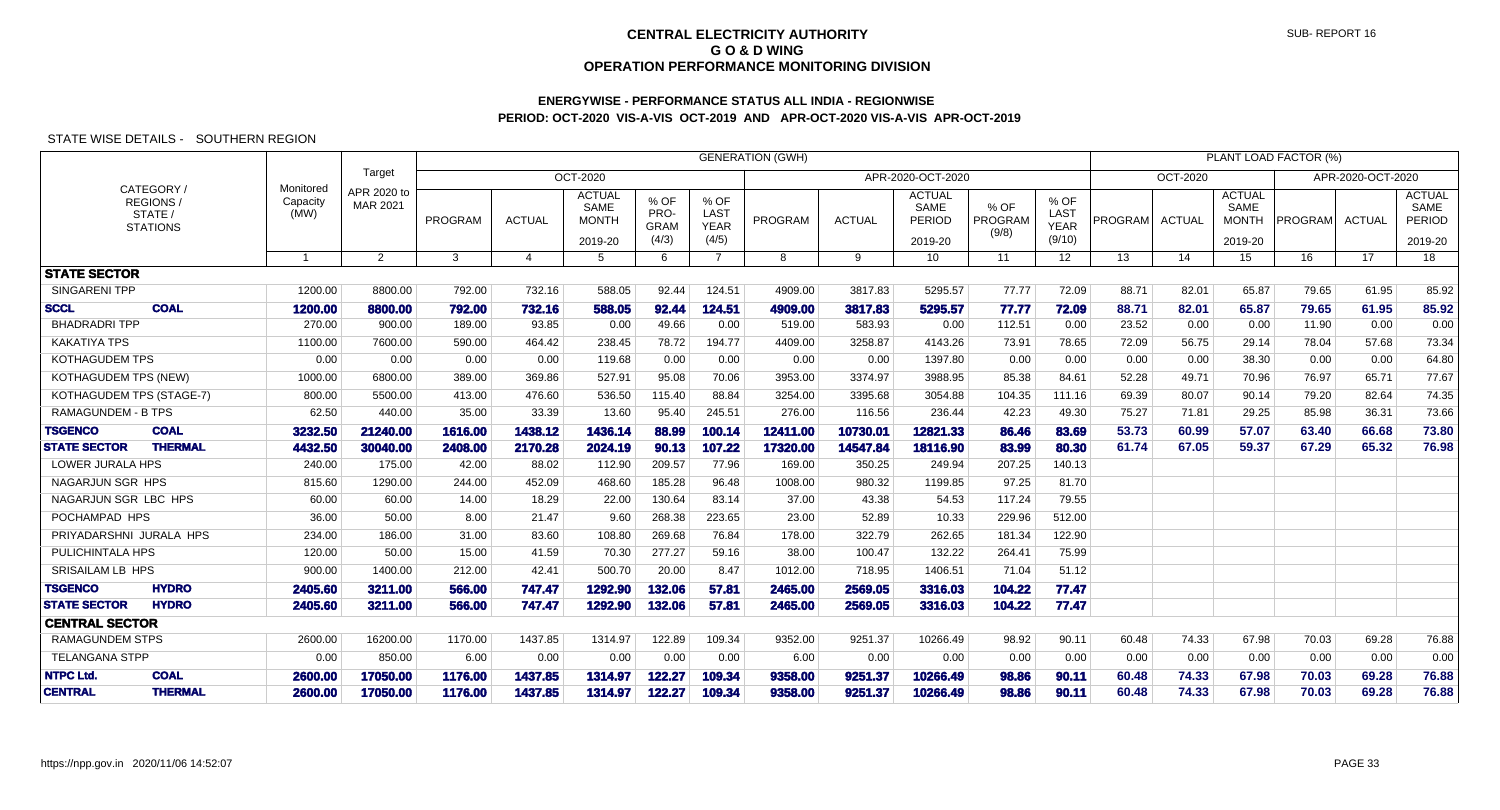# CENTRAL ELECTRICITY AUTHORITY
## G O & D WING
## OPERATION PERFORMANCE MONITORING DIVISION

SUB- REPORT 16

### ENERGYWISE - PERFORMANCE STATUS ALL INDIA - REGIONWISE
### PERIOD: OCT-2020 VIS-A-VIS OCT-2019 AND APR-OCT-2020 VIS-A-VIS APR-OCT-2019

STATE WISE DETAILS - SOUTHERN REGION

| CATEGORY / REGIONS / STATE / STATIONS | | Monitored Capacity (MW) | Target APR 2020 to MAR 2021 | GENERATION (GWH) | | | | | | | | | | PLANT LOAD FACTOR (%) | | | | | |
|---|---|---|---|---|---|---|---|---|---|---|---|---|---|---|---|---|---|---|---|
| | | | | OCT-2020 | | | | | APR-2020-OCT-2020 | | | | | OCT-2020 | | | APR-2020-OCT-2020 | | |
| | | | | PROGRAM | ACTUAL | ACTUAL SAME MONTH 2019-20 | % OF PRO-GRAM (4/3) | % OF LAST YEAR (4/5) | PROGRAM | ACTUAL | ACTUAL SAME PERIOD 2019-20 | % OF PROGRAM (9/8) | % OF LAST YEAR (9/10) | PROGRAM | ACTUAL | ACTUAL SAME MONTH 2019-20 | PROGRAM | ACTUAL | ACTUAL SAME PERIOD 2019-20 |
| | | 1 | 2 | 3 | 4 | 5 | 6 | 7 | 8 | 9 | 10 | 11 | 12 | 13 | 14 | 15 | 16 | 17 | 18 |
| **STATE SECTOR** | | | | | | | | | | | | | | | | | | | |
| SINGARENI TPP | | 1200.00 | 8800.00 | 792.00 | 732.16 | 588.05 | 92.44 | 124.51 | 4909.00 | 3817.83 | 5295.57 | 77.77 | 72.09 | 88.71 | 82.01 | 65.87 | 79.65 | 61.95 | 85.92 |
| **SCCL** | **COAL** | **1200.00** | **8800.00** | **792.00** | **732.16** | **588.05** | **92.44** | **124.51** | **4909.00** | **3817.83** | **5295.57** | **77.77** | **72.09** | **88.71** | **82.01** | **65.87** | **79.65** | **61.95** | **85.92** |
| BHADRADRI TPP | | 270.00 | 900.00 | 189.00 | 93.85 | 0.00 | 49.66 | 0.00 | 519.00 | 583.93 | 0.00 | 112.51 | 0.00 | 23.52 | 0.00 | 0.00 | 11.90 | 0.00 | 0.00 |
| KAKATIYA TPS | | 1100.00 | 7600.00 | 590.00 | 464.42 | 238.45 | 78.72 | 194.77 | 4409.00 | 3258.87 | 4143.26 | 73.91 | 78.65 | 72.09 | 56.75 | 29.14 | 78.04 | 57.68 | 73.34 |
| KOTHAGUDEM TPS | | 0.00 | 0.00 | 0.00 | 0.00 | 119.68 | 0.00 | 0.00 | 0.00 | 0.00 | 1397.80 | 0.00 | 0.00 | 0.00 | 0.00 | 38.30 | 0.00 | 0.00 | 64.80 |
| KOTHAGUDEM TPS (NEW) | | 1000.00 | 6800.00 | 389.00 | 369.86 | 527.91 | 95.08 | 70.06 | 3953.00 | 3374.97 | 3988.95 | 85.38 | 84.61 | 52.28 | 49.71 | 70.96 | 76.97 | 65.71 | 77.67 |
| KOTHAGUDEM TPS (STAGE-7) | | 800.00 | 5500.00 | 413.00 | 476.60 | 536.50 | 115.40 | 88.84 | 3254.00 | 3395.68 | 3054.88 | 104.35 | 111.16 | 69.39 | 80.07 | 90.14 | 79.20 | 82.64 | 74.35 |
| RAMAGUNDEM - B TPS | | 62.50 | 440.00 | 35.00 | 33.39 | 13.60 | 95.40 | 245.51 | 276.00 | 116.56 | 236.44 | 42.23 | 49.30 | 75.27 | 71.81 | 29.25 | 85.98 | 36.31 | 73.66 |
| **TSGENCO** | **COAL** | **3232.50** | **21240.00** | **1616.00** | **1438.12** | **1436.14** | **88.99** | **100.14** | **12411.00** | **10730.01** | **12821.33** | **86.46** | **83.69** | **53.73** | **60.99** | **57.07** | **63.40** | **66.68** | **73.80** |
| **STATE SECTOR** | **THERMAL** | **4432.50** | **30040.00** | **2408.00** | **2170.28** | **2024.19** | **90.13** | **107.22** | **17320.00** | **14547.84** | **18116.90** | **83.99** | **80.30** | **61.74** | **67.05** | **59.37** | **67.29** | **65.32** | **76.98** |
| LOWER JURALA HPS | | 240.00 | 175.00 | 42.00 | 88.02 | 112.90 | 209.57 | 77.96 | 169.00 | 350.25 | 249.94 | 207.25 | 140.13 | | | | | | |
| NAGARJUN SGR HPS | | 815.60 | 1290.00 | 244.00 | 452.09 | 468.60 | 185.28 | 96.48 | 1008.00 | 980.32 | 1199.85 | 97.25 | 81.70 | | | | | | |
| NAGARJUN SGR LBC HPS | | 60.00 | 60.00 | 14.00 | 18.29 | 22.00 | 130.64 | 83.14 | 37.00 | 43.38 | 54.53 | 117.24 | 79.55 | | | | | | |
| POCHAMPAD HPS | | 36.00 | 50.00 | 8.00 | 21.47 | 9.60 | 268.38 | 223.65 | 23.00 | 52.89 | 10.33 | 229.96 | 512.00 | | | | | | |
| PRIYADARSHNI JURALA HPS | | 234.00 | 186.00 | 31.00 | 83.60 | 108.80 | 269.68 | 76.84 | 178.00 | 322.79 | 262.65 | 181.34 | 122.90 | | | | | | |
| PULICHINTALA HPS | | 120.00 | 50.00 | 15.00 | 41.59 | 70.30 | 277.27 | 59.16 | 38.00 | 100.47 | 132.22 | 264.41 | 75.99 | | | | | | |
| SRISAILAM LB HPS | | 900.00 | 1400.00 | 212.00 | 42.41 | 500.70 | 20.00 | 8.47 | 1012.00 | 718.95 | 1406.51 | 71.04 | 51.12 | | | | | | |
| **TSGENCO** | **HYDRO** | **2405.60** | **3211.00** | **566.00** | **747.47** | **1292.90** | **132.06** | **57.81** | **2465.00** | **2569.05** | **3316.03** | **104.22** | **77.47** | | | | | | |
| **STATE SECTOR** | **HYDRO** | **2405.60** | **3211.00** | **566.00** | **747.47** | **1292.90** | **132.06** | **57.81** | **2465.00** | **2569.05** | **3316.03** | **104.22** | **77.47** | | | | | | |
| **CENTRAL SECTOR** | | | | | | | | | | | | | | | | | | | |
| RAMAGUNDEM STPS | | 2600.00 | 16200.00 | 1170.00 | 1437.85 | 1314.97 | 122.89 | 109.34 | 9352.00 | 9251.37 | 10266.49 | 98.92 | 90.11 | 60.48 | 74.33 | 67.98 | 70.03 | 69.28 | 76.88 |
| TELANGANA STPP | | 0.00 | 850.00 | 6.00 | 0.00 | 0.00 | 0.00 | 0.00 | 6.00 | 0.00 | 0.00 | 0.00 | 0.00 | 0.00 | 0.00 | 0.00 | 0.00 | 0.00 | 0.00 |
| **NTPC Ltd.** | **COAL** | **2600.00** | **17050.00** | **1176.00** | **1437.85** | **1314.97** | **122.27** | **109.34** | **9358.00** | **9251.37** | **10266.49** | **98.86** | **90.11** | **60.48** | **74.33** | **67.98** | **70.03** | **69.28** | **76.88** |
| **CENTRAL** | **THERMAL** | **2600.00** | **17050.00** | **1176.00** | **1437.85** | **1314.97** | **122.27** | **109.34** | **9358.00** | **9251.37** | **10266.49** | **98.86** | **90.11** | **60.48** | **74.33** | **67.98** | **70.03** | **69.28** | **76.88** |

https://npp.gov.in 2020/11/06 14:52:07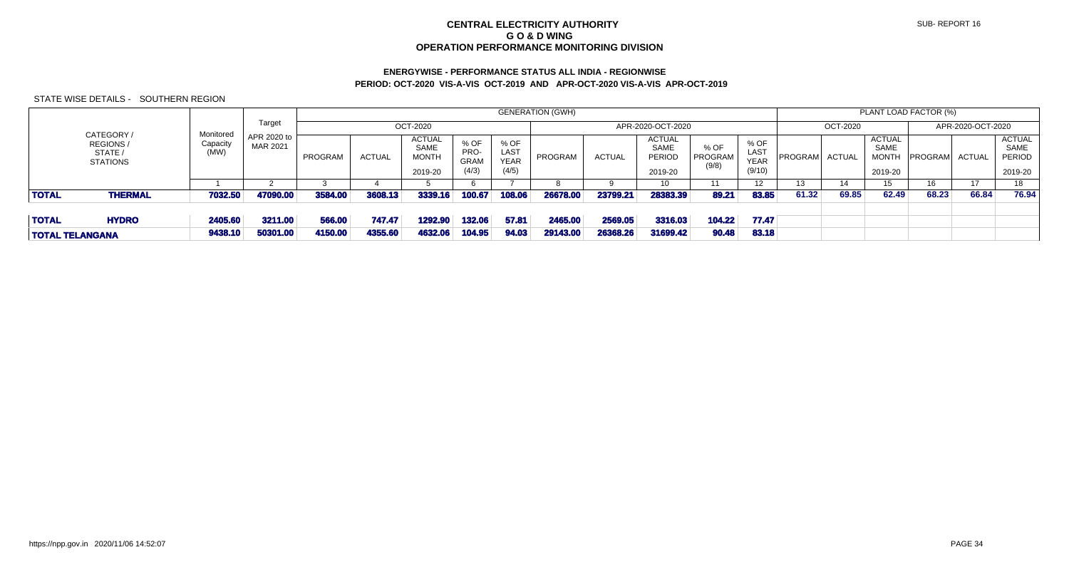# CENTRAL ELECTRICITY AUTHORITY
## G O & D WING
## OPERATION PERFORMANCE MONITORING DIVISION

SUB- REPORT 16

### ENERGYWISE - PERFORMANCE STATUS ALL INDIA - REGIONWISE
### PERIOD: OCT-2020 VIS-A-VIS OCT-2019 AND APR-OCT-2020 VIS-A-VIS APR-OCT-2019

STATE WISE DETAILS - SOUTHERN REGION

| CATEGORY / REGIONS / STATE / STATIONS | | Monitored Capacity (MW) | Target APR 2020 to MAR 2021 | GENERATION (GWH) | | | | | | | | | | PLANT LOAD FACTOR (%) | | | | | |
|---|---|---|---|---|---|---|---|---|---|---|---|---|---|---|---|---|---|---|---|
| | | | | OCT-2020 | | | | | APR-2020-OCT-2020 | | | | | OCT-2020 | | | APR-2020-OCT-2020 | | |
| | | | | PROGRAM | ACTUAL | ACTUAL SAME MONTH 2019-20 | % OF PRO-GRAM (4/3) | % OF LAST YEAR (4/5) | PROGRAM | ACTUAL | ACTUAL SAME PERIOD 2019-20 | % OF PROGRAM (9/8) | % OF LAST YEAR (9/10) | PROGRAM | ACTUAL | ACTUAL SAME MONTH 2019-20 | PROGRAM | ACTUAL | ACTUAL SAME PERIOD 2019-20 |
| | | 1 | 2 | 3 | 4 | 5 | 6 | 7 | 8 | 9 | 10 | 11 | 12 | 13 | 14 | 15 | 16 | 17 | 18 |
| **TOTAL** | **THERMAL** | **7032.50** | **47090.00** | **3584.00** | **3608.13** | **3339.16** | **100.67** | **108.06** | **26678.00** | **23799.21** | **28383.39** | **89.21** | **83.85** | 61.32 | 69.85 | 62.49 | 68.23 | 66.84 | 76.94 |
| **TOTAL** | **HYDRO** | **2405.60** | **3211.00** | **566.00** | **747.47** | **1292.90** | **132.06** | **57.81** | **2465.00** | **2569.05** | **3316.03** | **104.22** | **77.47** | | | | | | |
| **TOTAL TELANGANA** | | **9438.10** | **50301.00** | **4150.00** | **4355.60** | **4632.06** | **104.95** | **94.03** | **29143.00** | **26368.26** | **31699.42** | **90.48** | **83.18** | | | | | | |

https://npp.gov.in 2020/11/06 14:52:07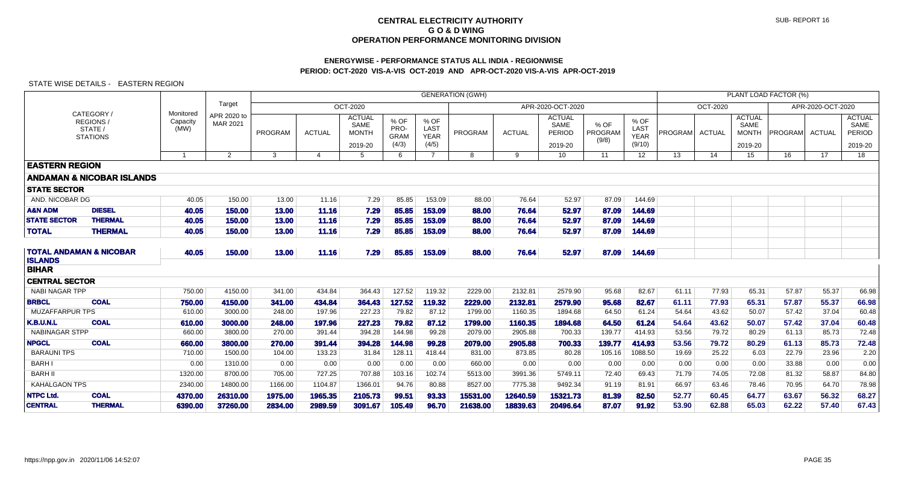# CENTRAL ELECTRICITY AUTHORITY
## G O & D WING
## OPERATION PERFORMANCE MONITORING DIVISION

SUB- REPORT 16

### ENERGYWISE - PERFORMANCE STATUS ALL INDIA - REGIONWISE
### PERIOD: OCT-2020 VIS-A-VIS OCT-2019 AND APR-OCT-2020 VIS-A-VIS APR-OCT-2019

STATE WISE DETAILS - EASTERN REGION

| CATEGORY / REGIONS / STATE / STATIONS | | Monitored Capacity (MW) | Target APR 2020 to MAR 2021 | GENERATION (GWH) OCT-2020 PROGRAM | ACTUAL | ACTUAL SAME MONTH 2019-20 | % OF PRO-GRAM (4/3) | % OF LAST YEAR (4/5) | APR-2020-OCT-2020 PROGRAM | ACTUAL | ACTUAL SAME PERIOD 2019-20 | % OF PROGRAM (9/8) | % OF LAST YEAR (9/10) | PLANT LOAD FACTOR (%) OCT-2020 PROGRAM | ACTUAL | ACTUAL SAME MONTH 2019-20 | APR-2020-OCT-2020 PROGRAM | ACTUAL | ACTUAL SAME PERIOD 2019-20 |
|---|---|---|---|---|---|---|---|---|---|---|---|---|---|---|---|---|---|---|---|
| | | 1 | 2 | 3 | 4 | 5 | 6 | 7 | 8 | 9 | 10 | 11 | 12 | 13 | 14 | 15 | 16 | 17 | 18 |
| **EASTERN REGION** | | | | | | | | | | | | | | | | | | | |
| **ANDAMAN & NICOBAR ISLANDS** | | | | | | | | | | | | | | | | | | | |
| **STATE SECTOR** | | | | | | | | | | | | | | | | | | | |
| AND. NICOBAR DG | | 40.05 | 150.00 | 13.00 | 11.16 | 7.29 | 85.85 | 153.09 | 88.00 | 76.64 | 52.97 | 87.09 | 144.69 | | | | | | |
| **A&N ADM** | **DIESEL** | **40.05** | **150.00** | **13.00** | **11.16** | **7.29** | **85.85** | **153.09** | **88.00** | **76.64** | **52.97** | **87.09** | **144.69** | | | | | | |
| **STATE SECTOR** | **THERMAL** | **40.05** | **150.00** | **13.00** | **11.16** | **7.29** | **85.85** | **153.09** | **88.00** | **76.64** | **52.97** | **87.09** | **144.69** | | | | | | |
| **TOTAL** | **THERMAL** | **40.05** | **150.00** | **13.00** | **11.16** | **7.29** | **85.85** | **153.09** | **88.00** | **76.64** | **52.97** | **87.09** | **144.69** | | | | | | |
| **TOTAL ANDAMAN & NICOBAR ISLANDS** | | **40.05** | **150.00** | **13.00** | **11.16** | **7.29** | **85.85** | **153.09** | **88.00** | **76.64** | **52.97** | **87.09** | **144.69** | | | | | | |
| **BIHAR** | | | | | | | | | | | | | | | | | | | |
| **CENTRAL SECTOR** | | | | | | | | | | | | | | | | | | | |
| NABI NAGAR TPP | | 750.00 | 4150.00 | 341.00 | 434.84 | 364.43 | 127.52 | 119.32 | 2229.00 | 2132.81 | 2579.90 | 95.68 | 82.67 | 61.11 | 77.93 | 65.31 | 57.87 | 55.37 | 66.98 |
| **BRBCL** | **COAL** | **750.00** | **4150.00** | **341.00** | **434.84** | **364.43** | **127.52** | **119.32** | **2229.00** | **2132.81** | **2579.90** | **95.68** | **82.67** | **61.11** | **77.93** | **65.31** | **57.87** | **55.37** | **66.98** |
| MUZAFFARPUR TPS | | 610.00 | 3000.00 | 248.00 | 197.96 | 227.23 | 79.82 | 87.12 | 1799.00 | 1160.35 | 1894.68 | 64.50 | 61.24 | 54.64 | 43.62 | 50.07 | 57.42 | 37.04 | 60.48 |
| **K.B.U.N.L** | **COAL** | **610.00** | **3000.00** | **248.00** | **197.96** | **227.23** | **79.82** | **87.12** | **1799.00** | **1160.35** | **1894.68** | **64.50** | **61.24** | **54.64** | **43.62** | **50.07** | **57.42** | **37.04** | **60.48** |
| NABINAGAR STPP | | 660.00 | 3800.00 | 270.00 | 391.44 | 394.28 | 144.98 | 99.28 | 2079.00 | 2905.88 | 700.33 | 139.77 | 414.93 | 53.56 | 79.72 | 80.29 | 61.13 | 85.73 | 72.48 |
| **NPGCL** | **COAL** | **660.00** | **3800.00** | **270.00** | **391.44** | **394.28** | **144.98** | **99.28** | **2079.00** | **2905.88** | **700.33** | **139.77** | **414.93** | **53.56** | **79.72** | **80.29** | **61.13** | **85.73** | **72.48** |
| BARAUNI TPS | | 710.00 | 1500.00 | 104.00 | 133.23 | 31.84 | 128.11 | 418.44 | 831.00 | 873.85 | 80.28 | 105.16 | 1088.50 | 19.69 | 25.22 | 6.03 | 22.79 | 23.96 | 2.20 |
| BARH I | | 0.00 | 1310.00 | 0.00 | 0.00 | 0.00 | 0.00 | 0.00 | 660.00 | 0.00 | 0.00 | 0.00 | 0.00 | 0.00 | 0.00 | 0.00 | 33.88 | 0.00 | 0.00 |
| BARH II | | 1320.00 | 8700.00 | 705.00 | 727.25 | 707.88 | 103.16 | 102.74 | 5513.00 | 3991.36 | 5749.11 | 72.40 | 69.43 | 71.79 | 74.05 | 72.08 | 81.32 | 58.87 | 84.80 |
| KAHALGAON TPS | | 2340.00 | 14800.00 | 1166.00 | 1104.87 | 1366.01 | 94.76 | 80.88 | 8527.00 | 7775.38 | 9492.34 | 91.19 | 81.91 | 66.97 | 63.46 | 78.46 | 70.95 | 64.70 | 78.98 |
| **NTPC Ltd.** | **COAL** | **4370.00** | **26310.00** | **1975.00** | **1965.35** | **2105.73** | **99.51** | **93.33** | **15531.00** | **12640.59** | **15321.73** | **81.39** | **82.50** | **52.77** | **60.45** | **64.77** | **63.67** | **56.32** | **68.27** |
| **CENTRAL** | **THERMAL** | **6390.00** | **37260.00** | **2834.00** | **2989.59** | **3091.67** | **105.49** | **96.70** | **21638.00** | **18839.63** | **20496.64** | **87.07** | **91.92** | **53.90** | **62.88** | **65.03** | **62.22** | **57.40** | **67.43** |

https://npp.gov.in 2020/11/06 14:52:07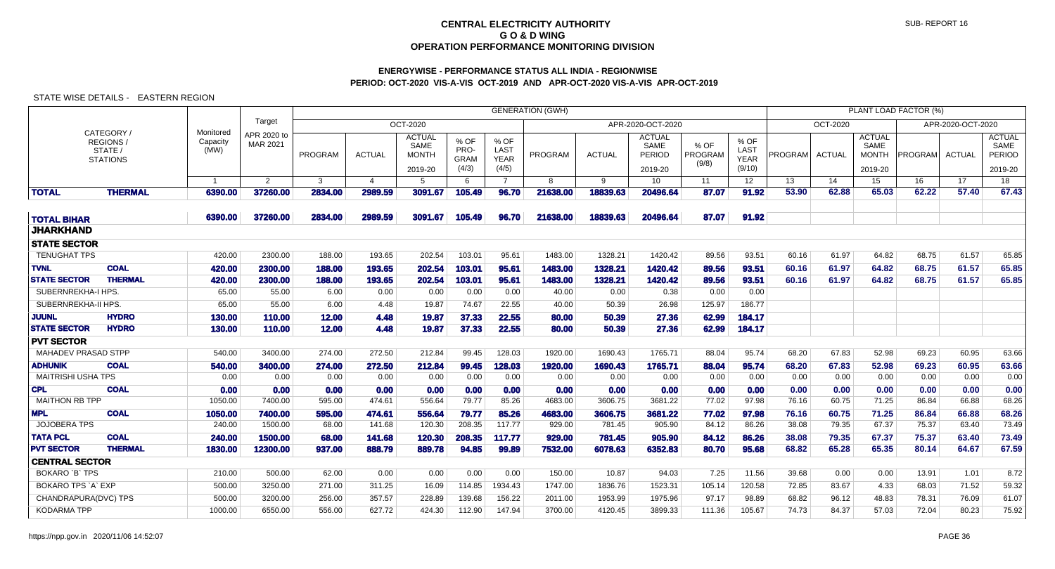# CENTRAL ELECTRICITY AUTHORITY
## G O & D WING
## OPERATION PERFORMANCE MONITORING DIVISION

### ENERGYWISE - PERFORMANCE STATUS ALL INDIA - REGIONWISE
### PERIOD: OCT-2020 VIS-A-VIS OCT-2019 AND APR-OCT-2020 VIS-A-VIS APR-OCT-2019

STATE WISE DETAILS - EASTERN REGION

| CATEGORY / REGIONS / STATE / STATIONS | | Monitored Capacity (MW) | Target APR 2020 to MAR 2021 | GENERATION (GWH) OCT-2020 PROGRAM | ACTUAL | ACTUAL SAME MONTH 2019-20 | % OF PRO-GRAM (4/3) | % OF LAST YEAR (4/5) | APR-2020-OCT-2020 PROGRAM | ACTUAL | ACTUAL SAME PERIOD 2019-20 | % OF PROGRAM (9/8) | % OF LAST YEAR (9/10) | PLANT LOAD FACTOR (%) OCT-2020 PROGRAM | ACTUAL | ACTUAL SAME MONTH 2019-20 | APR-2020-OCT-2020 PROGRAM | ACTUAL | ACTUAL SAME PERIOD 2019-20 |
|---|---|---|---|---|---|---|---|---|---|---|---|---|---|---|---|---|---|---|---|
| | | 1 | 2 | 3 | 4 | 5 | 6 | 7 | 8 | 9 | 10 | 11 | 12 | 13 | 14 | 15 | 16 | 17 | 18 |
| **TOTAL** | **THERMAL** | **6390.00** | **37260.00** | **2834.00** | **2989.59** | **3091.67** | **105.49** | **96.70** | **21638.00** | **18839.63** | **20496.64** | **87.07** | **91.92** | **53.90** | **62.88** | **65.03** | **62.22** | **57.40** | **67.43** |
| **TOTAL BIHAR** | | **6390.00** | **37260.00** | **2834.00** | **2989.59** | **3091.67** | **105.49** | **96.70** | **21638.00** | **18839.63** | **20496.64** | **87.07** | **91.92** | | | | | | |
| **JHARKHAND** | | | | | | | | | | | | | | | | | | | |
| **STATE SECTOR** | | | | | | | | | | | | | | | | | | | |
| TENUGHAT TPS | | 420.00 | 2300.00 | 188.00 | 193.65 | 202.54 | 103.01 | 95.61 | 1483.00 | 1328.21 | 1420.42 | 89.56 | 93.51 | 60.16 | 61.97 | 64.82 | 68.75 | 61.57 | 65.85 |
| **TVNL** | **COAL** | **420.00** | **2300.00** | **188.00** | **193.65** | **202.54** | **103.01** | **95.61** | **1483.00** | **1328.21** | **1420.42** | **89.56** | **93.51** | **60.16** | **61.97** | **64.82** | **68.75** | **61.57** | **65.85** |
| **STATE SECTOR** | **THERMAL** | **420.00** | **2300.00** | **188.00** | **193.65** | **202.54** | **103.01** | **95.61** | **1483.00** | **1328.21** | **1420.42** | **89.56** | **93.51** | **60.16** | **61.97** | **64.82** | **68.75** | **61.57** | **65.85** |
| SUBERNREKHA-I HPS. | | 65.00 | 55.00 | 6.00 | 0.00 | 0.00 | 0.00 | 0.00 | 40.00 | 0.00 | 0.38 | 0.00 | 0.00 | | | | | | |
| SUBERNREKHA-II HPS. | | 65.00 | 55.00 | 6.00 | 4.48 | 19.87 | 74.67 | 22.55 | 40.00 | 50.39 | 26.98 | 125.97 | 186.77 | | | | | | |
| **JUUNL** | **HYDRO** | **130.00** | **110.00** | **12.00** | **4.48** | **19.87** | **37.33** | **22.55** | **80.00** | **50.39** | **27.36** | **62.99** | **184.17** | | | | | | |
| **STATE SECTOR** | **HYDRO** | **130.00** | **110.00** | **12.00** | **4.48** | **19.87** | **37.33** | **22.55** | **80.00** | **50.39** | **27.36** | **62.99** | **184.17** | | | | | | |
| **PVT SECTOR** | | | | | | | | | | | | | | | | | | | |
| MAHADEV PRASAD STPP | | 540.00 | 3400.00 | 274.00 | 272.50 | 212.84 | 99.45 | 128.03 | 1920.00 | 1690.43 | 1765.71 | 88.04 | 95.74 | 68.20 | 67.83 | 52.98 | 69.23 | 60.95 | 63.66 |
| **ADHUNIK** | **COAL** | **540.00** | **3400.00** | **274.00** | **272.50** | **212.84** | **99.45** | **128.03** | **1920.00** | **1690.43** | **1765.71** | **88.04** | **95.74** | **68.20** | **67.83** | **52.98** | **69.23** | **60.95** | **63.66** |
| MAITRISHI USHA TPS | | 0.00 | 0.00 | 0.00 | 0.00 | 0.00 | 0.00 | 0.00 | 0.00 | 0.00 | 0.00 | 0.00 | 0.00 | 0.00 | 0.00 | 0.00 | 0.00 | 0.00 | 0.00 |
| **CPL** | **COAL** | **0.00** | **0.00** | **0.00** | **0.00** | **0.00** | **0.00** | **0.00** | **0.00** | **0.00** | **0.00** | **0.00** | **0.00** | **0.00** | **0.00** | **0.00** | **0.00** | **0.00** | **0.00** |
| MAITHON RB TPP | | 1050.00 | 7400.00 | 595.00 | 474.61 | 556.64 | 79.77 | 85.26 | 4683.00 | 3606.75 | 3681.22 | 77.02 | 97.98 | 76.16 | 60.75 | 71.25 | 86.84 | 66.88 | 68.26 |
| **MPL** | **COAL** | **1050.00** | **7400.00** | **595.00** | **474.61** | **556.64** | **79.77** | **85.26** | **4683.00** | **3606.75** | **3681.22** | **77.02** | **97.98** | **76.16** | **60.75** | **71.25** | **86.84** | **66.88** | **68.26** |
| JOJOBERA TPS | | 240.00 | 1500.00 | 68.00 | 141.68 | 120.30 | 208.35 | 117.77 | 929.00 | 781.45 | 905.90 | 84.12 | 86.26 | 38.08 | 79.35 | 67.37 | 75.37 | 63.40 | 73.49 |
| **TATA PCL** | **COAL** | **240.00** | **1500.00** | **68.00** | **141.68** | **120.30** | **208.35** | **117.77** | **929.00** | **781.45** | **905.90** | **84.12** | **86.26** | **38.08** | **79.35** | **67.37** | **75.37** | **63.40** | **73.49** |
| **PVT SECTOR** | **THERMAL** | **1830.00** | **12300.00** | **937.00** | **888.79** | **889.78** | **94.85** | **99.89** | **7532.00** | **6078.63** | **6352.83** | **80.70** | **95.68** | **68.82** | **65.28** | **65.35** | **80.14** | **64.67** | **67.59** |
| **CENTRAL SECTOR** | | | | | | | | | | | | | | | | | | | |
| BOKARO `B` TPS | | 210.00 | 500.00 | 62.00 | 0.00 | 0.00 | 0.00 | 0.00 | 150.00 | 10.87 | 94.03 | 7.25 | 11.56 | 39.68 | 0.00 | 0.00 | 13.91 | 1.01 | 8.72 |
| BOKARO TPS `A` EXP | | 500.00 | 3250.00 | 271.00 | 311.25 | 16.09 | 114.85 | 1934.43 | 1747.00 | 1836.76 | 1523.31 | 105.14 | 120.58 | 72.85 | 83.67 | 4.33 | 68.03 | 71.52 | 59.32 |
| CHANDRAPURA(DVC) TPS | | 500.00 | 3200.00 | 256.00 | 357.57 | 228.89 | 139.68 | 156.22 | 2011.00 | 1953.99 | 1975.96 | 97.17 | 98.89 | 68.82 | 96.12 | 48.83 | 78.31 | 76.09 | 61.07 |
| KODARMA TPP | | 1000.00 | 6550.00 | 556.00 | 627.72 | 424.30 | 112.90 | 147.94 | 3700.00 | 4120.45 | 3899.33 | 111.36 | 105.67 | 74.73 | 84.37 | 57.03 | 72.04 | 80.23 | 75.92 |

https://npp.gov.in 2020/11/06 14:52:07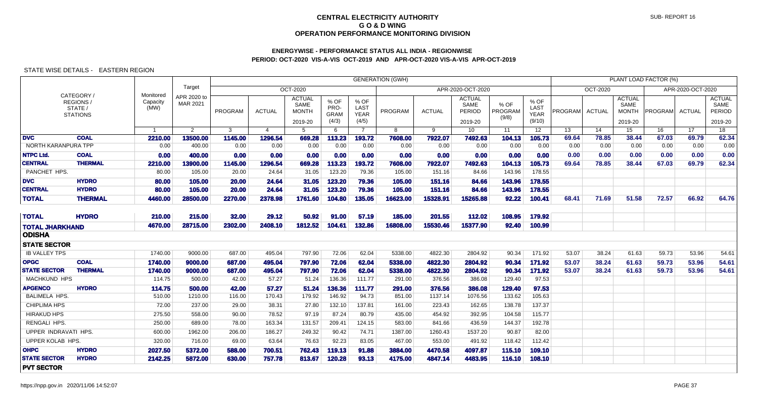# CENTRAL ELECTRICITY AUTHORITY
## G O & D WING
## OPERATION PERFORMANCE MONITORING DIVISION

SUB- REPORT 16

### ENERGYWISE - PERFORMANCE STATUS ALL INDIA - REGIONWISE
### PERIOD: OCT-2020 VIS-A-VIS OCT-2019 AND APR-OCT-2020 VIS-A-VIS APR-OCT-2019

STATE WISE DETAILS - EASTERN REGION

| CATEGORY / REGIONS / STATE / STATIONS | | Monitored Capacity (MW) | Target APR 2020 to MAR 2021 | GENERATION (GWH) OCT-2020 PROGRAM | ACTUAL | ACTUAL SAME MONTH 2019-20 | % OF PRO-GRAM (4/3) | % OF LAST YEAR (4/5) | APR-2020-OCT-2020 PROGRAM | ACTUAL | ACTUAL SAME PERIOD 2019-20 | % OF PROGRAM (9/8) | % OF LAST YEAR (9/10) | PLANT LOAD FACTOR (%) OCT-2020 PROGRAM | ACTUAL | ACTUAL SAME MONTH 2019-20 | APR-2020-OCT-2020 PROGRAM | ACTUAL | ACTUAL SAME PERIOD 2019-20 |
|---|---|---|---|---|---|---|---|---|---|---|---|---|---|---|---|---|---|---|---|
| | | 1 | 2 | 3 | 4 | 5 | 6 | 7 | 8 | 9 | 10 | 11 | 12 | 13 | 14 | 15 | 16 | 17 | 18 |
| **DVC** | **COAL** | **2210.00** | **13500.00** | **1145.00** | **1296.54** | **669.28** | **113.23** | **193.72** | **7608.00** | **7922.07** | **7492.63** | **104.13** | **105.73** | **69.64** | **78.85** | **38.44** | **67.03** | **69.79** | **62.34** |
| NORTH KARANPURA TPP | | 0.00 | 400.00 | 0.00 | 0.00 | 0.00 | 0.00 | 0.00 | 0.00 | 0.00 | 0.00 | 0.00 | 0.00 | 0.00 | 0.00 | 0.00 | 0.00 | 0.00 | 0.00 |
| **NTPC Ltd.** | **COAL** | **0.00** | **400.00** | **0.00** | **0.00** | **0.00** | **0.00** | **0.00** | **0.00** | **0.00** | **0.00** | **0.00** | **0.00** | **0.00** | **0.00** | **0.00** | **0.00** | **0.00** | **0.00** |
| **CENTRAL** | **THERMAL** | **2210.00** | **13900.00** | **1145.00** | **1296.54** | **669.28** | **113.23** | **193.72** | **7608.00** | **7922.07** | **7492.63** | **104.13** | **105.73** | **69.64** | **78.85** | **38.44** | **67.03** | **69.79** | **62.34** |
| PANCHET HPS. | | 80.00 | 105.00 | 20.00 | 24.64 | 31.05 | 123.20 | 79.36 | 105.00 | 151.16 | 84.66 | 143.96 | 178.55 | | | | | | |
| **DVC** | **HYDRO** | **80.00** | **105.00** | **20.00** | **24.64** | **31.05** | **123.20** | **79.36** | **105.00** | **151.16** | **84.66** | **143.96** | **178.55** | | | | | | |
| **CENTRAL** | **HYDRO** | **80.00** | **105.00** | **20.00** | **24.64** | **31.05** | **123.20** | **79.36** | **105.00** | **151.16** | **84.66** | **143.96** | **178.55** | | | | | | |
| **TOTAL** | **THERMAL** | **4460.00** | **28500.00** | **2270.00** | **2378.98** | **1761.60** | **104.80** | **135.05** | **16623.00** | **15328.91** | **15265.88** | **92.22** | **100.41** | **68.41** | **71.69** | **51.58** | **72.57** | **66.92** | **64.76** |
| **TOTAL** | **HYDRO** | **210.00** | **215.00** | **32.00** | **29.12** | **50.92** | **91.00** | **57.19** | **185.00** | **201.55** | **112.02** | **108.95** | **179.92** | | | | | | |
| **TOTAL JHARKHAND** | | **4670.00** | **28715.00** | **2302.00** | **2408.10** | **1812.52** | **104.61** | **132.86** | **16808.00** | **15530.46** | **15377.90** | **92.40** | **100.99** | | | | | | |
| **ODISHA** | | | | | | | | | | | | | | | | | | | |
| **STATE SECTOR** | | | | | | | | | | | | | | | | | | | |
| IB VALLEY TPS | | 1740.00 | 9000.00 | 687.00 | 495.04 | 797.90 | 72.06 | 62.04 | 5338.00 | 4822.30 | 2804.92 | 90.34 | 171.92 | 53.07 | 38.24 | 61.63 | 59.73 | 53.96 | 54.61 |
| **OPGC** | **COAL** | **1740.00** | **9000.00** | **687.00** | **495.04** | **797.90** | **72.06** | **62.04** | **5338.00** | **4822.30** | **2804.92** | **90.34** | **171.92** | **53.07** | **38.24** | **61.63** | **59.73** | **53.96** | **54.61** |
| **STATE SECTOR** | **THERMAL** | **1740.00** | **9000.00** | **687.00** | **495.04** | **797.90** | **72.06** | **62.04** | **5338.00** | **4822.30** | **2804.92** | **90.34** | **171.92** | **53.07** | **38.24** | **61.63** | **59.73** | **53.96** | **54.61** |
| MACHKUND HPS | | 114.75 | 500.00 | 42.00 | 57.27 | 51.24 | 136.36 | 111.77 | 291.00 | 376.56 | 386.08 | 129.40 | 97.53 | | | | | | |
| **APGENCO** | **HYDRO** | **114.75** | **500.00** | **42.00** | **57.27** | **51.24** | **136.36** | **111.77** | **291.00** | **376.56** | **386.08** | **129.40** | **97.53** | | | | | | |
| BALIMELA HPS. | | 510.00 | 1210.00 | 116.00 | 170.43 | 179.92 | 146.92 | 94.73 | 851.00 | 1137.14 | 1076.56 | 133.62 | 105.63 | | | | | | |
| CHIPLIMA HPS | | 72.00 | 237.00 | 29.00 | 38.31 | 27.80 | 132.10 | 137.81 | 161.00 | 223.43 | 162.65 | 138.78 | 137.37 | | | | | | |
| HIRAKUD HPS | | 275.50 | 558.00 | 90.00 | 78.52 | 97.19 | 87.24 | 80.79 | 435.00 | 454.92 | 392.95 | 104.58 | 115.77 | | | | | | |
| RENGALI HPS. | | 250.00 | 689.00 | 78.00 | 163.34 | 131.57 | 209.41 | 124.15 | 583.00 | 841.66 | 436.59 | 144.37 | 192.78 | | | | | | |
| UPPER INDRAVATI HPS. | | 600.00 | 1962.00 | 206.00 | 186.27 | 249.32 | 90.42 | 74.71 | 1387.00 | 1260.43 | 1537.20 | 90.87 | 82.00 | | | | | | |
| UPPER KOLAB HPS. | | 320.00 | 716.00 | 69.00 | 63.64 | 76.63 | 92.23 | 83.05 | 467.00 | 553.00 | 491.92 | 118.42 | 112.42 | | | | | | |
| **OHPC** | **HYDRO** | **2027.50** | **5372.00** | **588.00** | **700.51** | **762.43** | **119.13** | **91.88** | **3884.00** | **4470.58** | **4097.87** | **115.10** | **109.10** | | | | | | |
| **STATE SECTOR** | **HYDRO** | **2142.25** | **5872.00** | **630.00** | **757.78** | **813.67** | **120.28** | **93.13** | **4175.00** | **4847.14** | **4483.95** | **116.10** | **108.10** | | | | | | |
| **PVT SECTOR** | | | | | | | | | | | | | | | | | | | |

https://npp.gov.in 2020/11/06 14:52:07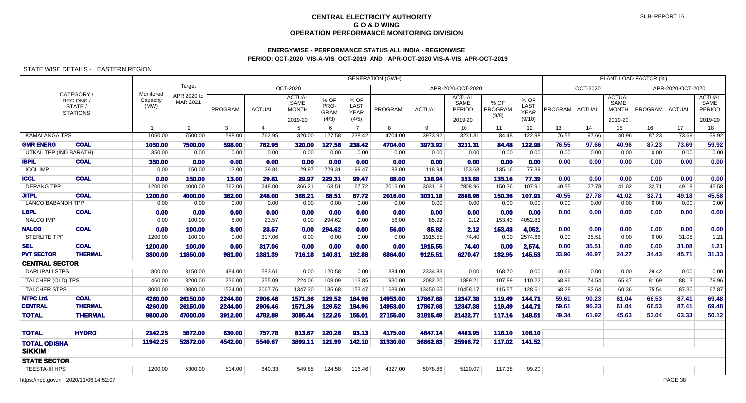# CENTRAL ELECTRICITY AUTHORITY
## G O & D WING
## OPERATION PERFORMANCE MONITORING DIVISION

SUB- REPORT 16

### ENERGYWISE - PERFORMANCE STATUS ALL INDIA - REGIONWISE
### PERIOD: OCT-2020 VIS-A-VIS OCT-2019 AND APR-OCT-2020 VIS-A-VIS APR-OCT-2019

STATE WISE DETAILS - EASTERN REGION

| CATEGORY / REGIONS / STATE / STATIONS | | Monitored Capacity (MW) | Target APR 2020 to MAR 2021 | GENERATION (GWH) OCT-2020 PROGRAM | ACTUAL | ACTUAL SAME MONTH 2019-20 | % OF PRO-GRAM (4/3) | % OF LAST YEAR (4/5) | APR-2020-OCT-2020 PROGRAM | ACTUAL | ACTUAL SAME PERIOD 2019-20 | % OF PROGRAM (9/8) | % OF LAST YEAR (9/10) | PLANT LOAD FACTOR (%) OCT-2020 PROGRAM | ACTUAL | ACTUAL SAME MONTH 2019-20 | APR-2020-OCT-2020 PROGRAM | ACTUAL | ACTUAL SAME PERIOD 2019-20 |
|---|---|---|---|---|---|---|---|---|---|---|---|---|---|---|---|---|---|---|---|
| | | 1 | 2 | 3 | 4 | 5 | 6 | 7 | 8 | 9 | 10 | 11 | 12 | 13 | 14 | 15 | 16 | 17 | 18 |
| KAMALANGA TPS | | 1050.00 | 7500.00 | 598.00 | 762.95 | 320.00 | 127.58 | 238.42 | 4704.00 | 3973.92 | 3231.31 | 84.48 | 122.98 | 76.55 | 97.66 | 40.96 | 87.23 | 73.69 | 59.92 |
| **GMR ENERG** | **COAL** | **1050.00** | **7500.00** | **598.00** | **762.95** | **320.00** | **127.58** | **238.42** | **4704.00** | **3973.92** | **3231.31** | **84.48** | **122.98** | **76.55** | **97.66** | **40.96** | **87.23** | **73.69** | **59.92** |
| UTKAL TPP (IND BARATH) | | 350.00 | 0.00 | 0.00 | 0.00 | 0.00 | 0.00 | 0.00 | 0.00 | 0.00 | 0.00 | 0.00 | 0.00 | 0.00 | 0.00 | 0.00 | 0.00 | 0.00 | 0.00 |
| **IBPIL** | **COAL** | **350.00** | **0.00** | **0.00** | **0.00** | **0.00** | **0.00** | **0.00** | **0.00** | **0.00** | **0.00** | **0.00** | **0.00** | **0.00** | **0.00** | **0.00** | **0.00** | **0.00** | **0.00** |
| ICCL IMP | | 0.00 | 150.00 | 13.00 | 29.81 | 29.97 | 229.31 | 99.47 | 88.00 | 118.94 | 153.68 | 135.16 | 77.39 | | | | | | |
| **ICCL** | **COAL** | **0.00** | **150.00** | **13.00** | **29.81** | **29.97** | **229.31** | **99.47** | **88.00** | **118.94** | **153.68** | **135.16** | **77.39** | **0.00** | **0.00** | **0.00** | **0.00** | **0.00** | **0.00** |
| DERANG TPP | | 1200.00 | 4000.00 | 362.00 | 248.00 | 366.21 | 68.51 | 67.72 | 2016.00 | 3031.18 | 2808.96 | 150.36 | 107.91 | 40.55 | 27.78 | 41.02 | 32.71 | 49.18 | 45.58 |
| **JITPL** | **COAL** | **1200.00** | **4000.00** | **362.00** | **248.00** | **366.21** | **68.51** | **67.72** | **2016.00** | **3031.18** | **2808.96** | **150.36** | **107.91** | **40.55** | **27.78** | **41.02** | **32.71** | **49.18** | **45.58** |
| LANCO BABANDH TPP | | 0.00 | 0.00 | 0.00 | 0.00 | 0.00 | 0.00 | 0.00 | 0.00 | 0.00 | 0.00 | 0.00 | 0.00 | 0.00 | 0.00 | 0.00 | 0.00 | 0.00 | 0.00 |
| **LBPL** | **COAL** | **0.00** | **0.00** | **0.00** | **0.00** | **0.00** | **0.00** | **0.00** | **0.00** | **0.00** | **0.00** | **0.00** | **0.00** | **0.00** | **0.00** | **0.00** | **0.00** | **0.00** | **0.00** |
| NALCO IMP | | 0.00 | 100.00 | 8.00 | 23.57 | 0.00 | 294.62 | 0.00 | 56.00 | 85.92 | 2.12 | 153.43 | 4052.83 | | | | | | |
| **NALCO** | **COAL** | **0.00** | **100.00** | **8.00** | **23.57** | **0.00** | **294.62** | **0.00** | **56.00** | **85.92** | **2.12** | **153.43** | **4,052.** | **0.00** | **0.00** | **0.00** | **0.00** | **0.00** | **0.00** |
| STERLITE TPP | | 1200.00 | 100.00 | 0.00 | 317.06 | 0.00 | 0.00 | 0.00 | 0.00 | 1915.55 | 74.40 | 0.00 | 2574.66 | 0.00 | 35.51 | 0.00 | 0.00 | 31.08 | 1.21 |
| **SEL** | **COAL** | **1200.00** | **100.00** | **0.00** | **317.06** | **0.00** | **0.00** | **0.00** | **0.00** | **1915.55** | **74.40** | **0.00** | **2,574.** | **0.00** | **35.51** | **0.00** | **0.00** | **31.08** | **1.21** |
| **PVT SECTOR** | **THERMAL** | **3800.00** | **11850.00** | **981.00** | **1381.39** | **716.18** | **140.81** | **192.88** | **6864.00** | **9125.51** | **6270.47** | **132.95** | **145.53** | **33.96** | **46.97** | **24.27** | **34.43** | **45.71** | **31.33** |
| **CENTRAL SECTOR** | | | | | | | | | | | | | | | | | | | |
| DARLIPALI STPS | | 800.00 | 3150.00 | 484.00 | 583.61 | 0.00 | 120.58 | 0.00 | 1384.00 | 2334.83 | 0.00 | 168.70 | 0.00 | 40.66 | 0.00 | 0.00 | 29.42 | 0.00 | 0.00 |
| TALCHER (OLD) TPS | | 460.00 | 3200.00 | 236.00 | 255.09 | 224.06 | 108.09 | 113.85 | 1930.00 | 2082.20 | 1889.21 | 107.89 | 110.22 | 68.96 | 74.54 | 65.47 | 81.69 | 88.13 | 79.96 |
| TALCHER STPS | | 3000.00 | 19800.00 | 1524.00 | 2067.76 | 1347.30 | 135.68 | 153.47 | 11639.00 | 13450.65 | 10458.17 | 115.57 | 128.61 | 68.28 | 92.64 | 60.36 | 75.54 | 87.30 | 67.87 |
| **NTPC Ltd.** | **COAL** | **4260.00** | **26150.00** | **2244.00** | **2906.46** | **1571.36** | **129.52** | **184.96** | **14953.00** | **17867.68** | **12347.38** | **119.49** | **144.71** | **59.61** | **90.23** | **61.04** | **66.53** | **87.41** | **69.48** |
| **CENTRAL** | **THERMAL** | **4260.00** | **26150.00** | **2244.00** | **2906.46** | **1571.36** | **129.52** | **184.96** | **14953.00** | **17867.68** | **12347.38** | **119.49** | **144.71** | **59.61** | **90.23** | **61.04** | **66.53** | **87.41** | **69.48** |
| **TOTAL** | **THERMAL** | **9800.00** | **47000.00** | **3912.00** | **4782.89** | **3085.44** | **122.26** | **155.01** | **27155.00** | **31815.49** | **21422.77** | **117.16** | **148.51** | **49.34** | **61.92** | **45.63** | **53.04** | **63.33** | **50.12** |
| **TOTAL** | **HYDRO** | **2142.25** | **5872.00** | **630.00** | **757.78** | **813.67** | **120.28** | **93.13** | **4175.00** | **4847.14** | **4483.95** | **116.10** | **108.10** | | | | | | |
| **TOTAL ODISHA** | | **11942.25** | **52872.00** | **4542.00** | **5540.67** | **3899.11** | **121.99** | **142.10** | **31330.00** | **36662.63** | **25906.72** | **117.02** | **141.52** | | | | | | |
| **SIKKIM** | | | | | | | | | | | | | | | | | | | |
| **STATE SECTOR** | | | | | | | | | | | | | | | | | | | |
| TEESTA-III HPS | | 1200.00 | 5300.00 | 514.00 | 640.33 | 549.85 | 124.58 | 116.46 | 4327.00 | 5078.86 | 5120.07 | 117.38 | 99.20 | | | | | | |

https://npp.gov.in 2020/11/06 14:52:07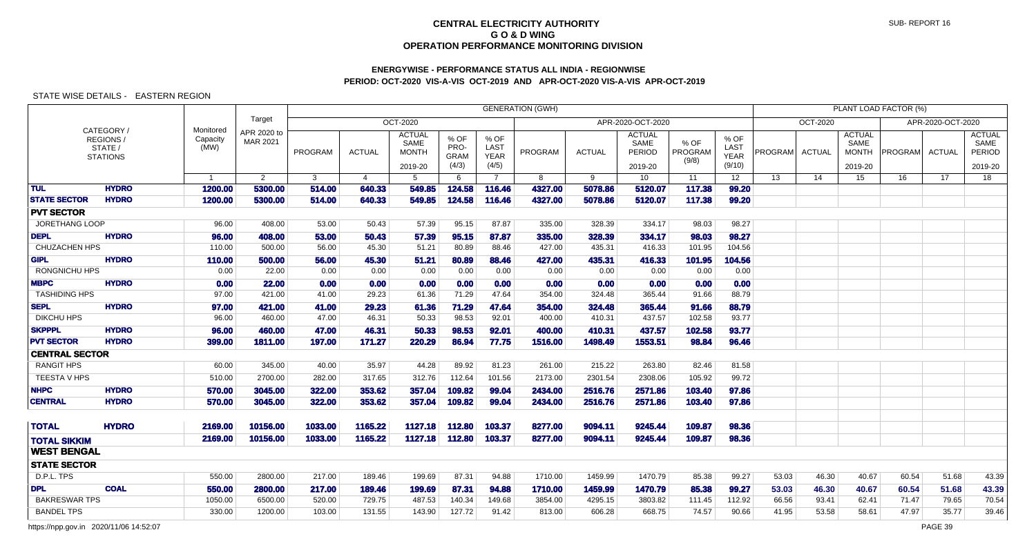# CENTRAL ELECTRICITY AUTHORITY
## G O & D WING
## OPERATION PERFORMANCE MONITORING DIVISION

SUB- REPORT 16

### ENERGYWISE - PERFORMANCE STATUS ALL INDIA - REGIONWISE
### PERIOD: OCT-2020 VIS-A-VIS OCT-2019 AND APR-OCT-2020 VIS-A-VIS APR-OCT-2019

STATE WISE DETAILS - EASTERN REGION

| CATEGORY / REGIONS / STATE / STATIONS | | Monitored Capacity (MW) | Target APR 2020 to MAR 2021 | GENERATION (GWH) OCT-2020 PROGRAM | ACTUAL | ACTUAL SAME MONTH 2019-20 | % OF PRO-GRAM (4/3) | % OF LAST YEAR (4/5) | APR-2020-OCT-2020 PROGRAM | ACTUAL | ACTUAL SAME PERIOD 2019-20 | % OF PROGRAM (9/8) | % OF LAST YEAR (9/10) | PLANT LOAD FACTOR (%) OCT-2020 PROGRAM | ACTUAL | ACTUAL SAME MONTH 2019-20 | APR-2020-OCT-2020 PROGRAM | ACTUAL | ACTUAL SAME PERIOD 2019-20 |
|---|---|---|---|---|---|---|---|---|---|---|---|---|---|---|---|---|---|---|---|
| | | 1 | 2 | 3 | 4 | 5 | 6 | 7 | 8 | 9 | 10 | 11 | 12 | 13 | 14 | 15 | 16 | 17 | 18 |
| **TUL** | **HYDRO** | **1200.00** | **5300.00** | **514.00** | **640.33** | **549.85** | **124.58** | **116.46** | **4327.00** | **5078.86** | **5120.07** | **117.38** | **99.20** | | | | | | |
| **STATE SECTOR** | **HYDRO** | **1200.00** | **5300.00** | **514.00** | **640.33** | **549.85** | **124.58** | **116.46** | **4327.00** | **5078.86** | **5120.07** | **117.38** | **99.20** | | | | | | |
| **PVT SECTOR** | | | | | | | | | | | | | | | | | | | |
| JORETHANG LOOP | | 96.00 | 408.00 | 53.00 | 50.43 | 57.39 | 95.15 | 87.87 | 335.00 | 328.39 | 334.17 | 98.03 | 98.27 | | | | | | |
| **DEPL** | **HYDRO** | **96.00** | **408.00** | **53.00** | **50.43** | **57.39** | **95.15** | **87.87** | **335.00** | **328.39** | **334.17** | **98.03** | **98.27** | | | | | | |
| CHUZACHEN HPS | | 110.00 | 500.00 | 56.00 | 45.30 | 51.21 | 80.89 | 88.46 | 427.00 | 435.31 | 416.33 | 101.95 | 104.56 | | | | | | |
| **GIPL** | **HYDRO** | **110.00** | **500.00** | **56.00** | **45.30** | **51.21** | **80.89** | **88.46** | **427.00** | **435.31** | **416.33** | **101.95** | **104.56** | | | | | | |
| RONGNICHU HPS | | 0.00 | 22.00 | 0.00 | 0.00 | 0.00 | 0.00 | 0.00 | 0.00 | 0.00 | 0.00 | 0.00 | 0.00 | | | | | | |
| **MBPC** | **HYDRO** | **0.00** | **22.00** | **0.00** | **0.00** | **0.00** | **0.00** | **0.00** | **0.00** | **0.00** | **0.00** | **0.00** | **0.00** | | | | | | |
| TASHIDING HPS | | 97.00 | 421.00 | 41.00 | 29.23 | 61.36 | 71.29 | 47.64 | 354.00 | 324.48 | 365.44 | 91.66 | 88.79 | | | | | | |
| **SEPL** | **HYDRO** | **97.00** | **421.00** | **41.00** | **29.23** | **61.36** | **71.29** | **47.64** | **354.00** | **324.48** | **365.44** | **91.66** | **88.79** | | | | | | |
| DIKCHU HPS | | 96.00 | 460.00 | 47.00 | 46.31 | 50.33 | 98.53 | 92.01 | 400.00 | 410.31 | 437.57 | 102.58 | 93.77 | | | | | | |
| **SKPPPL** | **HYDRO** | **96.00** | **460.00** | **47.00** | **46.31** | **50.33** | **98.53** | **92.01** | **400.00** | **410.31** | **437.57** | **102.58** | **93.77** | | | | | | |
| **PVT SECTOR** | **HYDRO** | **399.00** | **1811.00** | **197.00** | **171.27** | **220.29** | **86.94** | **77.75** | **1516.00** | **1498.49** | **1553.51** | **98.84** | **96.46** | | | | | | |
| **CENTRAL SECTOR** | | | | | | | | | | | | | | | | | | | |
| RANGIT HPS | | 60.00 | 345.00 | 40.00 | 35.97 | 44.28 | 89.92 | 81.23 | 261.00 | 215.22 | 263.80 | 82.46 | 81.58 | | | | | | |
| TEESTA V HPS | | 510.00 | 2700.00 | 282.00 | 317.65 | 312.76 | 112.64 | 101.56 | 2173.00 | 2301.54 | 2308.06 | 105.92 | 99.72 | | | | | | |
| **NHPC** | **HYDRO** | **570.00** | **3045.00** | **322.00** | **353.62** | **357.04** | **109.82** | **99.04** | **2434.00** | **2516.76** | **2571.86** | **103.40** | **97.86** | | | | | | |
| **CENTRAL** | **HYDRO** | **570.00** | **3045.00** | **322.00** | **353.62** | **357.04** | **109.82** | **99.04** | **2434.00** | **2516.76** | **2571.86** | **103.40** | **97.86** | | | | | | |
| **TOTAL** | **HYDRO** | **2169.00** | **10156.00** | **1033.00** | **1165.22** | **1127.18** | **112.80** | **103.37** | **8277.00** | **9094.11** | **9245.44** | **109.87** | **98.36** | | | | | | |
| **TOTAL SIKKIM** | | **2169.00** | **10156.00** | **1033.00** | **1165.22** | **1127.18** | **112.80** | **103.37** | **8277.00** | **9094.11** | **9245.44** | **109.87** | **98.36** | | | | | | |
| **WEST BENGAL** | | | | | | | | | | | | | | | | | | | |
| **STATE SECTOR** | | | | | | | | | | | | | | | | | | | |
| D.P.L. TPS | | 550.00 | 2800.00 | 217.00 | 189.46 | 199.69 | 87.31 | 94.88 | 1710.00 | 1459.99 | 1470.79 | 85.38 | 99.27 | 53.03 | 46.30 | 40.67 | 60.54 | 51.68 | 43.39 |
| **DPL** | **COAL** | **550.00** | **2800.00** | **217.00** | **189.46** | **199.69** | **87.31** | **94.88** | **1710.00** | **1459.99** | **1470.79** | **85.38** | **99.27** | **53.03** | **46.30** | **40.67** | **60.54** | **51.68** | **43.39** |
| BAKRESWAR TPS | | 1050.00 | 6500.00 | 520.00 | 729.75 | 487.53 | 140.34 | 149.68 | 3854.00 | 4295.15 | 3803.82 | 111.45 | 112.92 | 66.56 | 93.41 | 62.41 | 71.47 | 79.65 | 70.54 |
| BANDEL TPS | | 330.00 | 1200.00 | 103.00 | 131.55 | 143.90 | 127.72 | 91.42 | 813.00 | 606.28 | 668.75 | 74.57 | 90.66 | 41.95 | 53.58 | 58.61 | 47.97 | 35.77 | 39.46 |

https://npp.gov.in 2020/11/06 14:52:07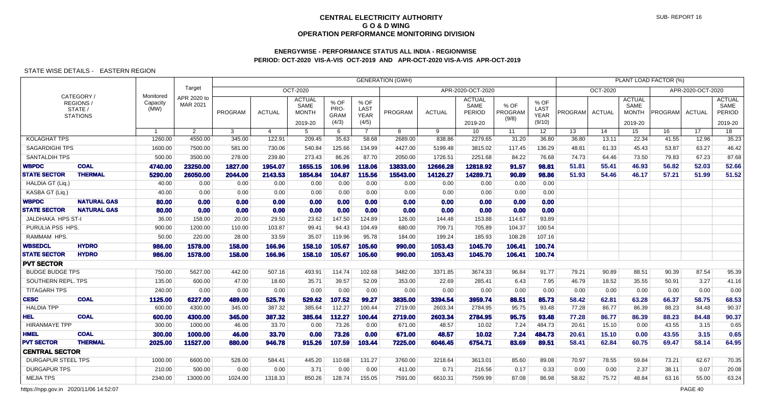# CENTRAL ELECTRICITY AUTHORITY
## G O & D WING
## OPERATION PERFORMANCE MONITORING DIVISION

SUB- REPORT 16

### ENERGYWISE - PERFORMANCE STATUS ALL INDIA - REGIONWISE
### PERIOD: OCT-2020 VIS-A-VIS OCT-2019 AND APR-OCT-2020 VIS-A-VIS APR-OCT-2019

STATE WISE DETAILS - EASTERN REGION

| CATEGORY / REGIONS / STATE / STATIONS | | Monitored Capacity (MW) | Target APR 2020 to MAR 2021 | GENERATION (GWH) OCT-2020 PROGRAM | ACTUAL | ACTUAL SAME MONTH 2019-20 | % OF PRO-GRAM (4/3) | % OF LAST YEAR (4/5) | GENERATION (GWH) APR-2020-OCT-2020 PROGRAM | ACTUAL | ACTUAL SAME PERIOD 2019-20 | % OF PROGRAM (9/8) | % OF LAST YEAR (9/10) | PLANT LOAD FACTOR (%) OCT-2020 PROGRAM | ACTUAL | ACTUAL SAME MONTH 2019-20 | PLF APR-2020-OCT-2020 PROGRAM | ACTUAL | ACTUAL SAME PERIOD 2019-20 |
|---|---|---|---|---|---|---|---|---|---|---|---|---|---|---|---|---|---|---|---|
| | | 1 | 2 | 3 | 4 | 5 | 6 | 7 | 8 | 9 | 10 | 11 | 12 | 13 | 14 | 15 | 16 | 17 | 18 |
| KOLAGHAT TPS | | 1260.00 | 4550.00 | 345.00 | 122.91 | 209.45 | 35.63 | 58.68 | 2689.00 | 838.86 | 2279.65 | 31.20 | 36.80 | 36.80 | 13.11 | 22.34 | 41.55 | 12.96 | 35.23 |
| SAGARDIGHI TPS | | 1600.00 | 7500.00 | 581.00 | 730.06 | 540.84 | 125.66 | 134.99 | 4427.00 | 5199.48 | 3815.02 | 117.45 | 136.29 | 48.81 | 61.33 | 45.43 | 53.87 | 63.27 | 46.42 |
| SANTALDIH TPS | | 500.00 | 3500.00 | 278.00 | 239.80 | 273.43 | 86.26 | 87.70 | 2050.00 | 1726.51 | 2251.68 | 84.22 | 76.68 | 74.73 | 64.46 | 73.50 | 79.83 | 67.23 | 87.68 |
| **WBPDC** | **COAL** | **4740.00** | **23250.00** | **1827.00** | **1954.07** | **1655.15** | **106.96** | **118.06** | **13833.00** | **12666.28** | **12818.92** | **91.57** | **98.81** | **51.81** | **55.41** | **46.93** | **56.82** | **52.03** | **52.66** |
| **STATE SECTOR** | **THERMAL** | **5290.00** | **26050.00** | **2044.00** | **2143.53** | **1854.84** | **104.87** | **115.56** | **15543.00** | **14126.27** | **14289.71** | **90.89** | **98.86** | **51.93** | **54.46** | **46.17** | **57.21** | **51.99** | **51.52** |
| HALDIA GT (Liq.) | | 40.00 | 0.00 | 0.00 | 0.00 | 0.00 | 0.00 | 0.00 | 0.00 | 0.00 | 0.00 | 0.00 | 0.00 | | | | | | |
| KASBA GT (Liq.) | | 40.00 | 0.00 | 0.00 | 0.00 | 0.00 | 0.00 | 0.00 | 0.00 | 0.00 | 0.00 | 0.00 | 0.00 | | | | | | |
| **WBPDC** | **NATURAL GAS** | **80.00** | **0.00** | **0.00** | **0.00** | **0.00** | **0.00** | **0.00** | **0.00** | **0.00** | **0.00** | **0.00** | **0.00** | | | | | | |
| **STATE SECTOR** | **NATURAL GAS** | **80.00** | **0.00** | **0.00** | **0.00** | **0.00** | **0.00** | **0.00** | **0.00** | **0.00** | **0.00** | **0.00** | **0.00** | | | | | | |
| JALDHAKA HPS ST-I | | 36.00 | 158.00 | 20.00 | 29.50 | 23.62 | 147.50 | 124.89 | 126.00 | 144.48 | 153.88 | 114.67 | 93.89 | | | | | | |
| PURULIA PSS HPS. | | 900.00 | 1200.00 | 110.00 | 103.87 | 99.41 | 94.43 | 104.49 | 680.00 | 709.71 | 705.89 | 104.37 | 100.54 | | | | | | |
| RAMMAM HPS. | | 50.00 | 220.00 | 28.00 | 33.59 | 35.07 | 119.96 | 95.78 | 184.00 | 199.24 | 185.93 | 108.28 | 107.16 | | | | | | |
| **WBSEDCL** | **HYDRO** | **986.00** | **1578.00** | **158.00** | **166.96** | **158.10** | **105.67** | **105.60** | **990.00** | **1053.43** | **1045.70** | **106.41** | **100.74** | | | | | | |
| **STATE SECTOR** | **HYDRO** | **986.00** | **1578.00** | **158.00** | **166.96** | **158.10** | **105.67** | **105.60** | **990.00** | **1053.43** | **1045.70** | **106.41** | **100.74** | | | | | | |
| **PVT SECTOR** | | | | | | | | | | | | | | | | | | | |
| BUDGE BUDGE TPS | | 750.00 | 5627.00 | 442.00 | 507.16 | 493.91 | 114.74 | 102.68 | 3482.00 | 3371.85 | 3674.33 | 96.84 | 91.77 | 79.21 | 90.89 | 88.51 | 90.39 | 87.54 | 95.39 |
| SOUTHERN REPL. TPS | | 135.00 | 600.00 | 47.00 | 18.60 | 35.71 | 39.57 | 52.09 | 353.00 | 22.69 | 285.41 | 6.43 | 7.95 | 46.79 | 18.52 | 35.55 | 50.91 | 3.27 | 41.16 |
| TITAGARH TPS | | 240.00 | 0.00 | 0.00 | 0.00 | 0.00 | 0.00 | 0.00 | 0.00 | 0.00 | 0.00 | 0.00 | 0.00 | 0.00 | 0.00 | 0.00 | 0.00 | 0.00 | 0.00 |
| **CESC** | **COAL** | **1125.00** | **6227.00** | **489.00** | **525.76** | **529.62** | **107.52** | **99.27** | **3835.00** | **3394.54** | **3959.74** | **88.51** | **85.73** | **58.42** | **62.81** | **63.28** | **66.37** | **58.75** | **68.53** |
| HALDIA TPP | | 600.00 | 4300.00 | 345.00 | 387.32 | 385.64 | 112.27 | 100.44 | 2719.00 | 2603.34 | 2784.95 | 95.75 | 93.48 | 77.28 | 86.77 | 86.39 | 88.23 | 84.48 | 90.37 |
| **HEL** | **COAL** | **600.00** | **4300.00** | **345.00** | **387.32** | **385.64** | **112.27** | **100.44** | **2719.00** | **2603.34** | **2784.95** | **95.75** | **93.48** | **77.28** | **86.77** | **86.39** | **88.23** | **84.48** | **90.37** |
| HIRANMAYE TPP | | 300.00 | 1000.00 | 46.00 | 33.70 | 0.00 | 73.26 | 0.00 | 671.00 | 48.57 | 10.02 | 7.24 | 484.73 | 20.61 | 15.10 | 0.00 | 43.55 | 3.15 | 0.65 |
| **HMEL** | **COAL** | **300.00** | **1000.00** | **46.00** | **33.70** | **0.00** | **73.26** | **0.00** | **671.00** | **48.57** | **10.02** | **7.24** | **484.73** | **20.61** | **15.10** | **0.00** | **43.55** | **3.15** | **0.65** |
| **PVT SECTOR** | **THERMAL** | **2025.00** | **11527.00** | **880.00** | **946.78** | **915.26** | **107.59** | **103.44** | **7225.00** | **6046.45** | **6754.71** | **83.69** | **89.51** | **58.41** | **62.84** | **60.75** | **69.47** | **58.14** | **64.95** |
| **CENTRAL SECTOR** | | | | | | | | | | | | | | | | | | | |
| DURGAPUR STEEL TPS | | 1000.00 | 6600.00 | 528.00 | 584.41 | 445.20 | 110.68 | 131.27 | 3760.00 | 3218.64 | 3613.01 | 85.60 | 89.08 | 70.97 | 78.55 | 59.84 | 73.21 | 62.67 | 70.35 |
| DURGAPUR TPS | | 210.00 | 500.00 | 0.00 | 0.00 | 3.71 | 0.00 | 0.00 | 411.00 | 0.71 | 216.56 | 0.17 | 0.33 | 0.00 | 0.00 | 2.37 | 38.11 | 0.07 | 20.08 |
| MEJIA TPS | | 2340.00 | 13000.00 | 1024.00 | 1318.33 | 850.26 | 128.74 | 155.05 | 7591.00 | 6610.31 | 7599.99 | 87.08 | 86.98 | 58.82 | 75.72 | 48.84 | 63.16 | 55.00 | 63.24 |

https://npp.gov.in 2020/11/06 14:52:07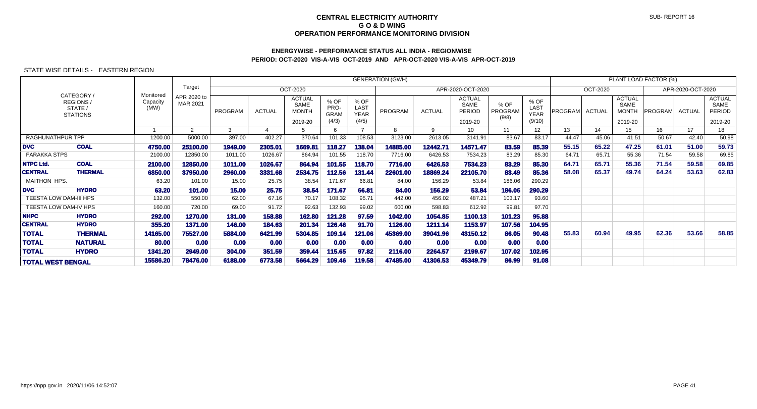# CENTRAL ELECTRICITY AUTHORITY
## G O & D WING
## OPERATION PERFORMANCE MONITORING DIVISION

SUB- REPORT 16

### ENERGYWISE - PERFORMANCE STATUS ALL INDIA - REGIONWISE
### PERIOD: OCT-2020 VIS-A-VIS OCT-2019 AND APR-OCT-2020 VIS-A-VIS APR-OCT-2019

STATE WISE DETAILS - EASTERN REGION

| CATEGORY / REGIONS / STATE / STATIONS | | Monitored Capacity (MW) | Target APR 2020 to MAR 2021 | GENERATION (GWH) | | | | | | | | | | PLANT LOAD FACTOR (%) | | | | | |
|---|---|---|---|---|---|---|---|---|---|---|---|---|---|---|---|---|---|---|---|
| | | | | OCT-2020 | | | | | APR-2020-OCT-2020 | | | | | OCT-2020 | | | APR-2020-OCT-2020 | | |
| | | | | PROGRAM | ACTUAL | ACTUAL SAME MONTH 2019-20 | % OF PRO-GRAM (4/3) | % OF LAST YEAR (4/5) | PROGRAM | ACTUAL | ACTUAL SAME PERIOD 2019-20 | % OF PROGRAM (9/8) | % OF LAST YEAR (9/10) | PROGRAM | ACTUAL | ACTUAL SAME MONTH 2019-20 | PROGRAM | ACTUAL | ACTUAL SAME PERIOD 2019-20 |
| | | 1 | 2 | 3 | 4 | 5 | 6 | 7 | 8 | 9 | 10 | 11 | 12 | 13 | 14 | 15 | 16 | 17 | 18 |
| RAGHUNATHPUR TPP | | 1200.00 | 5000.00 | 397.00 | 402.27 | 370.64 | 101.33 | 108.53 | 3123.00 | 2613.05 | 3141.91 | 83.67 | 83.17 | 44.47 | 45.06 | 41.51 | 50.67 | 42.40 | 50.98 |
| **DVC** | **COAL** | **4750.00** | **25100.00** | **1949.00** | **2305.01** | **1669.81** | **118.27** | **138.04** | **14885.00** | **12442.71** | **14571.47** | **83.59** | **85.39** | **55.15** | **65.22** | **47.25** | **61.01** | **51.00** | **59.73** |
| FARAKKA STPS | | 2100.00 | 12850.00 | 1011.00 | 1026.67 | 864.94 | 101.55 | 118.70 | 7716.00 | 6426.53 | 7534.23 | 83.29 | 85.30 | 64.71 | 65.71 | 55.36 | 71.54 | 59.58 | 69.85 |
| **NTPC Ltd.** | **COAL** | **2100.00** | **12850.00** | **1011.00** | **1026.67** | **864.94** | **101.55** | **118.70** | **7716.00** | **6426.53** | **7534.23** | **83.29** | **85.30** | **64.71** | **65.71** | **55.36** | **71.54** | **59.58** | **69.85** |
| **CENTRAL** | **THERMAL** | **6850.00** | **37950.00** | **2960.00** | **3331.68** | **2534.75** | **112.56** | **131.44** | **22601.00** | **18869.24** | **22105.70** | **83.49** | **85.36** | **58.08** | **65.37** | **49.74** | **64.24** | **53.63** | **62.83** |
| MAITHON HPS. | | 63.20 | 101.00 | 15.00 | 25.75 | 38.54 | 171.67 | 66.81 | 84.00 | 156.29 | 53.84 | 186.06 | 290.29 | | | | | | |
| **DVC** | **HYDRO** | **63.20** | **101.00** | **15.00** | **25.75** | **38.54** | **171.67** | **66.81** | **84.00** | **156.29** | **53.84** | **186.06** | **290.29** | | | | | | |
| TEESTA LOW DAM-III HPS | | 132.00 | 550.00 | 62.00 | 67.16 | 70.17 | 108.32 | 95.71 | 442.00 | 456.02 | 487.21 | 103.17 | 93.60 | | | | | | |
| TEESTA LOW DAM-IV HPS | | 160.00 | 720.00 | 69.00 | 91.72 | 92.63 | 132.93 | 99.02 | 600.00 | 598.83 | 612.92 | 99.81 | 97.70 | | | | | | |
| **NHPC** | **HYDRO** | **292.00** | **1270.00** | **131.00** | **158.88** | **162.80** | **121.28** | **97.59** | **1042.00** | **1054.85** | **1100.13** | **101.23** | **95.88** | | | | | | |
| **CENTRAL** | **HYDRO** | **355.20** | **1371.00** | **146.00** | **184.63** | **201.34** | **126.46** | **91.70** | **1126.00** | **1211.14** | **1153.97** | **107.56** | **104.95** | | | | | | |
| **TOTAL** | **THERMAL** | **14165.00** | **75527.00** | **5884.00** | **6421.99** | **5304.85** | **109.14** | **121.06** | **45369.00** | **39041.96** | **43150.12** | **86.05** | **90.48** | **55.83** | **60.94** | **49.95** | **62.36** | **53.66** | **58.85** |
| **TOTAL** | **NATURAL** | **80.00** | **0.00** | **0.00** | **0.00** | **0.00** | **0.00** | **0.00** | **0.00** | **0.00** | **0.00** | **0.00** | **0.00** | | | | | | |
| **TOTAL** | **HYDRO** | **1341.20** | **2949.00** | **304.00** | **351.59** | **359.44** | **115.65** | **97.82** | **2116.00** | **2264.57** | **2199.67** | **107.02** | **102.95** | | | | | | |
| **TOTAL WEST BENGAL** | | **15586.20** | **78476.00** | **6188.00** | **6773.58** | **5664.29** | **109.46** | **119.58** | **47485.00** | **41306.53** | **45349.79** | **86.99** | **91.08** | | | | | | |

https://npp.gov.in 2020/11/06 14:52:07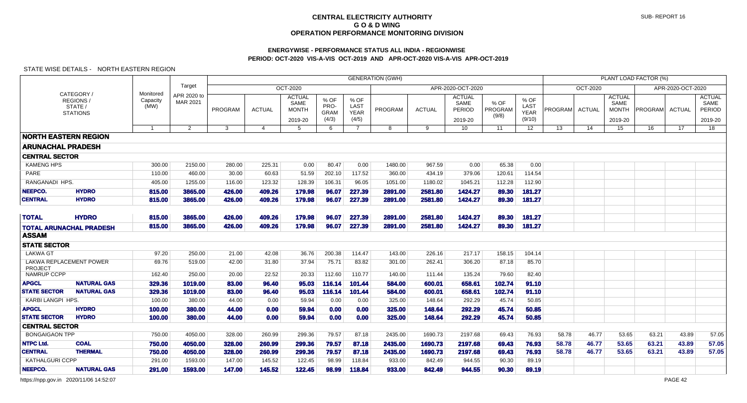**CENTRAL ELECTRICITY AUTHORITY**
**G O & D WING**
**OPERATION PERFORMANCE MONITORING DIVISION**

SUB- REPORT 16

### ENERGYWISE - PERFORMANCE STATUS ALL INDIA - REGIONWISE
### PERIOD: OCT-2020 VIS-A-VIS OCT-2019 AND APR-OCT-2020 VIS-A-VIS APR-OCT-2019

STATE WISE DETAILS - NORTH EASTERN REGION

| CATEGORY / REGIONS / STATE / STATIONS | | Monitored Capacity (MW) | Target APR 2020 to MAR 2021 | GENERATION (GWH) | | | | | | | | | | PLANT LOAD FACTOR (%) | | | | | |
|---|---|---|---|---|---|---|---|---|---|---|---|---|---|---|---|---|---|---|---|
| | | | | OCT-2020 | | | | | APR-2020-OCT-2020 | | | | | OCT-2020 | | | APR-2020-OCT-2020 | | |
| | | | | PROGRAM | ACTUAL | ACTUAL SAME MONTH 2019-20 | % OF PRO-GRAM (4/3) | % OF LAST YEAR (4/5) | PROGRAM | ACTUAL | ACTUAL SAME PERIOD 2019-20 | % OF PROGRAM (9/8) | % OF LAST YEAR (9/10) | PROGRAM | ACTUAL | ACTUAL SAME MONTH 2019-20 | PROGRAM | ACTUAL | ACTUAL SAME PERIOD 2019-20 |
| | | 1 | 2 | 3 | 4 | 5 | 6 | 7 | 8 | 9 | 10 | 11 | 12 | 13 | 14 | 15 | 16 | 17 | 18 |
| **NORTH EASTERN REGION** | | | | | | | | | | | | | | | | | | | |
| **ARUNACHAL PRADESH** | | | | | | | | | | | | | | | | | | | |
| **CENTRAL SECTOR** | | | | | | | | | | | | | | | | | | | |
| KAMENG HPS | | 300.00 | 2150.00 | 280.00 | 225.31 | 0.00 | 80.47 | 0.00 | 1480.00 | 967.59 | 0.00 | 65.38 | 0.00 | | | | | | |
| PARE | | 110.00 | 460.00 | 30.00 | 60.63 | 51.59 | 202.10 | 117.52 | 360.00 | 434.19 | 379.06 | 120.61 | 114.54 | | | | | | |
| RANGANADI HPS. | | 405.00 | 1255.00 | 116.00 | 123.32 | 128.39 | 106.31 | 96.05 | 1051.00 | 1180.02 | 1045.21 | 112.28 | 112.90 | | | | | | |
| **NEEPCO.** | **HYDRO** | **815.00** | **3865.00** | **426.00** | **409.26** | **179.98** | **96.07** | **227.39** | **2891.00** | **2581.80** | **1424.27** | **89.30** | **181.27** | | | | | | |
| **CENTRAL** | **HYDRO** | **815.00** | **3865.00** | **426.00** | **409.26** | **179.98** | **96.07** | **227.39** | **2891.00** | **2581.80** | **1424.27** | **89.30** | **181.27** | | | | | | |
| **TOTAL** | **HYDRO** | **815.00** | **3865.00** | **426.00** | **409.26** | **179.98** | **96.07** | **227.39** | **2891.00** | **2581.80** | **1424.27** | **89.30** | **181.27** | | | | | | |
| **TOTAL ARUNACHAL PRADESH** | | **815.00** | **3865.00** | **426.00** | **409.26** | **179.98** | **96.07** | **227.39** | **2891.00** | **2581.80** | **1424.27** | **89.30** | **181.27** | | | | | | |
| **ASSAM** | | | | | | | | | | | | | | | | | | | |
| **STATE SECTOR** | | | | | | | | | | | | | | | | | | | |
| LAKWA GT | | 97.20 | 250.00 | 21.00 | 42.08 | 36.76 | 200.38 | 114.47 | 143.00 | 226.16 | 217.17 | 158.15 | 104.14 | | | | | | |
| LAKWA REPLACEMENT POWER PROJECT | | 69.76 | 519.00 | 42.00 | 31.80 | 37.94 | 75.71 | 83.82 | 301.00 | 262.41 | 306.20 | 87.18 | 85.70 | | | | | | |
| NAMRUP CCPP | | 162.40 | 250.00 | 20.00 | 22.52 | 20.33 | 112.60 | 110.77 | 140.00 | 111.44 | 135.24 | 79.60 | 82.40 | | | | | | |
| **APGCL** | **NATURAL GAS** | **329.36** | **1019.00** | **83.00** | **96.40** | **95.03** | **116.14** | **101.44** | **584.00** | **600.01** | **658.61** | **102.74** | **91.10** | | | | | | |
| **STATE SECTOR** | **NATURAL GAS** | **329.36** | **1019.00** | **83.00** | **96.40** | **95.03** | **116.14** | **101.44** | **584.00** | **600.01** | **658.61** | **102.74** | **91.10** | | | | | | |
| KARBI LANGPI HPS. | | 100.00 | 380.00 | 44.00 | 0.00 | 59.94 | 0.00 | 0.00 | 325.00 | 148.64 | 292.29 | 45.74 | 50.85 | | | | | | |
| **APGCL** | **HYDRO** | **100.00** | **380.00** | **44.00** | **0.00** | **59.94** | **0.00** | **0.00** | **325.00** | **148.64** | **292.29** | **45.74** | **50.85** | | | | | | |
| **STATE SECTOR** | **HYDRO** | **100.00** | **380.00** | **44.00** | **0.00** | **59.94** | **0.00** | **0.00** | **325.00** | **148.64** | **292.29** | **45.74** | **50.85** | | | | | | |
| **CENTRAL SECTOR** | | | | | | | | | | | | | | | | | | | |
| BONGAIGAON TPP | | 750.00 | 4050.00 | 328.00 | 260.99 | 299.36 | 79.57 | 87.18 | 2435.00 | 1690.73 | 2197.68 | 69.43 | 76.93 | 58.78 | 46.77 | 53.65 | 63.21 | 43.89 | 57.05 |
| **NTPC Ltd.** | **COAL** | **750.00** | **4050.00** | **328.00** | **260.99** | **299.36** | **79.57** | **87.18** | **2435.00** | **1690.73** | **2197.68** | **69.43** | **76.93** | **58.78** | **46.77** | **53.65** | **63.21** | **43.89** | **57.05** |
| **CENTRAL** | **THERMAL** | **750.00** | **4050.00** | **328.00** | **260.99** | **299.36** | **79.57** | **87.18** | **2435.00** | **1690.73** | **2197.68** | **69.43** | **76.93** | **58.78** | **46.77** | **53.65** | **63.21** | **43.89** | **57.05** |
| KATHALGURI CCPP | | 291.00 | 1593.00 | 147.00 | 145.52 | 122.45 | 98.99 | 118.84 | 933.00 | 842.49 | 944.55 | 90.30 | 89.19 | | | | | | |
| **NEEPCO.** | **NATURAL GAS** | **291.00** | **1593.00** | **147.00** | **145.52** | **122.45** | **98.99** | **118.84** | **933.00** | **842.49** | **944.55** | **90.30** | **89.19** | | | | | | |

https://npp.gov.in 2020/11/06 14:52:07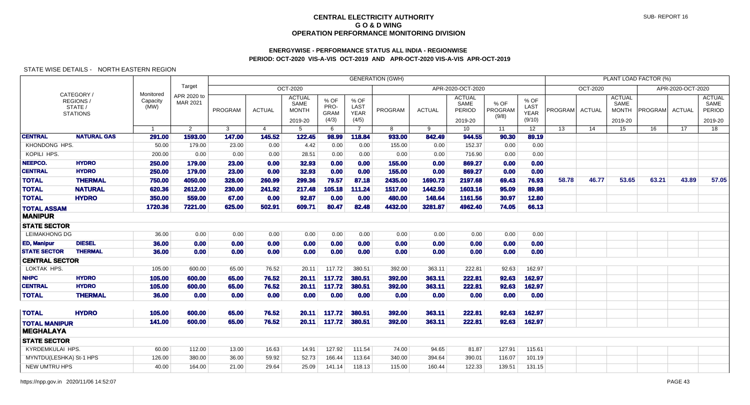# CENTRAL ELECTRICITY AUTHORITY
## G O & D WING
## OPERATION PERFORMANCE MONITORING DIVISION

SUB- REPORT 16

### ENERGYWISE - PERFORMANCE STATUS ALL INDIA - REGIONWISE
### PERIOD: OCT-2020 VIS-A-VIS OCT-2019 AND APR-OCT-2020 VIS-A-VIS APR-OCT-2019

STATE WISE DETAILS - NORTH EASTERN REGION

| CATEGORY / REGIONS / STATE / STATIONS | | Monitored Capacity (MW) | Target APR 2020 to MAR 2021 | GENERATION (GWH) OCT-2020 PROGRAM | ACTUAL | ACTUAL SAME MONTH 2019-20 | % OF PRO-GRAM (4/3) | % OF LAST YEAR (4/5) | APR-2020-OCT-2020 PROGRAM | ACTUAL | ACTUAL SAME PERIOD 2019-20 | % OF PROGRAM (9/8) | % OF LAST YEAR (9/10) | PLANT LOAD FACTOR (%) OCT-2020 PROGRAM | ACTUAL | ACTUAL SAME MONTH 2019-20 | APR-2020-OCT-2020 PROGRAM | ACTUAL | ACTUAL SAME PERIOD 2019-20 |
|---|---|---|---|---|---|---|---|---|---|---|---|---|---|---|---|---|---|---|---|
| | | 1 | 2 | 3 | 4 | 5 | 6 | 7 | 8 | 9 | 10 | 11 | 12 | 13 | 14 | 15 | 16 | 17 | 18 |
| **CENTRAL** | **NATURAL GAS** | **291.00** | **1593.00** | **147.00** | **145.52** | **122.45** | **98.99** | **118.84** | **933.00** | **842.49** | **944.55** | **90.30** | **89.19** | | | | | | |
| KHONDONG HPS. | | 50.00 | 179.00 | 23.00 | 0.00 | 4.42 | 0.00 | 0.00 | 155.00 | 0.00 | 152.37 | 0.00 | 0.00 | | | | | | |
| KOPILI HPS. | | 200.00 | 0.00 | 0.00 | 0.00 | 28.51 | 0.00 | 0.00 | 0.00 | 0.00 | 716.90 | 0.00 | 0.00 | | | | | | |
| **NEEPCO.** | **HYDRO** | **250.00** | **179.00** | **23.00** | **0.00** | **32.93** | **0.00** | **0.00** | **155.00** | **0.00** | **869.27** | **0.00** | **0.00** | | | | | | |
| **CENTRAL** | **HYDRO** | **250.00** | **179.00** | **23.00** | **0.00** | **32.93** | **0.00** | **0.00** | **155.00** | **0.00** | **869.27** | **0.00** | **0.00** | | | | | | |
| **TOTAL** | **THERMAL** | **750.00** | **4050.00** | **328.00** | **260.99** | **299.36** | **79.57** | **87.18** | **2435.00** | **1690.73** | **2197.68** | **69.43** | **76.93** | **58.78** | **46.77** | **53.65** | **63.21** | **43.89** | **57.05** |
| **TOTAL** | **NATURAL** | **620.36** | **2612.00** | **230.00** | **241.92** | **217.48** | **105.18** | **111.24** | **1517.00** | **1442.50** | **1603.16** | **95.09** | **89.98** | | | | | | |
| **TOTAL** | **HYDRO** | **350.00** | **559.00** | **67.00** | **0.00** | **92.87** | **0.00** | **0.00** | **480.00** | **148.64** | **1161.56** | **30.97** | **12.80** | | | | | | |
| **TOTAL ASSAM** | | **1720.36** | **7221.00** | **625.00** | **502.91** | **609.71** | **80.47** | **82.48** | **4432.00** | **3281.87** | **4962.40** | **74.05** | **66.13** | | | | | | |
| **MANIPUR** | | | | | | | | | | | | | | | | | | | |
| **STATE SECTOR** | | | | | | | | | | | | | | | | | | | |
| LEIMAKHONG DG | | 36.00 | 0.00 | 0.00 | 0.00 | 0.00 | 0.00 | 0.00 | 0.00 | 0.00 | 0.00 | 0.00 | 0.00 | | | | | | |
| **ED, Manipur** | **DIESEL** | **36.00** | **0.00** | **0.00** | **0.00** | **0.00** | **0.00** | **0.00** | **0.00** | **0.00** | **0.00** | **0.00** | **0.00** | | | | | | |
| **STATE SECTOR** | **THERMAL** | **36.00** | **0.00** | **0.00** | **0.00** | **0.00** | **0.00** | **0.00** | **0.00** | **0.00** | **0.00** | **0.00** | **0.00** | | | | | | |
| **CENTRAL SECTOR** | | | | | | | | | | | | | | | | | | | |
| LOKTAK HPS. | | 105.00 | 600.00 | 65.00 | 76.52 | 20.11 | 117.72 | 380.51 | 392.00 | 363.11 | 222.81 | 92.63 | 162.97 | | | | | | |
| **NHPC** | **HYDRO** | **105.00** | **600.00** | **65.00** | **76.52** | **20.11** | **117.72** | **380.51** | **392.00** | **363.11** | **222.81** | **92.63** | **162.97** | | | | | | |
| **CENTRAL** | **HYDRO** | **105.00** | **600.00** | **65.00** | **76.52** | **20.11** | **117.72** | **380.51** | **392.00** | **363.11** | **222.81** | **92.63** | **162.97** | | | | | | |
| **TOTAL** | **THERMAL** | **36.00** | **0.00** | **0.00** | **0.00** | **0.00** | **0.00** | **0.00** | **0.00** | **0.00** | **0.00** | **0.00** | **0.00** | | | | | | |
| **TOTAL** | **HYDRO** | **105.00** | **600.00** | **65.00** | **76.52** | **20.11** | **117.72** | **380.51** | **392.00** | **363.11** | **222.81** | **92.63** | **162.97** | | | | | | |
| **TOTAL MANIPUR** | | **141.00** | **600.00** | **65.00** | **76.52** | **20.11** | **117.72** | **380.51** | **392.00** | **363.11** | **222.81** | **92.63** | **162.97** | | | | | | |
| **MEGHALAYA** | | | | | | | | | | | | | | | | | | | |
| **STATE SECTOR** | | | | | | | | | | | | | | | | | | | |
| KYRDEMKULAI HPS. | | 60.00 | 112.00 | 13.00 | 16.63 | 14.91 | 127.92 | 111.54 | 74.00 | 94.65 | 81.87 | 127.91 | 115.61 | | | | | | |
| MYNTDU(LESHKA) St-1 HPS | | 126.00 | 380.00 | 36.00 | 59.92 | 52.73 | 166.44 | 113.64 | 340.00 | 394.64 | 390.01 | 116.07 | 101.19 | | | | | | |
| NEW UMTRU HPS | | 40.00 | 164.00 | 21.00 | 29.64 | 25.09 | 141.14 | 118.13 | 115.00 | 160.44 | 122.33 | 139.51 | 131.15 | | | | | | |

https://npp.gov.in 2020/11/06 14:52:07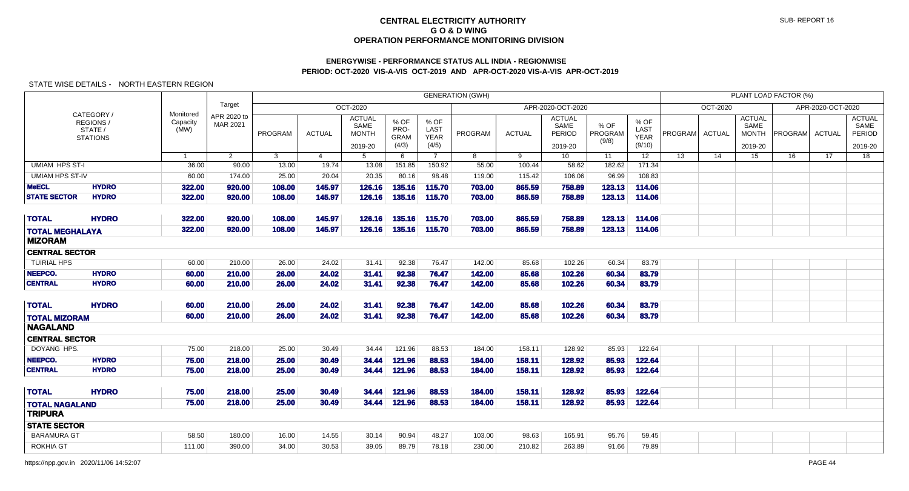# CENTRAL ELECTRICITY AUTHORITY
## G O & D WING
## OPERATION PERFORMANCE MONITORING DIVISION

SUB- REPORT 16

### ENERGYWISE - PERFORMANCE STATUS ALL INDIA - REGIONWISE
### PERIOD: OCT-2020 VIS-A-VIS OCT-2019 AND APR-OCT-2020 VIS-A-VIS APR-OCT-2019

STATE WISE DETAILS - NORTH EASTERN REGION

| CATEGORY / REGIONS / STATE / STATIONS | | Monitored Capacity (MW) | Target APR 2020 to MAR 2021 | GENERATION (GWH) | | | | | | | | | | PLANT LOAD FACTOR (%) | | | | | |
|---|---|---|---|---|---|---|---|---|---|---|---|---|---|---|---|---|---|---|---|
| | | | | OCT-2020 | | | | | APR-2020-OCT-2020 | | | | | OCT-2020 | | | APR-2020-OCT-2020 | | |
| | | | | PROGRAM | ACTUAL | ACTUAL SAME MONTH 2019-20 | % OF PRO-GRAM (4/3) | % OF LAST YEAR (4/5) | PROGRAM | ACTUAL | ACTUAL SAME PERIOD 2019-20 | % OF PROGRAM (9/8) | % OF LAST YEAR (9/10) | PROGRAM | ACTUAL | ACTUAL SAME MONTH 2019-20 | PROGRAM | ACTUAL | ACTUAL SAME PERIOD 2019-20 |
| | | 1 | 2 | 3 | 4 | 5 | 6 | 7 | 8 | 9 | 10 | 11 | 12 | 13 | 14 | 15 | 16 | 17 | 18 |
| UMIAM HPS ST-I | | 36.00 | 90.00 | 13.00 | 19.74 | 13.08 | 151.85 | 150.92 | 55.00 | 100.44 | 58.62 | 182.62 | 171.34 | | | | | | |
| UMIAM HPS ST-IV | | 60.00 | 174.00 | 25.00 | 20.04 | 20.35 | 80.16 | 98.48 | 119.00 | 115.42 | 106.06 | 96.99 | 108.83 | | | | | | |
| **MeECL** | **HYDRO** | **322.00** | **920.00** | **108.00** | **145.97** | **126.16** | **135.16** | **115.70** | **703.00** | **865.59** | **758.89** | **123.13** | **114.06** | | | | | | |
| **STATE SECTOR** | **HYDRO** | **322.00** | **920.00** | **108.00** | **145.97** | **126.16** | **135.16** | **115.70** | **703.00** | **865.59** | **758.89** | **123.13** | **114.06** | | | | | | |
| **TOTAL** | **HYDRO** | **322.00** | **920.00** | **108.00** | **145.97** | **126.16** | **135.16** | **115.70** | **703.00** | **865.59** | **758.89** | **123.13** | **114.06** | | | | | | |
| **TOTAL MEGHALAYA** | | **322.00** | **920.00** | **108.00** | **145.97** | **126.16** | **135.16** | **115.70** | **703.00** | **865.59** | **758.89** | **123.13** | **114.06** | | | | | | |
| **MIZORAM** | | | | | | | | | | | | | | | | | | | |
| **CENTRAL SECTOR** | | | | | | | | | | | | | | | | | | | |
| TUIRIAL HPS | | 60.00 | 210.00 | 26.00 | 24.02 | 31.41 | 92.38 | 76.47 | 142.00 | 85.68 | 102.26 | 60.34 | 83.79 | | | | | | |
| **NEEPCO.** | **HYDRO** | **60.00** | **210.00** | **26.00** | **24.02** | **31.41** | **92.38** | **76.47** | **142.00** | **85.68** | **102.26** | **60.34** | **83.79** | | | | | | |
| **CENTRAL** | **HYDRO** | **60.00** | **210.00** | **26.00** | **24.02** | **31.41** | **92.38** | **76.47** | **142.00** | **85.68** | **102.26** | **60.34** | **83.79** | | | | | | |
| **TOTAL** | **HYDRO** | **60.00** | **210.00** | **26.00** | **24.02** | **31.41** | **92.38** | **76.47** | **142.00** | **85.68** | **102.26** | **60.34** | **83.79** | | | | | | |
| **TOTAL MIZORAM** | | **60.00** | **210.00** | **26.00** | **24.02** | **31.41** | **92.38** | **76.47** | **142.00** | **85.68** | **102.26** | **60.34** | **83.79** | | | | | | |
| **NAGALAND** | | | | | | | | | | | | | | | | | | | |
| **CENTRAL SECTOR** | | | | | | | | | | | | | | | | | | | |
| DOYANG HPS. | | 75.00 | 218.00 | 25.00 | 30.49 | 34.44 | 121.96 | 88.53 | 184.00 | 158.11 | 128.92 | 85.93 | 122.64 | | | | | | |
| **NEEPCO.** | **HYDRO** | **75.00** | **218.00** | **25.00** | **30.49** | **34.44** | **121.96** | **88.53** | **184.00** | **158.11** | **128.92** | **85.93** | **122.64** | | | | | | |
| **CENTRAL** | **HYDRO** | **75.00** | **218.00** | **25.00** | **30.49** | **34.44** | **121.96** | **88.53** | **184.00** | **158.11** | **128.92** | **85.93** | **122.64** | | | | | | |
| **TOTAL** | **HYDRO** | **75.00** | **218.00** | **25.00** | **30.49** | **34.44** | **121.96** | **88.53** | **184.00** | **158.11** | **128.92** | **85.93** | **122.64** | | | | | | |
| **TOTAL NAGALAND** | | **75.00** | **218.00** | **25.00** | **30.49** | **34.44** | **121.96** | **88.53** | **184.00** | **158.11** | **128.92** | **85.93** | **122.64** | | | | | | |
| **TRIPURA** | | | | | | | | | | | | | | | | | | | |
| **STATE SECTOR** | | | | | | | | | | | | | | | | | | | |
| BARAMURA GT | | 58.50 | 180.00 | 16.00 | 14.55 | 30.14 | 90.94 | 48.27 | 103.00 | 98.63 | 165.91 | 95.76 | 59.45 | | | | | | |
| ROKHIA GT | | 111.00 | 390.00 | 34.00 | 30.53 | 39.05 | 89.79 | 78.18 | 230.00 | 210.82 | 263.89 | 91.66 | 79.89 | | | | | | |

https://npp.gov.in 2020/11/06 14:52:07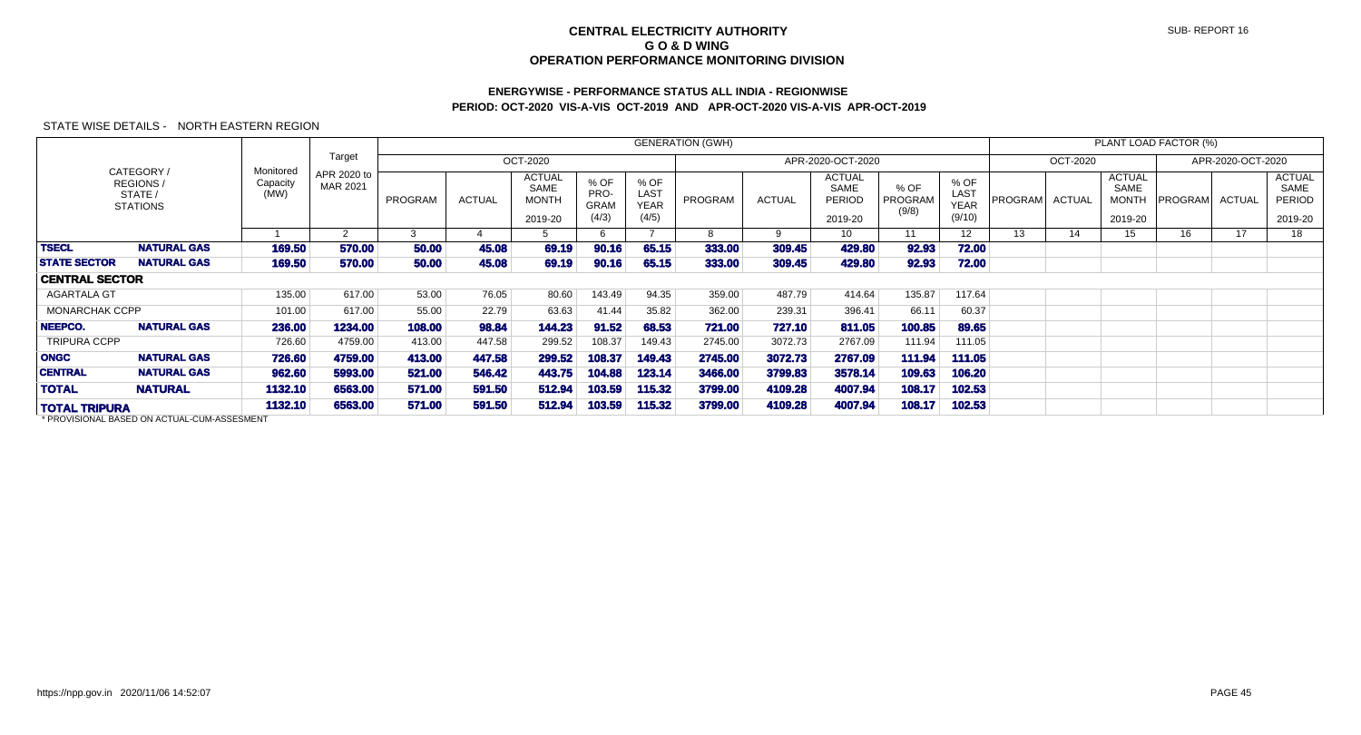# CENTRAL ELECTRICITY AUTHORITY
## G O & D WING
## OPERATION PERFORMANCE MONITORING DIVISION

SUB- REPORT 16

### ENERGYWISE - PERFORMANCE STATUS ALL INDIA - REGIONWISE
### PERIOD: OCT-2020 VIS-A-VIS OCT-2019 AND APR-OCT-2020 VIS-A-VIS APR-OCT-2019

STATE WISE DETAILS - NORTH EASTERN REGION

| CATEGORY / REGIONS / STATE / STATIONS | | Monitored Capacity (MW) | Target APR 2020 to MAR 2021 | GENERATION (GWH) | | | | | | | | | | PLANT LOAD FACTOR (%) | | | | | |
|---|---|---|---|---|---|---|---|---|---|---|---|---|---|---|---|---|---|---|---|
| | | | | OCT-2020 | | | | | APR-2020-OCT-2020 | | | | | OCT-2020 | | | APR-2020-OCT-2020 | | |
| | | | | PROGRAM | ACTUAL | ACTUAL SAME MONTH 2019-20 | % OF PROGRAM (4/3) | % OF LAST YEAR (4/5) | PROGRAM | ACTUAL | ACTUAL SAME PERIOD 2019-20 | % OF PROGRAM (9/8) | % OF LAST YEAR (9/10) | PROGRAM | ACTUAL | ACTUAL SAME MONTH 2019-20 | PROGRAM | ACTUAL | ACTUAL SAME PERIOD 2019-20 |
| | | 1 | 2 | 3 | 4 | 5 | 6 | 7 | 8 | 9 | 10 | 11 | 12 | 13 | 14 | 15 | 16 | 17 | 18 |
| **TSECL** | **NATURAL GAS** | **169.50** | **570.00** | **50.00** | **45.08** | **69.19** | **90.16** | **65.15** | **333.00** | **309.45** | **429.80** | **92.93** | **72.00** | | | | | | |
| **STATE SECTOR** | **NATURAL GAS** | **169.50** | **570.00** | **50.00** | **45.08** | **69.19** | **90.16** | **65.15** | **333.00** | **309.45** | **429.80** | **92.93** | **72.00** | | | | | | |
| **CENTRAL SECTOR** | | | | | | | | | | | | | | | | | | | |
| AGARTALA GT | | 135.00 | 617.00 | 53.00 | 76.05 | 80.60 | 143.49 | 94.35 | 359.00 | 487.79 | 414.64 | 135.87 | 117.64 | | | | | | |
| MONARCHAK CCPP | | 101.00 | 617.00 | 55.00 | 22.79 | 63.63 | 41.44 | 35.82 | 362.00 | 239.31 | 396.41 | 66.11 | 60.37 | | | | | | |
| **NEEPCO.** | **NATURAL GAS** | **236.00** | **1234.00** | **108.00** | **98.84** | **144.23** | **91.52** | **68.53** | **721.00** | **727.10** | **811.05** | **100.85** | **89.65** | | | | | | |
| TRIPURA CCPP | | 726.60 | 4759.00 | 413.00 | 447.58 | 299.52 | 108.37 | 149.43 | 2745.00 | 3072.73 | 2767.09 | 111.94 | 111.05 | | | | | | |
| **ONGC** | **NATURAL GAS** | **726.60** | **4759.00** | **413.00** | **447.58** | **299.52** | **108.37** | **149.43** | **2745.00** | **3072.73** | **2767.09** | **111.94** | **111.05** | | | | | | |
| **CENTRAL** | **NATURAL GAS** | **962.60** | **5993.00** | **521.00** | **546.42** | **443.75** | **104.88** | **123.14** | **3466.00** | **3799.83** | **3578.14** | **109.63** | **106.20** | | | | | | |
| **TOTAL** | **NATURAL** | **1132.10** | **6563.00** | **571.00** | **591.50** | **512.94** | **103.59** | **115.32** | **3799.00** | **4109.28** | **4007.94** | **108.17** | **102.53** | | | | | | |
| **TOTAL TRIPURA** | | **1132.10** | **6563.00** | **571.00** | **591.50** | **512.94** | **103.59** | **115.32** | **3799.00** | **4109.28** | **4007.94** | **108.17** | **102.53** | | | | | | |

* PROVISIONAL BASED ON ACTUAL-CUM-ASSESMENT